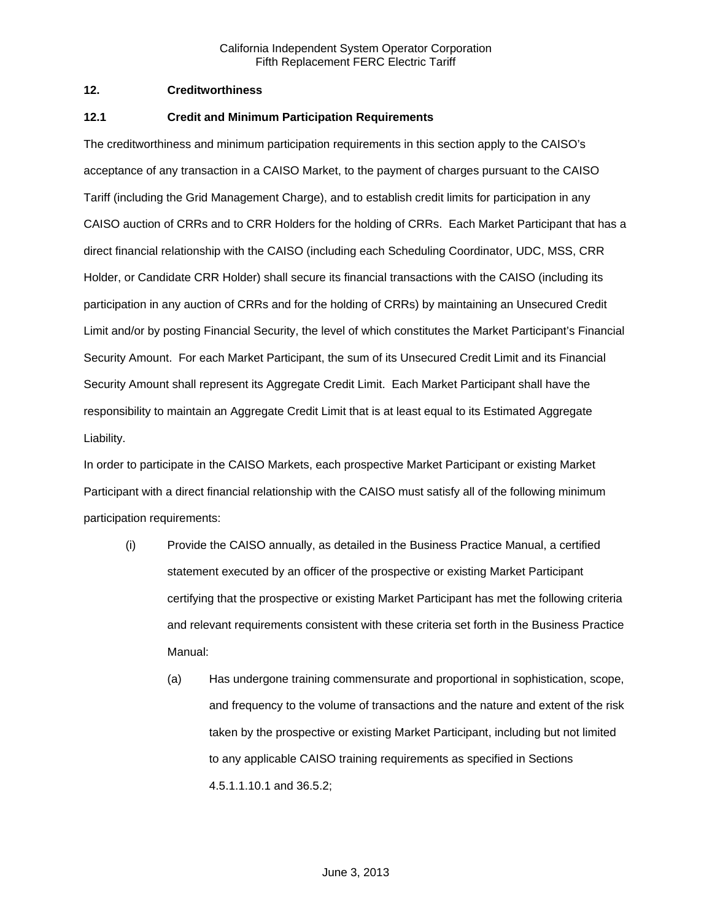## 12. Creditworthiness

### 12.1 Credit and Minimum Participation Requirements

The creditworthiness and minimum participation requirements in this section apply to the CAISO's acceptance of any transaction in a CAISO Market, to the payment of charges pursuant to the CAISO Tariff (including the Grid Management Charge), and to establish credit limits for participation in any CAISO auction of CRRs and to CRR Holders for the holding of CRRs. Each Market Participant that has a direct financial relationship with the CAISO (including each Scheduling Coordinator, UDC, MSS, CRR Holder, or Candidate CRR Holder) shall secure its financial transactions with the CAISO (including its participation in any auction of CRRs and for the holding of CRRs) by maintaining an Unsecured Credit Limit and/or by posting Financial Security, the level of which constitutes the Market Participant's Financial Security Amount. For each Market Participant, the sum of its Unsecured Credit Limit and its Financial Security Amount shall represent its Aggregate Credit Limit. Each Market Participant shall have the responsibility to maintain an Aggregate Credit Limit that is at least equal to its Estimated Aggregate Liability.

In order to participate in the CAISO Markets, each prospective Market Participant or existing Market Participant with a direct financial relationship with the CAISO must satisfy all of the following minimum participation requirements:

(i) Provide the CAISO annually, as detailed in the Business Practice Manual, a certified statement executed by an officer of the prospective or existing Market Participant certifying that the prospective or existing Market Participant has met the following criteria and relevant requirements consistent with these criteria set forth in the Business Practice Manual:

(a) Has undergone training commensurate and proportional in sophistication, scope, and frequency to the volume of transactions and the nature and extent of the risk taken by the prospective or existing Market Participant, including but not limited to any applicable CAISO training requirements as specified in Sections 4.5.1.1.10.1 and 36.5.2;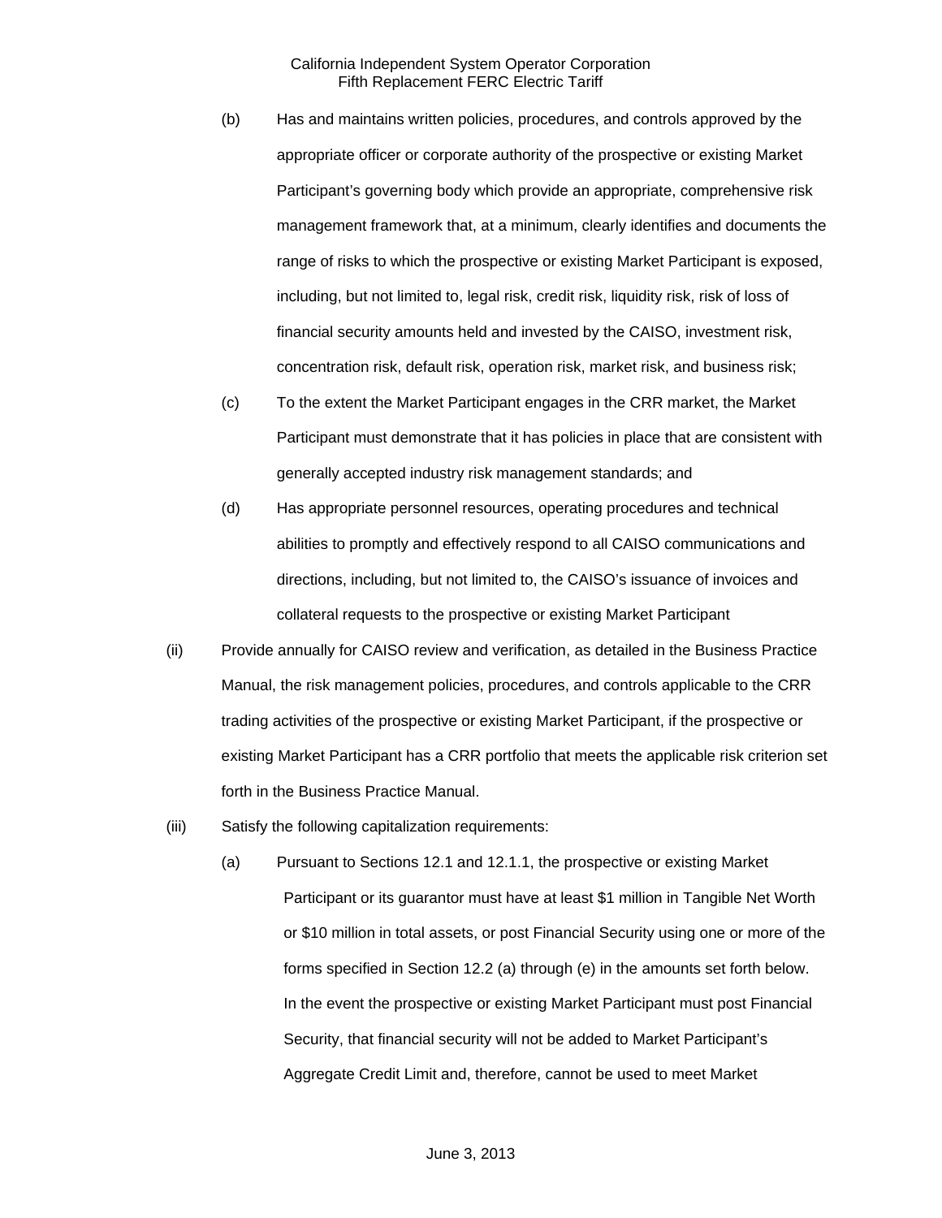(b) Has and maintains written policies, procedures, and controls approved by the appropriate officer or corporate authority of the prospective or existing Market Participant's governing body which provide an appropriate, comprehensive risk management framework that, at a minimum, clearly identifies and documents the range of risks to which the prospective or existing Market Participant is exposed, including, but not limited to, legal risk, credit risk, liquidity risk, risk of loss of financial security amounts held and invested by the CAISO, investment risk, concentration risk, default risk, operation risk, market risk, and business risk;

(c) To the extent the Market Participant engages in the CRR market, the Market Participant must demonstrate that it has policies in place that are consistent with generally accepted industry risk management standards; and

(d) Has appropriate personnel resources, operating procedures and technical abilities to promptly and effectively respond to all CAISO communications and directions, including, but not limited to, the CAISO's issuance of invoices and collateral requests to the prospective or existing Market Participant

(ii) Provide annually for CAISO review and verification, as detailed in the Business Practice Manual, the risk management policies, procedures, and controls applicable to the CRR trading activities of the prospective or existing Market Participant, if the prospective or existing Market Participant has a CRR portfolio that meets the applicable risk criterion set forth in the Business Practice Manual.

(iii) Satisfy the following capitalization requirements:

(a) Pursuant to Sections 12.1 and 12.1.1, the prospective or existing Market Participant or its guarantor must have at least $1 million in Tangible Net Worth or $10 million in total assets, or post Financial Security using one or more of the forms specified in Section 12.2 (a) through (e) in the amounts set forth below. In the event the prospective or existing Market Participant must post Financial Security, that financial security will not be added to Market Participant's Aggregate Credit Limit and, therefore, cannot be used to meet Market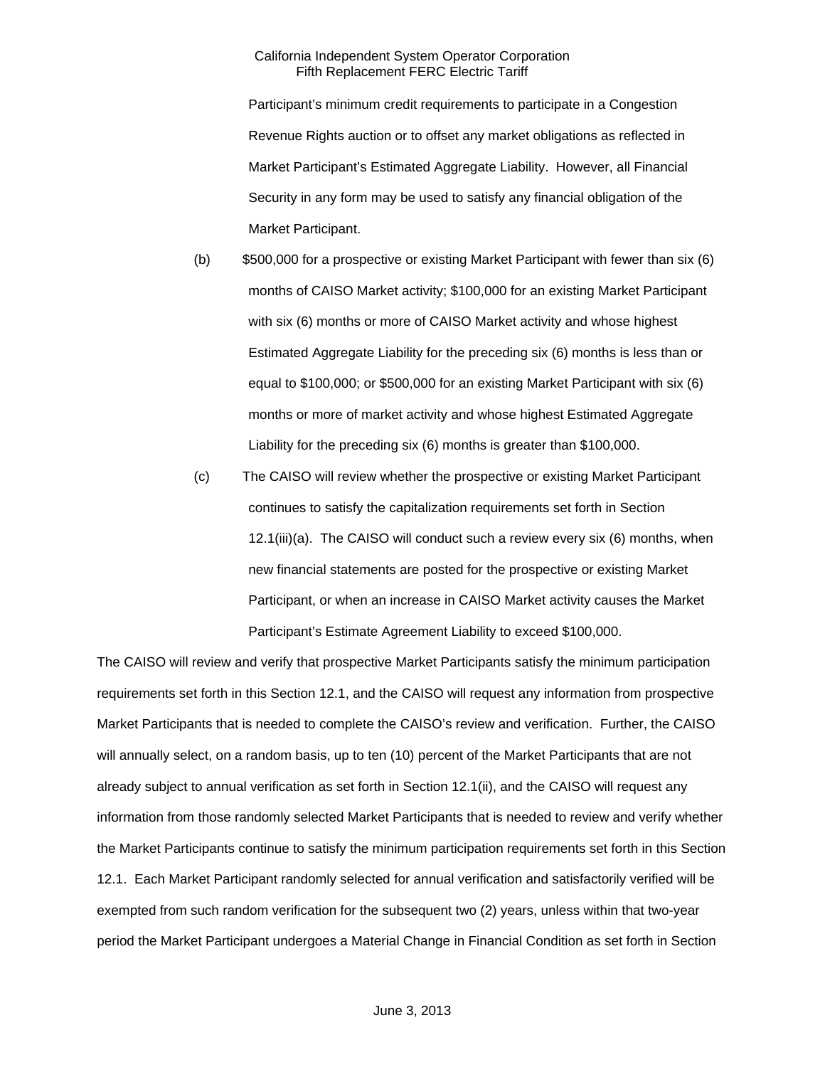Participant's minimum credit requirements to participate in a Congestion Revenue Rights auction or to offset any market obligations as reflected in Market Participant's Estimated Aggregate Liability. However, all Financial Security in any form may be used to satisfy any financial obligation of the Market Participant.

(b) $500,000 for a prospective or existing Market Participant with fewer than six (6) months of CAISO Market activity; $100,000 for an existing Market Participant with six (6) months or more of CAISO Market activity and whose highest Estimated Aggregate Liability for the preceding six (6) months is less than or equal to $100,000; or $500,000 for an existing Market Participant with six (6) months or more of market activity and whose highest Estimated Aggregate Liability for the preceding six (6) months is greater than $100,000.

(c) The CAISO will review whether the prospective or existing Market Participant continues to satisfy the capitalization requirements set forth in Section 12.1(iii)(a). The CAISO will conduct such a review every six (6) months, when new financial statements are posted for the prospective or existing Market Participant, or when an increase in CAISO Market activity causes the Market Participant's Estimate Agreement Liability to exceed $100,000.

The CAISO will review and verify that prospective Market Participants satisfy the minimum participation requirements set forth in this Section 12.1, and the CAISO will request any information from prospective Market Participants that is needed to complete the CAISO's review and verification. Further, the CAISO will annually select, on a random basis, up to ten (10) percent of the Market Participants that are not already subject to annual verification as set forth in Section 12.1(ii), and the CAISO will request any information from those randomly selected Market Participants that is needed to review and verify whether the Market Participants continue to satisfy the minimum participation requirements set forth in this Section 12.1. Each Market Participant randomly selected for annual verification and satisfactorily verified will be exempted from such random verification for the subsequent two (2) years, unless within that two-year period the Market Participant undergoes a Material Change in Financial Condition as set forth in Section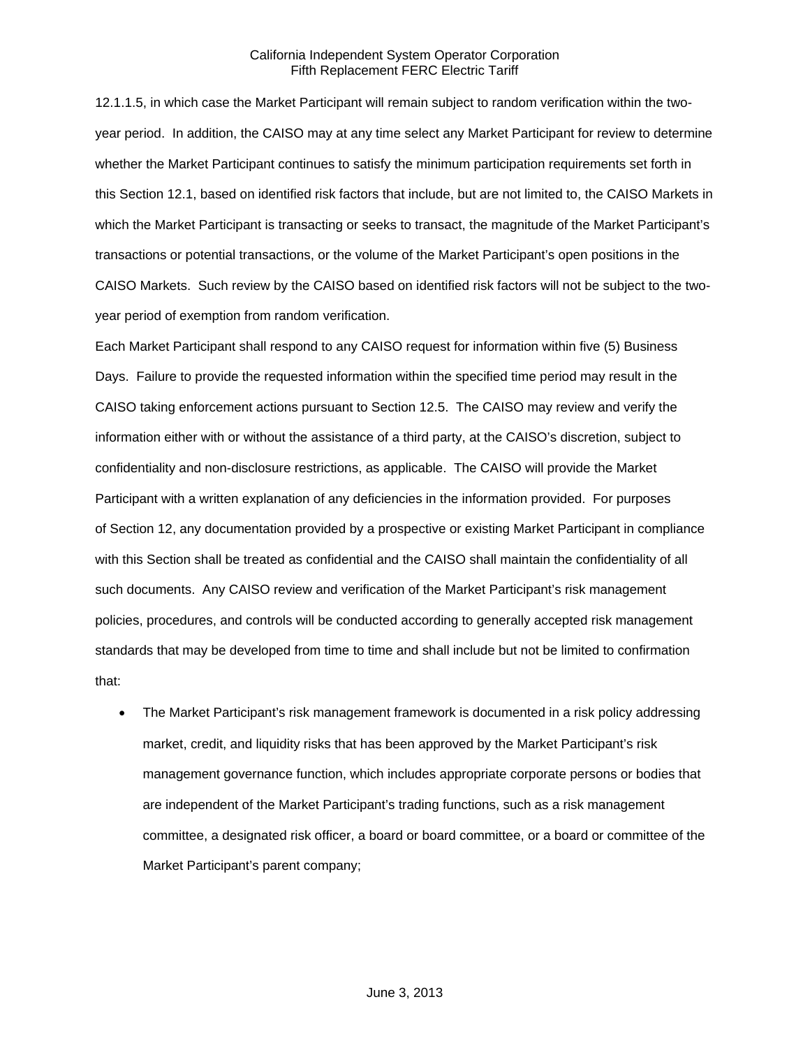12.1.1.5, in which case the Market Participant will remain subject to random verification within the two-year period. In addition, the CAISO may at any time select any Market Participant for review to determine whether the Market Participant continues to satisfy the minimum participation requirements set forth in this Section 12.1, based on identified risk factors that include, but are not limited to, the CAISO Markets in which the Market Participant is transacting or seeks to transact, the magnitude of the Market Participant's transactions or potential transactions, or the volume of the Market Participant's open positions in the CAISO Markets. Such review by the CAISO based on identified risk factors will not be subject to the two-year period of exemption from random verification.

Each Market Participant shall respond to any CAISO request for information within five (5) Business Days. Failure to provide the requested information within the specified time period may result in the CAISO taking enforcement actions pursuant to Section 12.5. The CAISO may review and verify the information either with or without the assistance of a third party, at the CAISO's discretion, subject to confidentiality and non-disclosure restrictions, as applicable. The CAISO will provide the Market Participant with a written explanation of any deficiencies in the information provided. For purposes of Section 12, any documentation provided by a prospective or existing Market Participant in compliance with this Section shall be treated as confidential and the CAISO shall maintain the confidentiality of all such documents. Any CAISO review and verification of the Market Participant's risk management policies, procedures, and controls will be conducted according to generally accepted risk management standards that may be developed from time to time and shall include but not be limited to confirmation that:

- The Market Participant's risk management framework is documented in a risk policy addressing market, credit, and liquidity risks that has been approved by the Market Participant's risk management governance function, which includes appropriate corporate persons or bodies that are independent of the Market Participant's trading functions, such as a risk management committee, a designated risk officer, a board or board committee, or a board or committee of the Market Participant's parent company;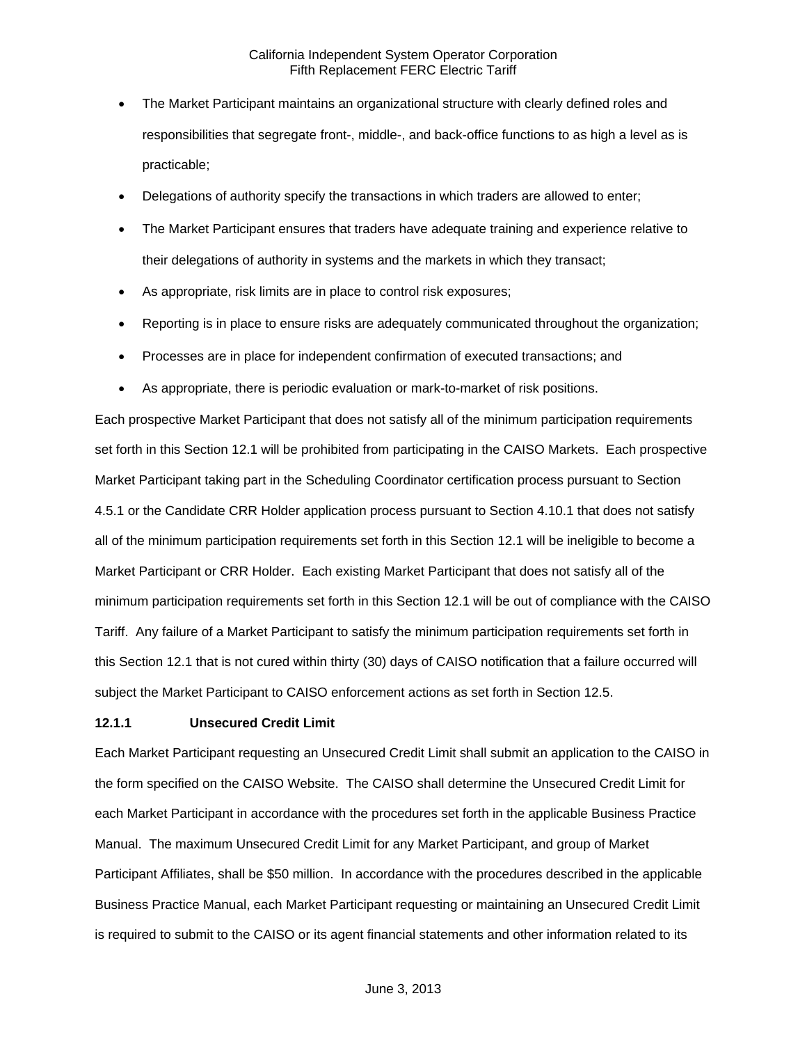- The Market Participant maintains an organizational structure with clearly defined roles and responsibilities that segregate front-, middle-, and back-office functions to as high a level as is practicable;
- Delegations of authority specify the transactions in which traders are allowed to enter;
- The Market Participant ensures that traders have adequate training and experience relative to their delegations of authority in systems and the markets in which they transact;
- As appropriate, risk limits are in place to control risk exposures;
- Reporting is in place to ensure risks are adequately communicated throughout the organization;
- Processes are in place for independent confirmation of executed transactions; and
- As appropriate, there is periodic evaluation or mark-to-market of risk positions.

Each prospective Market Participant that does not satisfy all of the minimum participation requirements set forth in this Section 12.1 will be prohibited from participating in the CAISO Markets. Each prospective Market Participant taking part in the Scheduling Coordinator certification process pursuant to Section 4.5.1 or the Candidate CRR Holder application process pursuant to Section 4.10.1 that does not satisfy all of the minimum participation requirements set forth in this Section 12.1 will be ineligible to become a Market Participant or CRR Holder. Each existing Market Participant that does not satisfy all of the minimum participation requirements set forth in this Section 12.1 will be out of compliance with the CAISO Tariff. Any failure of a Market Participant to satisfy the minimum participation requirements set forth in this Section 12.1 that is not cured within thirty (30) days of CAISO notification that a failure occurred will subject the Market Participant to CAISO enforcement actions as set forth in Section 12.5.

**12.1.1 Unsecured Credit Limit**

Each Market Participant requesting an Unsecured Credit Limit shall submit an application to the CAISO in the form specified on the CAISO Website. The CAISO shall determine the Unsecured Credit Limit for each Market Participant in accordance with the procedures set forth in the applicable Business Practice Manual. The maximum Unsecured Credit Limit for any Market Participant, and group of Market Participant Affiliates, shall be $50 million. In accordance with the procedures described in the applicable Business Practice Manual, each Market Participant requesting or maintaining an Unsecured Credit Limit is required to submit to the CAISO or its agent financial statements and other information related to its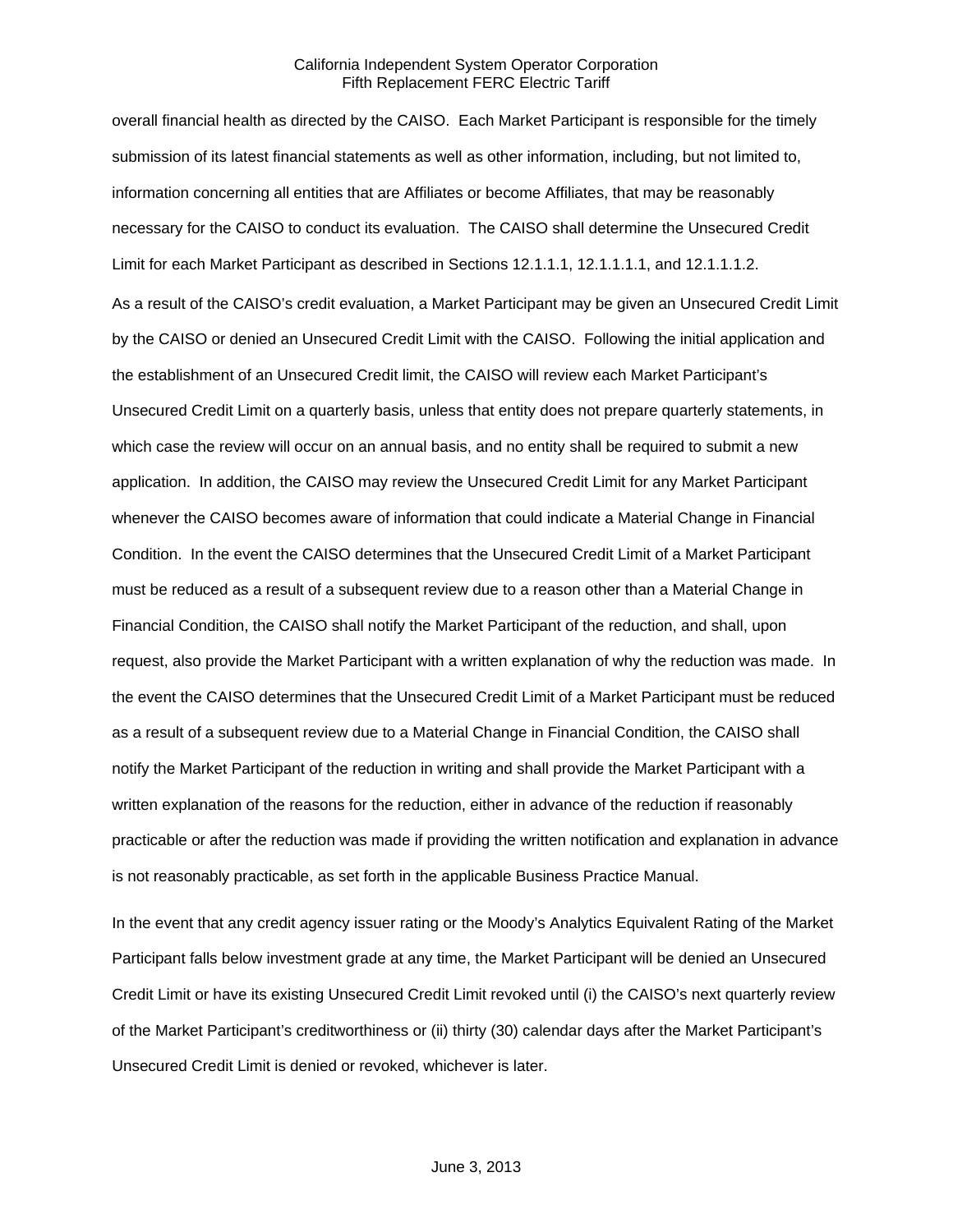overall financial health as directed by the CAISO. Each Market Participant is responsible for the timely submission of its latest financial statements as well as other information, including, but not limited to, information concerning all entities that are Affiliates or become Affiliates, that may be reasonably necessary for the CAISO to conduct its evaluation. The CAISO shall determine the Unsecured Credit Limit for each Market Participant as described in Sections 12.1.1.1, 12.1.1.1.1, and 12.1.1.1.2.

As a result of the CAISO's credit evaluation, a Market Participant may be given an Unsecured Credit Limit by the CAISO or denied an Unsecured Credit Limit with the CAISO. Following the initial application and the establishment of an Unsecured Credit limit, the CAISO will review each Market Participant's Unsecured Credit Limit on a quarterly basis, unless that entity does not prepare quarterly statements, in which case the review will occur on an annual basis, and no entity shall be required to submit a new application. In addition, the CAISO may review the Unsecured Credit Limit for any Market Participant whenever the CAISO becomes aware of information that could indicate a Material Change in Financial Condition. In the event the CAISO determines that the Unsecured Credit Limit of a Market Participant must be reduced as a result of a subsequent review due to a reason other than a Material Change in Financial Condition, the CAISO shall notify the Market Participant of the reduction, and shall, upon request, also provide the Market Participant with a written explanation of why the reduction was made. In the event the CAISO determines that the Unsecured Credit Limit of a Market Participant must be reduced as a result of a subsequent review due to a Material Change in Financial Condition, the CAISO shall notify the Market Participant of the reduction in writing and shall provide the Market Participant with a written explanation of the reasons for the reduction, either in advance of the reduction if reasonably practicable or after the reduction was made if providing the written notification and explanation in advance is not reasonably practicable, as set forth in the applicable Business Practice Manual.

In the event that any credit agency issuer rating or the Moody's Analytics Equivalent Rating of the Market Participant falls below investment grade at any time, the Market Participant will be denied an Unsecured Credit Limit or have its existing Unsecured Credit Limit revoked until (i) the CAISO's next quarterly review of the Market Participant's creditworthiness or (ii) thirty (30) calendar days after the Market Participant's Unsecured Credit Limit is denied or revoked, whichever is later.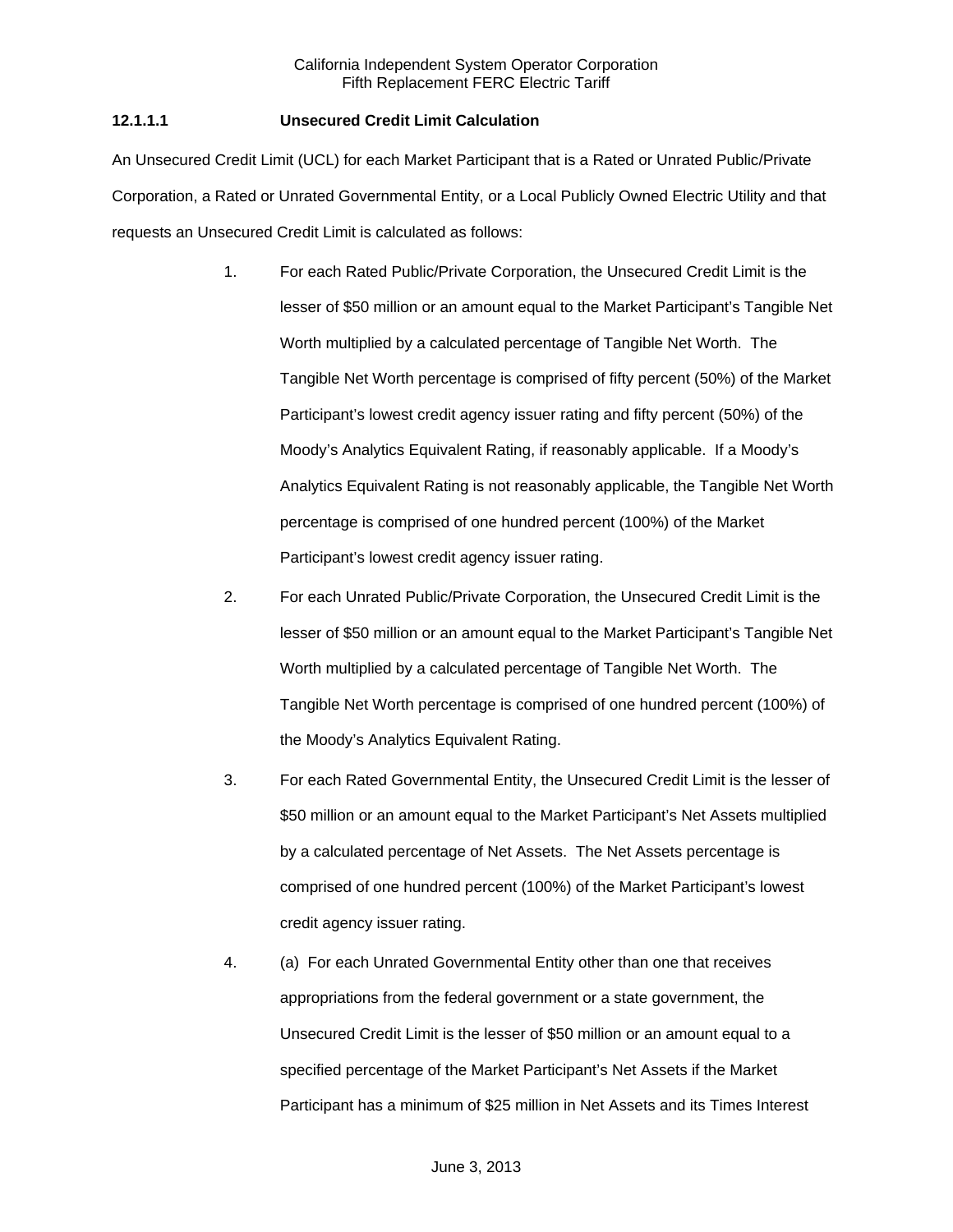#### 12.1.1.1 Unsecured Credit Limit Calculation

An Unsecured Credit Limit (UCL) for each Market Participant that is a Rated or Unrated Public/Private Corporation, a Rated or Unrated Governmental Entity, or a Local Publicly Owned Electric Utility and that requests an Unsecured Credit Limit is calculated as follows:

1. For each Rated Public/Private Corporation, the Unsecured Credit Limit is the lesser of $50 million or an amount equal to the Market Participant's Tangible Net Worth multiplied by a calculated percentage of Tangible Net Worth. The Tangible Net Worth percentage is comprised of fifty percent (50%) of the Market Participant's lowest credit agency issuer rating and fifty percent (50%) of the Moody's Analytics Equivalent Rating, if reasonably applicable. If a Moody's Analytics Equivalent Rating is not reasonably applicable, the Tangible Net Worth percentage is comprised of one hundred percent (100%) of the Market Participant's lowest credit agency issuer rating.

2. For each Unrated Public/Private Corporation, the Unsecured Credit Limit is the lesser of $50 million or an amount equal to the Market Participant's Tangible Net Worth multiplied by a calculated percentage of Tangible Net Worth. The Tangible Net Worth percentage is comprised of one hundred percent (100%) of the Moody's Analytics Equivalent Rating.

3. For each Rated Governmental Entity, the Unsecured Credit Limit is the lesser of $50 million or an amount equal to the Market Participant's Net Assets multiplied by a calculated percentage of Net Assets. The Net Assets percentage is comprised of one hundred percent (100%) of the Market Participant's lowest credit agency issuer rating.

4. (a) For each Unrated Governmental Entity other than one that receives appropriations from the federal government or a state government, the Unsecured Credit Limit is the lesser of $50 million or an amount equal to a specified percentage of the Market Participant's Net Assets if the Market Participant has a minimum of $25 million in Net Assets and its Times Interest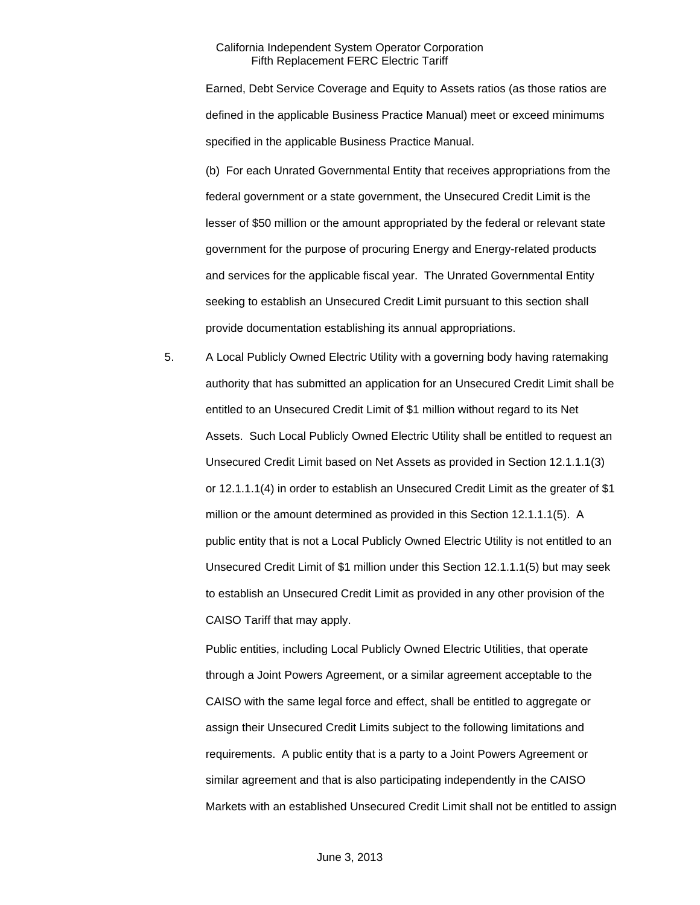Earned, Debt Service Coverage and Equity to Assets ratios (as those ratios are defined in the applicable Business Practice Manual) meet or exceed minimums specified in the applicable Business Practice Manual.

(b) For each Unrated Governmental Entity that receives appropriations from the federal government or a state government, the Unsecured Credit Limit is the lesser of $50 million or the amount appropriated by the federal or relevant state government for the purpose of procuring Energy and Energy-related products and services for the applicable fiscal year. The Unrated Governmental Entity seeking to establish an Unsecured Credit Limit pursuant to this section shall provide documentation establishing its annual appropriations.

5. A Local Publicly Owned Electric Utility with a governing body having ratemaking authority that has submitted an application for an Unsecured Credit Limit shall be entitled to an Unsecured Credit Limit of $1 million without regard to its Net Assets. Such Local Publicly Owned Electric Utility shall be entitled to request an Unsecured Credit Limit based on Net Assets as provided in Section 12.1.1.1(3) or 12.1.1.1(4) in order to establish an Unsecured Credit Limit as the greater of $1 million or the amount determined as provided in this Section 12.1.1.1(5). A public entity that is not a Local Publicly Owned Electric Utility is not entitled to an Unsecured Credit Limit of $1 million under this Section 12.1.1.1(5) but may seek to establish an Unsecured Credit Limit as provided in any other provision of the CAISO Tariff that may apply.

Public entities, including Local Publicly Owned Electric Utilities, that operate through a Joint Powers Agreement, or a similar agreement acceptable to the CAISO with the same legal force and effect, shall be entitled to aggregate or assign their Unsecured Credit Limits subject to the following limitations and requirements. A public entity that is a party to a Joint Powers Agreement or similar agreement and that is also participating independently in the CAISO Markets with an established Unsecured Credit Limit shall not be entitled to assign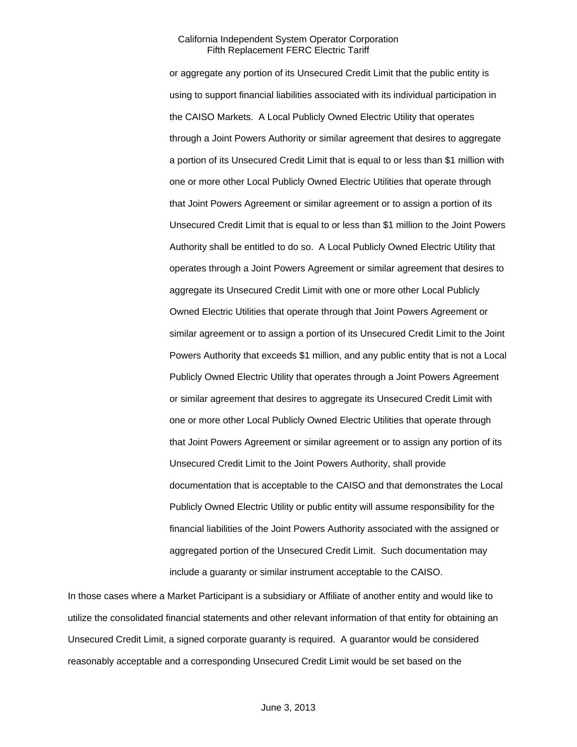or aggregate any portion of its Unsecured Credit Limit that the public entity is using to support financial liabilities associated with its individual participation in the CAISO Markets. A Local Publicly Owned Electric Utility that operates through a Joint Powers Authority or similar agreement that desires to aggregate a portion of its Unsecured Credit Limit that is equal to or less than $1 million with one or more other Local Publicly Owned Electric Utilities that operate through that Joint Powers Agreement or similar agreement or to assign a portion of its Unsecured Credit Limit that is equal to or less than $1 million to the Joint Powers Authority shall be entitled to do so. A Local Publicly Owned Electric Utility that operates through a Joint Powers Agreement or similar agreement that desires to aggregate its Unsecured Credit Limit with one or more other Local Publicly Owned Electric Utilities that operate through that Joint Powers Agreement or similar agreement or to assign a portion of its Unsecured Credit Limit to the Joint Powers Authority that exceeds $1 million, and any public entity that is not a Local Publicly Owned Electric Utility that operates through a Joint Powers Agreement or similar agreement that desires to aggregate its Unsecured Credit Limit with one or more other Local Publicly Owned Electric Utilities that operate through that Joint Powers Agreement or similar agreement or to assign any portion of its Unsecured Credit Limit to the Joint Powers Authority, shall provide documentation that is acceptable to the CAISO and that demonstrates the Local Publicly Owned Electric Utility or public entity will assume responsibility for the financial liabilities of the Joint Powers Authority associated with the assigned or aggregated portion of the Unsecured Credit Limit. Such documentation may include a guaranty or similar instrument acceptable to the CAISO.

In those cases where a Market Participant is a subsidiary or Affiliate of another entity and would like to utilize the consolidated financial statements and other relevant information of that entity for obtaining an Unsecured Credit Limit, a signed corporate guaranty is required. A guarantor would be considered reasonably acceptable and a corresponding Unsecured Credit Limit would be set based on the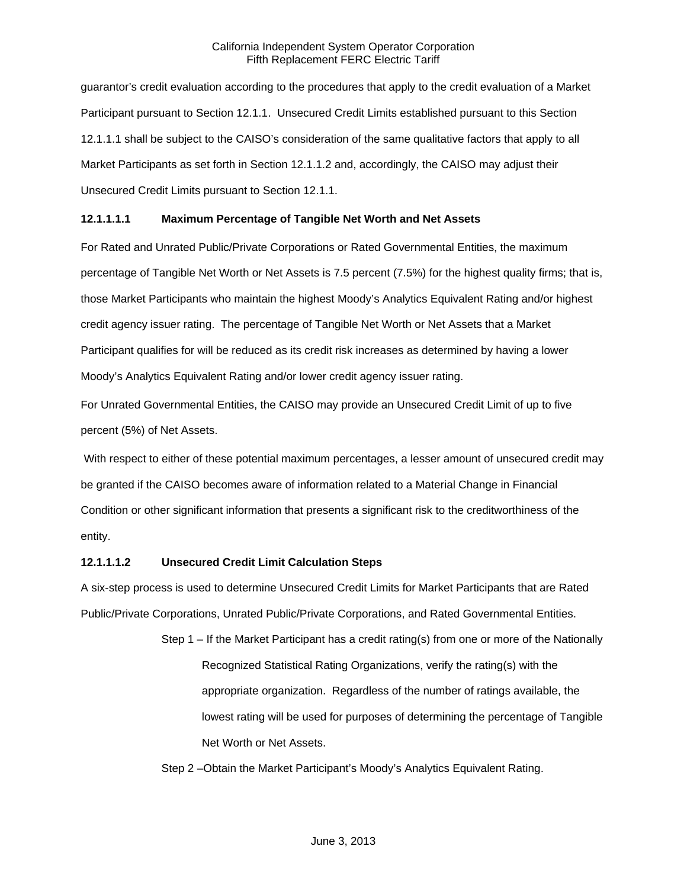guarantor's credit evaluation according to the procedures that apply to the credit evaluation of a Market Participant pursuant to Section 12.1.1. Unsecured Credit Limits established pursuant to this Section 12.1.1.1 shall be subject to the CAISO's consideration of the same qualitative factors that apply to all Market Participants as set forth in Section 12.1.1.2 and, accordingly, the CAISO may adjust their Unsecured Credit Limits pursuant to Section 12.1.1.

**12.1.1.1.1 Maximum Percentage of Tangible Net Worth and Net Assets**

For Rated and Unrated Public/Private Corporations or Rated Governmental Entities, the maximum percentage of Tangible Net Worth or Net Assets is 7.5 percent (7.5%) for the highest quality firms; that is, those Market Participants who maintain the highest Moody's Analytics Equivalent Rating and/or highest credit agency issuer rating. The percentage of Tangible Net Worth or Net Assets that a Market Participant qualifies for will be reduced as its credit risk increases as determined by having a lower Moody's Analytics Equivalent Rating and/or lower credit agency issuer rating.

For Unrated Governmental Entities, the CAISO may provide an Unsecured Credit Limit of up to five percent (5%) of Net Assets.

With respect to either of these potential maximum percentages, a lesser amount of unsecured credit may be granted if the CAISO becomes aware of information related to a Material Change in Financial Condition or other significant information that presents a significant risk to the creditworthiness of the entity.

**12.1.1.1.2 Unsecured Credit Limit Calculation Steps**

A six-step process is used to determine Unsecured Credit Limits for Market Participants that are Rated Public/Private Corporations, Unrated Public/Private Corporations, and Rated Governmental Entities.

Step 1 – If the Market Participant has a credit rating(s) from one or more of the Nationally Recognized Statistical Rating Organizations, verify the rating(s) with the appropriate organization. Regardless of the number of ratings available, the lowest rating will be used for purposes of determining the percentage of Tangible Net Worth or Net Assets.

Step 2 –Obtain the Market Participant's Moody's Analytics Equivalent Rating.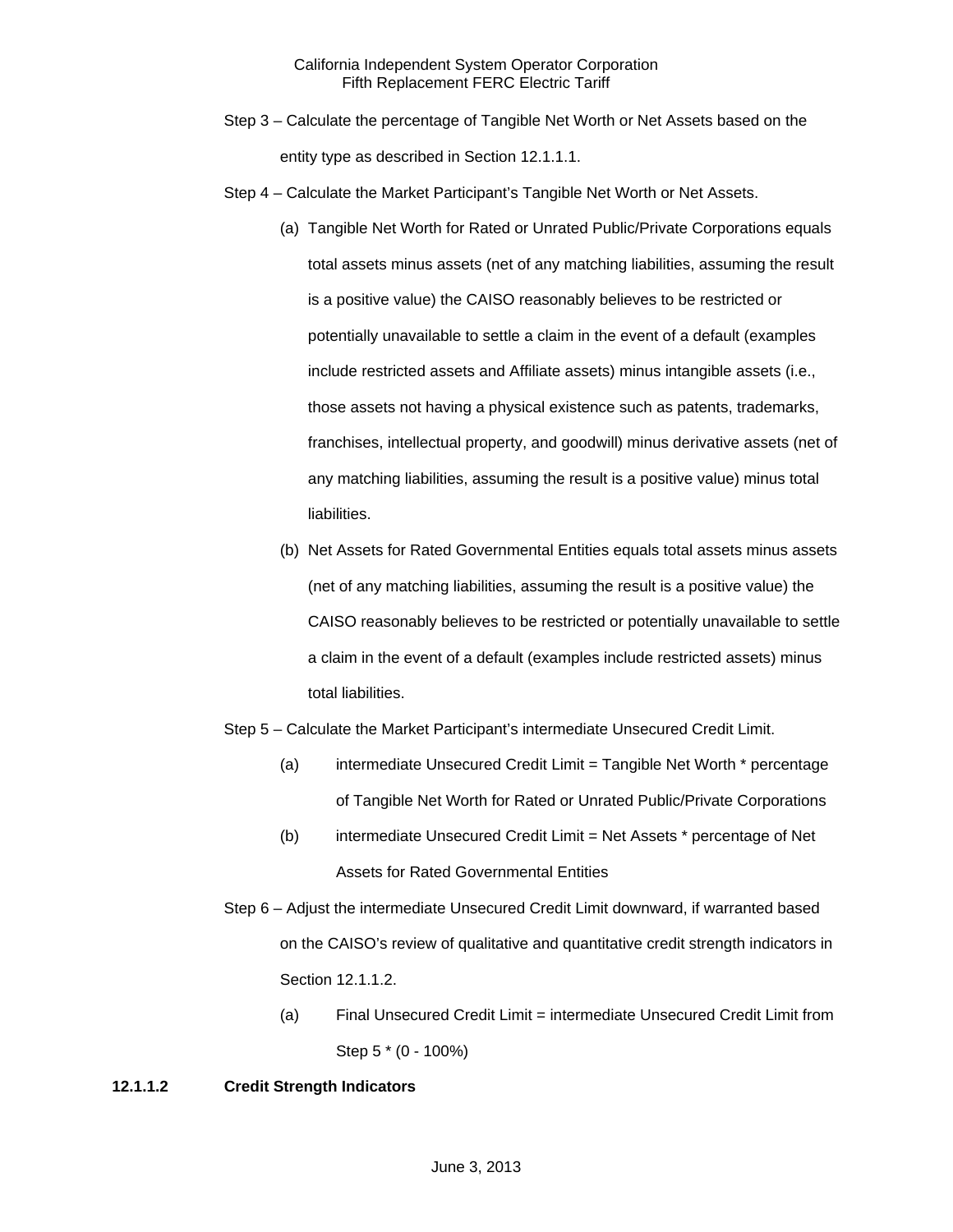Step 3 – Calculate the percentage of Tangible Net Worth or Net Assets based on the entity type as described in Section 12.1.1.1.

Step 4 – Calculate the Market Participant's Tangible Net Worth or Net Assets.

(a) Tangible Net Worth for Rated or Unrated Public/Private Corporations equals total assets minus assets (net of any matching liabilities, assuming the result is a positive value) the CAISO reasonably believes to be restricted or potentially unavailable to settle a claim in the event of a default (examples include restricted assets and Affiliate assets) minus intangible assets (i.e., those assets not having a physical existence such as patents, trademarks, franchises, intellectual property, and goodwill) minus derivative assets (net of any matching liabilities, assuming the result is a positive value) minus total liabilities.

(b) Net Assets for Rated Governmental Entities equals total assets minus assets (net of any matching liabilities, assuming the result is a positive value) the CAISO reasonably believes to be restricted or potentially unavailable to settle a claim in the event of a default (examples include restricted assets) minus total liabilities.

Step 5 – Calculate the Market Participant's intermediate Unsecured Credit Limit.

(a) intermediate Unsecured Credit Limit = Tangible Net Worth * percentage of Tangible Net Worth for Rated or Unrated Public/Private Corporations

(b) intermediate Unsecured Credit Limit = Net Assets * percentage of Net Assets for Rated Governmental Entities

Step 6 – Adjust the intermediate Unsecured Credit Limit downward, if warranted based on the CAISO's review of qualitative and quantitative credit strength indicators in Section 12.1.1.2.

(a) Final Unsecured Credit Limit = intermediate Unsecured Credit Limit from Step 5 * (0 - 100%)

#### 12.1.1.2 Credit Strength Indicators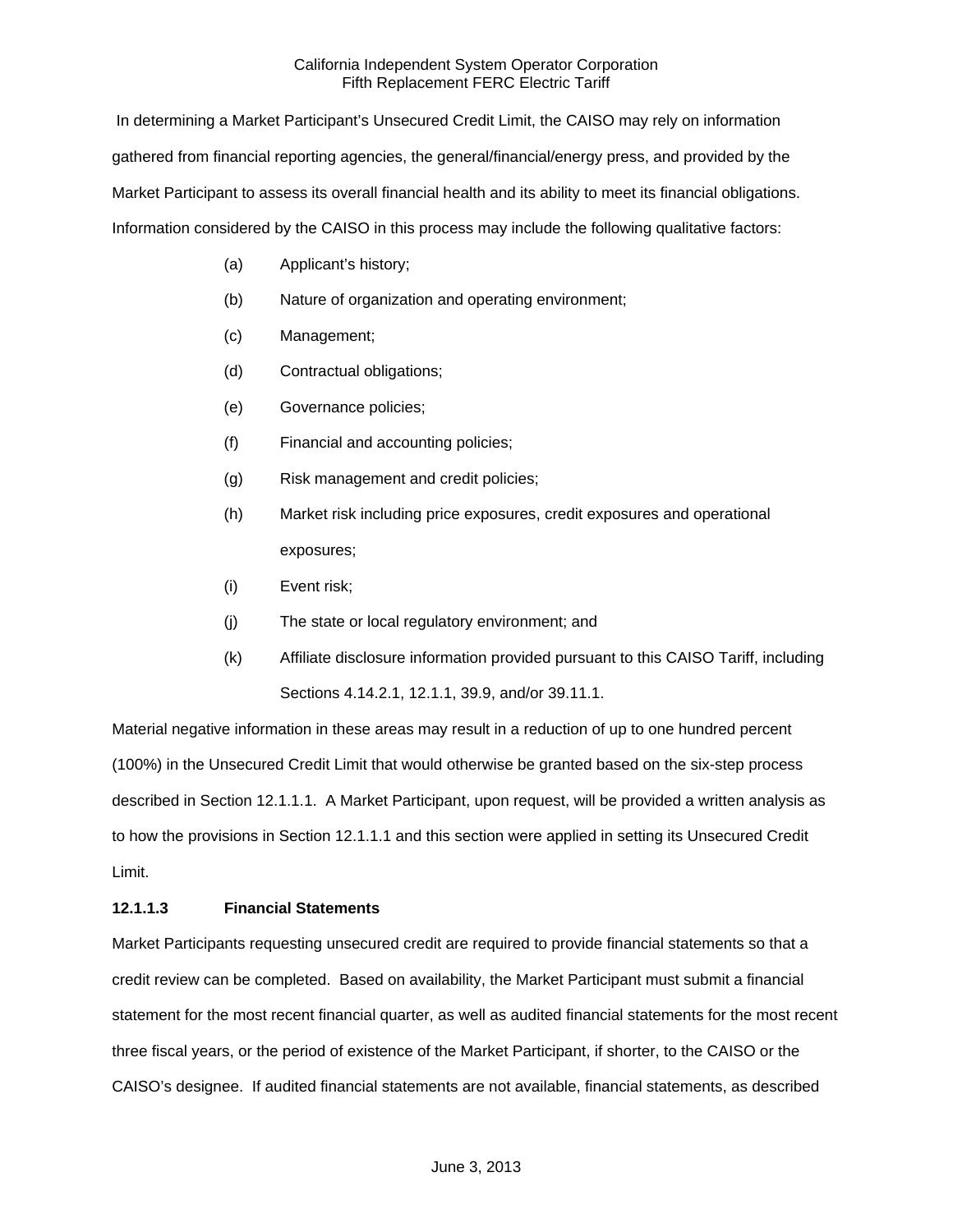In determining a Market Participant's Unsecured Credit Limit, the CAISO may rely on information gathered from financial reporting agencies, the general/financial/energy press, and provided by the Market Participant to assess its overall financial health and its ability to meet its financial obligations. Information considered by the CAISO in this process may include the following qualitative factors:

(a) Applicant's history;

(b) Nature of organization and operating environment;

(c) Management;

(d) Contractual obligations;

(e) Governance policies;

(f) Financial and accounting policies;

(g) Risk management and credit policies;

(h) Market risk including price exposures, credit exposures and operational exposures;

(i) Event risk;

(j) The state or local regulatory environment; and

(k) Affiliate disclosure information provided pursuant to this CAISO Tariff, including Sections 4.14.2.1, 12.1.1, 39.9, and/or 39.11.1.

Material negative information in these areas may result in a reduction of up to one hundred percent (100%) in the Unsecured Credit Limit that would otherwise be granted based on the six-step process described in Section 12.1.1.1. A Market Participant, upon request, will be provided a written analysis as to how the provisions in Section 12.1.1.1 and this section were applied in setting its Unsecured Credit Limit.

**12.1.1.3 Financial Statements**

Market Participants requesting unsecured credit are required to provide financial statements so that a credit review can be completed. Based on availability, the Market Participant must submit a financial statement for the most recent financial quarter, as well as audited financial statements for the most recent three fiscal years, or the period of existence of the Market Participant, if shorter, to the CAISO or the CAISO's designee. If audited financial statements are not available, financial statements, as described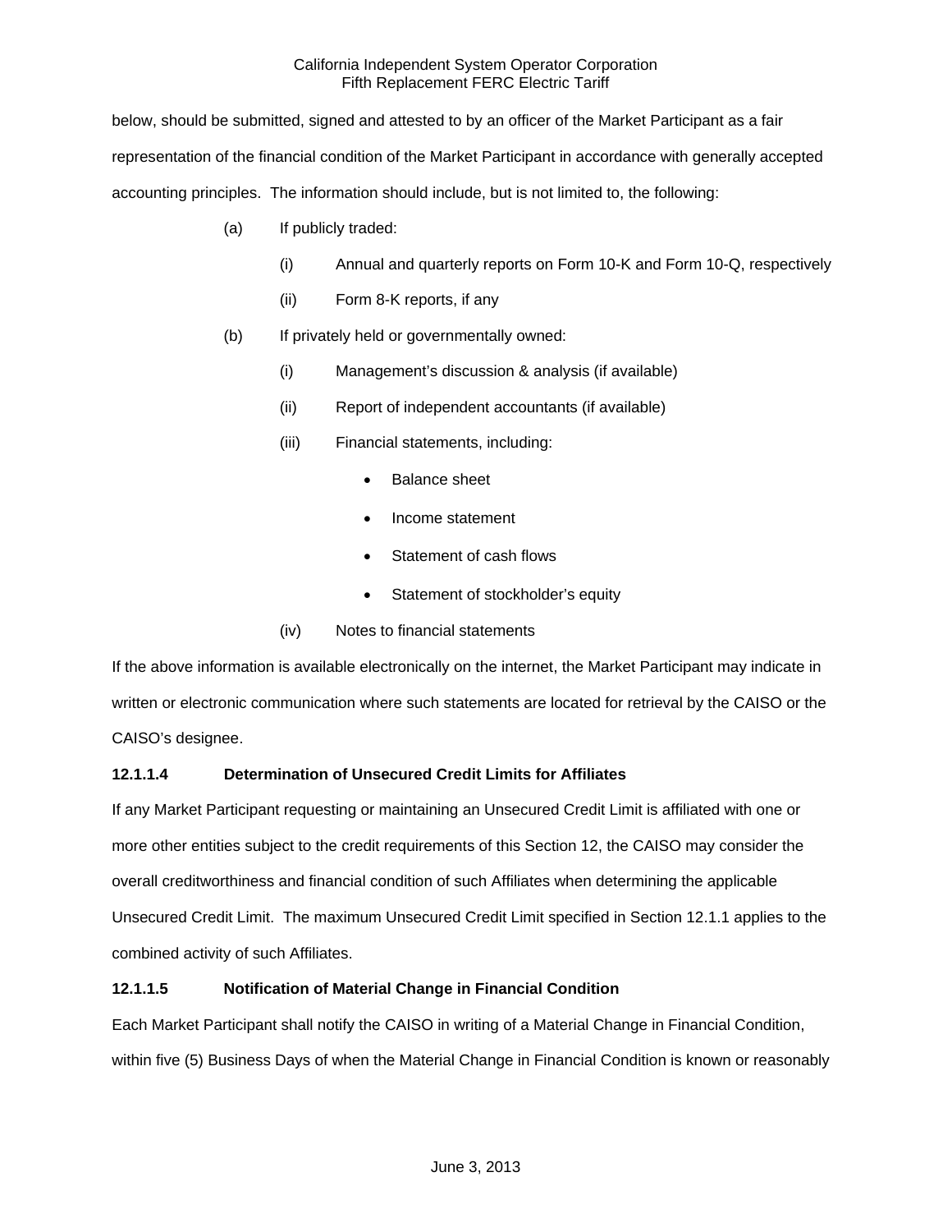below, should be submitted, signed and attested to by an officer of the Market Participant as a fair representation of the financial condition of the Market Participant in accordance with generally accepted accounting principles. The information should include, but is not limited to, the following:

(a) If publicly traded:

(i) Annual and quarterly reports on Form 10-K and Form 10-Q, respectively

(ii) Form 8-K reports, if any

(b) If privately held or governmentally owned:

(i) Management's discussion & analysis (if available)

(ii) Report of independent accountants (if available)

(iii) Financial statements, including:

- Balance sheet
- Income statement
- Statement of cash flows
- Statement of stockholder's equity

(iv) Notes to financial statements

If the above information is available electronically on the internet, the Market Participant may indicate in written or electronic communication where such statements are located for retrieval by the CAISO or the CAISO's designee.

**12.1.1.4 Determination of Unsecured Credit Limits for Affiliates**

If any Market Participant requesting or maintaining an Unsecured Credit Limit is affiliated with one or more other entities subject to the credit requirements of this Section 12, the CAISO may consider the overall creditworthiness and financial condition of such Affiliates when determining the applicable Unsecured Credit Limit. The maximum Unsecured Credit Limit specified in Section 12.1.1 applies to the combined activity of such Affiliates.

**12.1.1.5 Notification of Material Change in Financial Condition**

Each Market Participant shall notify the CAISO in writing of a Material Change in Financial Condition, within five (5) Business Days of when the Material Change in Financial Condition is known or reasonably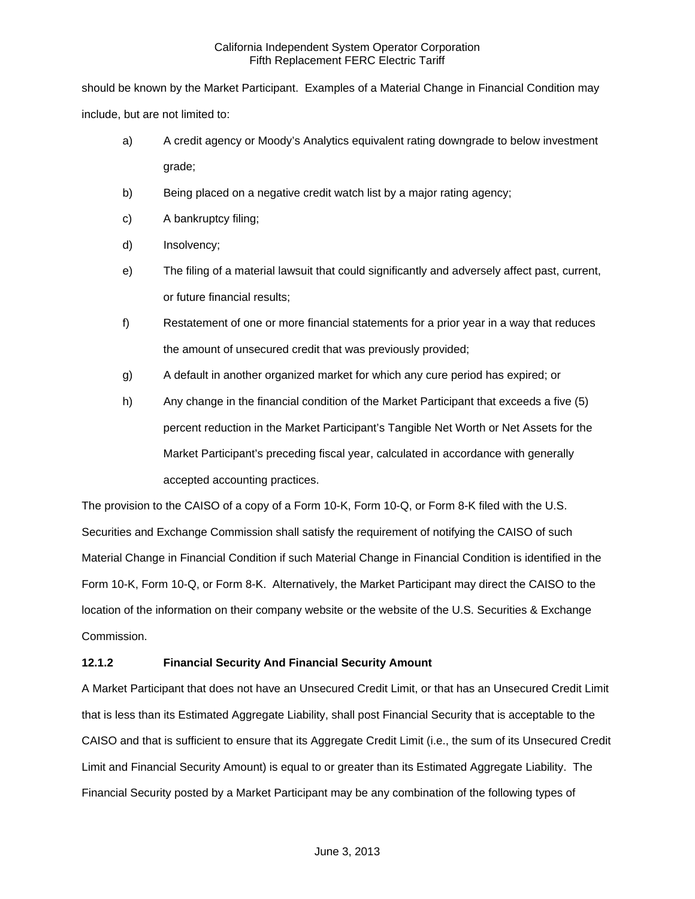should be known by the Market Participant. Examples of a Material Change in Financial Condition may include, but are not limited to:

a) A credit agency or Moody's Analytics equivalent rating downgrade to below investment grade;

b) Being placed on a negative credit watch list by a major rating agency;

c) A bankruptcy filing;

d) Insolvency;

e) The filing of a material lawsuit that could significantly and adversely affect past, current, or future financial results;

f) Restatement of one or more financial statements for a prior year in a way that reduces the amount of unsecured credit that was previously provided;

g) A default in another organized market for which any cure period has expired; or

h) Any change in the financial condition of the Market Participant that exceeds a five (5) percent reduction in the Market Participant's Tangible Net Worth or Net Assets for the Market Participant's preceding fiscal year, calculated in accordance with generally accepted accounting practices.

The provision to the CAISO of a copy of a Form 10-K, Form 10-Q, or Form 8-K filed with the U.S. Securities and Exchange Commission shall satisfy the requirement of notifying the CAISO of such Material Change in Financial Condition if such Material Change in Financial Condition is identified in the Form 10-K, Form 10-Q, or Form 8-K. Alternatively, the Market Participant may direct the CAISO to the location of the information on their company website or the website of the U.S. Securities & Exchange Commission.

### 12.1.2 Financial Security And Financial Security Amount

A Market Participant that does not have an Unsecured Credit Limit, or that has an Unsecured Credit Limit that is less than its Estimated Aggregate Liability, shall post Financial Security that is acceptable to the CAISO and that is sufficient to ensure that its Aggregate Credit Limit (i.e., the sum of its Unsecured Credit Limit and Financial Security Amount) is equal to or greater than its Estimated Aggregate Liability. The Financial Security posted by a Market Participant may be any combination of the following types of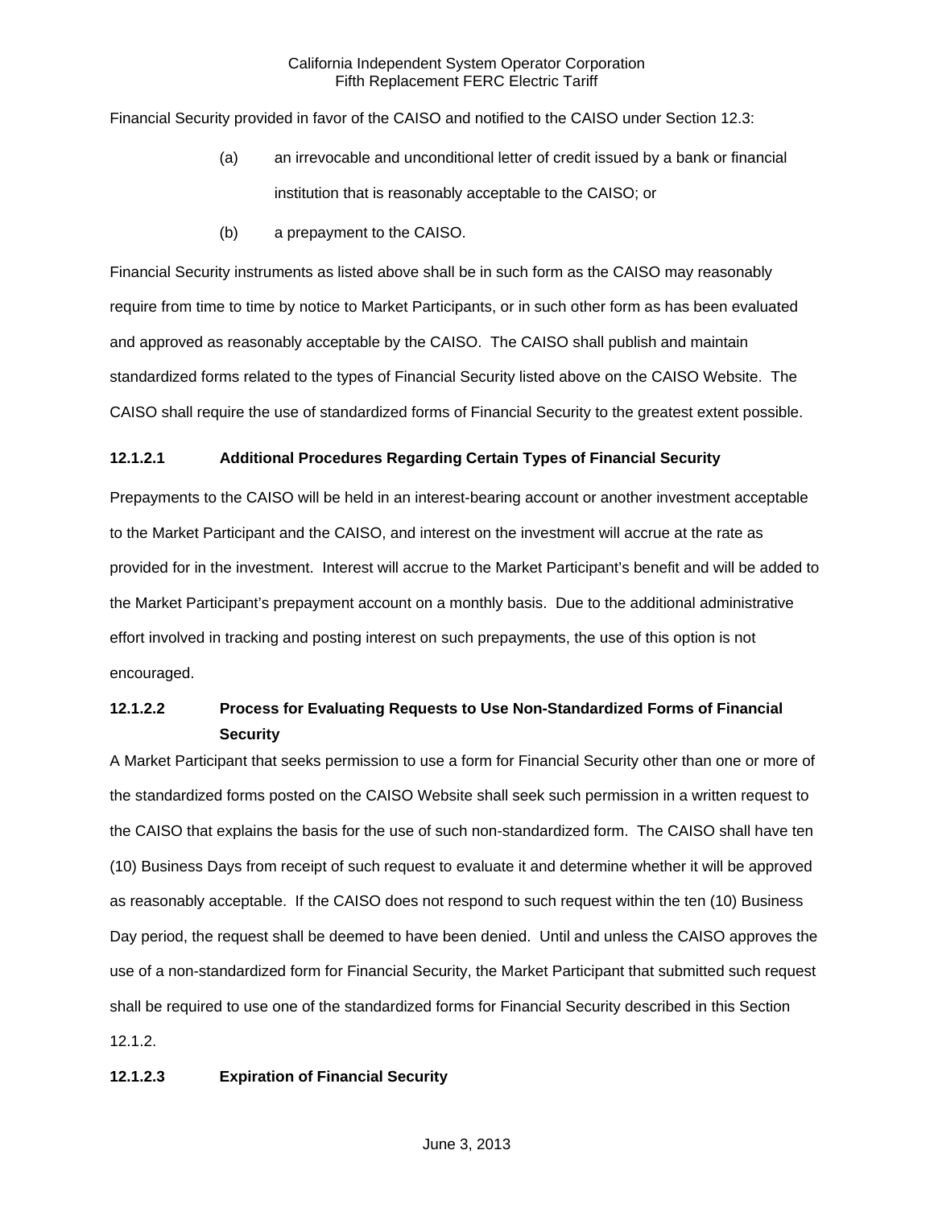Financial Security provided in favor of the CAISO and notified to the CAISO under Section 12.3:

(a) an irrevocable and unconditional letter of credit issued by a bank or financial institution that is reasonably acceptable to the CAISO; or

(b) a prepayment to the CAISO.

Financial Security instruments as listed above shall be in such form as the CAISO may reasonably require from time to time by notice to Market Participants, or in such other form as has been evaluated and approved as reasonably acceptable by the CAISO. The CAISO shall publish and maintain standardized forms related to the types of Financial Security listed above on the CAISO Website. The CAISO shall require the use of standardized forms of Financial Security to the greatest extent possible.

**12.1.2.1 Additional Procedures Regarding Certain Types of Financial Security**

Prepayments to the CAISO will be held in an interest-bearing account or another investment acceptable to the Market Participant and the CAISO, and interest on the investment will accrue at the rate as provided for in the investment. Interest will accrue to the Market Participant's benefit and will be added to the Market Participant's prepayment account on a monthly basis. Due to the additional administrative effort involved in tracking and posting interest on such prepayments, the use of this option is not encouraged.

**12.1.2.2 Process for Evaluating Requests to Use Non-Standardized Forms of Financial Security**

A Market Participant that seeks permission to use a form for Financial Security other than one or more of the standardized forms posted on the CAISO Website shall seek such permission in a written request to the CAISO that explains the basis for the use of such non-standardized form. The CAISO shall have ten (10) Business Days from receipt of such request to evaluate it and determine whether it will be approved as reasonably acceptable. If the CAISO does not respond to such request within the ten (10) Business Day period, the request shall be deemed to have been denied. Until and unless the CAISO approves the use of a non-standardized form for Financial Security, the Market Participant that submitted such request shall be required to use one of the standardized forms for Financial Security described in this Section 12.1.2.

**12.1.2.3 Expiration of Financial Security**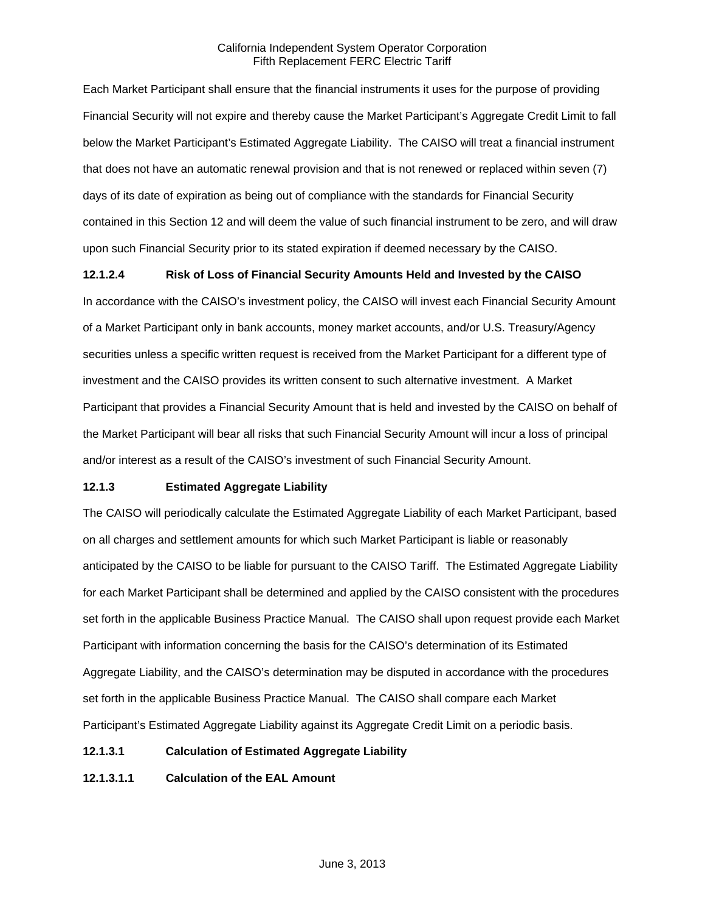Each Market Participant shall ensure that the financial instruments it uses for the purpose of providing Financial Security will not expire and thereby cause the Market Participant's Aggregate Credit Limit to fall below the Market Participant's Estimated Aggregate Liability. The CAISO will treat a financial instrument that does not have an automatic renewal provision and that is not renewed or replaced within seven (7) days of its date of expiration as being out of compliance with the standards for Financial Security contained in this Section 12 and will deem the value of such financial instrument to be zero, and will draw upon such Financial Security prior to its stated expiration if deemed necessary by the CAISO.

**12.1.2.4 Risk of Loss of Financial Security Amounts Held and Invested by the CAISO**

In accordance with the CAISO's investment policy, the CAISO will invest each Financial Security Amount of a Market Participant only in bank accounts, money market accounts, and/or U.S. Treasury/Agency securities unless a specific written request is received from the Market Participant for a different type of investment and the CAISO provides its written consent to such alternative investment. A Market Participant that provides a Financial Security Amount that is held and invested by the CAISO on behalf of the Market Participant will bear all risks that such Financial Security Amount will incur a loss of principal and/or interest as a result of the CAISO's investment of such Financial Security Amount.

**12.1.3 Estimated Aggregate Liability**

The CAISO will periodically calculate the Estimated Aggregate Liability of each Market Participant, based on all charges and settlement amounts for which such Market Participant is liable or reasonably anticipated by the CAISO to be liable for pursuant to the CAISO Tariff. The Estimated Aggregate Liability for each Market Participant shall be determined and applied by the CAISO consistent with the procedures set forth in the applicable Business Practice Manual. The CAISO shall upon request provide each Market Participant with information concerning the basis for the CAISO's determination of its Estimated Aggregate Liability, and the CAISO's determination may be disputed in accordance with the procedures set forth in the applicable Business Practice Manual. The CAISO shall compare each Market Participant's Estimated Aggregate Liability against its Aggregate Credit Limit on a periodic basis.

**12.1.3.1 Calculation of Estimated Aggregate Liability**

**12.1.3.1.1 Calculation of the EAL Amount**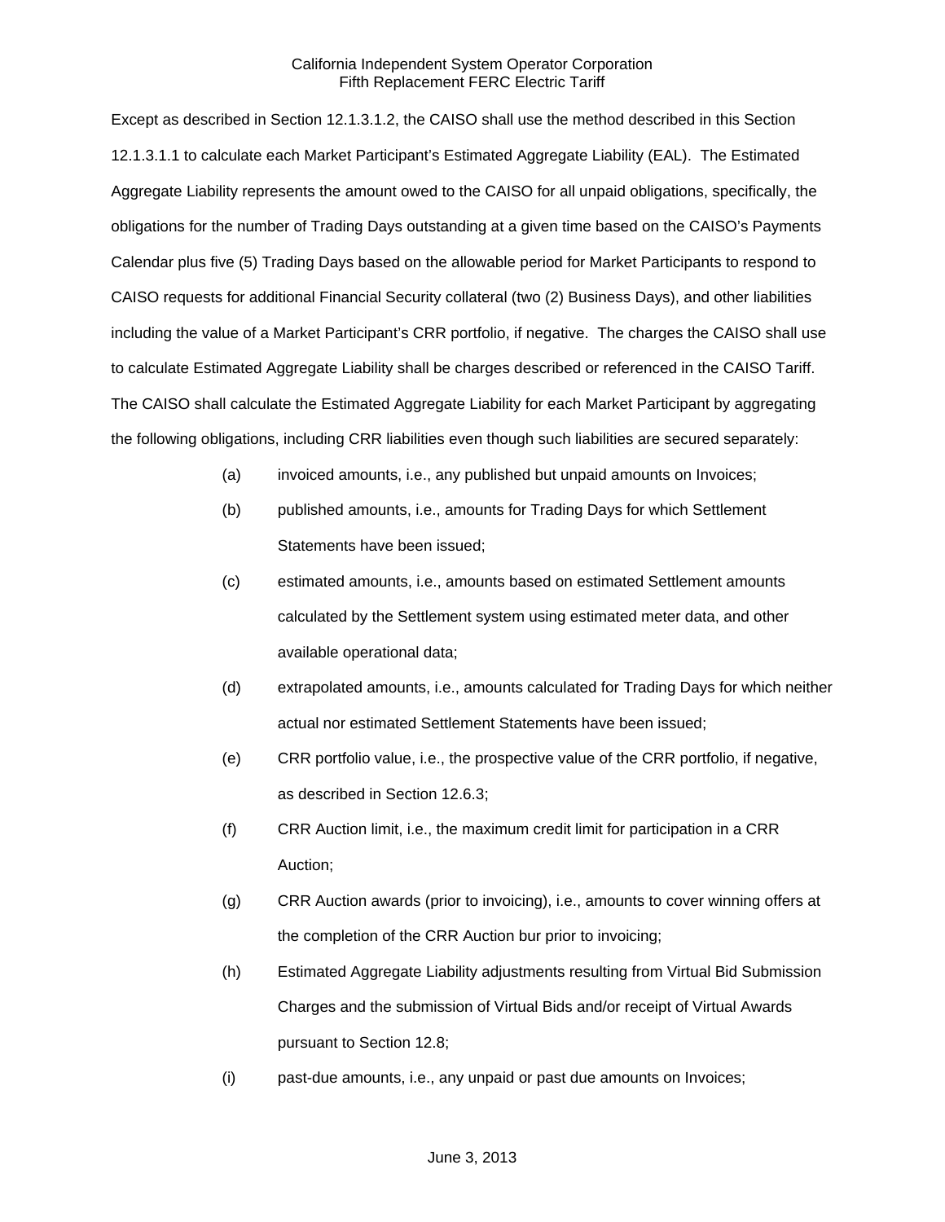Except as described in Section 12.1.3.1.2, the CAISO shall use the method described in this Section 12.1.3.1.1 to calculate each Market Participant's Estimated Aggregate Liability (EAL). The Estimated Aggregate Liability represents the amount owed to the CAISO for all unpaid obligations, specifically, the obligations for the number of Trading Days outstanding at a given time based on the CAISO's Payments Calendar plus five (5) Trading Days based on the allowable period for Market Participants to respond to CAISO requests for additional Financial Security collateral (two (2) Business Days), and other liabilities including the value of a Market Participant's CRR portfolio, if negative. The charges the CAISO shall use to calculate Estimated Aggregate Liability shall be charges described or referenced in the CAISO Tariff. The CAISO shall calculate the Estimated Aggregate Liability for each Market Participant by aggregating the following obligations, including CRR liabilities even though such liabilities are secured separately:

(a) invoiced amounts, i.e., any published but unpaid amounts on Invoices;

(b) published amounts, i.e., amounts for Trading Days for which Settlement Statements have been issued;

(c) estimated amounts, i.e., amounts based on estimated Settlement amounts calculated by the Settlement system using estimated meter data, and other available operational data;

(d) extrapolated amounts, i.e., amounts calculated for Trading Days for which neither actual nor estimated Settlement Statements have been issued;

(e) CRR portfolio value, i.e., the prospective value of the CRR portfolio, if negative, as described in Section 12.6.3;

(f) CRR Auction limit, i.e., the maximum credit limit for participation in a CRR Auction;

(g) CRR Auction awards (prior to invoicing), i.e., amounts to cover winning offers at the completion of the CRR Auction bur prior to invoicing;

(h) Estimated Aggregate Liability adjustments resulting from Virtual Bid Submission Charges and the submission of Virtual Bids and/or receipt of Virtual Awards pursuant to Section 12.8;

(i) past-due amounts, i.e., any unpaid or past due amounts on Invoices;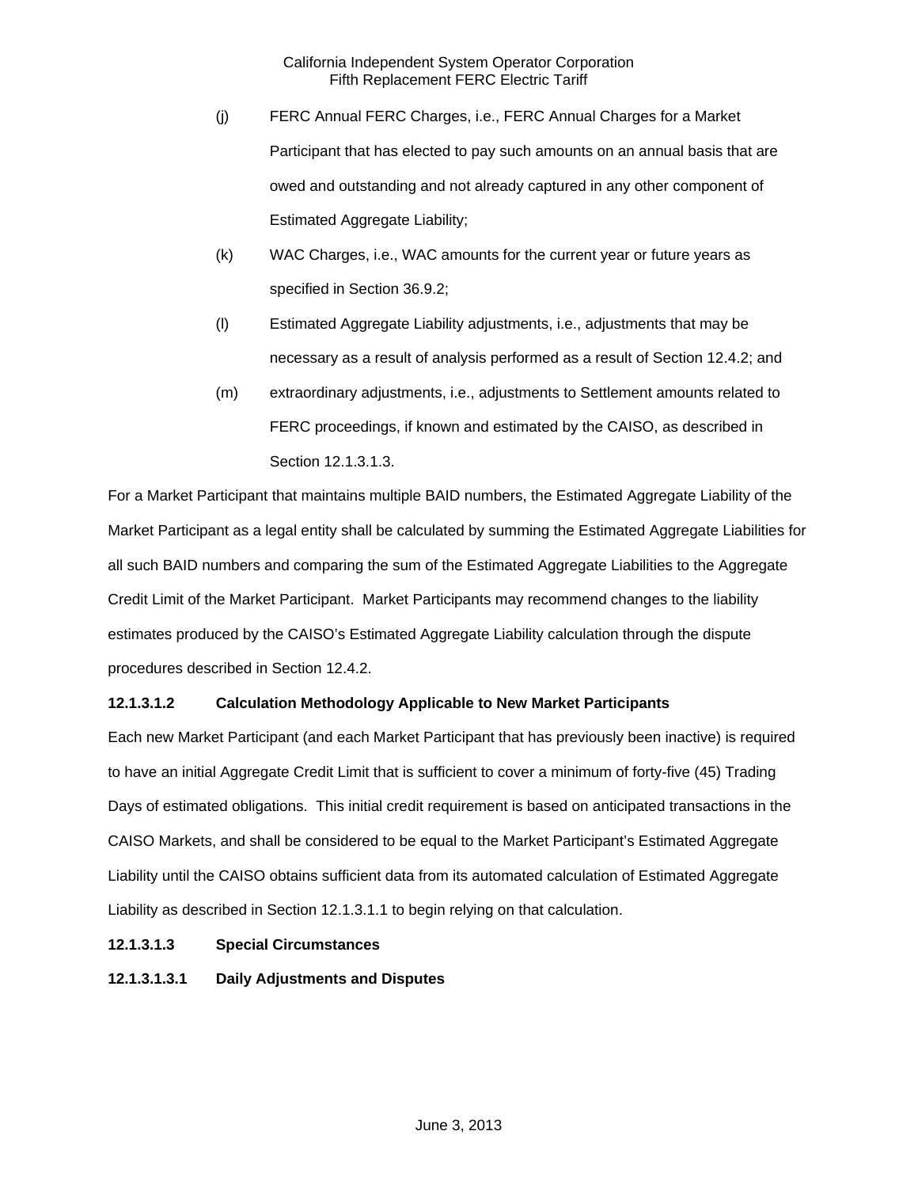(j) FERC Annual FERC Charges, i.e., FERC Annual Charges for a Market Participant that has elected to pay such amounts on an annual basis that are owed and outstanding and not already captured in any other component of Estimated Aggregate Liability;

(k) WAC Charges, i.e., WAC amounts for the current year or future years as specified in Section 36.9.2;

(l) Estimated Aggregate Liability adjustments, i.e., adjustments that may be necessary as a result of analysis performed as a result of Section 12.4.2; and

(m) extraordinary adjustments, i.e., adjustments to Settlement amounts related to FERC proceedings, if known and estimated by the CAISO, as described in Section 12.1.3.1.3.

For a Market Participant that maintains multiple BAID numbers, the Estimated Aggregate Liability of the Market Participant as a legal entity shall be calculated by summing the Estimated Aggregate Liabilities for all such BAID numbers and comparing the sum of the Estimated Aggregate Liabilities to the Aggregate Credit Limit of the Market Participant. Market Participants may recommend changes to the liability estimates produced by the CAISO's Estimated Aggregate Liability calculation through the dispute procedures described in Section 12.4.2.

**12.1.3.1.2 Calculation Methodology Applicable to New Market Participants**

Each new Market Participant (and each Market Participant that has previously been inactive) is required to have an initial Aggregate Credit Limit that is sufficient to cover a minimum of forty-five (45) Trading Days of estimated obligations. This initial credit requirement is based on anticipated transactions in the CAISO Markets, and shall be considered to be equal to the Market Participant's Estimated Aggregate Liability until the CAISO obtains sufficient data from its automated calculation of Estimated Aggregate Liability as described in Section 12.1.3.1.1 to begin relying on that calculation.

**12.1.3.1.3 Special Circumstances**

**12.1.3.1.3.1 Daily Adjustments and Disputes**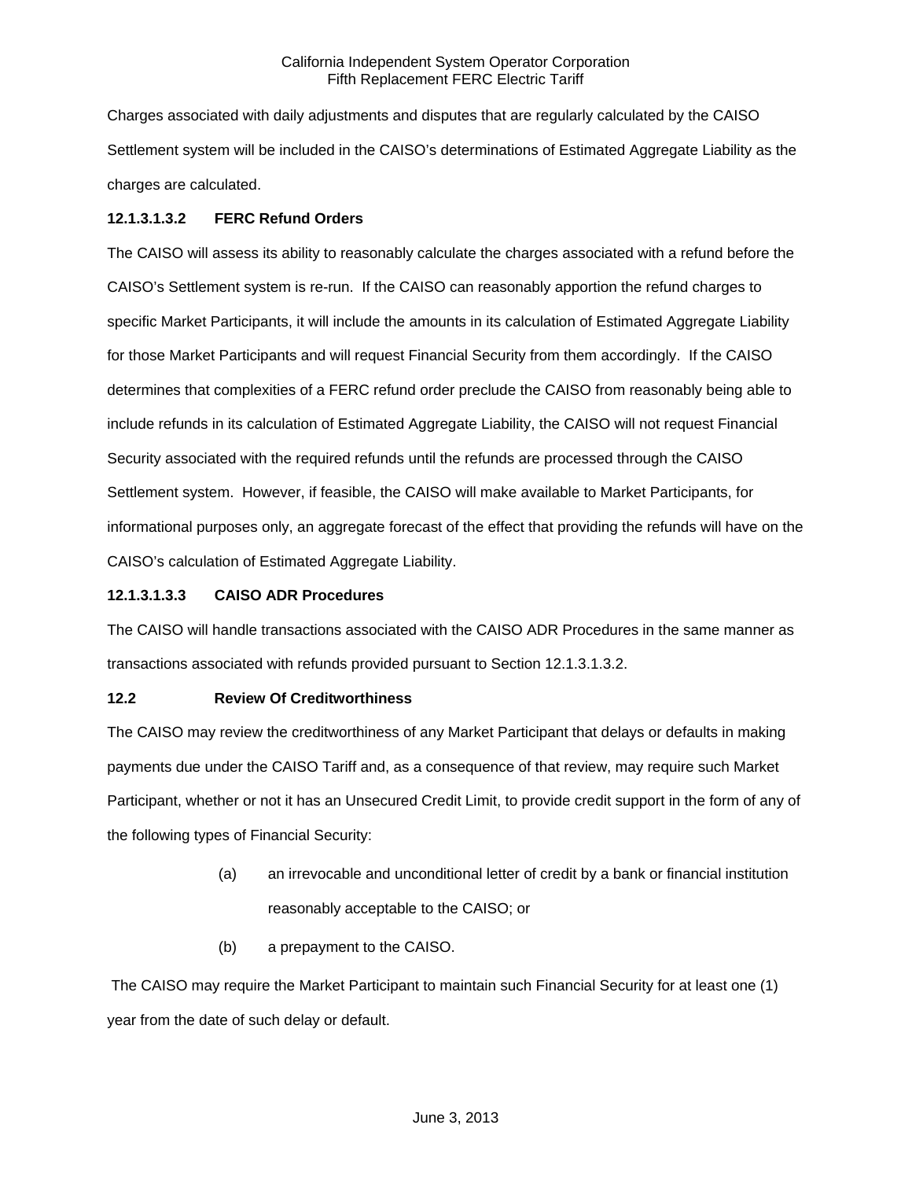Charges associated with daily adjustments and disputes that are regularly calculated by the CAISO Settlement system will be included in the CAISO's determinations of Estimated Aggregate Liability as the charges are calculated.

**12.1.3.1.3.2 FERC Refund Orders**

The CAISO will assess its ability to reasonably calculate the charges associated with a refund before the CAISO's Settlement system is re-run. If the CAISO can reasonably apportion the refund charges to specific Market Participants, it will include the amounts in its calculation of Estimated Aggregate Liability for those Market Participants and will request Financial Security from them accordingly. If the CAISO determines that complexities of a FERC refund order preclude the CAISO from reasonably being able to include refunds in its calculation of Estimated Aggregate Liability, the CAISO will not request Financial Security associated with the required refunds until the refunds are processed through the CAISO Settlement system. However, if feasible, the CAISO will make available to Market Participants, for informational purposes only, an aggregate forecast of the effect that providing the refunds will have on the CAISO's calculation of Estimated Aggregate Liability.

**12.1.3.1.3.3 CAISO ADR Procedures**

The CAISO will handle transactions associated with the CAISO ADR Procedures in the same manner as transactions associated with refunds provided pursuant to Section 12.1.3.1.3.2.

**12.2 Review Of Creditworthiness**

The CAISO may review the creditworthiness of any Market Participant that delays or defaults in making payments due under the CAISO Tariff and, as a consequence of that review, may require such Market Participant, whether or not it has an Unsecured Credit Limit, to provide credit support in the form of any of the following types of Financial Security:

(a) an irrevocable and unconditional letter of credit by a bank or financial institution reasonably acceptable to the CAISO; or

(b) a prepayment to the CAISO.

The CAISO may require the Market Participant to maintain such Financial Security for at least one (1) year from the date of such delay or default.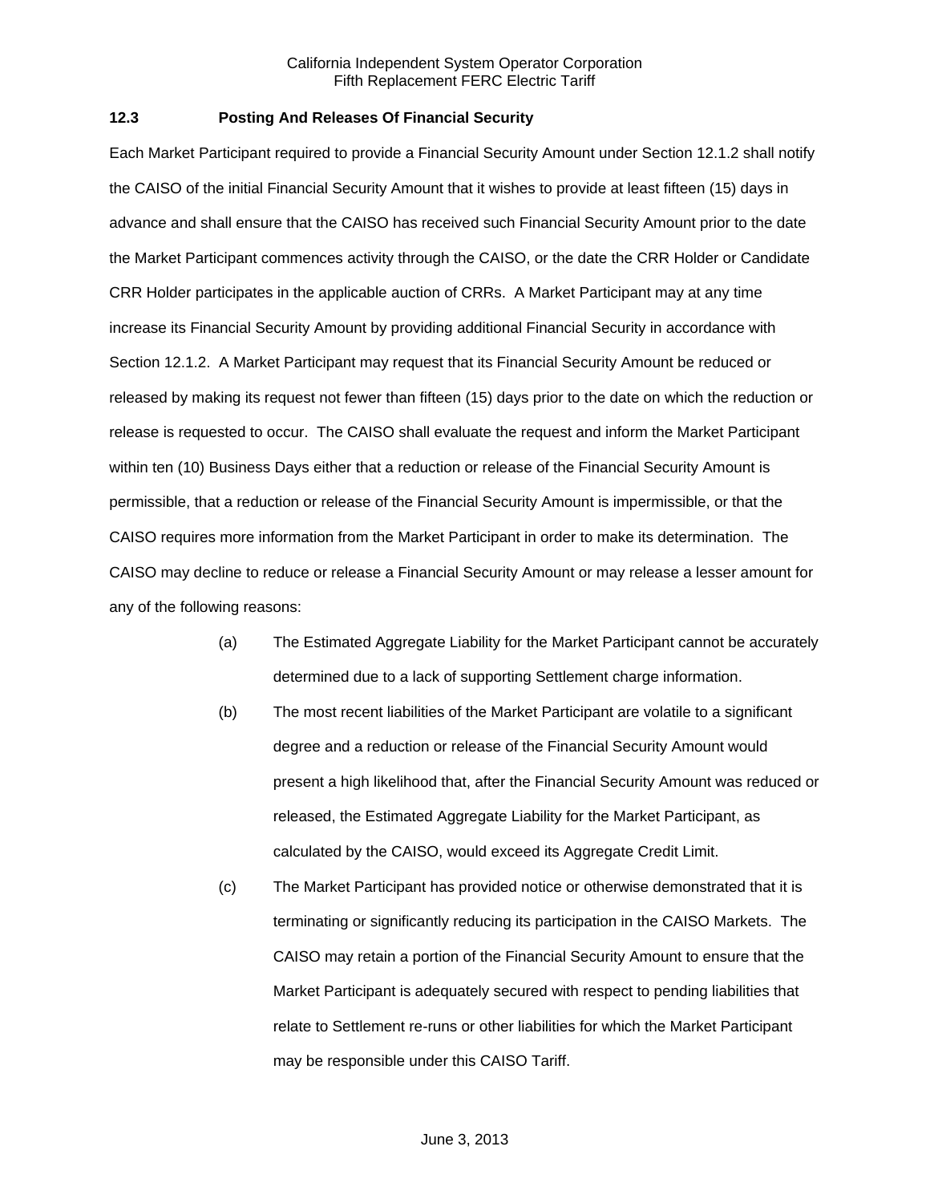### 12.3 Posting And Releases Of Financial Security

Each Market Participant required to provide a Financial Security Amount under Section 12.1.2 shall notify the CAISO of the initial Financial Security Amount that it wishes to provide at least fifteen (15) days in advance and shall ensure that the CAISO has received such Financial Security Amount prior to the date the Market Participant commences activity through the CAISO, or the date the CRR Holder or Candidate CRR Holder participates in the applicable auction of CRRs. A Market Participant may at any time increase its Financial Security Amount by providing additional Financial Security in accordance with Section 12.1.2. A Market Participant may request that its Financial Security Amount be reduced or released by making its request not fewer than fifteen (15) days prior to the date on which the reduction or release is requested to occur. The CAISO shall evaluate the request and inform the Market Participant within ten (10) Business Days either that a reduction or release of the Financial Security Amount is permissible, that a reduction or release of the Financial Security Amount is impermissible, or that the CAISO requires more information from the Market Participant in order to make its determination. The CAISO may decline to reduce or release a Financial Security Amount or may release a lesser amount for any of the following reasons:

(a) The Estimated Aggregate Liability for the Market Participant cannot be accurately determined due to a lack of supporting Settlement charge information.

(b) The most recent liabilities of the Market Participant are volatile to a significant degree and a reduction or release of the Financial Security Amount would present a high likelihood that, after the Financial Security Amount was reduced or released, the Estimated Aggregate Liability for the Market Participant, as calculated by the CAISO, would exceed its Aggregate Credit Limit.

(c) The Market Participant has provided notice or otherwise demonstrated that it is terminating or significantly reducing its participation in the CAISO Markets. The CAISO may retain a portion of the Financial Security Amount to ensure that the Market Participant is adequately secured with respect to pending liabilities that relate to Settlement re-runs or other liabilities for which the Market Participant may be responsible under this CAISO Tariff.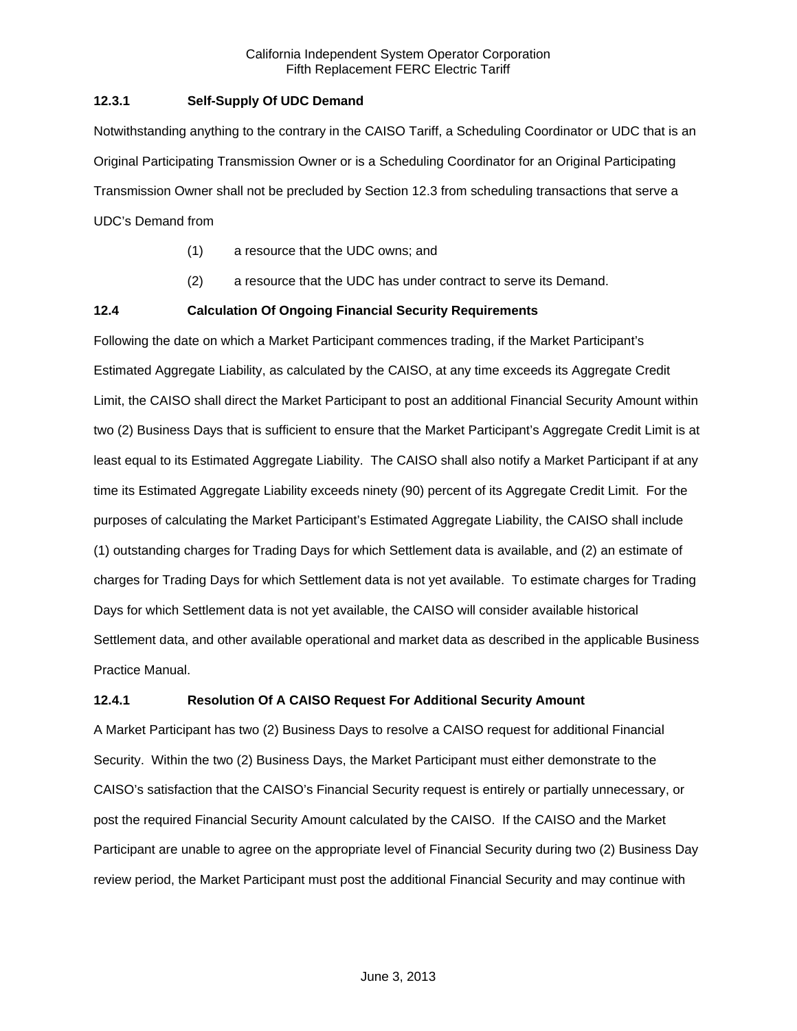### 12.3.1 Self-Supply Of UDC Demand

Notwithstanding anything to the contrary in the CAISO Tariff, a Scheduling Coordinator or UDC that is an Original Participating Transmission Owner or is a Scheduling Coordinator for an Original Participating Transmission Owner shall not be precluded by Section 12.3 from scheduling transactions that serve a UDC's Demand from

(1) a resource that the UDC owns; and

(2) a resource that the UDC has under contract to serve its Demand.

### 12.4 Calculation Of Ongoing Financial Security Requirements

Following the date on which a Market Participant commences trading, if the Market Participant's Estimated Aggregate Liability, as calculated by the CAISO, at any time exceeds its Aggregate Credit Limit, the CAISO shall direct the Market Participant to post an additional Financial Security Amount within two (2) Business Days that is sufficient to ensure that the Market Participant's Aggregate Credit Limit is at least equal to its Estimated Aggregate Liability. The CAISO shall also notify a Market Participant if at any time its Estimated Aggregate Liability exceeds ninety (90) percent of its Aggregate Credit Limit. For the purposes of calculating the Market Participant's Estimated Aggregate Liability, the CAISO shall include (1) outstanding charges for Trading Days for which Settlement data is available, and (2) an estimate of charges for Trading Days for which Settlement data is not yet available. To estimate charges for Trading Days for which Settlement data is not yet available, the CAISO will consider available historical Settlement data, and other available operational and market data as described in the applicable Business Practice Manual.

### 12.4.1 Resolution Of A CAISO Request For Additional Security Amount

A Market Participant has two (2) Business Days to resolve a CAISO request for additional Financial Security. Within the two (2) Business Days, the Market Participant must either demonstrate to the CAISO's satisfaction that the CAISO's Financial Security request is entirely or partially unnecessary, or post the required Financial Security Amount calculated by the CAISO. If the CAISO and the Market Participant are unable to agree on the appropriate level of Financial Security during two (2) Business Day review period, the Market Participant must post the additional Financial Security and may continue with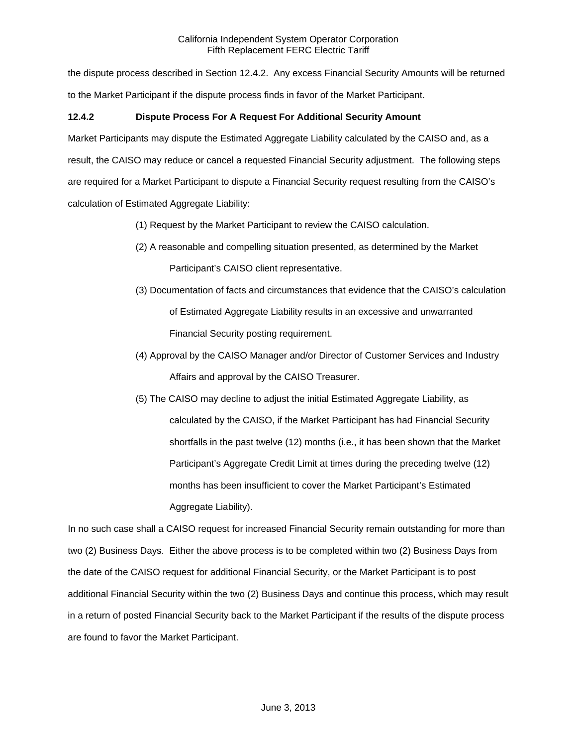the dispute process described in Section 12.4.2. Any excess Financial Security Amounts will be returned to the Market Participant if the dispute process finds in favor of the Market Participant.

### 12.4.2 Dispute Process For A Request For Additional Security Amount

Market Participants may dispute the Estimated Aggregate Liability calculated by the CAISO and, as a result, the CAISO may reduce or cancel a requested Financial Security adjustment. The following steps are required for a Market Participant to dispute a Financial Security request resulting from the CAISO's calculation of Estimated Aggregate Liability:

(1) Request by the Market Participant to review the CAISO calculation.

(2) A reasonable and compelling situation presented, as determined by the Market Participant's CAISO client representative.

(3) Documentation of facts and circumstances that evidence that the CAISO's calculation of Estimated Aggregate Liability results in an excessive and unwarranted Financial Security posting requirement.

(4) Approval by the CAISO Manager and/or Director of Customer Services and Industry Affairs and approval by the CAISO Treasurer.

(5) The CAISO may decline to adjust the initial Estimated Aggregate Liability, as calculated by the CAISO, if the Market Participant has had Financial Security shortfalls in the past twelve (12) months (i.e., it has been shown that the Market Participant's Aggregate Credit Limit at times during the preceding twelve (12) months has been insufficient to cover the Market Participant's Estimated Aggregate Liability).

In no such case shall a CAISO request for increased Financial Security remain outstanding for more than two (2) Business Days. Either the above process is to be completed within two (2) Business Days from the date of the CAISO request for additional Financial Security, or the Market Participant is to post additional Financial Security within the two (2) Business Days and continue this process, which may result in a return of posted Financial Security back to the Market Participant if the results of the dispute process are found to favor the Market Participant.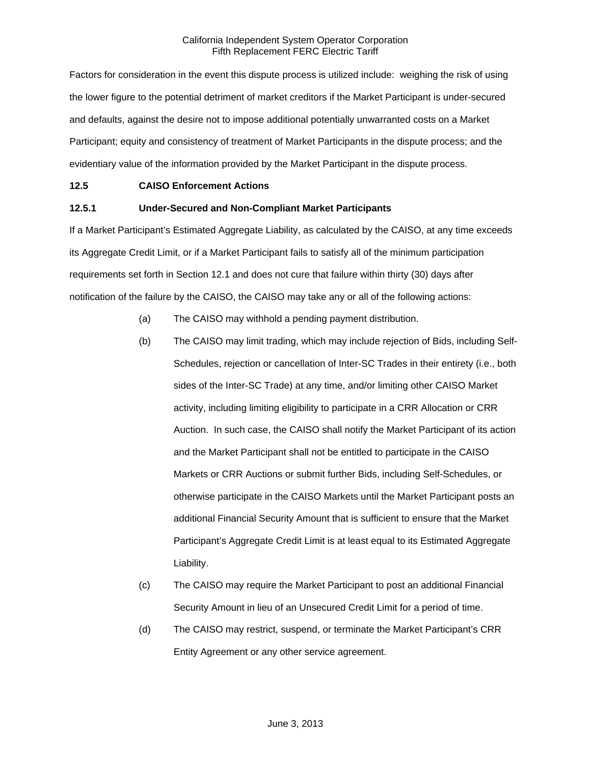Factors for consideration in the event this dispute process is utilized include: weighing the risk of using the lower figure to the potential detriment of market creditors if the Market Participant is under-secured and defaults, against the desire not to impose additional potentially unwarranted costs on a Market Participant; equity and consistency of treatment of Market Participants in the dispute process; and the evidentiary value of the information provided by the Market Participant in the dispute process.

### 12.5 CAISO Enforcement Actions

#### 12.5.1 Under-Secured and Non-Compliant Market Participants

If a Market Participant's Estimated Aggregate Liability, as calculated by the CAISO, at any time exceeds its Aggregate Credit Limit, or if a Market Participant fails to satisfy all of the minimum participation requirements set forth in Section 12.1 and does not cure that failure within thirty (30) days after notification of the failure by the CAISO, the CAISO may take any or all of the following actions:

(a) The CAISO may withhold a pending payment distribution.

(b) The CAISO may limit trading, which may include rejection of Bids, including Self-Schedules, rejection or cancellation of Inter-SC Trades in their entirety (i.e., both sides of the Inter-SC Trade) at any time, and/or limiting other CAISO Market activity, including limiting eligibility to participate in a CRR Allocation or CRR Auction. In such case, the CAISO shall notify the Market Participant of its action and the Market Participant shall not be entitled to participate in the CAISO Markets or CRR Auctions or submit further Bids, including Self-Schedules, or otherwise participate in the CAISO Markets until the Market Participant posts an additional Financial Security Amount that is sufficient to ensure that the Market Participant's Aggregate Credit Limit is at least equal to its Estimated Aggregate Liability.

(c) The CAISO may require the Market Participant to post an additional Financial Security Amount in lieu of an Unsecured Credit Limit for a period of time.

(d) The CAISO may restrict, suspend, or terminate the Market Participant's CRR Entity Agreement or any other service agreement.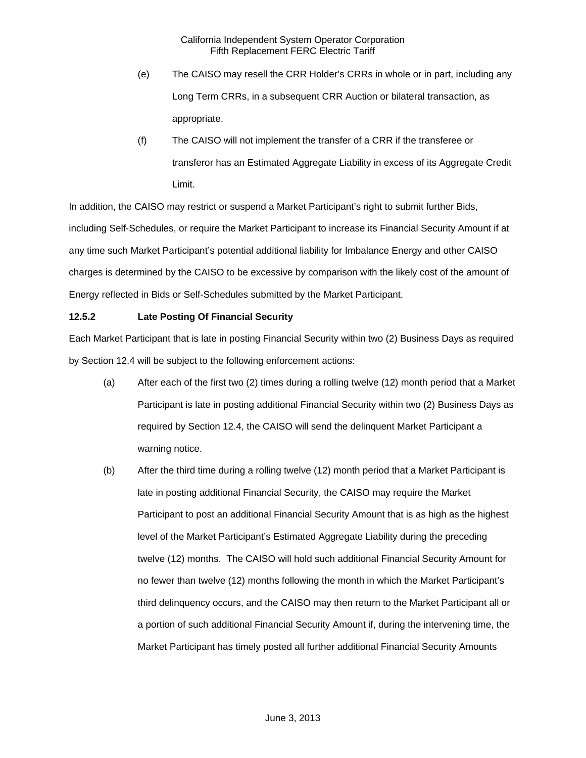(e) The CAISO may resell the CRR Holder's CRRs in whole or in part, including any Long Term CRRs, in a subsequent CRR Auction or bilateral transaction, as appropriate.

(f) The CAISO will not implement the transfer of a CRR if the transferee or transferor has an Estimated Aggregate Liability in excess of its Aggregate Credit Limit.

In addition, the CAISO may restrict or suspend a Market Participant's right to submit further Bids, including Self-Schedules, or require the Market Participant to increase its Financial Security Amount if at any time such Market Participant's potential additional liability for Imbalance Energy and other CAISO charges is determined by the CAISO to be excessive by comparison with the likely cost of the amount of Energy reflected in Bids or Self-Schedules submitted by the Market Participant.

**12.5.2 Late Posting Of Financial Security**

Each Market Participant that is late in posting Financial Security within two (2) Business Days as required by Section 12.4 will be subject to the following enforcement actions:

(a) After each of the first two (2) times during a rolling twelve (12) month period that a Market Participant is late in posting additional Financial Security within two (2) Business Days as required by Section 12.4, the CAISO will send the delinquent Market Participant a warning notice.

(b) After the third time during a rolling twelve (12) month period that a Market Participant is late in posting additional Financial Security, the CAISO may require the Market Participant to post an additional Financial Security Amount that is as high as the highest level of the Market Participant's Estimated Aggregate Liability during the preceding twelve (12) months. The CAISO will hold such additional Financial Security Amount for no fewer than twelve (12) months following the month in which the Market Participant's third delinquency occurs, and the CAISO may then return to the Market Participant all or a portion of such additional Financial Security Amount if, during the intervening time, the Market Participant has timely posted all further additional Financial Security Amounts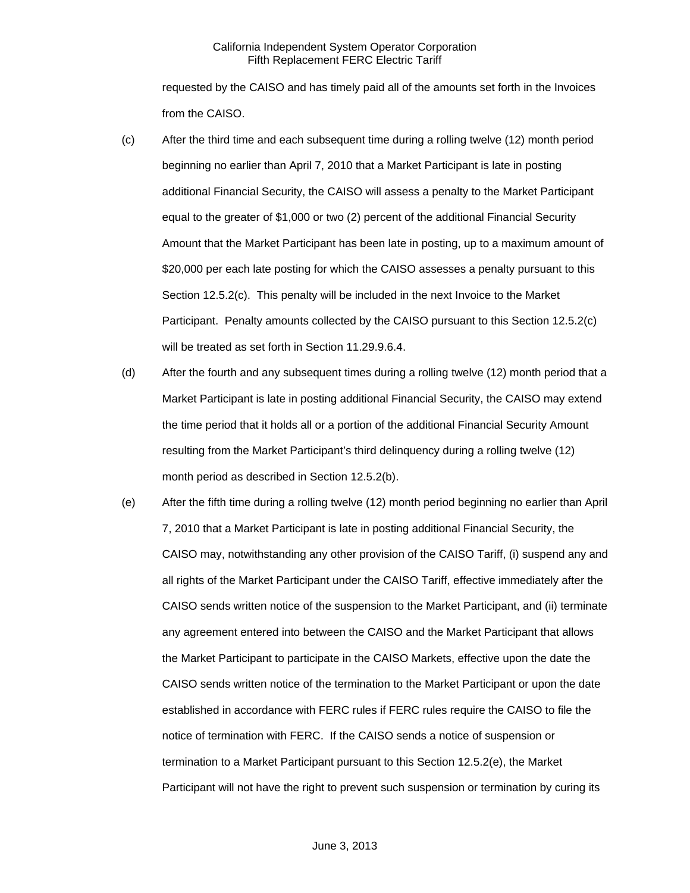requested by the CAISO and has timely paid all of the amounts set forth in the Invoices from the CAISO.

(c) After the third time and each subsequent time during a rolling twelve (12) month period beginning no earlier than April 7, 2010 that a Market Participant is late in posting additional Financial Security, the CAISO will assess a penalty to the Market Participant equal to the greater of $1,000 or two (2) percent of the additional Financial Security Amount that the Market Participant has been late in posting, up to a maximum amount of $20,000 per each late posting for which the CAISO assesses a penalty pursuant to this Section 12.5.2(c). This penalty will be included in the next Invoice to the Market Participant. Penalty amounts collected by the CAISO pursuant to this Section 12.5.2(c) will be treated as set forth in Section 11.29.9.6.4.

(d) After the fourth and any subsequent times during a rolling twelve (12) month period that a Market Participant is late in posting additional Financial Security, the CAISO may extend the time period that it holds all or a portion of the additional Financial Security Amount resulting from the Market Participant's third delinquency during a rolling twelve (12) month period as described in Section 12.5.2(b).

(e) After the fifth time during a rolling twelve (12) month period beginning no earlier than April 7, 2010 that a Market Participant is late in posting additional Financial Security, the CAISO may, notwithstanding any other provision of the CAISO Tariff, (i) suspend any and all rights of the Market Participant under the CAISO Tariff, effective immediately after the CAISO sends written notice of the suspension to the Market Participant, and (ii) terminate any agreement entered into between the CAISO and the Market Participant that allows the Market Participant to participate in the CAISO Markets, effective upon the date the CAISO sends written notice of the termination to the Market Participant or upon the date established in accordance with FERC rules if FERC rules require the CAISO to file the notice of termination with FERC. If the CAISO sends a notice of suspension or termination to a Market Participant pursuant to this Section 12.5.2(e), the Market Participant will not have the right to prevent such suspension or termination by curing its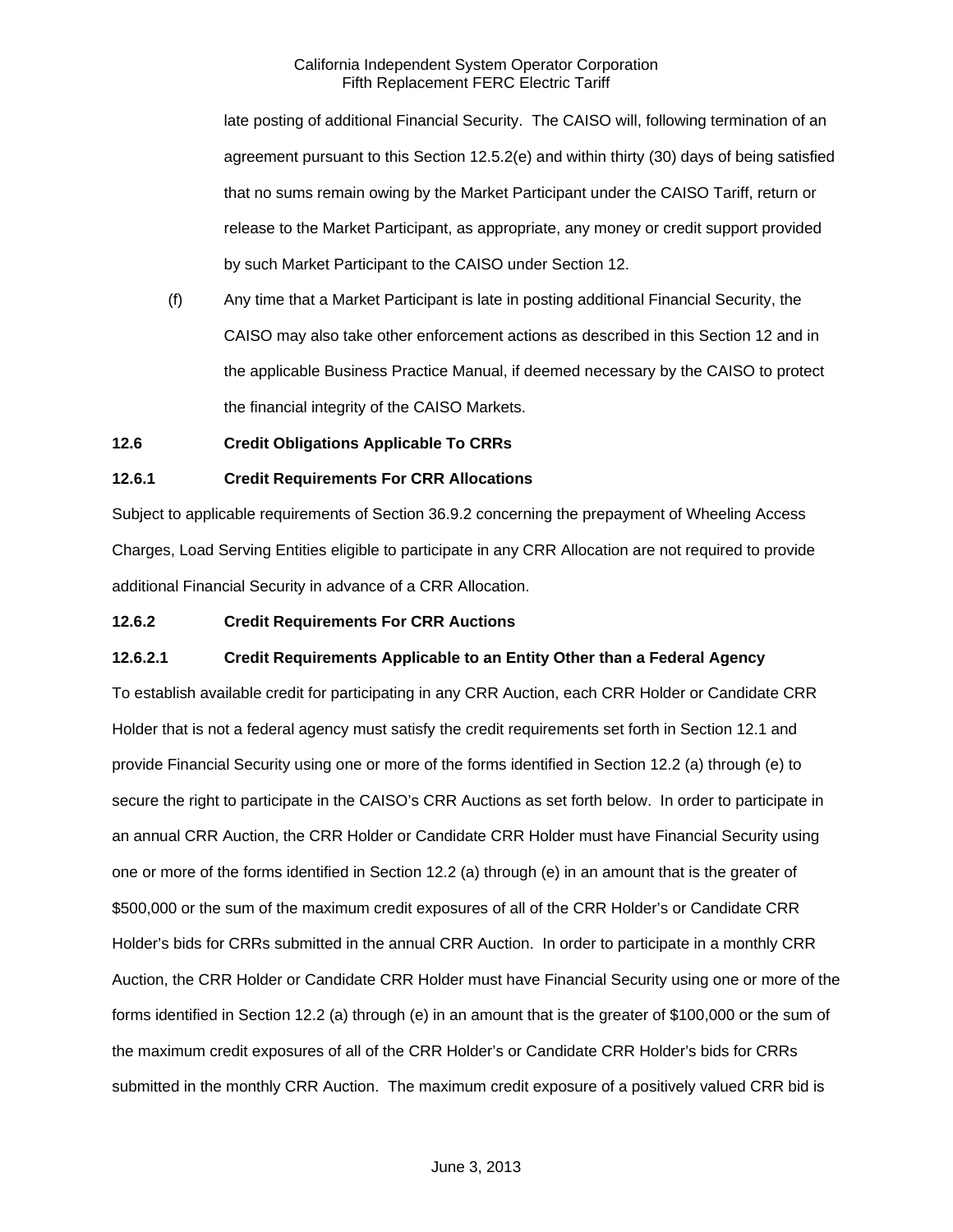late posting of additional Financial Security. The CAISO will, following termination of an agreement pursuant to this Section 12.5.2(e) and within thirty (30) days of being satisfied that no sums remain owing by the Market Participant under the CAISO Tariff, return or release to the Market Participant, as appropriate, any money or credit support provided by such Market Participant to the CAISO under Section 12.

(f) Any time that a Market Participant is late in posting additional Financial Security, the CAISO may also take other enforcement actions as described in this Section 12 and in the applicable Business Practice Manual, if deemed necessary by the CAISO to protect the financial integrity of the CAISO Markets.

**12.6 Credit Obligations Applicable To CRRs**

**12.6.1 Credit Requirements For CRR Allocations**

Subject to applicable requirements of Section 36.9.2 concerning the prepayment of Wheeling Access Charges, Load Serving Entities eligible to participate in any CRR Allocation are not required to provide additional Financial Security in advance of a CRR Allocation.

**12.6.2 Credit Requirements For CRR Auctions**

**12.6.2.1 Credit Requirements Applicable to an Entity Other than a Federal Agency**

To establish available credit for participating in any CRR Auction, each CRR Holder or Candidate CRR Holder that is not a federal agency must satisfy the credit requirements set forth in Section 12.1 and provide Financial Security using one or more of the forms identified in Section 12.2 (a) through (e) to secure the right to participate in the CAISO's CRR Auctions as set forth below. In order to participate in an annual CRR Auction, the CRR Holder or Candidate CRR Holder must have Financial Security using one or more of the forms identified in Section 12.2 (a) through (e) in an amount that is the greater of $500,000 or the sum of the maximum credit exposures of all of the CRR Holder's or Candidate CRR Holder's bids for CRRs submitted in the annual CRR Auction. In order to participate in a monthly CRR Auction, the CRR Holder or Candidate CRR Holder must have Financial Security using one or more of the forms identified in Section 12.2 (a) through (e) in an amount that is the greater of $100,000 or the sum of the maximum credit exposures of all of the CRR Holder's or Candidate CRR Holder's bids for CRRs submitted in the monthly CRR Auction. The maximum credit exposure of a positively valued CRR bid is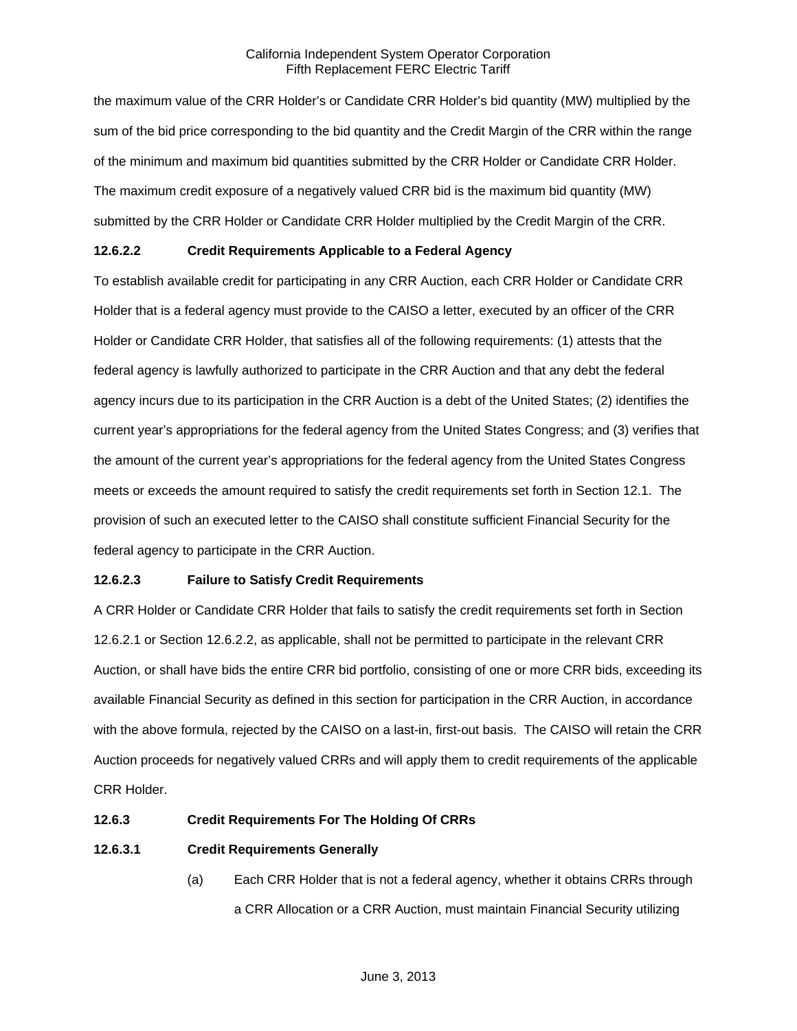the maximum value of the CRR Holder's or Candidate CRR Holder's bid quantity (MW) multiplied by the sum of the bid price corresponding to the bid quantity and the Credit Margin of the CRR within the range of the minimum and maximum bid quantities submitted by the CRR Holder or Candidate CRR Holder. The maximum credit exposure of a negatively valued CRR bid is the maximum bid quantity (MW) submitted by the CRR Holder or Candidate CRR Holder multiplied by the Credit Margin of the CRR.

**12.6.2.2 Credit Requirements Applicable to a Federal Agency**

To establish available credit for participating in any CRR Auction, each CRR Holder or Candidate CRR Holder that is a federal agency must provide to the CAISO a letter, executed by an officer of the CRR Holder or Candidate CRR Holder, that satisfies all of the following requirements: (1) attests that the federal agency is lawfully authorized to participate in the CRR Auction and that any debt the federal agency incurs due to its participation in the CRR Auction is a debt of the United States; (2) identifies the current year's appropriations for the federal agency from the United States Congress; and (3) verifies that the amount of the current year's appropriations for the federal agency from the United States Congress meets or exceeds the amount required to satisfy the credit requirements set forth in Section 12.1. The provision of such an executed letter to the CAISO shall constitute sufficient Financial Security for the federal agency to participate in the CRR Auction.

**12.6.2.3 Failure to Satisfy Credit Requirements**

A CRR Holder or Candidate CRR Holder that fails to satisfy the credit requirements set forth in Section 12.6.2.1 or Section 12.6.2.2, as applicable, shall not be permitted to participate in the relevant CRR Auction, or shall have bids the entire CRR bid portfolio, consisting of one or more CRR bids, exceeding its available Financial Security as defined in this section for participation in the CRR Auction, in accordance with the above formula, rejected by the CAISO on a last-in, first-out basis. The CAISO will retain the CRR Auction proceeds for negatively valued CRRs and will apply them to credit requirements of the applicable CRR Holder.

**12.6.3 Credit Requirements For The Holding Of CRRs**

**12.6.3.1 Credit Requirements Generally**

(a) Each CRR Holder that is not a federal agency, whether it obtains CRRs through a CRR Allocation or a CRR Auction, must maintain Financial Security utilizing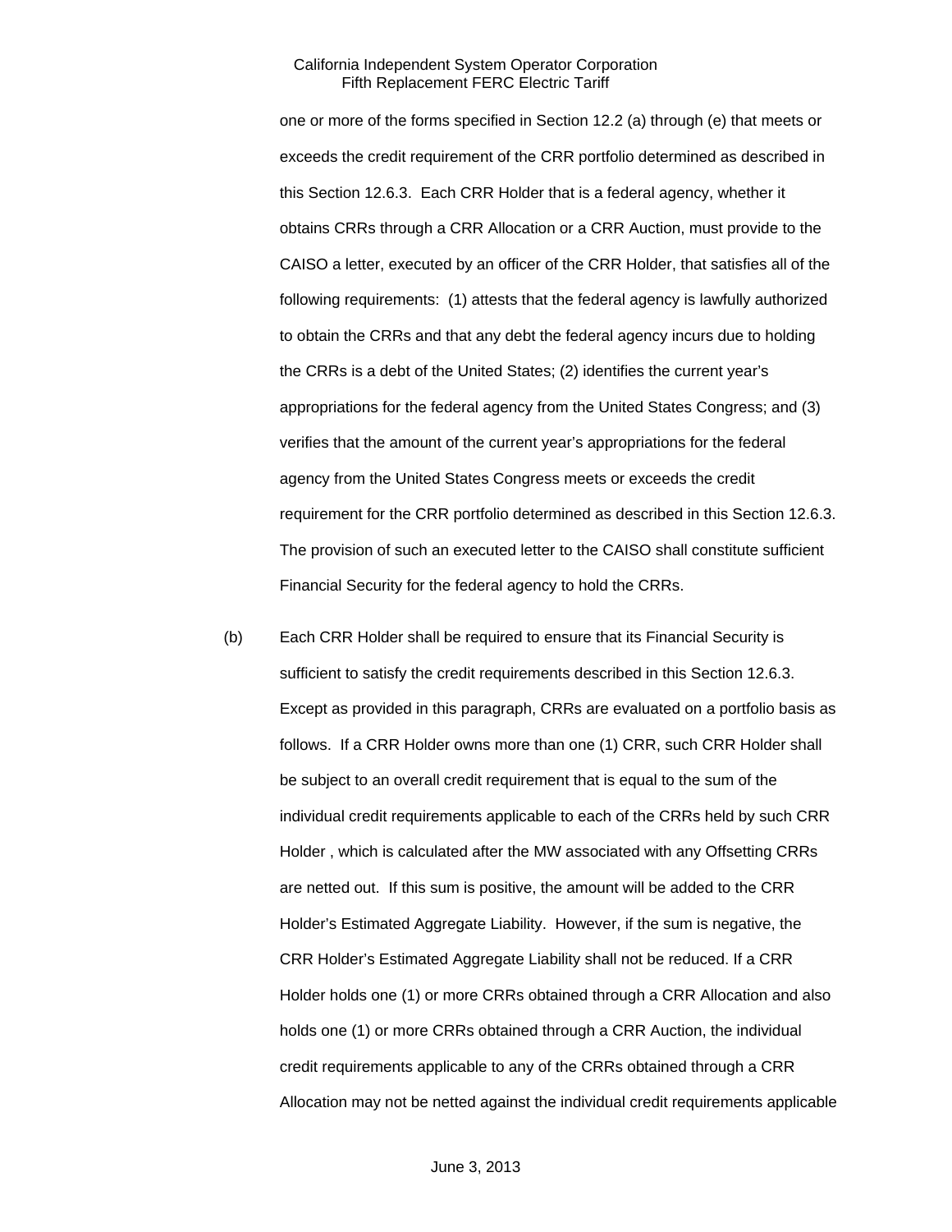one or more of the forms specified in Section 12.2 (a) through (e) that meets or exceeds the credit requirement of the CRR portfolio determined as described in this Section 12.6.3. Each CRR Holder that is a federal agency, whether it obtains CRRs through a CRR Allocation or a CRR Auction, must provide to the CAISO a letter, executed by an officer of the CRR Holder, that satisfies all of the following requirements: (1) attests that the federal agency is lawfully authorized to obtain the CRRs and that any debt the federal agency incurs due to holding the CRRs is a debt of the United States; (2) identifies the current year's appropriations for the federal agency from the United States Congress; and (3) verifies that the amount of the current year's appropriations for the federal agency from the United States Congress meets or exceeds the credit requirement for the CRR portfolio determined as described in this Section 12.6.3. The provision of such an executed letter to the CAISO shall constitute sufficient Financial Security for the federal agency to hold the CRRs.

(b) Each CRR Holder shall be required to ensure that its Financial Security is sufficient to satisfy the credit requirements described in this Section 12.6.3. Except as provided in this paragraph, CRRs are evaluated on a portfolio basis as follows. If a CRR Holder owns more than one (1) CRR, such CRR Holder shall be subject to an overall credit requirement that is equal to the sum of the individual credit requirements applicable to each of the CRRs held by such CRR Holder , which is calculated after the MW associated with any Offsetting CRRs are netted out. If this sum is positive, the amount will be added to the CRR Holder's Estimated Aggregate Liability. However, if the sum is negative, the CRR Holder's Estimated Aggregate Liability shall not be reduced. If a CRR Holder holds one (1) or more CRRs obtained through a CRR Allocation and also holds one (1) or more CRRs obtained through a CRR Auction, the individual credit requirements applicable to any of the CRRs obtained through a CRR Allocation may not be netted against the individual credit requirements applicable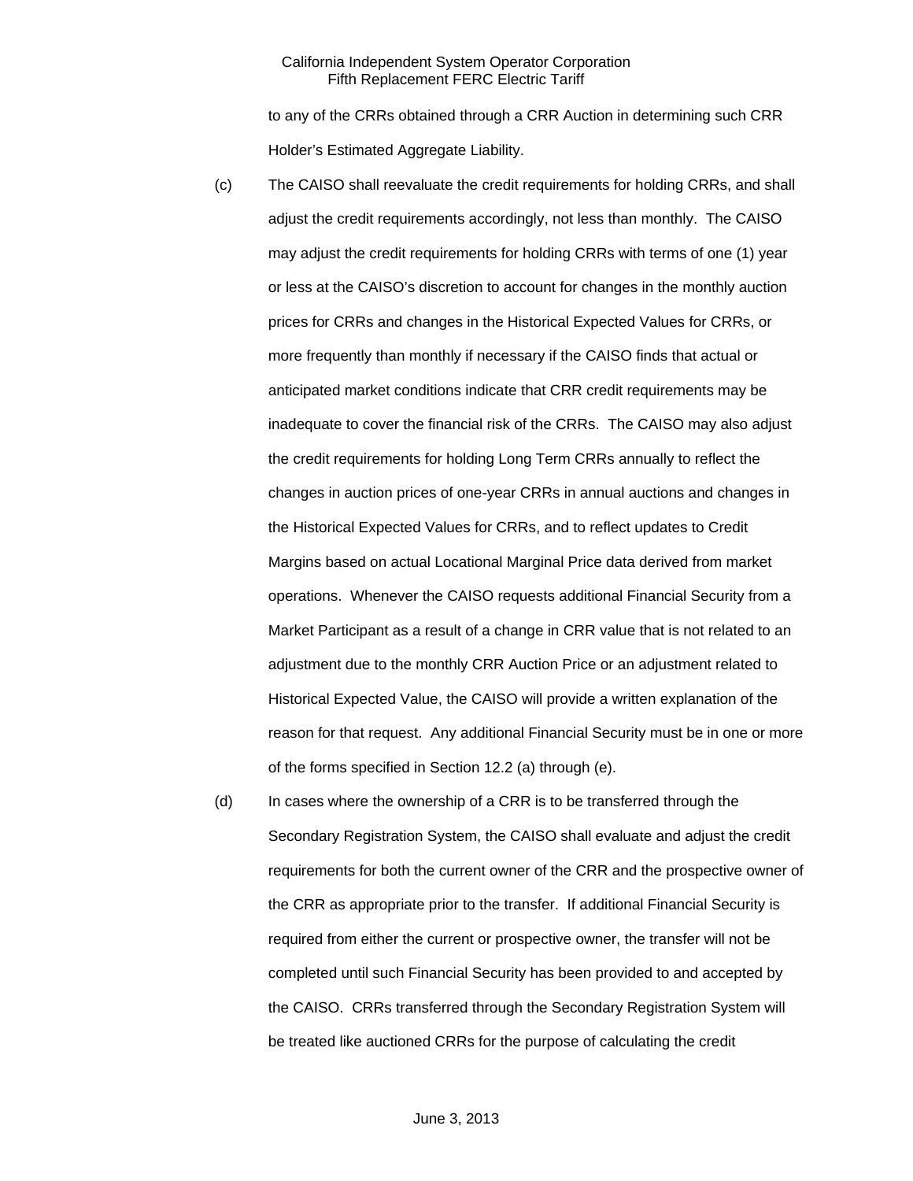to any of the CRRs obtained through a CRR Auction in determining such CRR Holder's Estimated Aggregate Liability.

(c) The CAISO shall reevaluate the credit requirements for holding CRRs, and shall adjust the credit requirements accordingly, not less than monthly. The CAISO may adjust the credit requirements for holding CRRs with terms of one (1) year or less at the CAISO's discretion to account for changes in the monthly auction prices for CRRs and changes in the Historical Expected Values for CRRs, or more frequently than monthly if necessary if the CAISO finds that actual or anticipated market conditions indicate that CRR credit requirements may be inadequate to cover the financial risk of the CRRs. The CAISO may also adjust the credit requirements for holding Long Term CRRs annually to reflect the changes in auction prices of one-year CRRs in annual auctions and changes in the Historical Expected Values for CRRs, and to reflect updates to Credit Margins based on actual Locational Marginal Price data derived from market operations. Whenever the CAISO requests additional Financial Security from a Market Participant as a result of a change in CRR value that is not related to an adjustment due to the monthly CRR Auction Price or an adjustment related to Historical Expected Value, the CAISO will provide a written explanation of the reason for that request. Any additional Financial Security must be in one or more of the forms specified in Section 12.2 (a) through (e).

(d) In cases where the ownership of a CRR is to be transferred through the Secondary Registration System, the CAISO shall evaluate and adjust the credit requirements for both the current owner of the CRR and the prospective owner of the CRR as appropriate prior to the transfer. If additional Financial Security is required from either the current or prospective owner, the transfer will not be completed until such Financial Security has been provided to and accepted by the CAISO. CRRs transferred through the Secondary Registration System will be treated like auctioned CRRs for the purpose of calculating the credit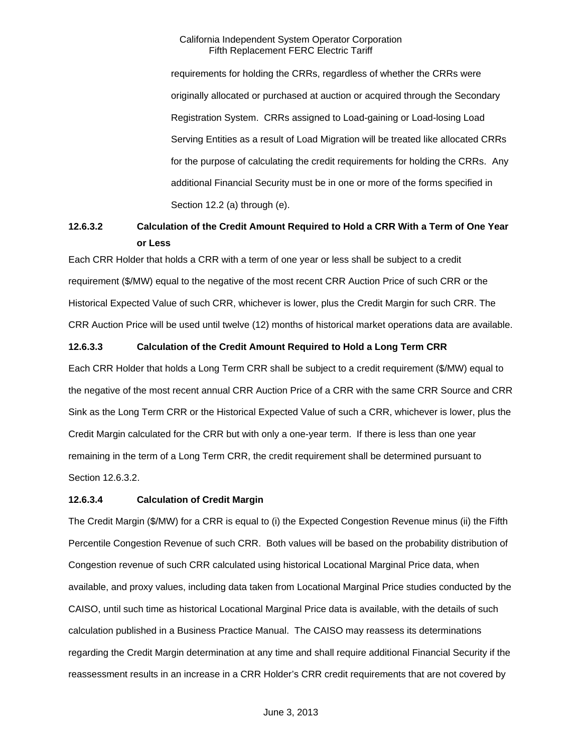requirements for holding the CRRs, regardless of whether the CRRs were originally allocated or purchased at auction or acquired through the Secondary Registration System. CRRs assigned to Load-gaining or Load-losing Load Serving Entities as a result of Load Migration will be treated like allocated CRRs for the purpose of calculating the credit requirements for holding the CRRs. Any additional Financial Security must be in one or more of the forms specified in Section 12.2 (a) through (e).

**12.6.3.2 Calculation of the Credit Amount Required to Hold a CRR With a Term of One Year or Less**

Each CRR Holder that holds a CRR with a term of one year or less shall be subject to a credit requirement ($/MW) equal to the negative of the most recent CRR Auction Price of such CRR or the Historical Expected Value of such CRR, whichever is lower, plus the Credit Margin for such CRR. The CRR Auction Price will be used until twelve (12) months of historical market operations data are available.

**12.6.3.3 Calculation of the Credit Amount Required to Hold a Long Term CRR**

Each CRR Holder that holds a Long Term CRR shall be subject to a credit requirement ($/MW) equal to the negative of the most recent annual CRR Auction Price of a CRR with the same CRR Source and CRR Sink as the Long Term CRR or the Historical Expected Value of such a CRR, whichever is lower, plus the Credit Margin calculated for the CRR but with only a one-year term. If there is less than one year remaining in the term of a Long Term CRR, the credit requirement shall be determined pursuant to Section 12.6.3.2.

**12.6.3.4 Calculation of Credit Margin**

The Credit Margin ($/MW) for a CRR is equal to (i) the Expected Congestion Revenue minus (ii) the Fifth Percentile Congestion Revenue of such CRR. Both values will be based on the probability distribution of Congestion revenue of such CRR calculated using historical Locational Marginal Price data, when available, and proxy values, including data taken from Locational Marginal Price studies conducted by the CAISO, until such time as historical Locational Marginal Price data is available, with the details of such calculation published in a Business Practice Manual. The CAISO may reassess its determinations regarding the Credit Margin determination at any time and shall require additional Financial Security if the reassessment results in an increase in a CRR Holder's CRR credit requirements that are not covered by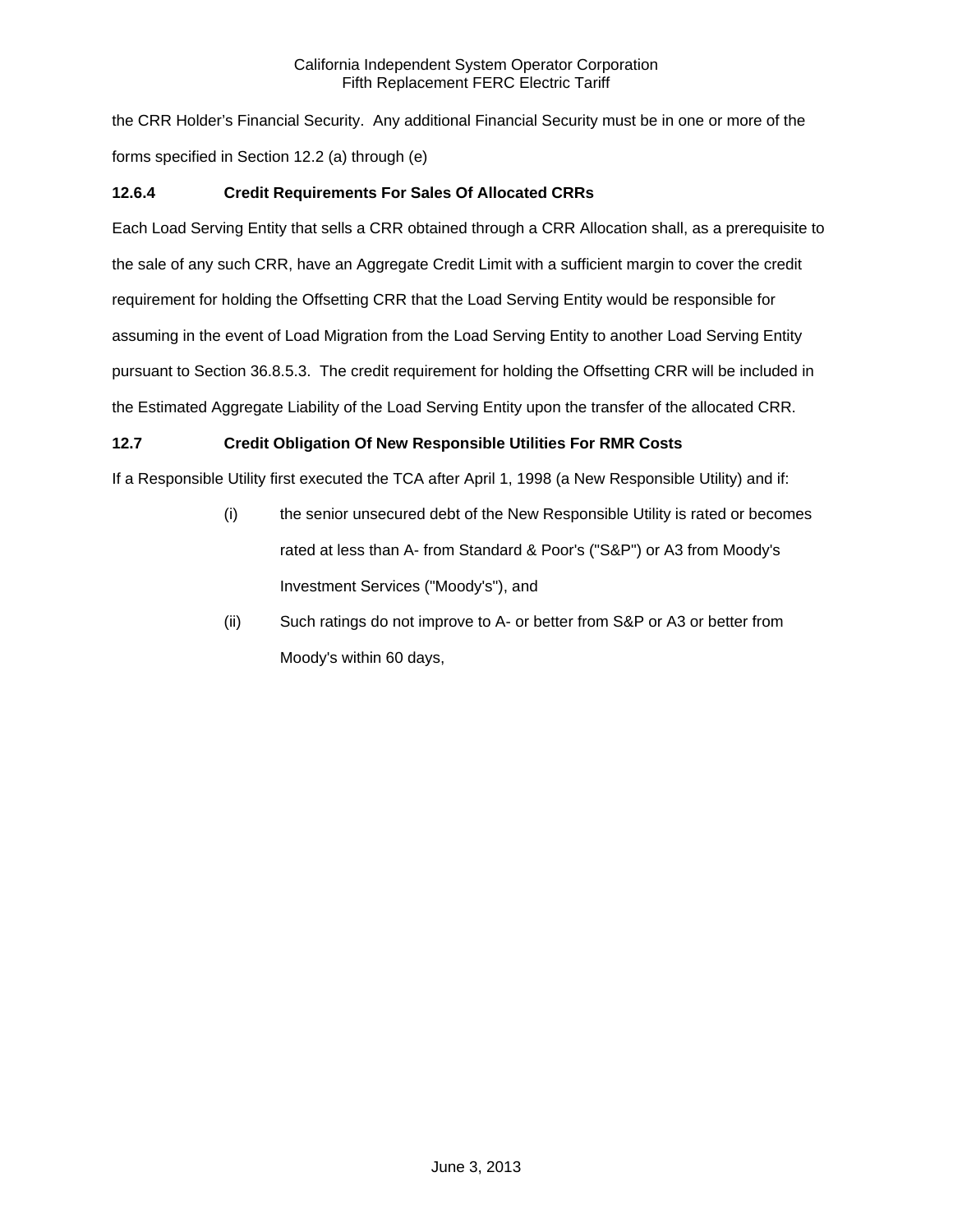the CRR Holder's Financial Security. Any additional Financial Security must be in one or more of the forms specified in Section 12.2 (a) through (e)

### 12.6.4 Credit Requirements For Sales Of Allocated CRRs

Each Load Serving Entity that sells a CRR obtained through a CRR Allocation shall, as a prerequisite to the sale of any such CRR, have an Aggregate Credit Limit with a sufficient margin to cover the credit requirement for holding the Offsetting CRR that the Load Serving Entity would be responsible for assuming in the event of Load Migration from the Load Serving Entity to another Load Serving Entity pursuant to Section 36.8.5.3. The credit requirement for holding the Offsetting CRR will be included in the Estimated Aggregate Liability of the Load Serving Entity upon the transfer of the allocated CRR.

### 12.7 Credit Obligation Of New Responsible Utilities For RMR Costs

If a Responsible Utility first executed the TCA after April 1, 1998 (a New Responsible Utility) and if:

(i) the senior unsecured debt of the New Responsible Utility is rated or becomes rated at less than A- from Standard & Poor's ("S&P") or A3 from Moody's Investment Services ("Moody's"), and

(ii) Such ratings do not improve to A- or better from S&P or A3 or better from Moody's within 60 days,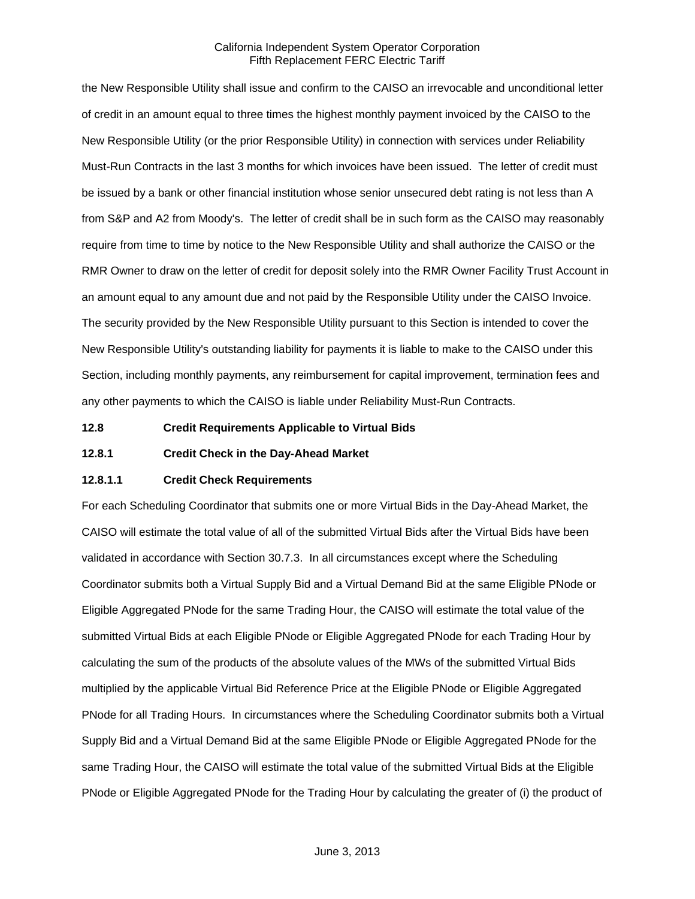the New Responsible Utility shall issue and confirm to the CAISO an irrevocable and unconditional letter of credit in an amount equal to three times the highest monthly payment invoiced by the CAISO to the New Responsible Utility (or the prior Responsible Utility) in connection with services under Reliability Must-Run Contracts in the last 3 months for which invoices have been issued. The letter of credit must be issued by a bank or other financial institution whose senior unsecured debt rating is not less than A from S&P and A2 from Moody's. The letter of credit shall be in such form as the CAISO may reasonably require from time to time by notice to the New Responsible Utility and shall authorize the CAISO or the RMR Owner to draw on the letter of credit for deposit solely into the RMR Owner Facility Trust Account in an amount equal to any amount due and not paid by the Responsible Utility under the CAISO Invoice. The security provided by the New Responsible Utility pursuant to this Section is intended to cover the New Responsible Utility's outstanding liability for payments it is liable to make to the CAISO under this Section, including monthly payments, any reimbursement for capital improvement, termination fees and any other payments to which the CAISO is liable under Reliability Must-Run Contracts.

**12.8 Credit Requirements Applicable to Virtual Bids**

**12.8.1 Credit Check in the Day-Ahead Market**

**12.8.1.1 Credit Check Requirements**

For each Scheduling Coordinator that submits one or more Virtual Bids in the Day-Ahead Market, the CAISO will estimate the total value of all of the submitted Virtual Bids after the Virtual Bids have been validated in accordance with Section 30.7.3. In all circumstances except where the Scheduling Coordinator submits both a Virtual Supply Bid and a Virtual Demand Bid at the same Eligible PNode or Eligible Aggregated PNode for the same Trading Hour, the CAISO will estimate the total value of the submitted Virtual Bids at each Eligible PNode or Eligible Aggregated PNode for each Trading Hour by calculating the sum of the products of the absolute values of the MWs of the submitted Virtual Bids multiplied by the applicable Virtual Bid Reference Price at the Eligible PNode or Eligible Aggregated PNode for all Trading Hours. In circumstances where the Scheduling Coordinator submits both a Virtual Supply Bid and a Virtual Demand Bid at the same Eligible PNode or Eligible Aggregated PNode for the same Trading Hour, the CAISO will estimate the total value of the submitted Virtual Bids at the Eligible PNode or Eligible Aggregated PNode for the Trading Hour by calculating the greater of (i) the product of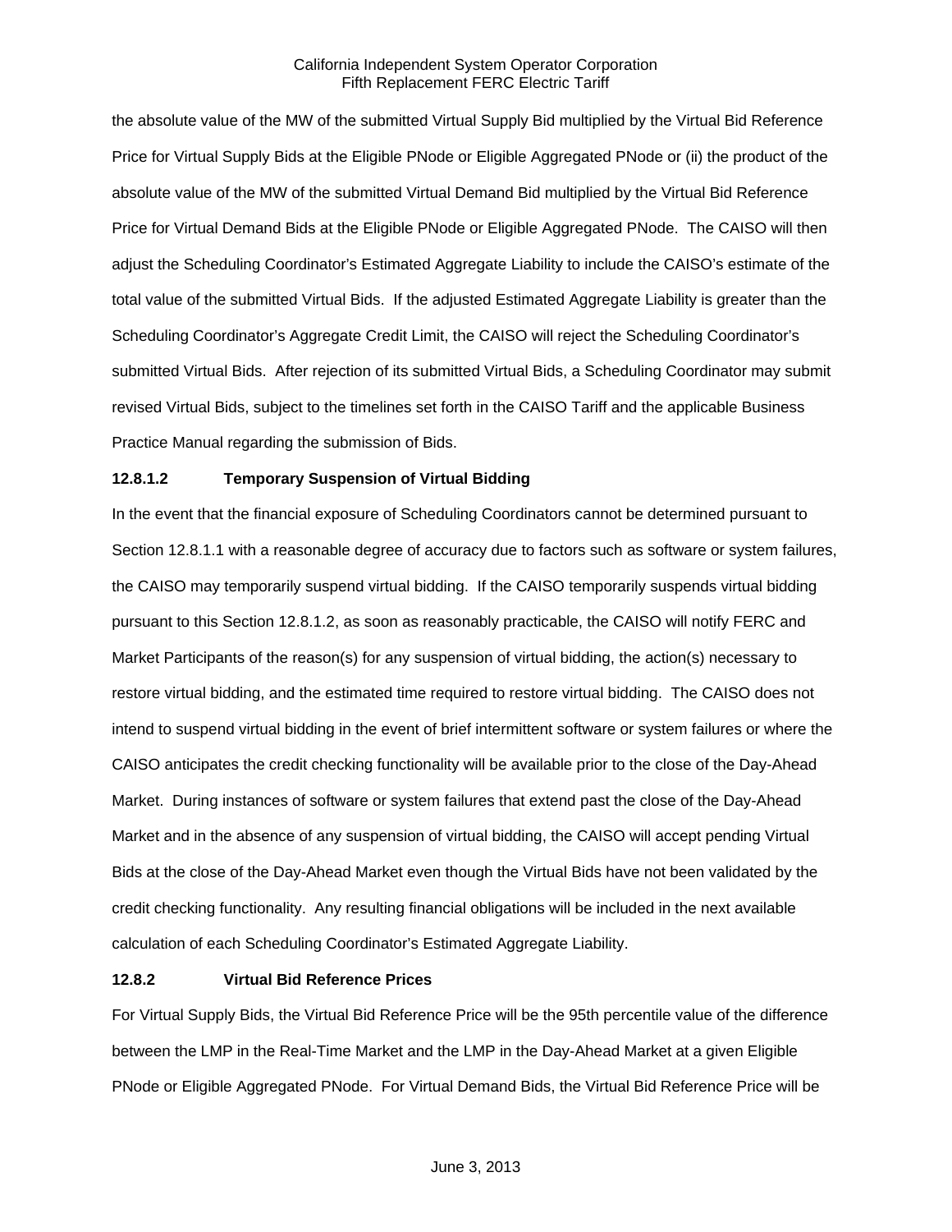the absolute value of the MW of the submitted Virtual Supply Bid multiplied by the Virtual Bid Reference Price for Virtual Supply Bids at the Eligible PNode or Eligible Aggregated PNode or (ii) the product of the absolute value of the MW of the submitted Virtual Demand Bid multiplied by the Virtual Bid Reference Price for Virtual Demand Bids at the Eligible PNode or Eligible Aggregated PNode. The CAISO will then adjust the Scheduling Coordinator's Estimated Aggregate Liability to include the CAISO's estimate of the total value of the submitted Virtual Bids. If the adjusted Estimated Aggregate Liability is greater than the Scheduling Coordinator's Aggregate Credit Limit, the CAISO will reject the Scheduling Coordinator's submitted Virtual Bids. After rejection of its submitted Virtual Bids, a Scheduling Coordinator may submit revised Virtual Bids, subject to the timelines set forth in the CAISO Tariff and the applicable Business Practice Manual regarding the submission of Bids.

**12.8.1.2 Temporary Suspension of Virtual Bidding**

In the event that the financial exposure of Scheduling Coordinators cannot be determined pursuant to Section 12.8.1.1 with a reasonable degree of accuracy due to factors such as software or system failures, the CAISO may temporarily suspend virtual bidding. If the CAISO temporarily suspends virtual bidding pursuant to this Section 12.8.1.2, as soon as reasonably practicable, the CAISO will notify FERC and Market Participants of the reason(s) for any suspension of virtual bidding, the action(s) necessary to restore virtual bidding, and the estimated time required to restore virtual bidding. The CAISO does not intend to suspend virtual bidding in the event of brief intermittent software or system failures or where the CAISO anticipates the credit checking functionality will be available prior to the close of the Day-Ahead Market. During instances of software or system failures that extend past the close of the Day-Ahead Market and in the absence of any suspension of virtual bidding, the CAISO will accept pending Virtual Bids at the close of the Day-Ahead Market even though the Virtual Bids have not been validated by the credit checking functionality. Any resulting financial obligations will be included in the next available calculation of each Scheduling Coordinator's Estimated Aggregate Liability.

**12.8.2 Virtual Bid Reference Prices**

For Virtual Supply Bids, the Virtual Bid Reference Price will be the 95th percentile value of the difference between the LMP in the Real-Time Market and the LMP in the Day-Ahead Market at a given Eligible PNode or Eligible Aggregated PNode. For Virtual Demand Bids, the Virtual Bid Reference Price will be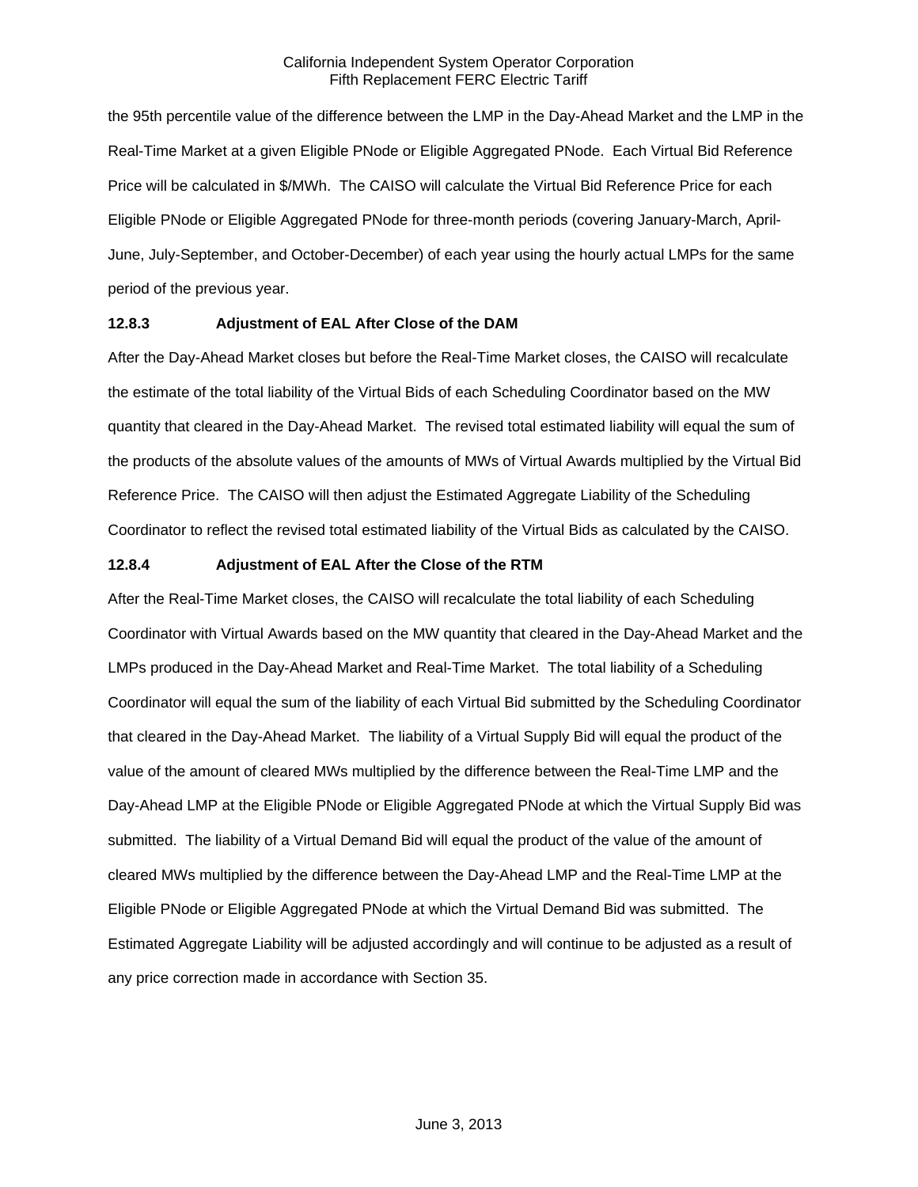the 95th percentile value of the difference between the LMP in the Day-Ahead Market and the LMP in the Real-Time Market at a given Eligible PNode or Eligible Aggregated PNode. Each Virtual Bid Reference Price will be calculated in $/MWh. The CAISO will calculate the Virtual Bid Reference Price for each Eligible PNode or Eligible Aggregated PNode for three-month periods (covering January-March, April-June, July-September, and October-December) of each year using the hourly actual LMPs for the same period of the previous year.

### 12.8.3 Adjustment of EAL After Close of the DAM

After the Day-Ahead Market closes but before the Real-Time Market closes, the CAISO will recalculate the estimate of the total liability of the Virtual Bids of each Scheduling Coordinator based on the MW quantity that cleared in the Day-Ahead Market. The revised total estimated liability will equal the sum of the products of the absolute values of the amounts of MWs of Virtual Awards multiplied by the Virtual Bid Reference Price. The CAISO will then adjust the Estimated Aggregate Liability of the Scheduling Coordinator to reflect the revised total estimated liability of the Virtual Bids as calculated by the CAISO.

### 12.8.4 Adjustment of EAL After the Close of the RTM

After the Real-Time Market closes, the CAISO will recalculate the total liability of each Scheduling Coordinator with Virtual Awards based on the MW quantity that cleared in the Day-Ahead Market and the LMPs produced in the Day-Ahead Market and Real-Time Market. The total liability of a Scheduling Coordinator will equal the sum of the liability of each Virtual Bid submitted by the Scheduling Coordinator that cleared in the Day-Ahead Market. The liability of a Virtual Supply Bid will equal the product of the value of the amount of cleared MWs multiplied by the difference between the Real-Time LMP and the Day-Ahead LMP at the Eligible PNode or Eligible Aggregated PNode at which the Virtual Supply Bid was submitted. The liability of a Virtual Demand Bid will equal the product of the value of the amount of cleared MWs multiplied by the difference between the Day-Ahead LMP and the Real-Time LMP at the Eligible PNode or Eligible Aggregated PNode at which the Virtual Demand Bid was submitted. The Estimated Aggregate Liability will be adjusted accordingly and will continue to be adjusted as a result of any price correction made in accordance with Section 35.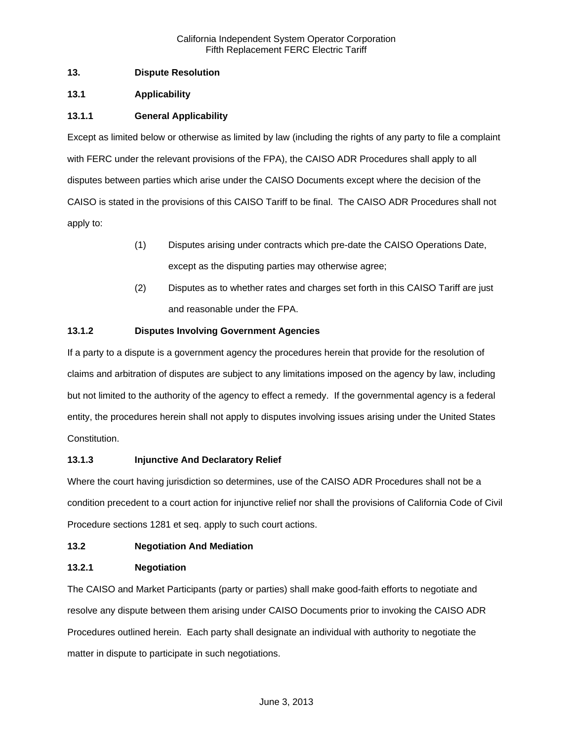### 13. Dispute Resolution

### 13.1 Applicability

### 13.1.1 General Applicability

Except as limited below or otherwise as limited by law (including the rights of any party to file a complaint with FERC under the relevant provisions of the FPA), the CAISO ADR Procedures shall apply to all disputes between parties which arise under the CAISO Documents except where the decision of the CAISO is stated in the provisions of this CAISO Tariff to be final. The CAISO ADR Procedures shall not apply to:

(1) Disputes arising under contracts which pre-date the CAISO Operations Date, except as the disputing parties may otherwise agree;

(2) Disputes as to whether rates and charges set forth in this CAISO Tariff are just and reasonable under the FPA.

### 13.1.2 Disputes Involving Government Agencies

If a party to a dispute is a government agency the procedures herein that provide for the resolution of claims and arbitration of disputes are subject to any limitations imposed on the agency by law, including but not limited to the authority of the agency to effect a remedy. If the governmental agency is a federal entity, the procedures herein shall not apply to disputes involving issues arising under the United States Constitution.

### 13.1.3 Injunctive And Declaratory Relief

Where the court having jurisdiction so determines, use of the CAISO ADR Procedures shall not be a condition precedent to a court action for injunctive relief nor shall the provisions of California Code of Civil Procedure sections 1281 et seq. apply to such court actions.

### 13.2 Negotiation And Mediation

### 13.2.1 Negotiation

The CAISO and Market Participants (party or parties) shall make good-faith efforts to negotiate and resolve any dispute between them arising under CAISO Documents prior to invoking the CAISO ADR Procedures outlined herein. Each party shall designate an individual with authority to negotiate the matter in dispute to participate in such negotiations.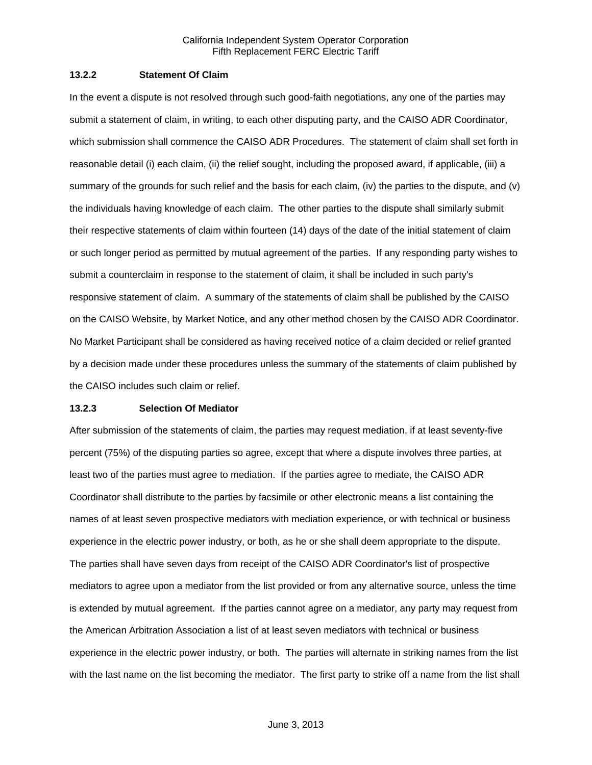### 13.2.2 Statement Of Claim

In the event a dispute is not resolved through such good-faith negotiations, any one of the parties may submit a statement of claim, in writing, to each other disputing party, and the CAISO ADR Coordinator, which submission shall commence the CAISO ADR Procedures. The statement of claim shall set forth in reasonable detail (i) each claim, (ii) the relief sought, including the proposed award, if applicable, (iii) a summary of the grounds for such relief and the basis for each claim, (iv) the parties to the dispute, and (v) the individuals having knowledge of each claim. The other parties to the dispute shall similarly submit their respective statements of claim within fourteen (14) days of the date of the initial statement of claim or such longer period as permitted by mutual agreement of the parties. If any responding party wishes to submit a counterclaim in response to the statement of claim, it shall be included in such party's responsive statement of claim. A summary of the statements of claim shall be published by the CAISO on the CAISO Website, by Market Notice, and any other method chosen by the CAISO ADR Coordinator. No Market Participant shall be considered as having received notice of a claim decided or relief granted by a decision made under these procedures unless the summary of the statements of claim published by the CAISO includes such claim or relief.

### 13.2.3 Selection Of Mediator

After submission of the statements of claim, the parties may request mediation, if at least seventy-five percent (75%) of the disputing parties so agree, except that where a dispute involves three parties, at least two of the parties must agree to mediation. If the parties agree to mediate, the CAISO ADR Coordinator shall distribute to the parties by facsimile or other electronic means a list containing the names of at least seven prospective mediators with mediation experience, or with technical or business experience in the electric power industry, or both, as he or she shall deem appropriate to the dispute. The parties shall have seven days from receipt of the CAISO ADR Coordinator's list of prospective mediators to agree upon a mediator from the list provided or from any alternative source, unless the time is extended by mutual agreement. If the parties cannot agree on a mediator, any party may request from the American Arbitration Association a list of at least seven mediators with technical or business experience in the electric power industry, or both. The parties will alternate in striking names from the list with the last name on the list becoming the mediator. The first party to strike off a name from the list shall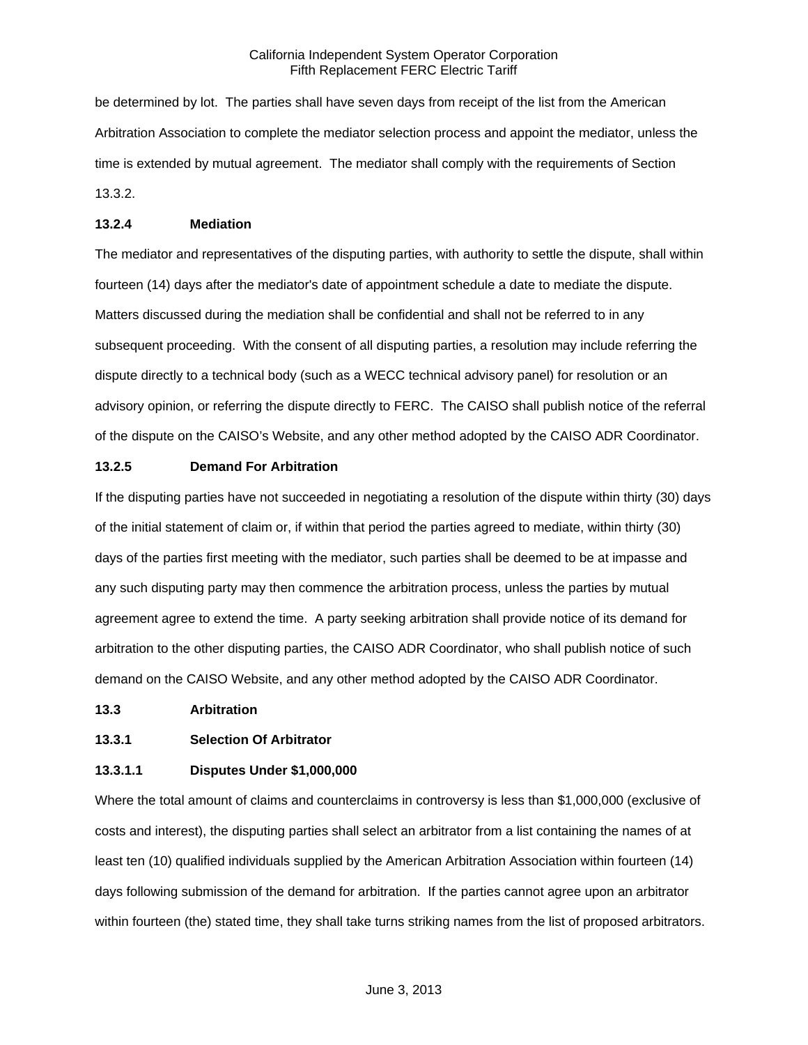be determined by lot. The parties shall have seven days from receipt of the list from the American Arbitration Association to complete the mediator selection process and appoint the mediator, unless the time is extended by mutual agreement. The mediator shall comply with the requirements of Section 13.3.2.

**13.2.4 Mediation**

The mediator and representatives of the disputing parties, with authority to settle the dispute, shall within fourteen (14) days after the mediator's date of appointment schedule a date to mediate the dispute. Matters discussed during the mediation shall be confidential and shall not be referred to in any subsequent proceeding. With the consent of all disputing parties, a resolution may include referring the dispute directly to a technical body (such as a WECC technical advisory panel) for resolution or an advisory opinion, or referring the dispute directly to FERC. The CAISO shall publish notice of the referral of the dispute on the CAISO's Website, and any other method adopted by the CAISO ADR Coordinator.

**13.2.5 Demand For Arbitration**

If the disputing parties have not succeeded in negotiating a resolution of the dispute within thirty (30) days of the initial statement of claim or, if within that period the parties agreed to mediate, within thirty (30) days of the parties first meeting with the mediator, such parties shall be deemed to be at impasse and any such disputing party may then commence the arbitration process, unless the parties by mutual agreement agree to extend the time. A party seeking arbitration shall provide notice of its demand for arbitration to the other disputing parties, the CAISO ADR Coordinator, who shall publish notice of such demand on the CAISO Website, and any other method adopted by the CAISO ADR Coordinator.

**13.3 Arbitration**

**13.3.1 Selection Of Arbitrator**

**13.3.1.1 Disputes Under $1,000,000**

Where the total amount of claims and counterclaims in controversy is less than $1,000,000 (exclusive of costs and interest), the disputing parties shall select an arbitrator from a list containing the names of at least ten (10) qualified individuals supplied by the American Arbitration Association within fourteen (14) days following submission of the demand for arbitration. If the parties cannot agree upon an arbitrator within fourteen (the) stated time, they shall take turns striking names from the list of proposed arbitrators.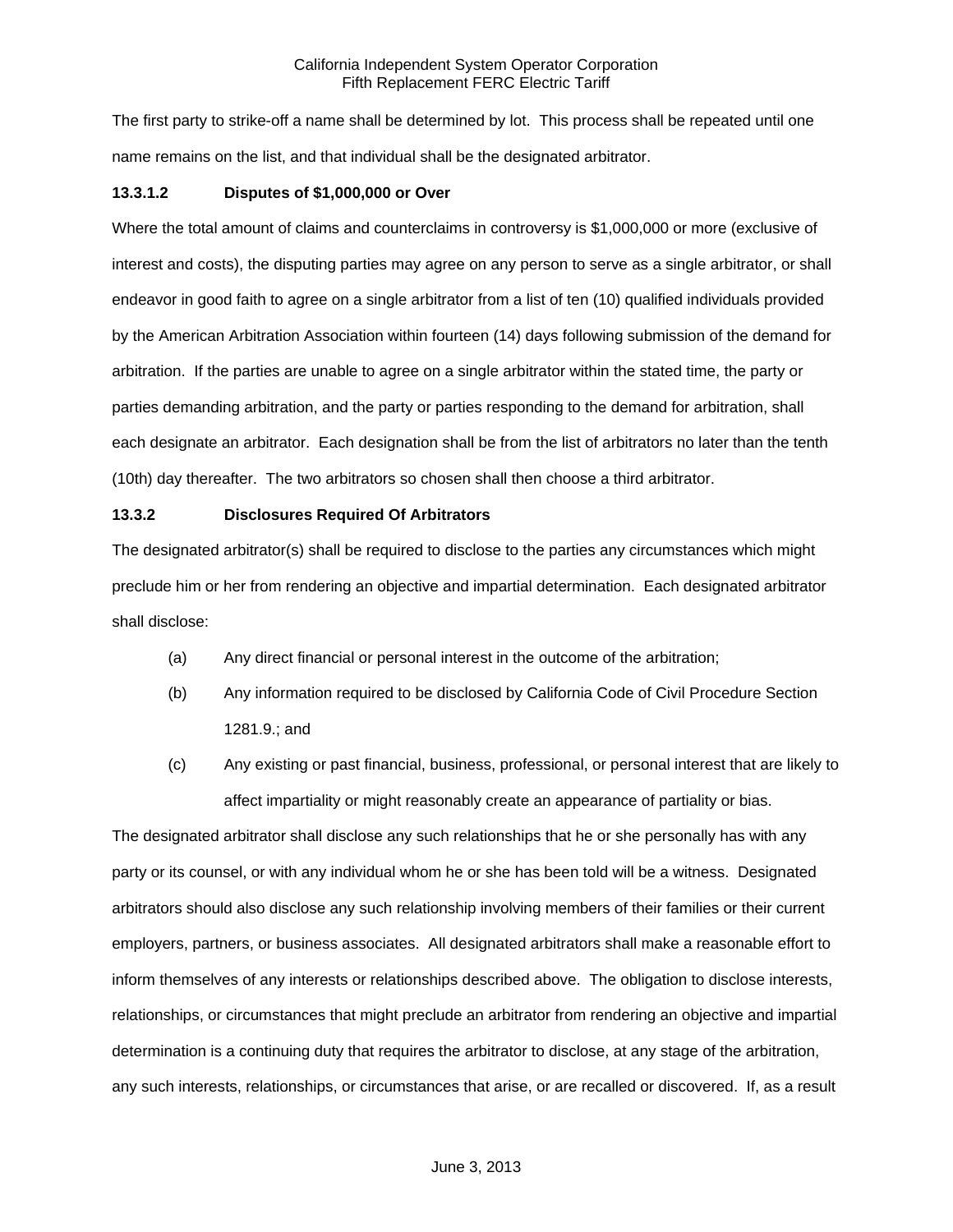The first party to strike-off a name shall be determined by lot. This process shall be repeated until one name remains on the list, and that individual shall be the designated arbitrator.

#### 13.3.1.2 Disputes of $1,000,000 or Over

Where the total amount of claims and counterclaims in controversy is $1,000,000 or more (exclusive of interest and costs), the disputing parties may agree on any person to serve as a single arbitrator, or shall endeavor in good faith to agree on a single arbitrator from a list of ten (10) qualified individuals provided by the American Arbitration Association within fourteen (14) days following submission of the demand for arbitration. If the parties are unable to agree on a single arbitrator within the stated time, the party or parties demanding arbitration, and the party or parties responding to the demand for arbitration, shall each designate an arbitrator. Each designation shall be from the list of arbitrators no later than the tenth (10th) day thereafter. The two arbitrators so chosen shall then choose a third arbitrator.

### 13.3.2 Disclosures Required Of Arbitrators

The designated arbitrator(s) shall be required to disclose to the parties any circumstances which might preclude him or her from rendering an objective and impartial determination. Each designated arbitrator shall disclose:

(a) Any direct financial or personal interest in the outcome of the arbitration;

(b) Any information required to be disclosed by California Code of Civil Procedure Section 1281.9.; and

(c) Any existing or past financial, business, professional, or personal interest that are likely to affect impartiality or might reasonably create an appearance of partiality or bias.

The designated arbitrator shall disclose any such relationships that he or she personally has with any party or its counsel, or with any individual whom he or she has been told will be a witness. Designated arbitrators should also disclose any such relationship involving members of their families or their current employers, partners, or business associates. All designated arbitrators shall make a reasonable effort to inform themselves of any interests or relationships described above. The obligation to disclose interests, relationships, or circumstances that might preclude an arbitrator from rendering an objective and impartial determination is a continuing duty that requires the arbitrator to disclose, at any stage of the arbitration, any such interests, relationships, or circumstances that arise, or are recalled or discovered. If, as a result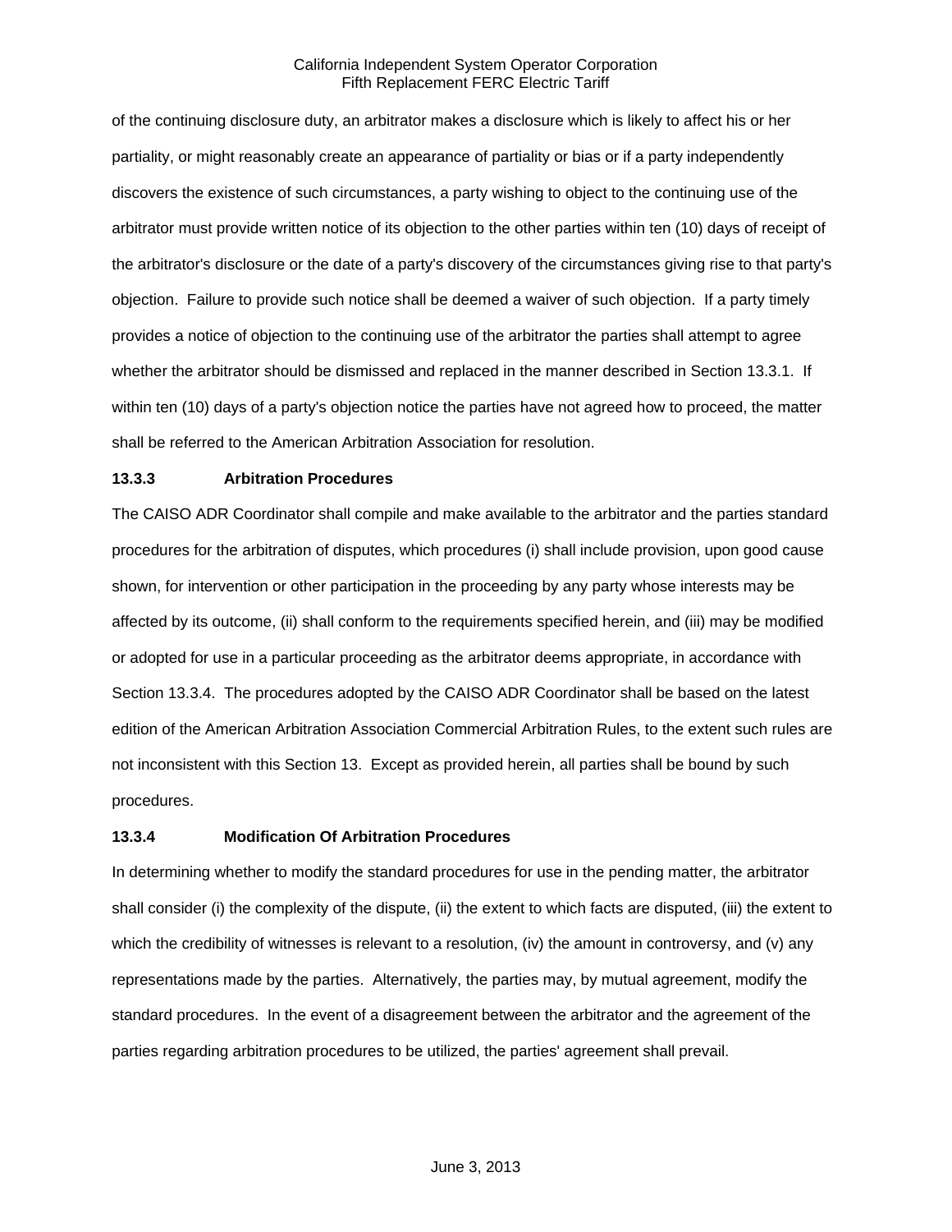of the continuing disclosure duty, an arbitrator makes a disclosure which is likely to affect his or her partiality, or might reasonably create an appearance of partiality or bias or if a party independently discovers the existence of such circumstances, a party wishing to object to the continuing use of the arbitrator must provide written notice of its objection to the other parties within ten (10) days of receipt of the arbitrator's disclosure or the date of a party's discovery of the circumstances giving rise to that party's objection. Failure to provide such notice shall be deemed a waiver of such objection. If a party timely provides a notice of objection to the continuing use of the arbitrator the parties shall attempt to agree whether the arbitrator should be dismissed and replaced in the manner described in Section 13.3.1. If within ten (10) days of a party's objection notice the parties have not agreed how to proceed, the matter shall be referred to the American Arbitration Association for resolution.

### 13.3.3 Arbitration Procedures

The CAISO ADR Coordinator shall compile and make available to the arbitrator and the parties standard procedures for the arbitration of disputes, which procedures (i) shall include provision, upon good cause shown, for intervention or other participation in the proceeding by any party whose interests may be affected by its outcome, (ii) shall conform to the requirements specified herein, and (iii) may be modified or adopted for use in a particular proceeding as the arbitrator deems appropriate, in accordance with Section 13.3.4. The procedures adopted by the CAISO ADR Coordinator shall be based on the latest edition of the American Arbitration Association Commercial Arbitration Rules, to the extent such rules are not inconsistent with this Section 13. Except as provided herein, all parties shall be bound by such procedures.

### 13.3.4 Modification Of Arbitration Procedures

In determining whether to modify the standard procedures for use in the pending matter, the arbitrator shall consider (i) the complexity of the dispute, (ii) the extent to which facts are disputed, (iii) the extent to which the credibility of witnesses is relevant to a resolution, (iv) the amount in controversy, and (v) any representations made by the parties. Alternatively, the parties may, by mutual agreement, modify the standard procedures. In the event of a disagreement between the arbitrator and the agreement of the parties regarding arbitration procedures to be utilized, the parties' agreement shall prevail.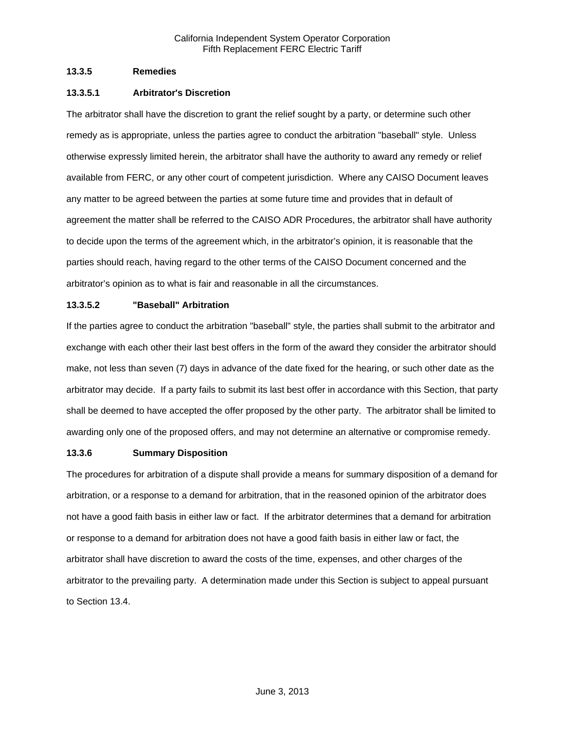### 13.3.5 Remedies

#### 13.3.5.1 Arbitrator's Discretion

The arbitrator shall have the discretion to grant the relief sought by a party, or determine such other remedy as is appropriate, unless the parties agree to conduct the arbitration "baseball" style. Unless otherwise expressly limited herein, the arbitrator shall have the authority to award any remedy or relief available from FERC, or any other court of competent jurisdiction. Where any CAISO Document leaves any matter to be agreed between the parties at some future time and provides that in default of agreement the matter shall be referred to the CAISO ADR Procedures, the arbitrator shall have authority to decide upon the terms of the agreement which, in the arbitrator's opinion, it is reasonable that the parties should reach, having regard to the other terms of the CAISO Document concerned and the arbitrator's opinion as to what is fair and reasonable in all the circumstances.

#### 13.3.5.2 "Baseball" Arbitration

If the parties agree to conduct the arbitration "baseball" style, the parties shall submit to the arbitrator and exchange with each other their last best offers in the form of the award they consider the arbitrator should make, not less than seven (7) days in advance of the date fixed for the hearing, or such other date as the arbitrator may decide. If a party fails to submit its last best offer in accordance with this Section, that party shall be deemed to have accepted the offer proposed by the other party. The arbitrator shall be limited to awarding only one of the proposed offers, and may not determine an alternative or compromise remedy.

### 13.3.6 Summary Disposition

The procedures for arbitration of a dispute shall provide a means for summary disposition of a demand for arbitration, or a response to a demand for arbitration, that in the reasoned opinion of the arbitrator does not have a good faith basis in either law or fact. If the arbitrator determines that a demand for arbitration or response to a demand for arbitration does not have a good faith basis in either law or fact, the arbitrator shall have discretion to award the costs of the time, expenses, and other charges of the arbitrator to the prevailing party. A determination made under this Section is subject to appeal pursuant to Section 13.4.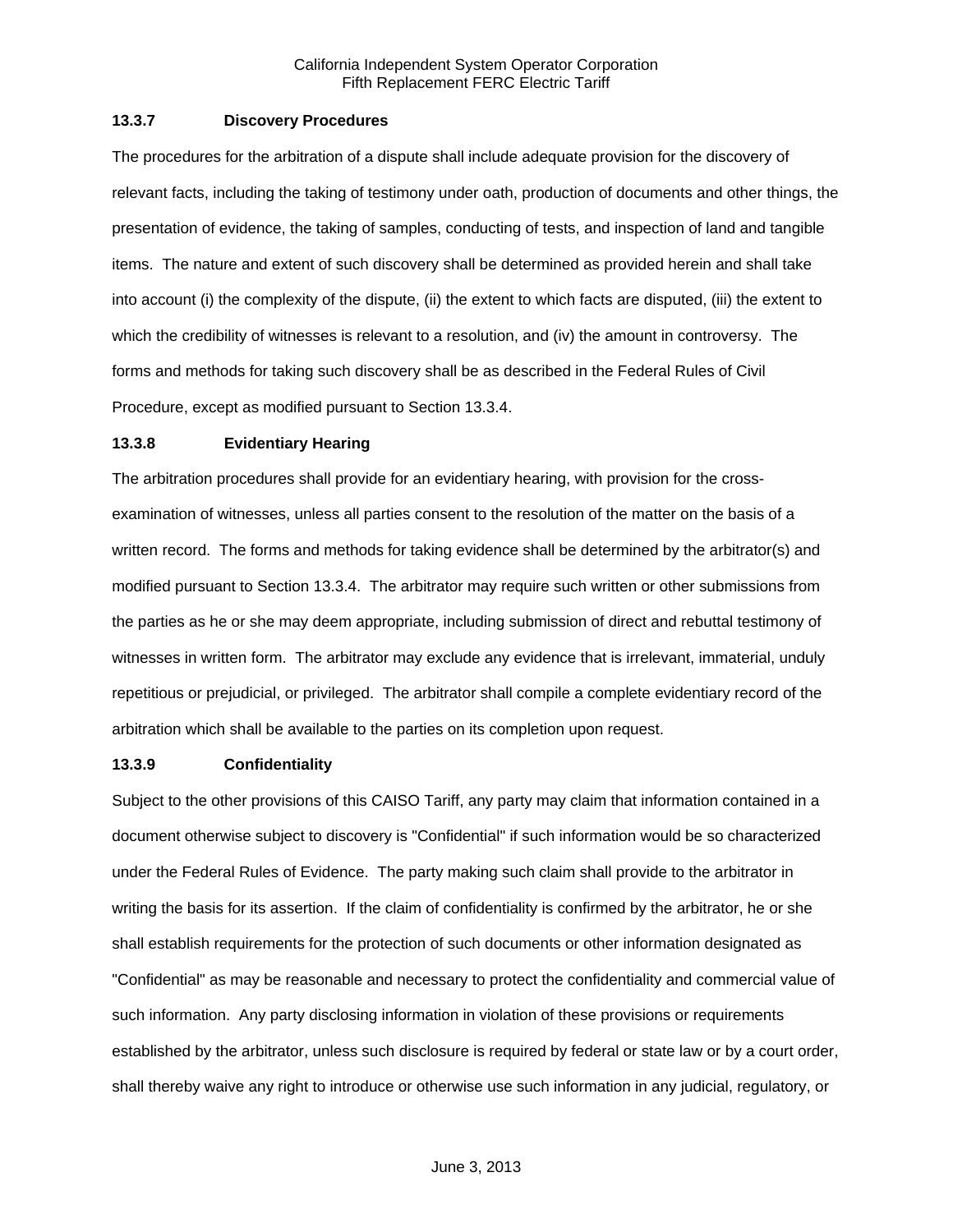#### 13.3.7 Discovery Procedures

The procedures for the arbitration of a dispute shall include adequate provision for the discovery of relevant facts, including the taking of testimony under oath, production of documents and other things, the presentation of evidence, the taking of samples, conducting of tests, and inspection of land and tangible items. The nature and extent of such discovery shall be determined as provided herein and shall take into account (i) the complexity of the dispute, (ii) the extent to which facts are disputed, (iii) the extent to which the credibility of witnesses is relevant to a resolution, and (iv) the amount in controversy. The forms and methods for taking such discovery shall be as described in the Federal Rules of Civil Procedure, except as modified pursuant to Section 13.3.4.

#### 13.3.8 Evidentiary Hearing

The arbitration procedures shall provide for an evidentiary hearing, with provision for the cross-examination of witnesses, unless all parties consent to the resolution of the matter on the basis of a written record. The forms and methods for taking evidence shall be determined by the arbitrator(s) and modified pursuant to Section 13.3.4. The arbitrator may require such written or other submissions from the parties as he or she may deem appropriate, including submission of direct and rebuttal testimony of witnesses in written form. The arbitrator may exclude any evidence that is irrelevant, immaterial, unduly repetitious or prejudicial, or privileged. The arbitrator shall compile a complete evidentiary record of the arbitration which shall be available to the parties on its completion upon request.

#### 13.3.9 Confidentiality

Subject to the other provisions of this CAISO Tariff, any party may claim that information contained in a document otherwise subject to discovery is "Confidential" if such information would be so characterized under the Federal Rules of Evidence. The party making such claim shall provide to the arbitrator in writing the basis for its assertion. If the claim of confidentiality is confirmed by the arbitrator, he or she shall establish requirements for the protection of such documents or other information designated as "Confidential" as may be reasonable and necessary to protect the confidentiality and commercial value of such information. Any party disclosing information in violation of these provisions or requirements established by the arbitrator, unless such disclosure is required by federal or state law or by a court order, shall thereby waive any right to introduce or otherwise use such information in any judicial, regulatory, or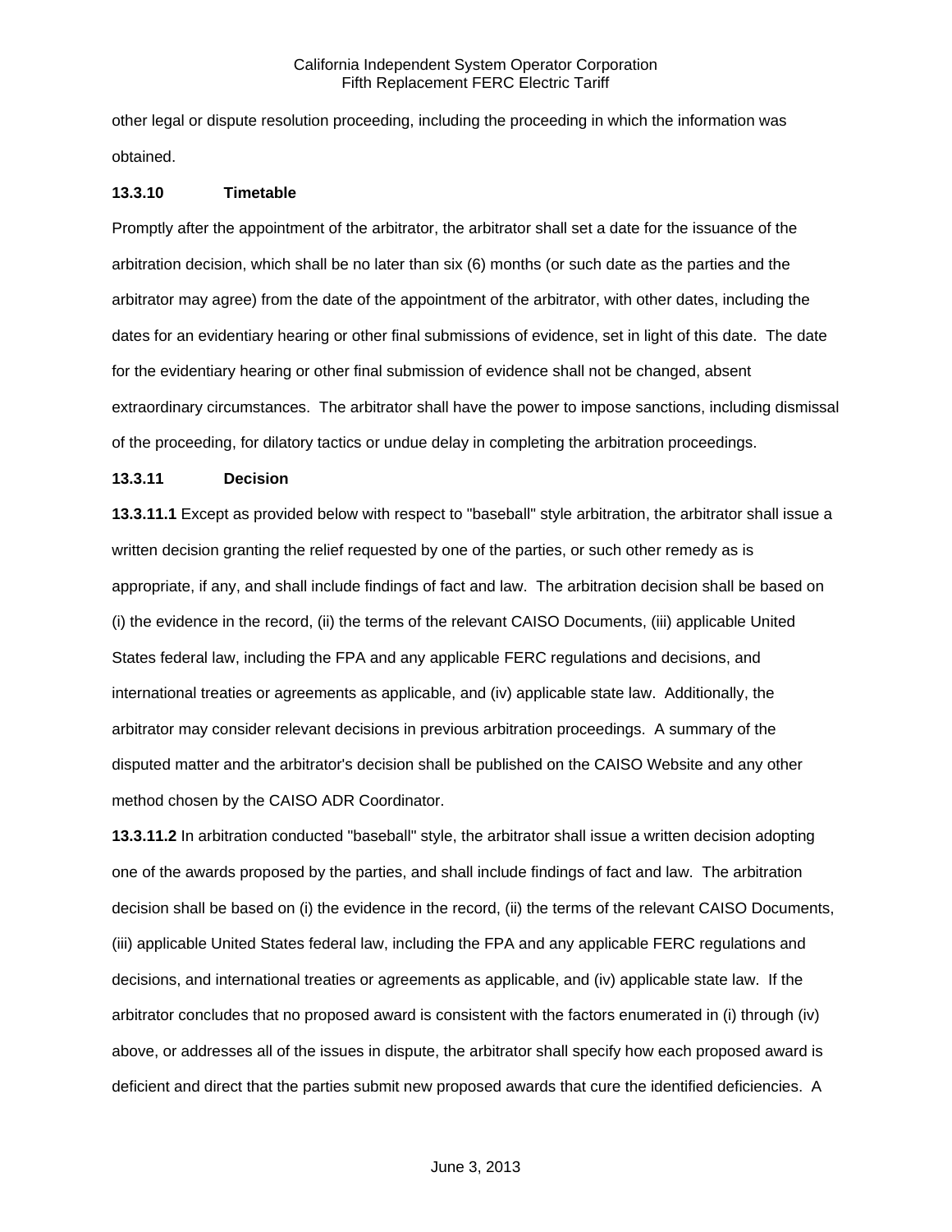other legal or dispute resolution proceeding, including the proceeding in which the information was obtained.

**13.3.10 Timetable**

Promptly after the appointment of the arbitrator, the arbitrator shall set a date for the issuance of the arbitration decision, which shall be no later than six (6) months (or such date as the parties and the arbitrator may agree) from the date of the appointment of the arbitrator, with other dates, including the dates for an evidentiary hearing or other final submissions of evidence, set in light of this date. The date for the evidentiary hearing or other final submission of evidence shall not be changed, absent extraordinary circumstances. The arbitrator shall have the power to impose sanctions, including dismissal of the proceeding, for dilatory tactics or undue delay in completing the arbitration proceedings.

**13.3.11 Decision**

**13.3.11.1** Except as provided below with respect to "baseball" style arbitration, the arbitrator shall issue a written decision granting the relief requested by one of the parties, or such other remedy as is appropriate, if any, and shall include findings of fact and law. The arbitration decision shall be based on (i) the evidence in the record, (ii) the terms of the relevant CAISO Documents, (iii) applicable United States federal law, including the FPA and any applicable FERC regulations and decisions, and international treaties or agreements as applicable, and (iv) applicable state law. Additionally, the arbitrator may consider relevant decisions in previous arbitration proceedings. A summary of the disputed matter and the arbitrator's decision shall be published on the CAISO Website and any other method chosen by the CAISO ADR Coordinator.

**13.3.11.2** In arbitration conducted "baseball" style, the arbitrator shall issue a written decision adopting one of the awards proposed by the parties, and shall include findings of fact and law. The arbitration decision shall be based on (i) the evidence in the record, (ii) the terms of the relevant CAISO Documents, (iii) applicable United States federal law, including the FPA and any applicable FERC regulations and decisions, and international treaties or agreements as applicable, and (iv) applicable state law. If the arbitrator concludes that no proposed award is consistent with the factors enumerated in (i) through (iv) above, or addresses all of the issues in dispute, the arbitrator shall specify how each proposed award is deficient and direct that the parties submit new proposed awards that cure the identified deficiencies. A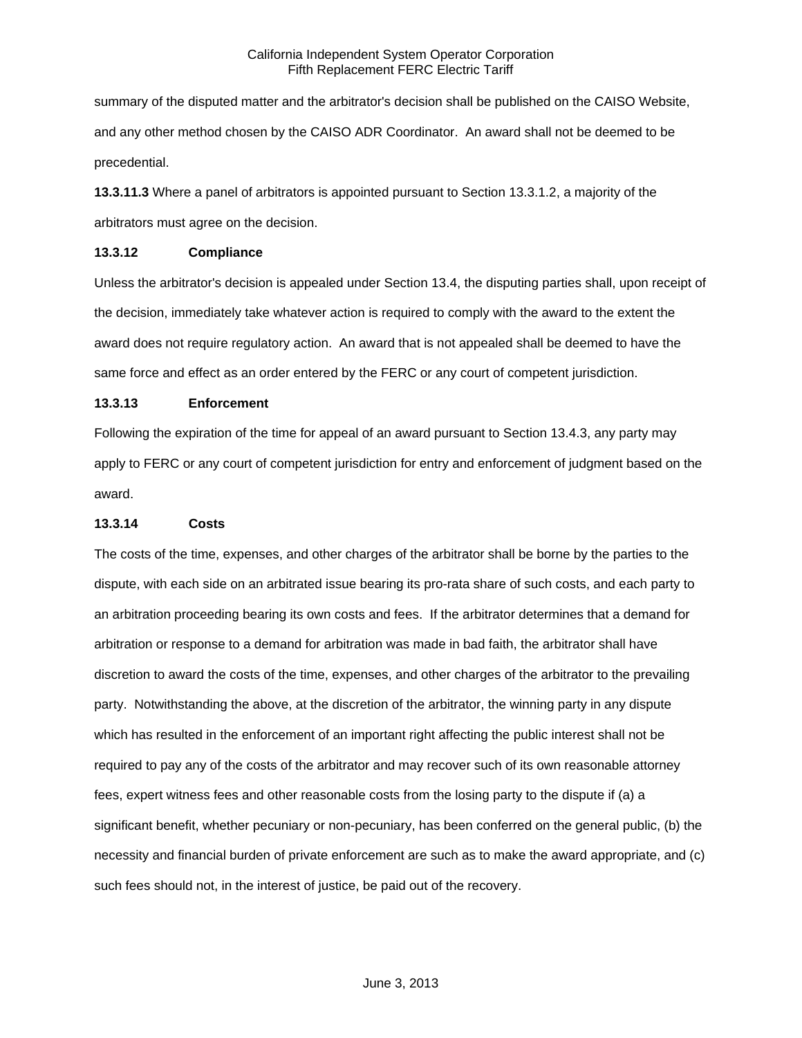summary of the disputed matter and the arbitrator's decision shall be published on the CAISO Website, and any other method chosen by the CAISO ADR Coordinator. An award shall not be deemed to be precedential.

**13.3.11.3** Where a panel of arbitrators is appointed pursuant to Section 13.3.1.2, a majority of the arbitrators must agree on the decision.

**13.3.12 Compliance**

Unless the arbitrator's decision is appealed under Section 13.4, the disputing parties shall, upon receipt of the decision, immediately take whatever action is required to comply with the award to the extent the award does not require regulatory action. An award that is not appealed shall be deemed to have the same force and effect as an order entered by the FERC or any court of competent jurisdiction.

**13.3.13 Enforcement**

Following the expiration of the time for appeal of an award pursuant to Section 13.4.3, any party may apply to FERC or any court of competent jurisdiction for entry and enforcement of judgment based on the award.

**13.3.14 Costs**

The costs of the time, expenses, and other charges of the arbitrator shall be borne by the parties to the dispute, with each side on an arbitrated issue bearing its pro-rata share of such costs, and each party to an arbitration proceeding bearing its own costs and fees. If the arbitrator determines that a demand for arbitration or response to a demand for arbitration was made in bad faith, the arbitrator shall have discretion to award the costs of the time, expenses, and other charges of the arbitrator to the prevailing party. Notwithstanding the above, at the discretion of the arbitrator, the winning party in any dispute which has resulted in the enforcement of an important right affecting the public interest shall not be required to pay any of the costs of the arbitrator and may recover such of its own reasonable attorney fees, expert witness fees and other reasonable costs from the losing party to the dispute if (a) a significant benefit, whether pecuniary or non-pecuniary, has been conferred on the general public, (b) the necessity and financial burden of private enforcement are such as to make the award appropriate, and (c) such fees should not, in the interest of justice, be paid out of the recovery.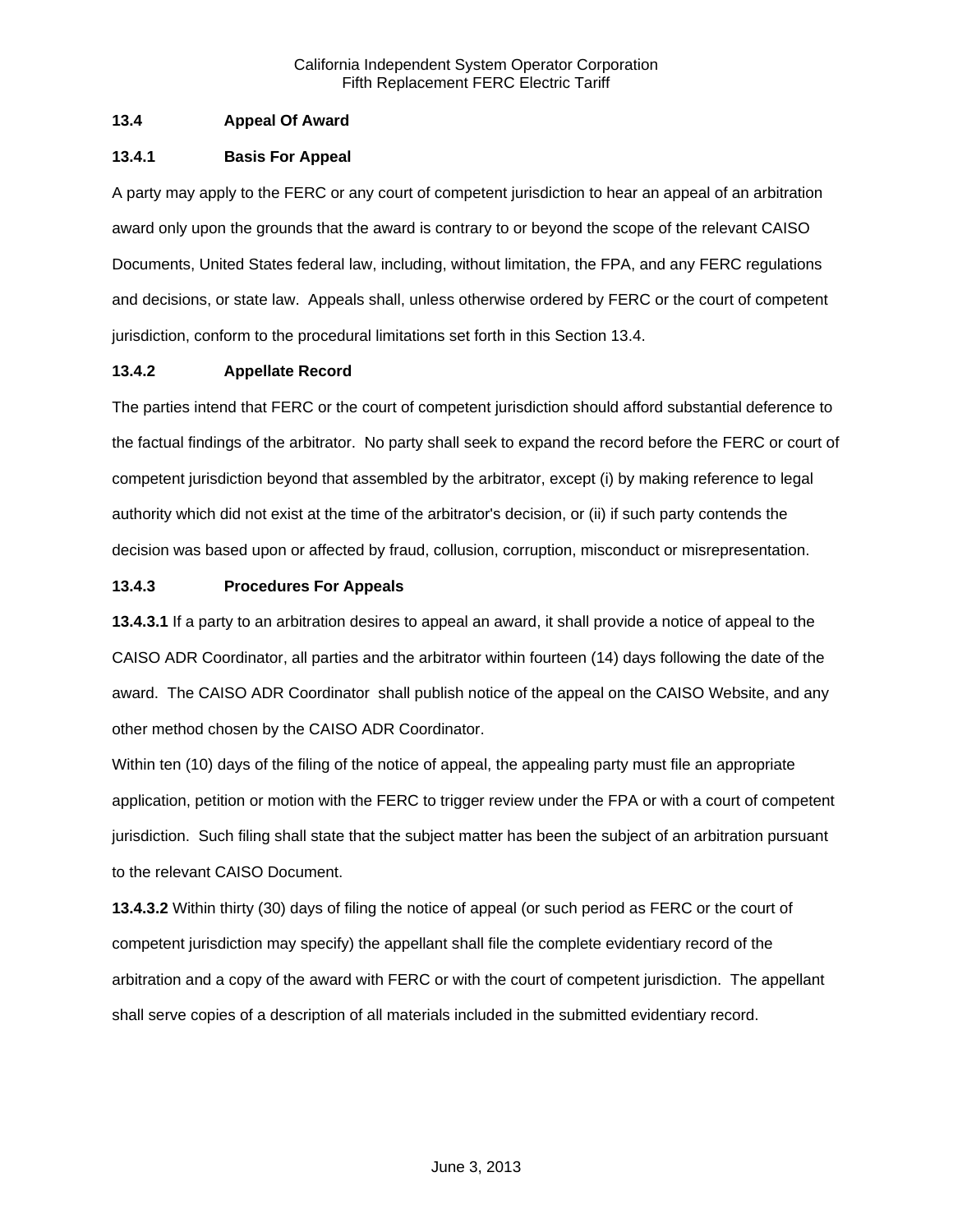### 13.4 Appeal Of Award

#### 13.4.1 Basis For Appeal

A party may apply to the FERC or any court of competent jurisdiction to hear an appeal of an arbitration award only upon the grounds that the award is contrary to or beyond the scope of the relevant CAISO Documents, United States federal law, including, without limitation, the FPA, and any FERC regulations and decisions, or state law. Appeals shall, unless otherwise ordered by FERC or the court of competent jurisdiction, conform to the procedural limitations set forth in this Section 13.4.

#### 13.4.2 Appellate Record

The parties intend that FERC or the court of competent jurisdiction should afford substantial deference to the factual findings of the arbitrator. No party shall seek to expand the record before the FERC or court of competent jurisdiction beyond that assembled by the arbitrator, except (i) by making reference to legal authority which did not exist at the time of the arbitrator's decision, or (ii) if such party contends the decision was based upon or affected by fraud, collusion, corruption, misconduct or misrepresentation.

#### 13.4.3 Procedures For Appeals

**13.4.3.1** If a party to an arbitration desires to appeal an award, it shall provide a notice of appeal to the CAISO ADR Coordinator, all parties and the arbitrator within fourteen (14) days following the date of the award. The CAISO ADR Coordinator shall publish notice of the appeal on the CAISO Website, and any other method chosen by the CAISO ADR Coordinator.

Within ten (10) days of the filing of the notice of appeal, the appealing party must file an appropriate application, petition or motion with the FERC to trigger review under the FPA or with a court of competent jurisdiction. Such filing shall state that the subject matter has been the subject of an arbitration pursuant to the relevant CAISO Document.

**13.4.3.2** Within thirty (30) days of filing the notice of appeal (or such period as FERC or the court of competent jurisdiction may specify) the appellant shall file the complete evidentiary record of the arbitration and a copy of the award with FERC or with the court of competent jurisdiction. The appellant shall serve copies of a description of all materials included in the submitted evidentiary record.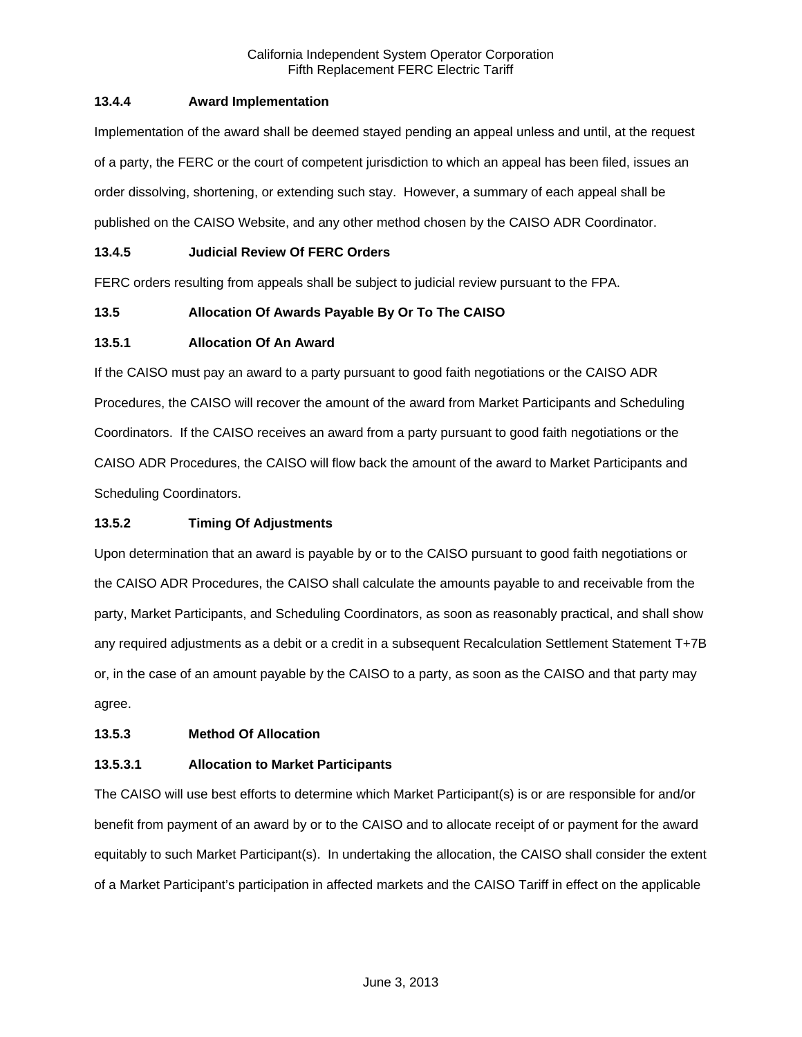### 13.4.4 Award Implementation

Implementation of the award shall be deemed stayed pending an appeal unless and until, at the request of a party, the FERC or the court of competent jurisdiction to which an appeal has been filed, issues an order dissolving, shortening, or extending such stay. However, a summary of each appeal shall be published on the CAISO Website, and any other method chosen by the CAISO ADR Coordinator.

### 13.4.5 Judicial Review Of FERC Orders

FERC orders resulting from appeals shall be subject to judicial review pursuant to the FPA.

## 13.5 Allocation Of Awards Payable By Or To The CAISO

### 13.5.1 Allocation Of An Award

If the CAISO must pay an award to a party pursuant to good faith negotiations or the CAISO ADR Procedures, the CAISO will recover the amount of the award from Market Participants and Scheduling Coordinators. If the CAISO receives an award from a party pursuant to good faith negotiations or the CAISO ADR Procedures, the CAISO will flow back the amount of the award to Market Participants and Scheduling Coordinators.

### 13.5.2 Timing Of Adjustments

Upon determination that an award is payable by or to the CAISO pursuant to good faith negotiations or the CAISO ADR Procedures, the CAISO shall calculate the amounts payable to and receivable from the party, Market Participants, and Scheduling Coordinators, as soon as reasonably practical, and shall show any required adjustments as a debit or a credit in a subsequent Recalculation Settlement Statement T+7B or, in the case of an amount payable by the CAISO to a party, as soon as the CAISO and that party may agree.

### 13.5.3 Method Of Allocation

#### 13.5.3.1 Allocation to Market Participants

The CAISO will use best efforts to determine which Market Participant(s) is or are responsible for and/or benefit from payment of an award by or to the CAISO and to allocate receipt of or payment for the award equitably to such Market Participant(s). In undertaking the allocation, the CAISO shall consider the extent of a Market Participant's participation in affected markets and the CAISO Tariff in effect on the applicable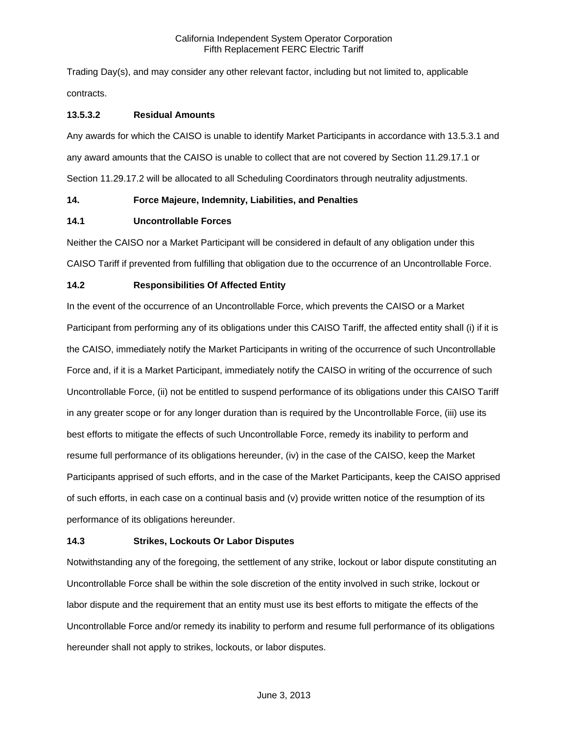Trading Day(s), and may consider any other relevant factor, including but not limited to, applicable contracts.

### 13.5.3.2 Residual Amounts

Any awards for which the CAISO is unable to identify Market Participants in accordance with 13.5.3.1 and any award amounts that the CAISO is unable to collect that are not covered by Section 11.29.17.1 or Section 11.29.17.2 will be allocated to all Scheduling Coordinators through neutrality adjustments.

## 14. Force Majeure, Indemnity, Liabilities, and Penalties

### 14.1 Uncontrollable Forces

Neither the CAISO nor a Market Participant will be considered in default of any obligation under this CAISO Tariff if prevented from fulfilling that obligation due to the occurrence of an Uncontrollable Force.

### 14.2 Responsibilities Of Affected Entity

In the event of the occurrence of an Uncontrollable Force, which prevents the CAISO or a Market Participant from performing any of its obligations under this CAISO Tariff, the affected entity shall (i) if it is the CAISO, immediately notify the Market Participants in writing of the occurrence of such Uncontrollable Force and, if it is a Market Participant, immediately notify the CAISO in writing of the occurrence of such Uncontrollable Force, (ii) not be entitled to suspend performance of its obligations under this CAISO Tariff in any greater scope or for any longer duration than is required by the Uncontrollable Force, (iii) use its best efforts to mitigate the effects of such Uncontrollable Force, remedy its inability to perform and resume full performance of its obligations hereunder, (iv) in the case of the CAISO, keep the Market Participants apprised of such efforts, and in the case of the Market Participants, keep the CAISO apprised of such efforts, in each case on a continual basis and (v) provide written notice of the resumption of its performance of its obligations hereunder.

### 14.3 Strikes, Lockouts Or Labor Disputes

Notwithstanding any of the foregoing, the settlement of any strike, lockout or labor dispute constituting an Uncontrollable Force shall be within the sole discretion of the entity involved in such strike, lockout or labor dispute and the requirement that an entity must use its best efforts to mitigate the effects of the Uncontrollable Force and/or remedy its inability to perform and resume full performance of its obligations hereunder shall not apply to strikes, lockouts, or labor disputes.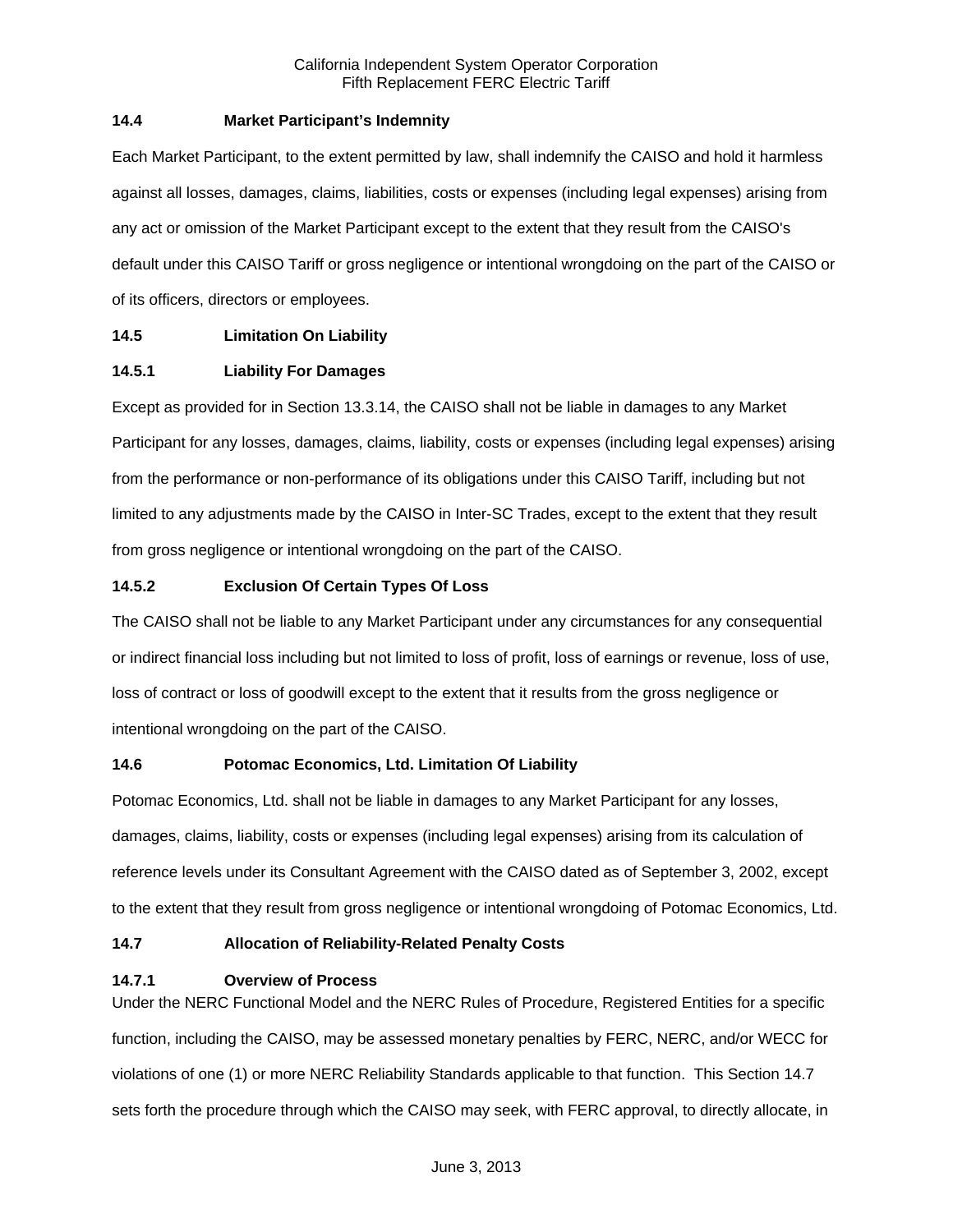### 14.4 Market Participant's Indemnity

Each Market Participant, to the extent permitted by law, shall indemnify the CAISO and hold it harmless against all losses, damages, claims, liabilities, costs or expenses (including legal expenses) arising from any act or omission of the Market Participant except to the extent that they result from the CAISO's default under this CAISO Tariff or gross negligence or intentional wrongdoing on the part of the CAISO or of its officers, directors or employees.

### 14.5 Limitation On Liability

#### 14.5.1 Liability For Damages

Except as provided for in Section 13.3.14, the CAISO shall not be liable in damages to any Market Participant for any losses, damages, claims, liability, costs or expenses (including legal expenses) arising from the performance or non-performance of its obligations under this CAISO Tariff, including but not limited to any adjustments made by the CAISO in Inter-SC Trades, except to the extent that they result from gross negligence or intentional wrongdoing on the part of the CAISO.

#### 14.5.2 Exclusion Of Certain Types Of Loss

The CAISO shall not be liable to any Market Participant under any circumstances for any consequential or indirect financial loss including but not limited to loss of profit, loss of earnings or revenue, loss of use, loss of contract or loss of goodwill except to the extent that it results from the gross negligence or intentional wrongdoing on the part of the CAISO.

### 14.6 Potomac Economics, Ltd. Limitation Of Liability

Potomac Economics, Ltd. shall not be liable in damages to any Market Participant for any losses, damages, claims, liability, costs or expenses (including legal expenses) arising from its calculation of reference levels under its Consultant Agreement with the CAISO dated as of September 3, 2002, except to the extent that they result from gross negligence or intentional wrongdoing of Potomac Economics, Ltd.

### 14.7 Allocation of Reliability-Related Penalty Costs

#### 14.7.1 Overview of Process

Under the NERC Functional Model and the NERC Rules of Procedure, Registered Entities for a specific function, including the CAISO, may be assessed monetary penalties by FERC, NERC, and/or WECC for violations of one (1) or more NERC Reliability Standards applicable to that function. This Section 14.7 sets forth the procedure through which the CAISO may seek, with FERC approval, to directly allocate, in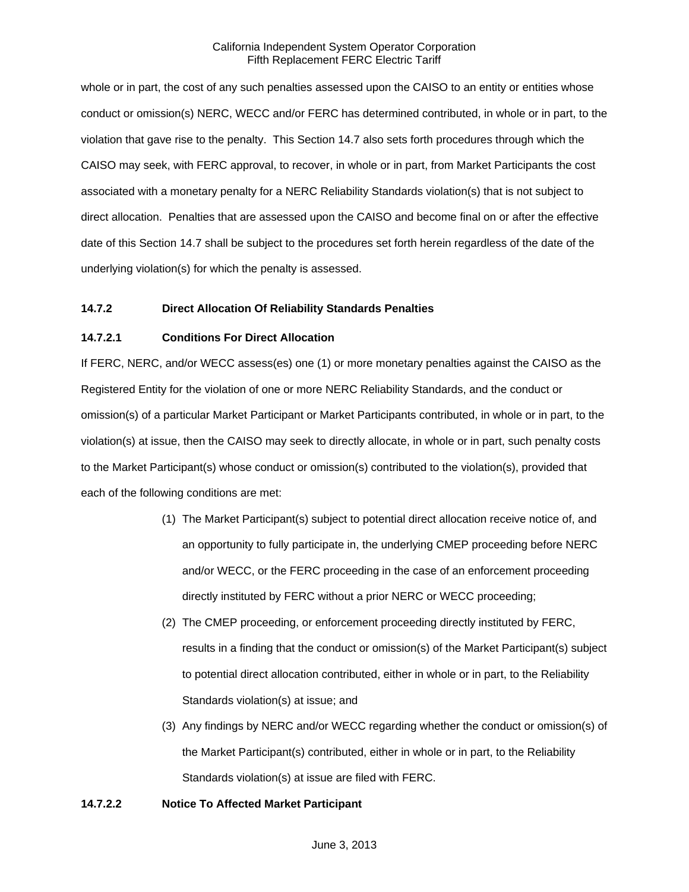whole or in part, the cost of any such penalties assessed upon the CAISO to an entity or entities whose conduct or omission(s) NERC, WECC and/or FERC has determined contributed, in whole or in part, to the violation that gave rise to the penalty. This Section 14.7 also sets forth procedures through which the CAISO may seek, with FERC approval, to recover, in whole or in part, from Market Participants the cost associated with a monetary penalty for a NERC Reliability Standards violation(s) that is not subject to direct allocation. Penalties that are assessed upon the CAISO and become final on or after the effective date of this Section 14.7 shall be subject to the procedures set forth herein regardless of the date of the underlying violation(s) for which the penalty is assessed.

### 14.7.2 Direct Allocation Of Reliability Standards Penalties

#### 14.7.2.1 Conditions For Direct Allocation

If FERC, NERC, and/or WECC assess(es) one (1) or more monetary penalties against the CAISO as the Registered Entity for the violation of one or more NERC Reliability Standards, and the conduct or omission(s) of a particular Market Participant or Market Participants contributed, in whole or in part, to the violation(s) at issue, then the CAISO may seek to directly allocate, in whole or in part, such penalty costs to the Market Participant(s) whose conduct or omission(s) contributed to the violation(s), provided that each of the following conditions are met:

(1) The Market Participant(s) subject to potential direct allocation receive notice of, and an opportunity to fully participate in, the underlying CMEP proceeding before NERC and/or WECC, or the FERC proceeding in the case of an enforcement proceeding directly instituted by FERC without a prior NERC or WECC proceeding;

(2) The CMEP proceeding, or enforcement proceeding directly instituted by FERC, results in a finding that the conduct or omission(s) of the Market Participant(s) subject to potential direct allocation contributed, either in whole or in part, to the Reliability Standards violation(s) at issue; and

(3) Any findings by NERC and/or WECC regarding whether the conduct or omission(s) of the Market Participant(s) contributed, either in whole or in part, to the Reliability Standards violation(s) at issue are filed with FERC.

#### 14.7.2.2 Notice To Affected Market Participant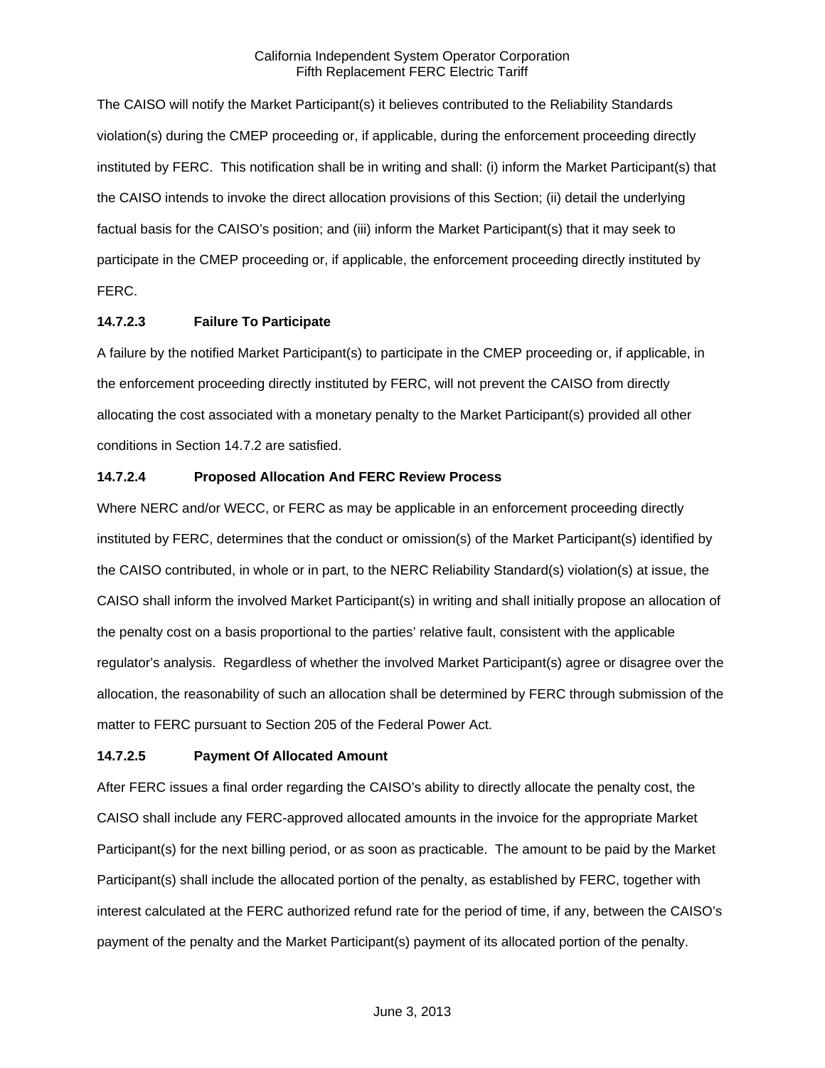The CAISO will notify the Market Participant(s) it believes contributed to the Reliability Standards violation(s) during the CMEP proceeding or, if applicable, during the enforcement proceeding directly instituted by FERC. This notification shall be in writing and shall: (i) inform the Market Participant(s) that the CAISO intends to invoke the direct allocation provisions of this Section; (ii) detail the underlying factual basis for the CAISO's position; and (iii) inform the Market Participant(s) that it may seek to participate in the CMEP proceeding or, if applicable, the enforcement proceeding directly instituted by FERC.

**14.7.2.3 Failure To Participate**

A failure by the notified Market Participant(s) to participate in the CMEP proceeding or, if applicable, in the enforcement proceeding directly instituted by FERC, will not prevent the CAISO from directly allocating the cost associated with a monetary penalty to the Market Participant(s) provided all other conditions in Section 14.7.2 are satisfied.

**14.7.2.4 Proposed Allocation And FERC Review Process**

Where NERC and/or WECC, or FERC as may be applicable in an enforcement proceeding directly instituted by FERC, determines that the conduct or omission(s) of the Market Participant(s) identified by the CAISO contributed, in whole or in part, to the NERC Reliability Standard(s) violation(s) at issue, the CAISO shall inform the involved Market Participant(s) in writing and shall initially propose an allocation of the penalty cost on a basis proportional to the parties' relative fault, consistent with the applicable regulator's analysis. Regardless of whether the involved Market Participant(s) agree or disagree over the allocation, the reasonability of such an allocation shall be determined by FERC through submission of the matter to FERC pursuant to Section 205 of the Federal Power Act.

**14.7.2.5 Payment Of Allocated Amount**

After FERC issues a final order regarding the CAISO's ability to directly allocate the penalty cost, the CAISO shall include any FERC-approved allocated amounts in the invoice for the appropriate Market Participant(s) for the next billing period, or as soon as practicable. The amount to be paid by the Market Participant(s) shall include the allocated portion of the penalty, as established by FERC, together with interest calculated at the FERC authorized refund rate for the period of time, if any, between the CAISO's payment of the penalty and the Market Participant(s) payment of its allocated portion of the penalty.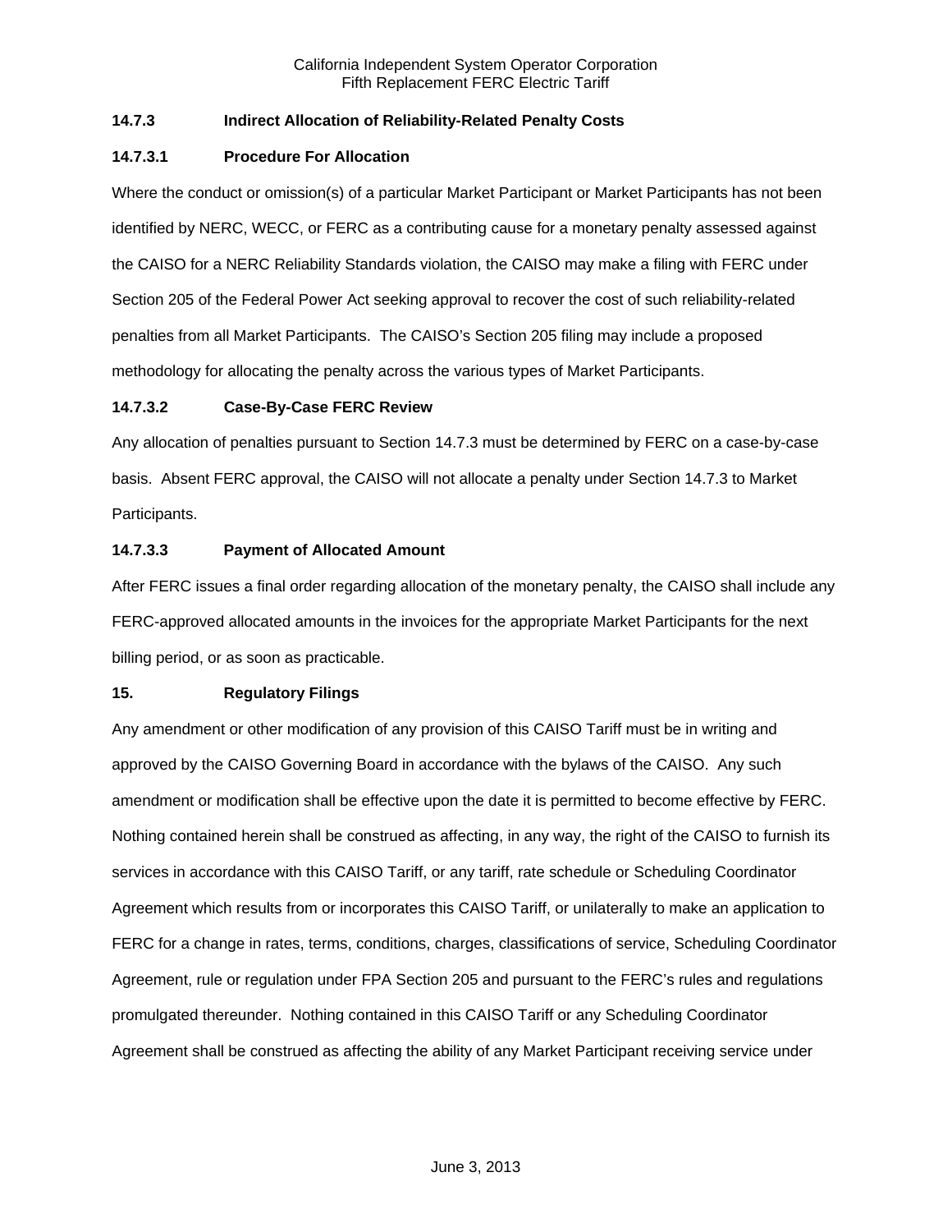### 14.7.3 Indirect Allocation of Reliability-Related Penalty Costs

#### 14.7.3.1 Procedure For Allocation

Where the conduct or omission(s) of a particular Market Participant or Market Participants has not been identified by NERC, WECC, or FERC as a contributing cause for a monetary penalty assessed against the CAISO for a NERC Reliability Standards violation, the CAISO may make a filing with FERC under Section 205 of the Federal Power Act seeking approval to recover the cost of such reliability-related penalties from all Market Participants. The CAISO's Section 205 filing may include a proposed methodology for allocating the penalty across the various types of Market Participants.

#### 14.7.3.2 Case-By-Case FERC Review

Any allocation of penalties pursuant to Section 14.7.3 must be determined by FERC on a case-by-case basis. Absent FERC approval, the CAISO will not allocate a penalty under Section 14.7.3 to Market Participants.

#### 14.7.3.3 Payment of Allocated Amount

After FERC issues a final order regarding allocation of the monetary penalty, the CAISO shall include any FERC-approved allocated amounts in the invoices for the appropriate Market Participants for the next billing period, or as soon as practicable.

## 15. Regulatory Filings

Any amendment or other modification of any provision of this CAISO Tariff must be in writing and approved by the CAISO Governing Board in accordance with the bylaws of the CAISO. Any such amendment or modification shall be effective upon the date it is permitted to become effective by FERC. Nothing contained herein shall be construed as affecting, in any way, the right of the CAISO to furnish its services in accordance with this CAISO Tariff, or any tariff, rate schedule or Scheduling Coordinator Agreement which results from or incorporates this CAISO Tariff, or unilaterally to make an application to FERC for a change in rates, terms, conditions, charges, classifications of service, Scheduling Coordinator Agreement, rule or regulation under FPA Section 205 and pursuant to the FERC's rules and regulations promulgated thereunder. Nothing contained in this CAISO Tariff or any Scheduling Coordinator Agreement shall be construed as affecting the ability of any Market Participant receiving service under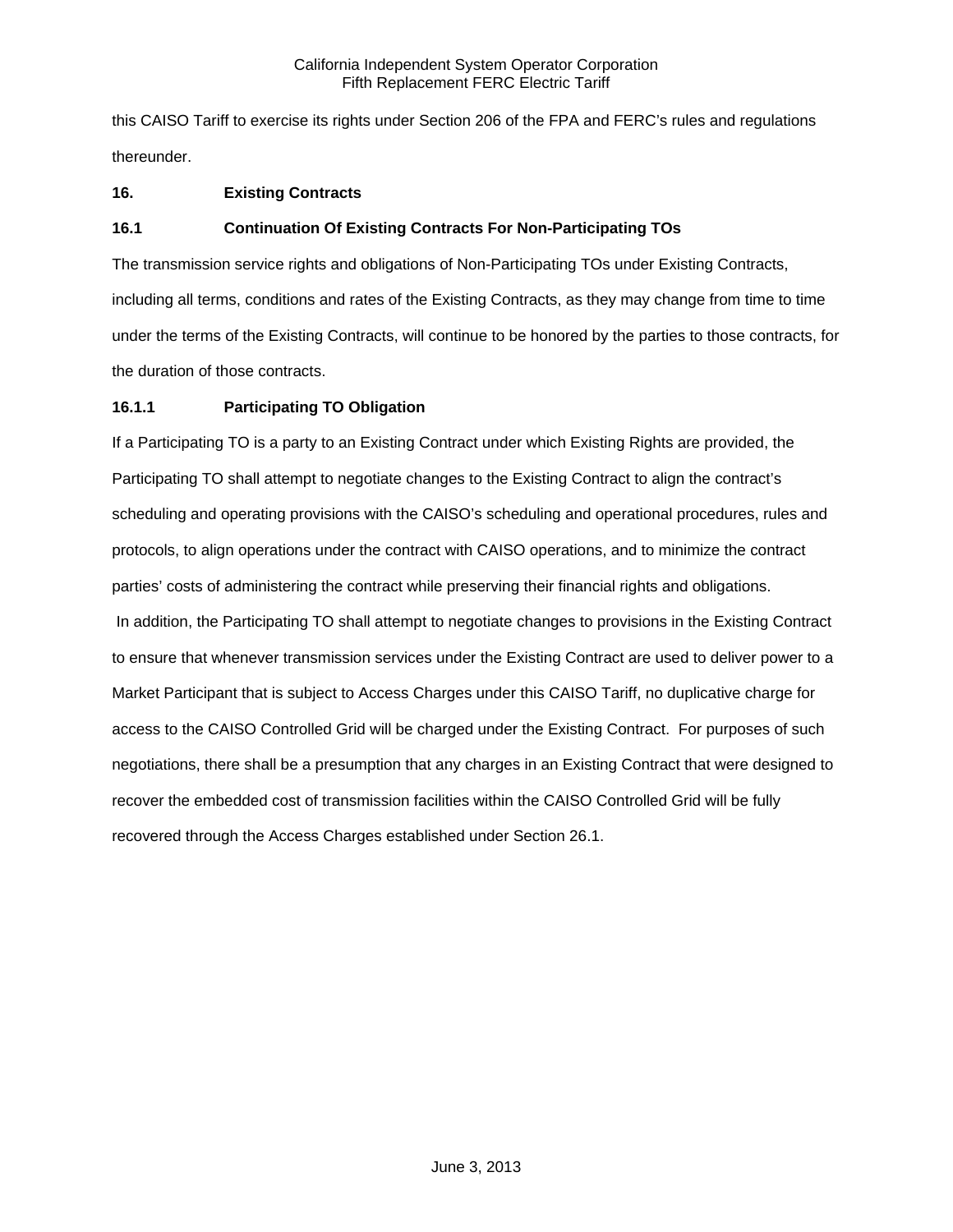this CAISO Tariff to exercise its rights under Section 206 of the FPA and FERC's rules and regulations thereunder.

## 16. Existing Contracts

### 16.1 Continuation Of Existing Contracts For Non-Participating TOs

The transmission service rights and obligations of Non-Participating TOs under Existing Contracts, including all terms, conditions and rates of the Existing Contracts, as they may change from time to time under the terms of the Existing Contracts, will continue to be honored by the parties to those contracts, for the duration of those contracts.

#### 16.1.1 Participating TO Obligation

If a Participating TO is a party to an Existing Contract under which Existing Rights are provided, the Participating TO shall attempt to negotiate changes to the Existing Contract to align the contract's scheduling and operating provisions with the CAISO's scheduling and operational procedures, rules and protocols, to align operations under the contract with CAISO operations, and to minimize the contract parties' costs of administering the contract while preserving their financial rights and obligations. In addition, the Participating TO shall attempt to negotiate changes to provisions in the Existing Contract to ensure that whenever transmission services under the Existing Contract are used to deliver power to a Market Participant that is subject to Access Charges under this CAISO Tariff, no duplicative charge for access to the CAISO Controlled Grid will be charged under the Existing Contract. For purposes of such negotiations, there shall be a presumption that any charges in an Existing Contract that were designed to recover the embedded cost of transmission facilities within the CAISO Controlled Grid will be fully recovered through the Access Charges established under Section 26.1.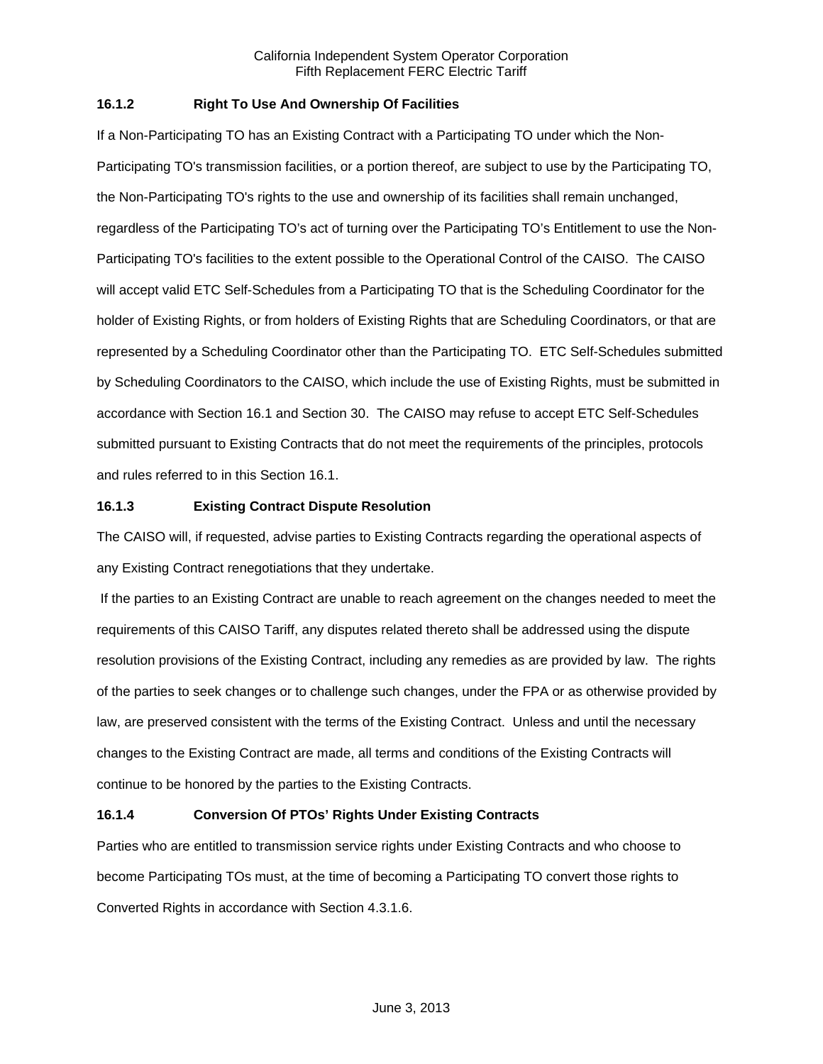### 16.1.2 Right To Use And Ownership Of Facilities

If a Non-Participating TO has an Existing Contract with a Participating TO under which the Non-Participating TO's transmission facilities, or a portion thereof, are subject to use by the Participating TO, the Non-Participating TO's rights to the use and ownership of its facilities shall remain unchanged, regardless of the Participating TO's act of turning over the Participating TO's Entitlement to use the Non-Participating TO's facilities to the extent possible to the Operational Control of the CAISO. The CAISO will accept valid ETC Self-Schedules from a Participating TO that is the Scheduling Coordinator for the holder of Existing Rights, or from holders of Existing Rights that are Scheduling Coordinators, or that are represented by a Scheduling Coordinator other than the Participating TO. ETC Self-Schedules submitted by Scheduling Coordinators to the CAISO, which include the use of Existing Rights, must be submitted in accordance with Section 16.1 and Section 30. The CAISO may refuse to accept ETC Self-Schedules submitted pursuant to Existing Contracts that do not meet the requirements of the principles, protocols and rules referred to in this Section 16.1.

### 16.1.3 Existing Contract Dispute Resolution

The CAISO will, if requested, advise parties to Existing Contracts regarding the operational aspects of any Existing Contract renegotiations that they undertake.

If the parties to an Existing Contract are unable to reach agreement on the changes needed to meet the requirements of this CAISO Tariff, any disputes related thereto shall be addressed using the dispute resolution provisions of the Existing Contract, including any remedies as are provided by law. The rights of the parties to seek changes or to challenge such changes, under the FPA or as otherwise provided by law, are preserved consistent with the terms of the Existing Contract. Unless and until the necessary changes to the Existing Contract are made, all terms and conditions of the Existing Contracts will continue to be honored by the parties to the Existing Contracts.

### 16.1.4 Conversion Of PTOs' Rights Under Existing Contracts

Parties who are entitled to transmission service rights under Existing Contracts and who choose to become Participating TOs must, at the time of becoming a Participating TO convert those rights to Converted Rights in accordance with Section 4.3.1.6.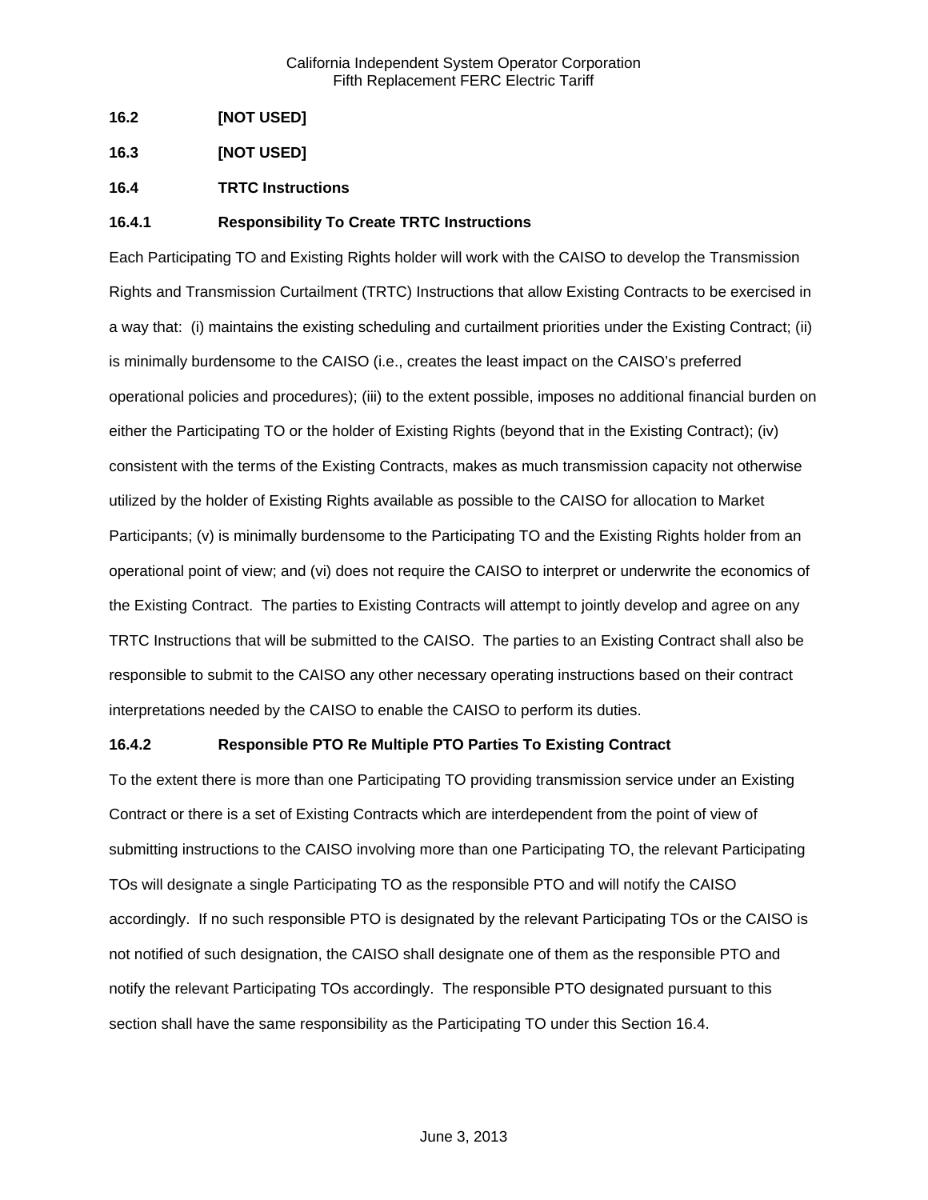**16.2 [NOT USED]**

**16.3 [NOT USED]**

**16.4 TRTC Instructions**

**16.4.1 Responsibility To Create TRTC Instructions**

Each Participating TO and Existing Rights holder will work with the CAISO to develop the Transmission Rights and Transmission Curtailment (TRTC) Instructions that allow Existing Contracts to be exercised in a way that: (i) maintains the existing scheduling and curtailment priorities under the Existing Contract; (ii) is minimally burdensome to the CAISO (i.e., creates the least impact on the CAISO's preferred operational policies and procedures); (iii) to the extent possible, imposes no additional financial burden on either the Participating TO or the holder of Existing Rights (beyond that in the Existing Contract); (iv) consistent with the terms of the Existing Contracts, makes as much transmission capacity not otherwise utilized by the holder of Existing Rights available as possible to the CAISO for allocation to Market Participants; (v) is minimally burdensome to the Participating TO and the Existing Rights holder from an operational point of view; and (vi) does not require the CAISO to interpret or underwrite the economics of the Existing Contract. The parties to Existing Contracts will attempt to jointly develop and agree on any TRTC Instructions that will be submitted to the CAISO. The parties to an Existing Contract shall also be responsible to submit to the CAISO any other necessary operating instructions based on their contract interpretations needed by the CAISO to enable the CAISO to perform its duties.

**16.4.2 Responsible PTO Re Multiple PTO Parties To Existing Contract**

To the extent there is more than one Participating TO providing transmission service under an Existing Contract or there is a set of Existing Contracts which are interdependent from the point of view of submitting instructions to the CAISO involving more than one Participating TO, the relevant Participating TOs will designate a single Participating TO as the responsible PTO and will notify the CAISO accordingly. If no such responsible PTO is designated by the relevant Participating TOs or the CAISO is not notified of such designation, the CAISO shall designate one of them as the responsible PTO and notify the relevant Participating TOs accordingly. The responsible PTO designated pursuant to this section shall have the same responsibility as the Participating TO under this Section 16.4.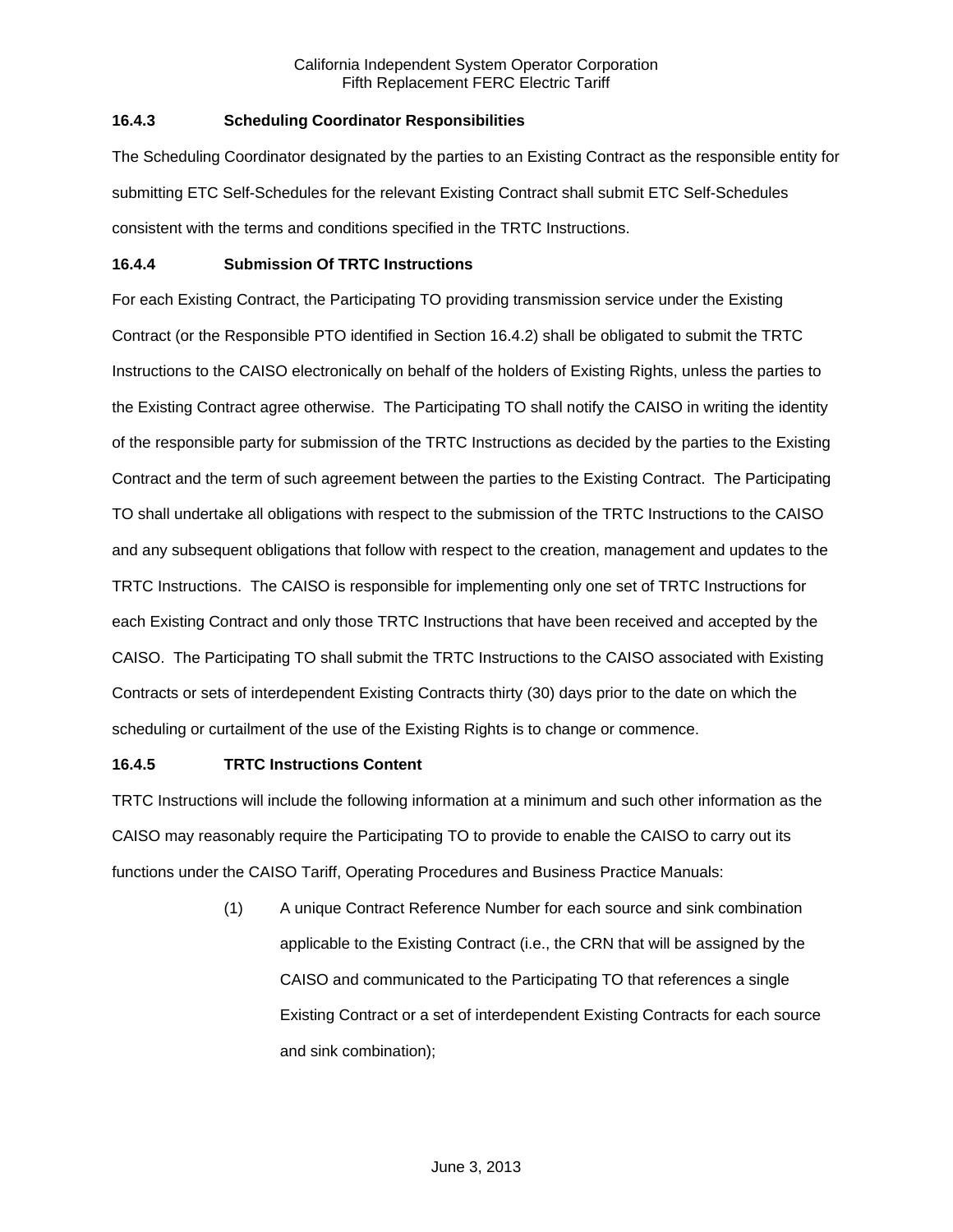### 16.4.3 Scheduling Coordinator Responsibilities

The Scheduling Coordinator designated by the parties to an Existing Contract as the responsible entity for submitting ETC Self-Schedules for the relevant Existing Contract shall submit ETC Self-Schedules consistent with the terms and conditions specified in the TRTC Instructions.

### 16.4.4 Submission Of TRTC Instructions

For each Existing Contract, the Participating TO providing transmission service under the Existing Contract (or the Responsible PTO identified in Section 16.4.2) shall be obligated to submit the TRTC Instructions to the CAISO electronically on behalf of the holders of Existing Rights, unless the parties to the Existing Contract agree otherwise. The Participating TO shall notify the CAISO in writing the identity of the responsible party for submission of the TRTC Instructions as decided by the parties to the Existing Contract and the term of such agreement between the parties to the Existing Contract. The Participating TO shall undertake all obligations with respect to the submission of the TRTC Instructions to the CAISO and any subsequent obligations that follow with respect to the creation, management and updates to the TRTC Instructions. The CAISO is responsible for implementing only one set of TRTC Instructions for each Existing Contract and only those TRTC Instructions that have been received and accepted by the CAISO. The Participating TO shall submit the TRTC Instructions to the CAISO associated with Existing Contracts or sets of interdependent Existing Contracts thirty (30) days prior to the date on which the scheduling or curtailment of the use of the Existing Rights is to change or commence.

### 16.4.5 TRTC Instructions Content

TRTC Instructions will include the following information at a minimum and such other information as the CAISO may reasonably require the Participating TO to provide to enable the CAISO to carry out its functions under the CAISO Tariff, Operating Procedures and Business Practice Manuals:

(1) A unique Contract Reference Number for each source and sink combination applicable to the Existing Contract (i.e., the CRN that will be assigned by the CAISO and communicated to the Participating TO that references a single Existing Contract or a set of interdependent Existing Contracts for each source and sink combination);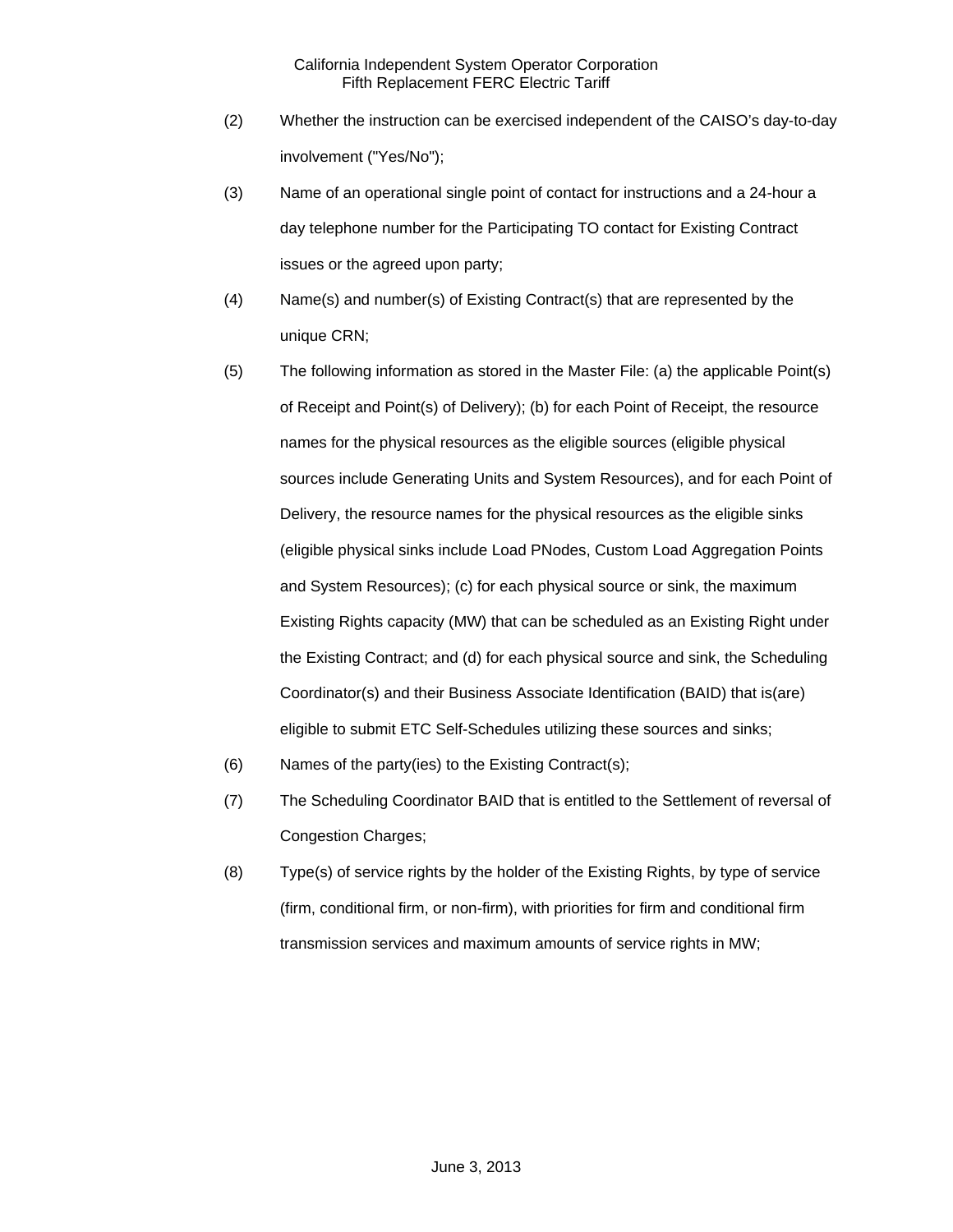(2) Whether the instruction can be exercised independent of the CAISO's day-to-day involvement ("Yes/No");

(3) Name of an operational single point of contact for instructions and a 24-hour a day telephone number for the Participating TO contact for Existing Contract issues or the agreed upon party;

(4) Name(s) and number(s) of Existing Contract(s) that are represented by the unique CRN;

(5) The following information as stored in the Master File: (a) the applicable Point(s) of Receipt and Point(s) of Delivery); (b) for each Point of Receipt, the resource names for the physical resources as the eligible sources (eligible physical sources include Generating Units and System Resources), and for each Point of Delivery, the resource names for the physical resources as the eligible sinks (eligible physical sinks include Load PNodes, Custom Load Aggregation Points and System Resources); (c) for each physical source or sink, the maximum Existing Rights capacity (MW) that can be scheduled as an Existing Right under the Existing Contract; and (d) for each physical source and sink, the Scheduling Coordinator(s) and their Business Associate Identification (BAID) that is(are) eligible to submit ETC Self-Schedules utilizing these sources and sinks;

(6) Names of the party(ies) to the Existing Contract(s);

(7) The Scheduling Coordinator BAID that is entitled to the Settlement of reversal of Congestion Charges;

(8) Type(s) of service rights by the holder of the Existing Rights, by type of service (firm, conditional firm, or non-firm), with priorities for firm and conditional firm transmission services and maximum amounts of service rights in MW;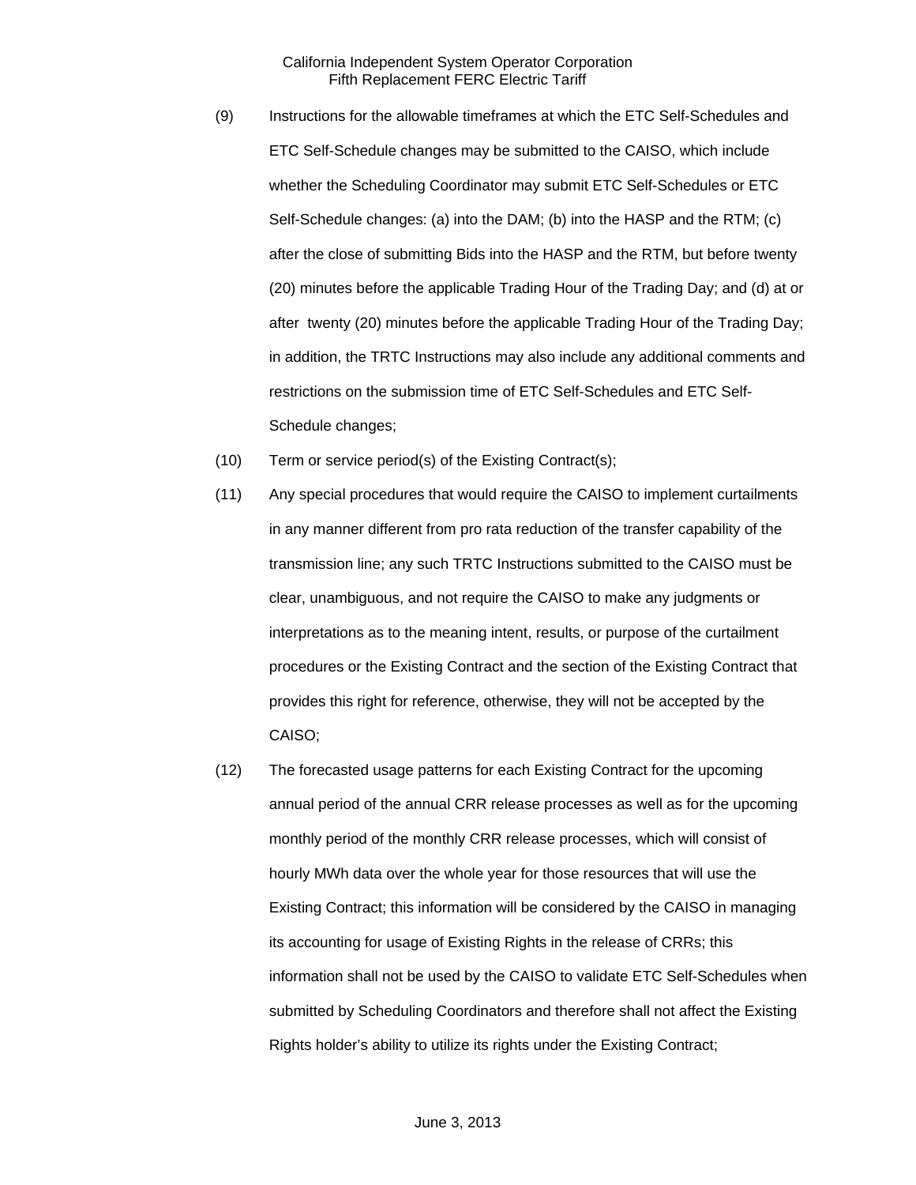(9) Instructions for the allowable timeframes at which the ETC Self-Schedules and ETC Self-Schedule changes may be submitted to the CAISO, which include whether the Scheduling Coordinator may submit ETC Self-Schedules or ETC Self-Schedule changes: (a) into the DAM; (b) into the HASP and the RTM; (c) after the close of submitting Bids into the HASP and the RTM, but before twenty (20) minutes before the applicable Trading Hour of the Trading Day; and (d) at or after twenty (20) minutes before the applicable Trading Hour of the Trading Day; in addition, the TRTC Instructions may also include any additional comments and restrictions on the submission time of ETC Self-Schedules and ETC Self-Schedule changes;

(10) Term or service period(s) of the Existing Contract(s);

(11) Any special procedures that would require the CAISO to implement curtailments in any manner different from pro rata reduction of the transfer capability of the transmission line; any such TRTC Instructions submitted to the CAISO must be clear, unambiguous, and not require the CAISO to make any judgments or interpretations as to the meaning intent, results, or purpose of the curtailment procedures or the Existing Contract and the section of the Existing Contract that provides this right for reference, otherwise, they will not be accepted by the CAISO;

(12) The forecasted usage patterns for each Existing Contract for the upcoming annual period of the annual CRR release processes as well as for the upcoming monthly period of the monthly CRR release processes, which will consist of hourly MWh data over the whole year for those resources that will use the Existing Contract; this information will be considered by the CAISO in managing its accounting for usage of Existing Rights in the release of CRRs; this information shall not be used by the CAISO to validate ETC Self-Schedules when submitted by Scheduling Coordinators and therefore shall not affect the Existing Rights holder's ability to utilize its rights under the Existing Contract;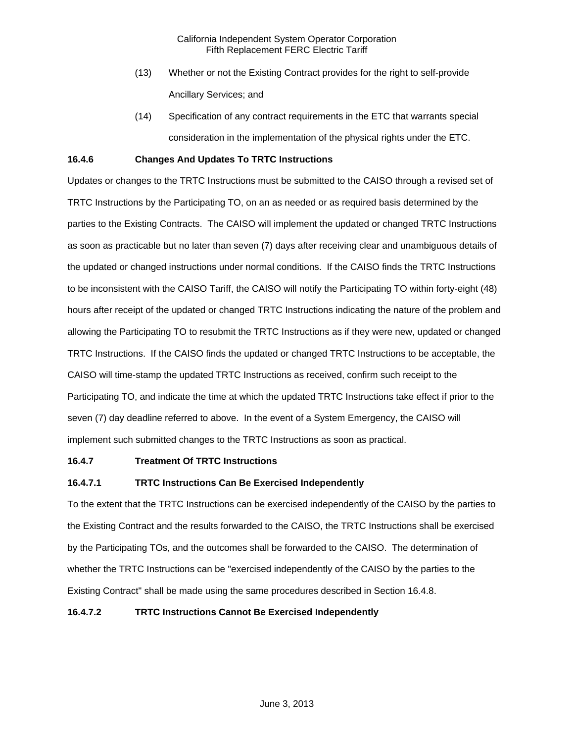(13) Whether or not the Existing Contract provides for the right to self-provide Ancillary Services; and

(14) Specification of any contract requirements in the ETC that warrants special consideration in the implementation of the physical rights under the ETC.

**16.4.6 Changes And Updates To TRTC Instructions**

Updates or changes to the TRTC Instructions must be submitted to the CAISO through a revised set of TRTC Instructions by the Participating TO, on an as needed or as required basis determined by the parties to the Existing Contracts. The CAISO will implement the updated or changed TRTC Instructions as soon as practicable but no later than seven (7) days after receiving clear and unambiguous details of the updated or changed instructions under normal conditions. If the CAISO finds the TRTC Instructions to be inconsistent with the CAISO Tariff, the CAISO will notify the Participating TO within forty-eight (48) hours after receipt of the updated or changed TRTC Instructions indicating the nature of the problem and allowing the Participating TO to resubmit the TRTC Instructions as if they were new, updated or changed TRTC Instructions. If the CAISO finds the updated or changed TRTC Instructions to be acceptable, the CAISO will time-stamp the updated TRTC Instructions as received, confirm such receipt to the Participating TO, and indicate the time at which the updated TRTC Instructions take effect if prior to the seven (7) day deadline referred to above. In the event of a System Emergency, the CAISO will implement such submitted changes to the TRTC Instructions as soon as practical.

**16.4.7 Treatment Of TRTC Instructions**

**16.4.7.1 TRTC Instructions Can Be Exercised Independently**

To the extent that the TRTC Instructions can be exercised independently of the CAISO by the parties to the Existing Contract and the results forwarded to the CAISO, the TRTC Instructions shall be exercised by the Participating TOs, and the outcomes shall be forwarded to the CAISO. The determination of whether the TRTC Instructions can be "exercised independently of the CAISO by the parties to the Existing Contract" shall be made using the same procedures described in Section 16.4.8.

**16.4.7.2 TRTC Instructions Cannot Be Exercised Independently**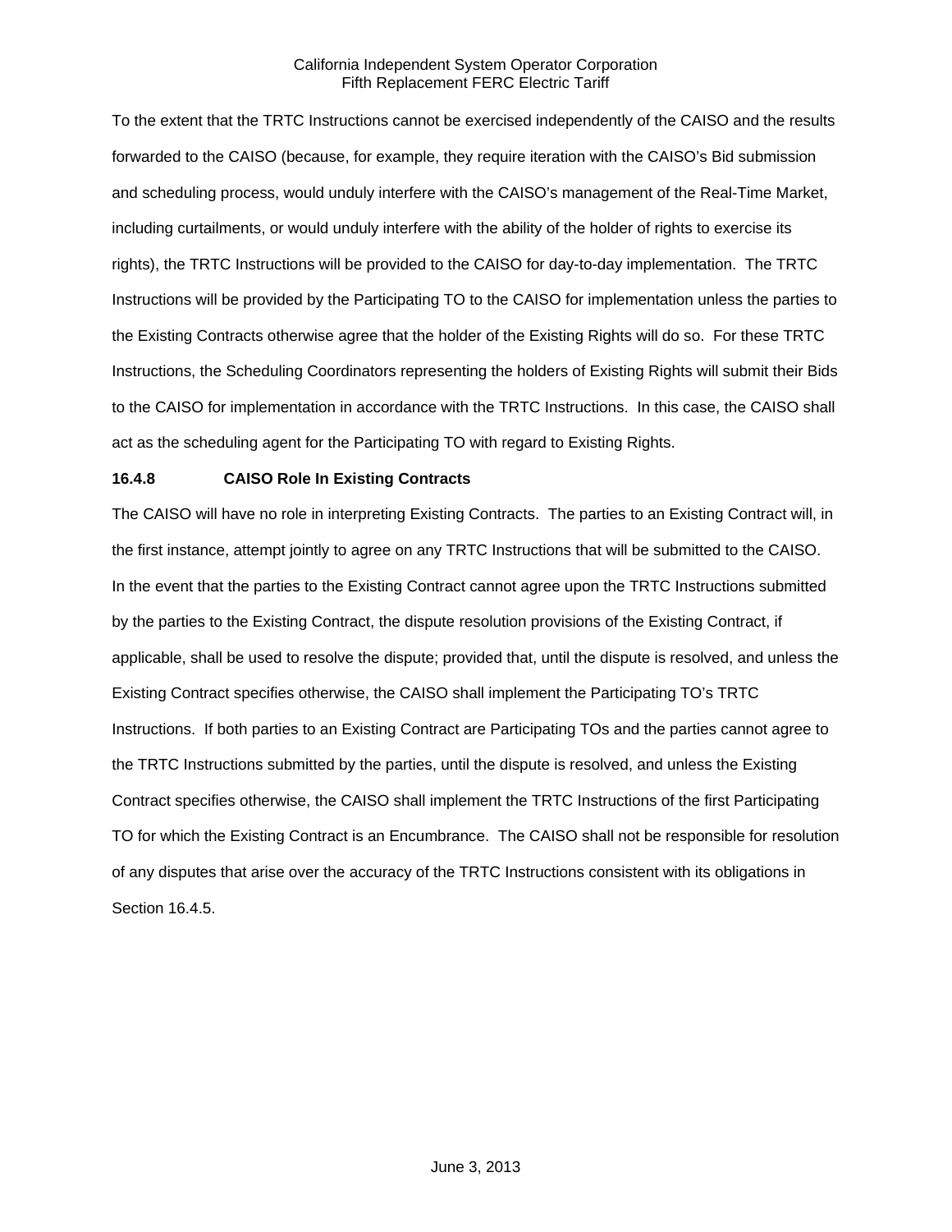To the extent that the TRTC Instructions cannot be exercised independently of the CAISO and the results forwarded to the CAISO (because, for example, they require iteration with the CAISO's Bid submission and scheduling process, would unduly interfere with the CAISO's management of the Real-Time Market, including curtailments, or would unduly interfere with the ability of the holder of rights to exercise its rights), the TRTC Instructions will be provided to the CAISO for day-to-day implementation. The TRTC Instructions will be provided by the Participating TO to the CAISO for implementation unless the parties to the Existing Contracts otherwise agree that the holder of the Existing Rights will do so. For these TRTC Instructions, the Scheduling Coordinators representing the holders of Existing Rights will submit their Bids to the CAISO for implementation in accordance with the TRTC Instructions. In this case, the CAISO shall act as the scheduling agent for the Participating TO with regard to Existing Rights.

**16.4.8 CAISO Role In Existing Contracts**

The CAISO will have no role in interpreting Existing Contracts. The parties to an Existing Contract will, in the first instance, attempt jointly to agree on any TRTC Instructions that will be submitted to the CAISO. In the event that the parties to the Existing Contract cannot agree upon the TRTC Instructions submitted by the parties to the Existing Contract, the dispute resolution provisions of the Existing Contract, if applicable, shall be used to resolve the dispute; provided that, until the dispute is resolved, and unless the Existing Contract specifies otherwise, the CAISO shall implement the Participating TO's TRTC Instructions. If both parties to an Existing Contract are Participating TOs and the parties cannot agree to the TRTC Instructions submitted by the parties, until the dispute is resolved, and unless the Existing Contract specifies otherwise, the CAISO shall implement the TRTC Instructions of the first Participating TO for which the Existing Contract is an Encumbrance. The CAISO shall not be responsible for resolution of any disputes that arise over the accuracy of the TRTC Instructions consistent with its obligations in Section 16.4.5.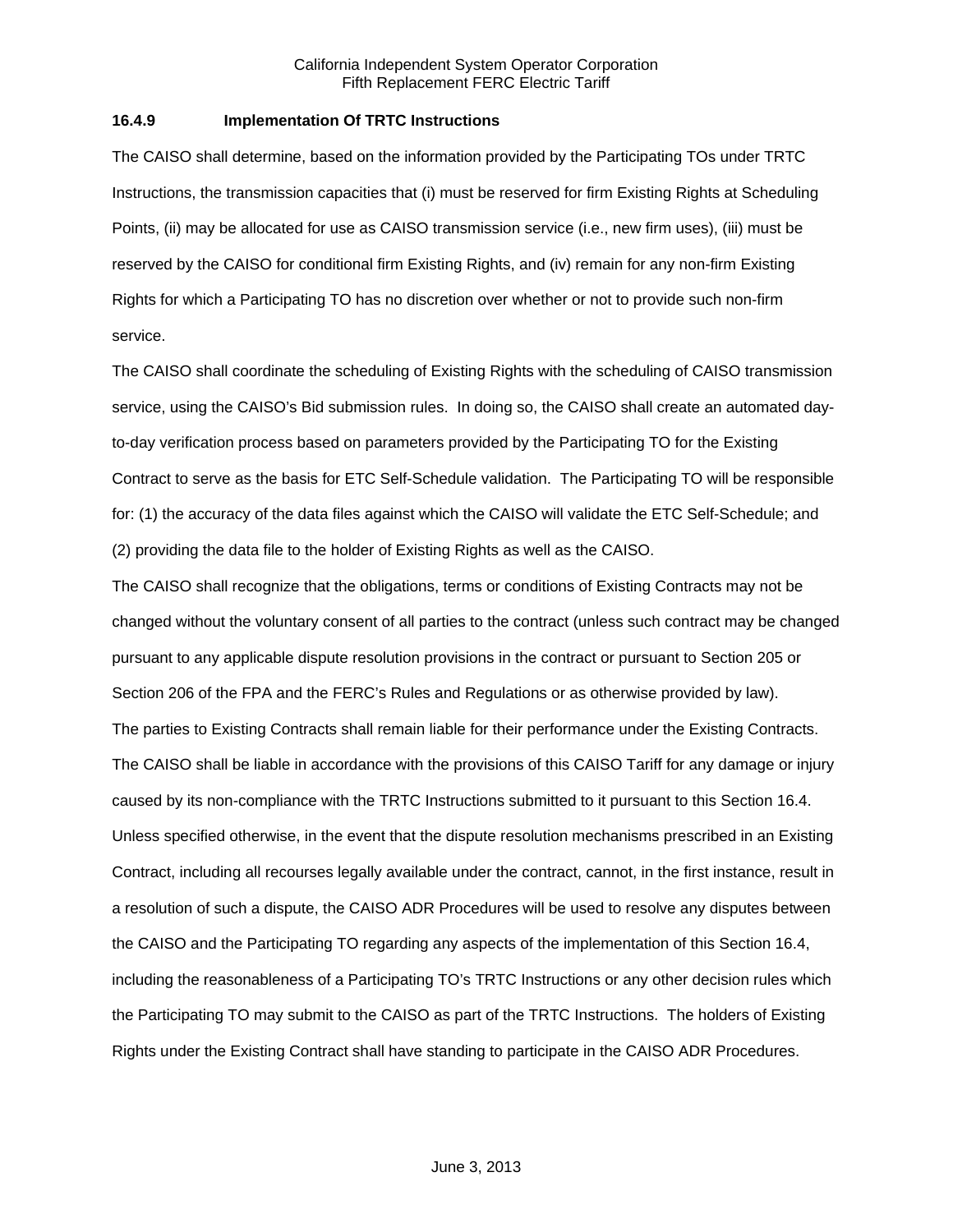### 16.4.9 Implementation Of TRTC Instructions

The CAISO shall determine, based on the information provided by the Participating TOs under TRTC Instructions, the transmission capacities that (i) must be reserved for firm Existing Rights at Scheduling Points, (ii) may be allocated for use as CAISO transmission service (i.e., new firm uses), (iii) must be reserved by the CAISO for conditional firm Existing Rights, and (iv) remain for any non-firm Existing Rights for which a Participating TO has no discretion over whether or not to provide such non-firm service.

The CAISO shall coordinate the scheduling of Existing Rights with the scheduling of CAISO transmission service, using the CAISO's Bid submission rules. In doing so, the CAISO shall create an automated day-to-day verification process based on parameters provided by the Participating TO for the Existing Contract to serve as the basis for ETC Self-Schedule validation. The Participating TO will be responsible for: (1) the accuracy of the data files against which the CAISO will validate the ETC Self-Schedule; and (2) providing the data file to the holder of Existing Rights as well as the CAISO.

The CAISO shall recognize that the obligations, terms or conditions of Existing Contracts may not be changed without the voluntary consent of all parties to the contract (unless such contract may be changed pursuant to any applicable dispute resolution provisions in the contract or pursuant to Section 205 or Section 206 of the FPA and the FERC's Rules and Regulations or as otherwise provided by law).

The parties to Existing Contracts shall remain liable for their performance under the Existing Contracts. The CAISO shall be liable in accordance with the provisions of this CAISO Tariff for any damage or injury caused by its non-compliance with the TRTC Instructions submitted to it pursuant to this Section 16.4.

Unless specified otherwise, in the event that the dispute resolution mechanisms prescribed in an Existing Contract, including all recourses legally available under the contract, cannot, in the first instance, result in a resolution of such a dispute, the CAISO ADR Procedures will be used to resolve any disputes between the CAISO and the Participating TO regarding any aspects of the implementation of this Section 16.4, including the reasonableness of a Participating TO's TRTC Instructions or any other decision rules which the Participating TO may submit to the CAISO as part of the TRTC Instructions. The holders of Existing Rights under the Existing Contract shall have standing to participate in the CAISO ADR Procedures.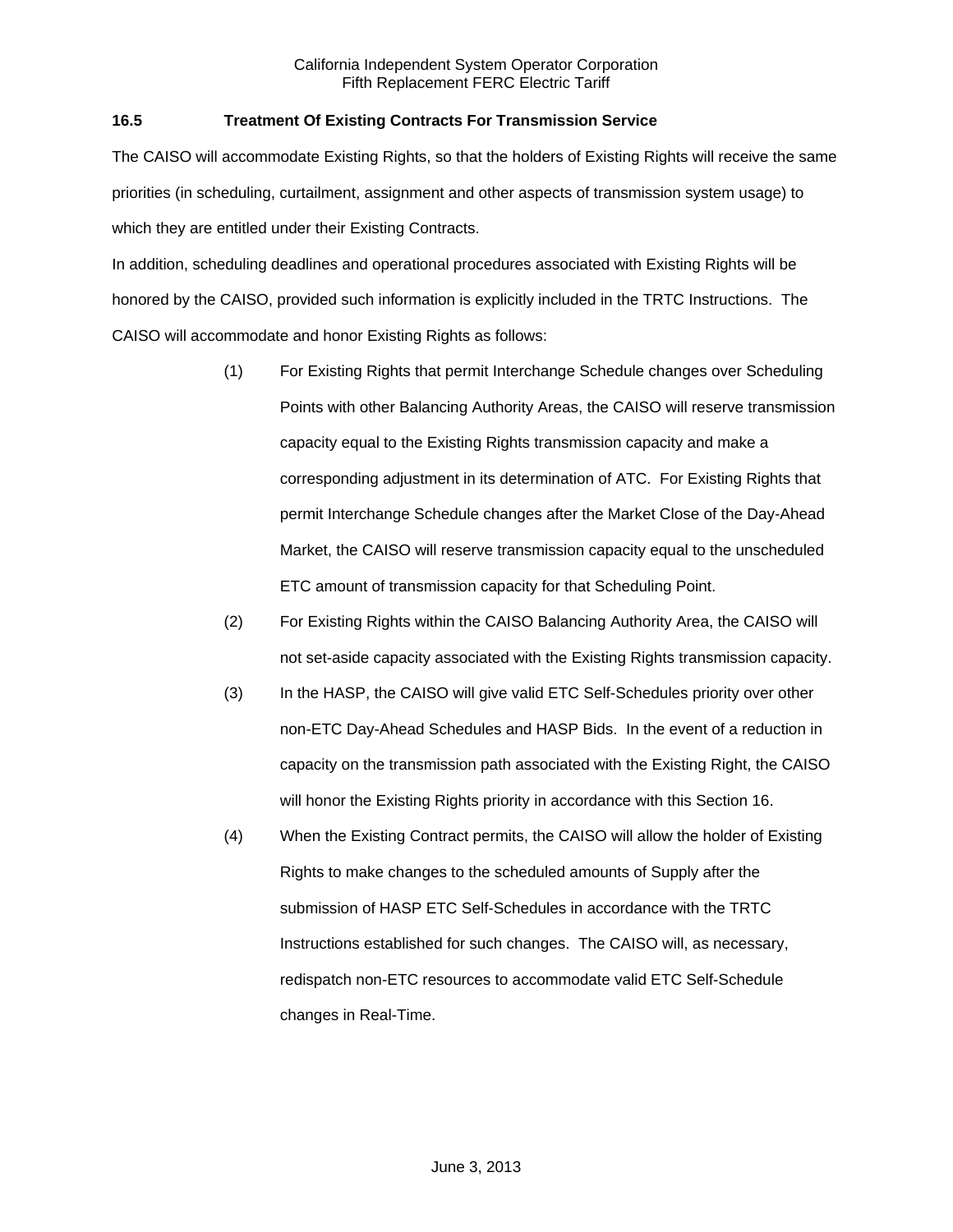## 16.5 Treatment Of Existing Contracts For Transmission Service

The CAISO will accommodate Existing Rights, so that the holders of Existing Rights will receive the same priorities (in scheduling, curtailment, assignment and other aspects of transmission system usage) to which they are entitled under their Existing Contracts.

In addition, scheduling deadlines and operational procedures associated with Existing Rights will be honored by the CAISO, provided such information is explicitly included in the TRTC Instructions. The CAISO will accommodate and honor Existing Rights as follows:

(1) For Existing Rights that permit Interchange Schedule changes over Scheduling Points with other Balancing Authority Areas, the CAISO will reserve transmission capacity equal to the Existing Rights transmission capacity and make a corresponding adjustment in its determination of ATC. For Existing Rights that permit Interchange Schedule changes after the Market Close of the Day-Ahead Market, the CAISO will reserve transmission capacity equal to the unscheduled ETC amount of transmission capacity for that Scheduling Point.

(2) For Existing Rights within the CAISO Balancing Authority Area, the CAISO will not set-aside capacity associated with the Existing Rights transmission capacity.

(3) In the HASP, the CAISO will give valid ETC Self-Schedules priority over other non-ETC Day-Ahead Schedules and HASP Bids. In the event of a reduction in capacity on the transmission path associated with the Existing Right, the CAISO will honor the Existing Rights priority in accordance with this Section 16.

(4) When the Existing Contract permits, the CAISO will allow the holder of Existing Rights to make changes to the scheduled amounts of Supply after the submission of HASP ETC Self-Schedules in accordance with the TRTC Instructions established for such changes. The CAISO will, as necessary, redispatch non-ETC resources to accommodate valid ETC Self-Schedule changes in Real-Time.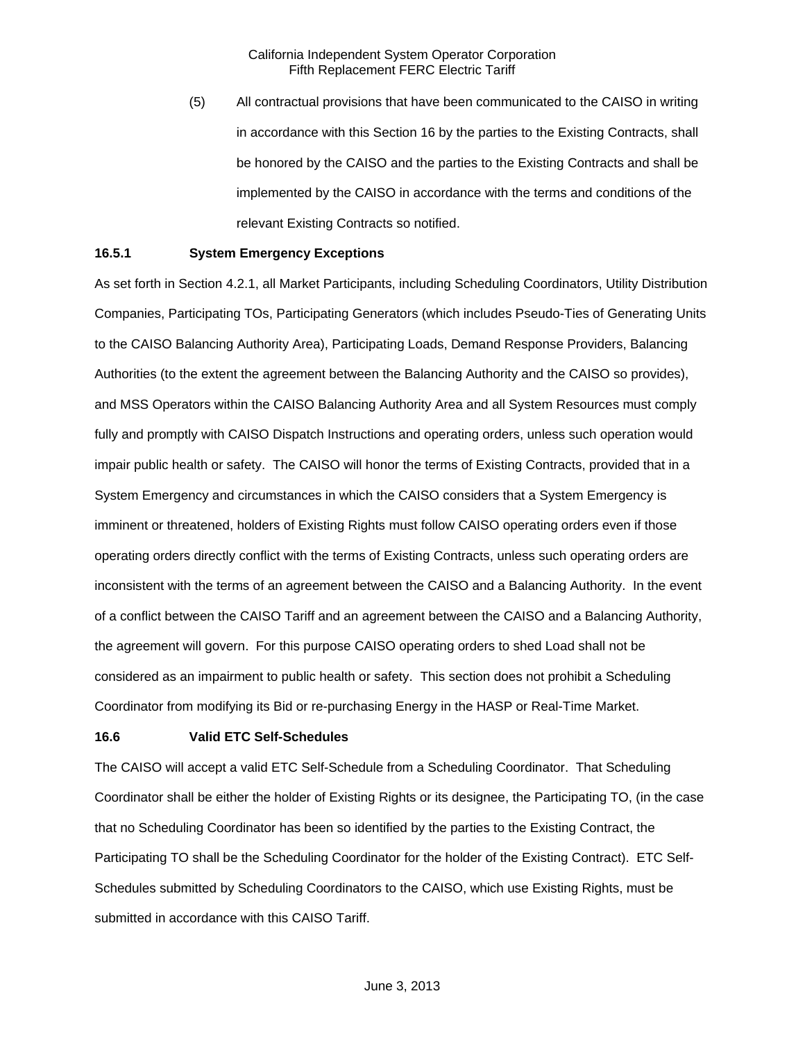(5) All contractual provisions that have been communicated to the CAISO in writing in accordance with this Section 16 by the parties to the Existing Contracts, shall be honored by the CAISO and the parties to the Existing Contracts and shall be implemented by the CAISO in accordance with the terms and conditions of the relevant Existing Contracts so notified.

### 16.5.1 System Emergency Exceptions

As set forth in Section 4.2.1, all Market Participants, including Scheduling Coordinators, Utility Distribution Companies, Participating TOs, Participating Generators (which includes Pseudo-Ties of Generating Units to the CAISO Balancing Authority Area), Participating Loads, Demand Response Providers, Balancing Authorities (to the extent the agreement between the Balancing Authority and the CAISO so provides), and MSS Operators within the CAISO Balancing Authority Area and all System Resources must comply fully and promptly with CAISO Dispatch Instructions and operating orders, unless such operation would impair public health or safety. The CAISO will honor the terms of Existing Contracts, provided that in a System Emergency and circumstances in which the CAISO considers that a System Emergency is imminent or threatened, holders of Existing Rights must follow CAISO operating orders even if those operating orders directly conflict with the terms of Existing Contracts, unless such operating orders are inconsistent with the terms of an agreement between the CAISO and a Balancing Authority. In the event of a conflict between the CAISO Tariff and an agreement between the CAISO and a Balancing Authority, the agreement will govern. For this purpose CAISO operating orders to shed Load shall not be considered as an impairment to public health or safety. This section does not prohibit a Scheduling Coordinator from modifying its Bid or re-purchasing Energy in the HASP or Real-Time Market.

### 16.6 Valid ETC Self-Schedules

The CAISO will accept a valid ETC Self-Schedule from a Scheduling Coordinator. That Scheduling Coordinator shall be either the holder of Existing Rights or its designee, the Participating TO, (in the case that no Scheduling Coordinator has been so identified by the parties to the Existing Contract, the Participating TO shall be the Scheduling Coordinator for the holder of the Existing Contract). ETC Self-Schedules submitted by Scheduling Coordinators to the CAISO, which use Existing Rights, must be submitted in accordance with this CAISO Tariff.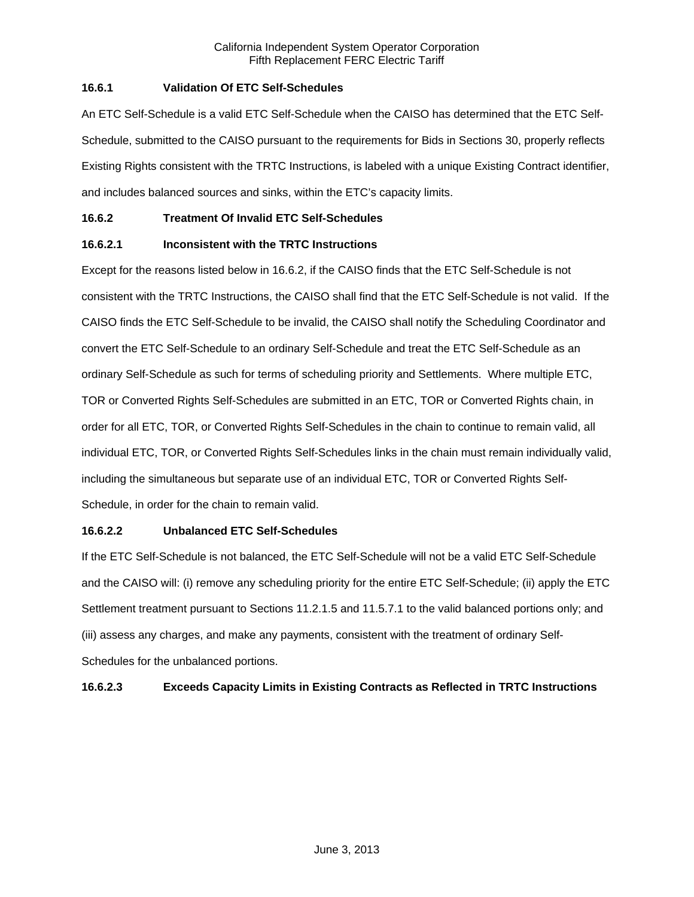### 16.6.1 Validation Of ETC Self-Schedules

An ETC Self-Schedule is a valid ETC Self-Schedule when the CAISO has determined that the ETC Self-Schedule, submitted to the CAISO pursuant to the requirements for Bids in Sections 30, properly reflects Existing Rights consistent with the TRTC Instructions, is labeled with a unique Existing Contract identifier, and includes balanced sources and sinks, within the ETC's capacity limits.

### 16.6.2 Treatment Of Invalid ETC Self-Schedules

#### 16.6.2.1 Inconsistent with the TRTC Instructions

Except for the reasons listed below in 16.6.2, if the CAISO finds that the ETC Self-Schedule is not consistent with the TRTC Instructions, the CAISO shall find that the ETC Self-Schedule is not valid. If the CAISO finds the ETC Self-Schedule to be invalid, the CAISO shall notify the Scheduling Coordinator and convert the ETC Self-Schedule to an ordinary Self-Schedule and treat the ETC Self-Schedule as an ordinary Self-Schedule as such for terms of scheduling priority and Settlements. Where multiple ETC, TOR or Converted Rights Self-Schedules are submitted in an ETC, TOR or Converted Rights chain, in order for all ETC, TOR, or Converted Rights Self-Schedules in the chain to continue to remain valid, all individual ETC, TOR, or Converted Rights Self-Schedules links in the chain must remain individually valid, including the simultaneous but separate use of an individual ETC, TOR or Converted Rights Self-Schedule, in order for the chain to remain valid.

#### 16.6.2.2 Unbalanced ETC Self-Schedules

If the ETC Self-Schedule is not balanced, the ETC Self-Schedule will not be a valid ETC Self-Schedule and the CAISO will: (i) remove any scheduling priority for the entire ETC Self-Schedule; (ii) apply the ETC Settlement treatment pursuant to Sections 11.2.1.5 and 11.5.7.1 to the valid balanced portions only; and (iii) assess any charges, and make any payments, consistent with the treatment of ordinary Self-Schedules for the unbalanced portions.

#### 16.6.2.3 Exceeds Capacity Limits in Existing Contracts as Reflected in TRTC Instructions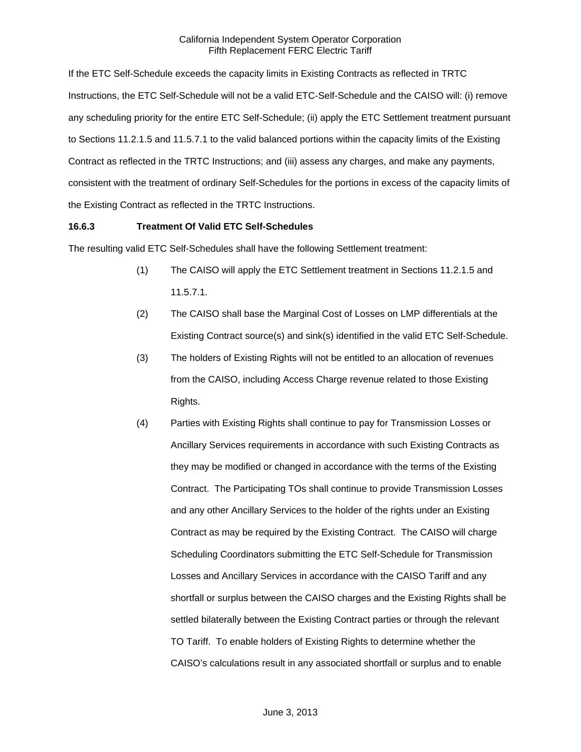If the ETC Self-Schedule exceeds the capacity limits in Existing Contracts as reflected in TRTC Instructions, the ETC Self-Schedule will not be a valid ETC-Self-Schedule and the CAISO will: (i) remove any scheduling priority for the entire ETC Self-Schedule; (ii) apply the ETC Settlement treatment pursuant to Sections 11.2.1.5 and 11.5.7.1 to the valid balanced portions within the capacity limits of the Existing Contract as reflected in the TRTC Instructions; and (iii) assess any charges, and make any payments, consistent with the treatment of ordinary Self-Schedules for the portions in excess of the capacity limits of the Existing Contract as reflected in the TRTC Instructions.

### 16.6.3 Treatment Of Valid ETC Self-Schedules

The resulting valid ETC Self-Schedules shall have the following Settlement treatment:

(1) The CAISO will apply the ETC Settlement treatment in Sections 11.2.1.5 and 11.5.7.1.

(2) The CAISO shall base the Marginal Cost of Losses on LMP differentials at the Existing Contract source(s) and sink(s) identified in the valid ETC Self-Schedule.

(3) The holders of Existing Rights will not be entitled to an allocation of revenues from the CAISO, including Access Charge revenue related to those Existing Rights.

(4) Parties with Existing Rights shall continue to pay for Transmission Losses or Ancillary Services requirements in accordance with such Existing Contracts as they may be modified or changed in accordance with the terms of the Existing Contract. The Participating TOs shall continue to provide Transmission Losses and any other Ancillary Services to the holder of the rights under an Existing Contract as may be required by the Existing Contract. The CAISO will charge Scheduling Coordinators submitting the ETC Self-Schedule for Transmission Losses and Ancillary Services in accordance with the CAISO Tariff and any shortfall or surplus between the CAISO charges and the Existing Rights shall be settled bilaterally between the Existing Contract parties or through the relevant TO Tariff. To enable holders of Existing Rights to determine whether the CAISO's calculations result in any associated shortfall or surplus and to enable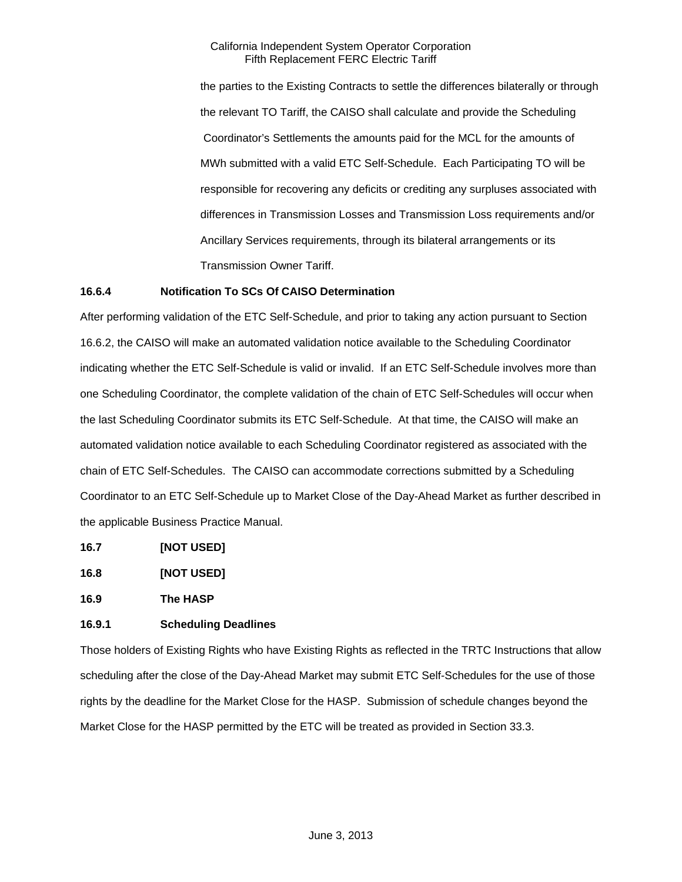the parties to the Existing Contracts to settle the differences bilaterally or through the relevant TO Tariff, the CAISO shall calculate and provide the Scheduling Coordinator's Settlements the amounts paid for the MCL for the amounts of MWh submitted with a valid ETC Self-Schedule. Each Participating TO will be responsible for recovering any deficits or crediting any surpluses associated with differences in Transmission Losses and Transmission Loss requirements and/or Ancillary Services requirements, through its bilateral arrangements or its Transmission Owner Tariff.

**16.6.4 Notification To SCs Of CAISO Determination**

After performing validation of the ETC Self-Schedule, and prior to taking any action pursuant to Section 16.6.2, the CAISO will make an automated validation notice available to the Scheduling Coordinator indicating whether the ETC Self-Schedule is valid or invalid. If an ETC Self-Schedule involves more than one Scheduling Coordinator, the complete validation of the chain of ETC Self-Schedules will occur when the last Scheduling Coordinator submits its ETC Self-Schedule. At that time, the CAISO will make an automated validation notice available to each Scheduling Coordinator registered as associated with the chain of ETC Self-Schedules. The CAISO can accommodate corrections submitted by a Scheduling Coordinator to an ETC Self-Schedule up to Market Close of the Day-Ahead Market as further described in the applicable Business Practice Manual.

**16.7 [NOT USED]**

**16.8 [NOT USED]**

**16.9 The HASP**

**16.9.1 Scheduling Deadlines**

Those holders of Existing Rights who have Existing Rights as reflected in the TRTC Instructions that allow scheduling after the close of the Day-Ahead Market may submit ETC Self-Schedules for the use of those rights by the deadline for the Market Close for the HASP. Submission of schedule changes beyond the Market Close for the HASP permitted by the ETC will be treated as provided in Section 33.3.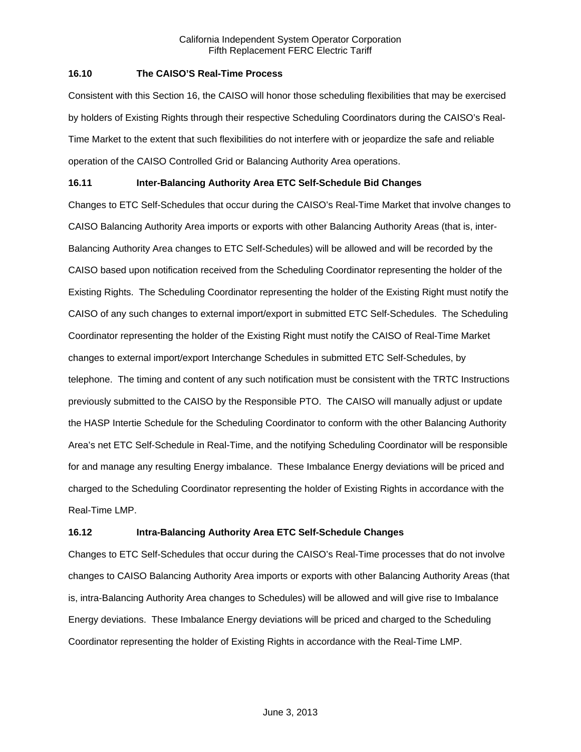### 16.10 The CAISO'S Real-Time Process

Consistent with this Section 16, the CAISO will honor those scheduling flexibilities that may be exercised by holders of Existing Rights through their respective Scheduling Coordinators during the CAISO's Real-Time Market to the extent that such flexibilities do not interfere with or jeopardize the safe and reliable operation of the CAISO Controlled Grid or Balancing Authority Area operations.

### 16.11 Inter-Balancing Authority Area ETC Self-Schedule Bid Changes

Changes to ETC Self-Schedules that occur during the CAISO's Real-Time Market that involve changes to CAISO Balancing Authority Area imports or exports with other Balancing Authority Areas (that is, inter-Balancing Authority Area changes to ETC Self-Schedules) will be allowed and will be recorded by the CAISO based upon notification received from the Scheduling Coordinator representing the holder of the Existing Rights. The Scheduling Coordinator representing the holder of the Existing Right must notify the CAISO of any such changes to external import/export in submitted ETC Self-Schedules. The Scheduling Coordinator representing the holder of the Existing Right must notify the CAISO of Real-Time Market changes to external import/export Interchange Schedules in submitted ETC Self-Schedules, by telephone. The timing and content of any such notification must be consistent with the TRTC Instructions previously submitted to the CAISO by the Responsible PTO. The CAISO will manually adjust or update the HASP Intertie Schedule for the Scheduling Coordinator to conform with the other Balancing Authority Area's net ETC Self-Schedule in Real-Time, and the notifying Scheduling Coordinator will be responsible for and manage any resulting Energy imbalance. These Imbalance Energy deviations will be priced and charged to the Scheduling Coordinator representing the holder of Existing Rights in accordance with the Real-Time LMP.

### 16.12 Intra-Balancing Authority Area ETC Self-Schedule Changes

Changes to ETC Self-Schedules that occur during the CAISO's Real-Time processes that do not involve changes to CAISO Balancing Authority Area imports or exports with other Balancing Authority Areas (that is, intra-Balancing Authority Area changes to Schedules) will be allowed and will give rise to Imbalance Energy deviations. These Imbalance Energy deviations will be priced and charged to the Scheduling Coordinator representing the holder of Existing Rights in accordance with the Real-Time LMP.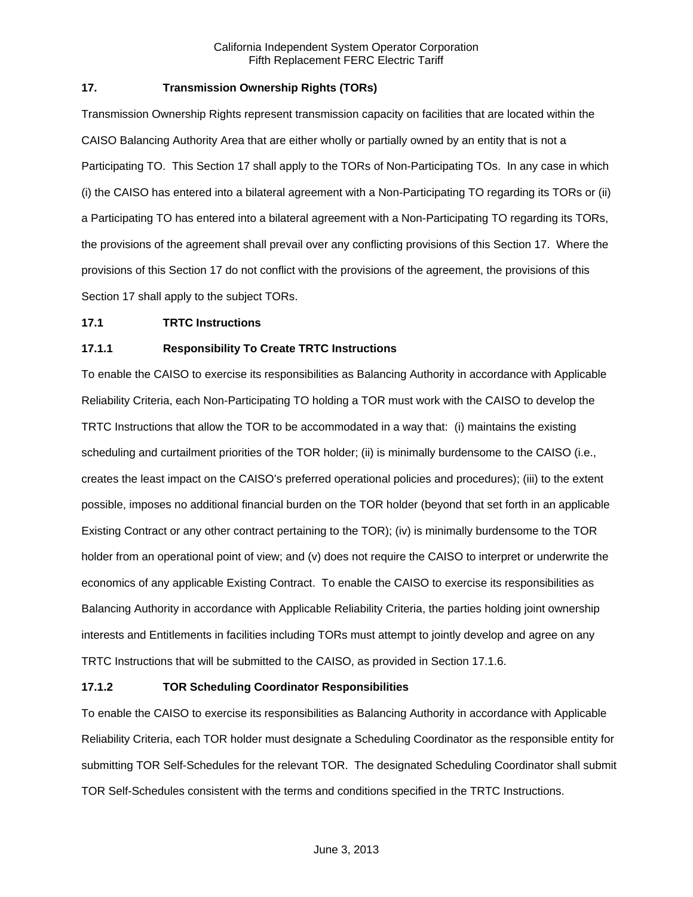## 17. Transmission Ownership Rights (TORs)

Transmission Ownership Rights represent transmission capacity on facilities that are located within the CAISO Balancing Authority Area that are either wholly or partially owned by an entity that is not a Participating TO. This Section 17 shall apply to the TORs of Non-Participating TOs. In any case in which (i) the CAISO has entered into a bilateral agreement with a Non-Participating TO regarding its TORs or (ii) a Participating TO has entered into a bilateral agreement with a Non-Participating TO regarding its TORs, the provisions of the agreement shall prevail over any conflicting provisions of this Section 17. Where the provisions of this Section 17 do not conflict with the provisions of the agreement, the provisions of this Section 17 shall apply to the subject TORs.

### 17.1 TRTC Instructions

#### 17.1.1 Responsibility To Create TRTC Instructions

To enable the CAISO to exercise its responsibilities as Balancing Authority in accordance with Applicable Reliability Criteria, each Non-Participating TO holding a TOR must work with the CAISO to develop the TRTC Instructions that allow the TOR to be accommodated in a way that: (i) maintains the existing scheduling and curtailment priorities of the TOR holder; (ii) is minimally burdensome to the CAISO (i.e., creates the least impact on the CAISO's preferred operational policies and procedures); (iii) to the extent possible, imposes no additional financial burden on the TOR holder (beyond that set forth in an applicable Existing Contract or any other contract pertaining to the TOR); (iv) is minimally burdensome to the TOR holder from an operational point of view; and (v) does not require the CAISO to interpret or underwrite the economics of any applicable Existing Contract. To enable the CAISO to exercise its responsibilities as Balancing Authority in accordance with Applicable Reliability Criteria, the parties holding joint ownership interests and Entitlements in facilities including TORs must attempt to jointly develop and agree on any TRTC Instructions that will be submitted to the CAISO, as provided in Section 17.1.6.

#### 17.1.2 TOR Scheduling Coordinator Responsibilities

To enable the CAISO to exercise its responsibilities as Balancing Authority in accordance with Applicable Reliability Criteria, each TOR holder must designate a Scheduling Coordinator as the responsible entity for submitting TOR Self-Schedules for the relevant TOR. The designated Scheduling Coordinator shall submit TOR Self-Schedules consistent with the terms and conditions specified in the TRTC Instructions.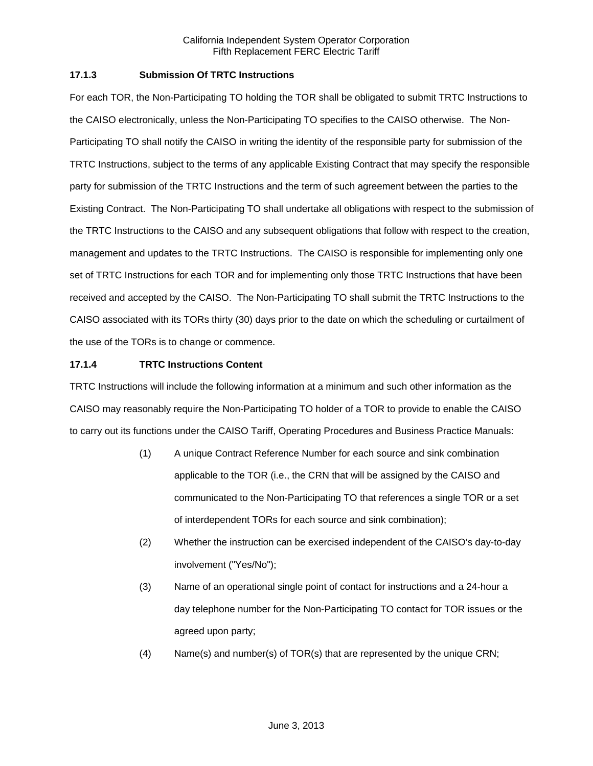### 17.1.3 Submission Of TRTC Instructions

For each TOR, the Non-Participating TO holding the TOR shall be obligated to submit TRTC Instructions to the CAISO electronically, unless the Non-Participating TO specifies to the CAISO otherwise. The Non-Participating TO shall notify the CAISO in writing the identity of the responsible party for submission of the TRTC Instructions, subject to the terms of any applicable Existing Contract that may specify the responsible party for submission of the TRTC Instructions and the term of such agreement between the parties to the Existing Contract. The Non-Participating TO shall undertake all obligations with respect to the submission of the TRTC Instructions to the CAISO and any subsequent obligations that follow with respect to the creation, management and updates to the TRTC Instructions. The CAISO is responsible for implementing only one set of TRTC Instructions for each TOR and for implementing only those TRTC Instructions that have been received and accepted by the CAISO. The Non-Participating TO shall submit the TRTC Instructions to the CAISO associated with its TORs thirty (30) days prior to the date on which the scheduling or curtailment of the use of the TORs is to change or commence.

### 17.1.4 TRTC Instructions Content

TRTC Instructions will include the following information at a minimum and such other information as the CAISO may reasonably require the Non-Participating TO holder of a TOR to provide to enable the CAISO to carry out its functions under the CAISO Tariff, Operating Procedures and Business Practice Manuals:

(1) A unique Contract Reference Number for each source and sink combination applicable to the TOR (i.e., the CRN that will be assigned by the CAISO and communicated to the Non-Participating TO that references a single TOR or a set of interdependent TORs for each source and sink combination);

(2) Whether the instruction can be exercised independent of the CAISO's day-to-day involvement ("Yes/No");

(3) Name of an operational single point of contact for instructions and a 24-hour a day telephone number for the Non-Participating TO contact for TOR issues or the agreed upon party;

(4) Name(s) and number(s) of TOR(s) that are represented by the unique CRN;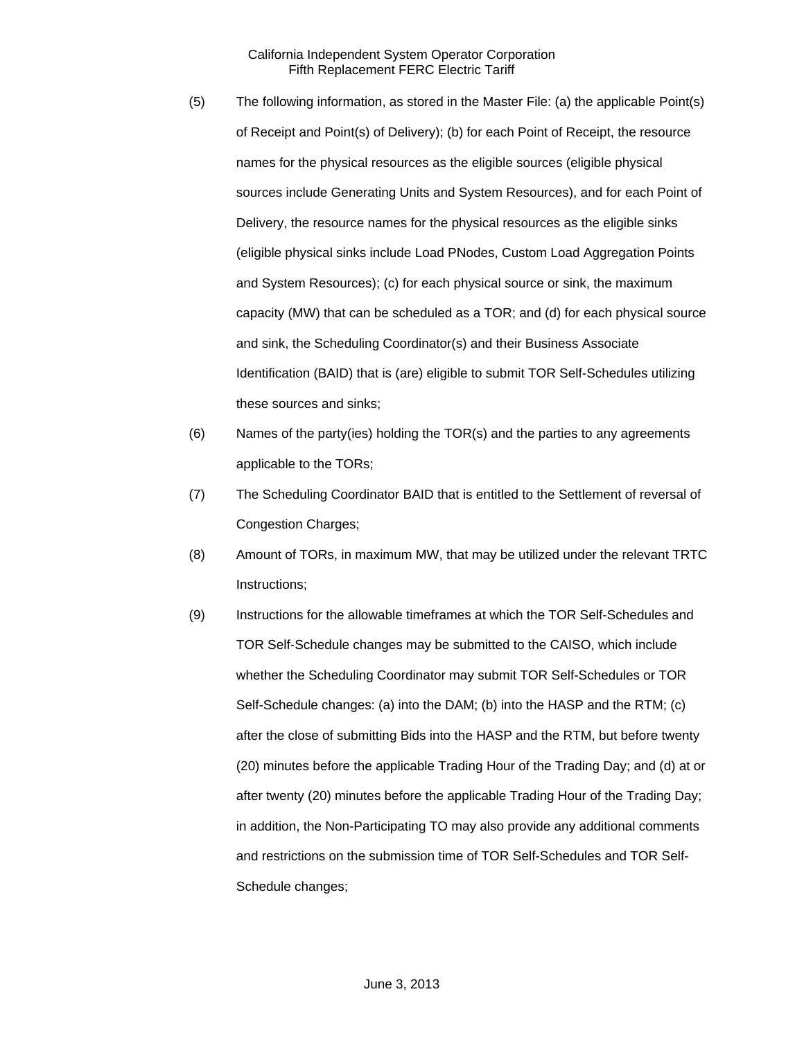(5) The following information, as stored in the Master File: (a) the applicable Point(s) of Receipt and Point(s) of Delivery); (b) for each Point of Receipt, the resource names for the physical resources as the eligible sources (eligible physical sources include Generating Units and System Resources), and for each Point of Delivery, the resource names for the physical resources as the eligible sinks (eligible physical sinks include Load PNodes, Custom Load Aggregation Points and System Resources); (c) for each physical source or sink, the maximum capacity (MW) that can be scheduled as a TOR; and (d) for each physical source and sink, the Scheduling Coordinator(s) and their Business Associate Identification (BAID) that is (are) eligible to submit TOR Self-Schedules utilizing these sources and sinks;

(6) Names of the party(ies) holding the TOR(s) and the parties to any agreements applicable to the TORs;

(7) The Scheduling Coordinator BAID that is entitled to the Settlement of reversal of Congestion Charges;

(8) Amount of TORs, in maximum MW, that may be utilized under the relevant TRTC Instructions;

(9) Instructions for the allowable timeframes at which the TOR Self-Schedules and TOR Self-Schedule changes may be submitted to the CAISO, which include whether the Scheduling Coordinator may submit TOR Self-Schedules or TOR Self-Schedule changes: (a) into the DAM; (b) into the HASP and the RTM; (c) after the close of submitting Bids into the HASP and the RTM, but before twenty (20) minutes before the applicable Trading Hour of the Trading Day; and (d) at or after twenty (20) minutes before the applicable Trading Hour of the Trading Day; in addition, the Non-Participating TO may also provide any additional comments and restrictions on the submission time of TOR Self-Schedules and TOR Self-Schedule changes;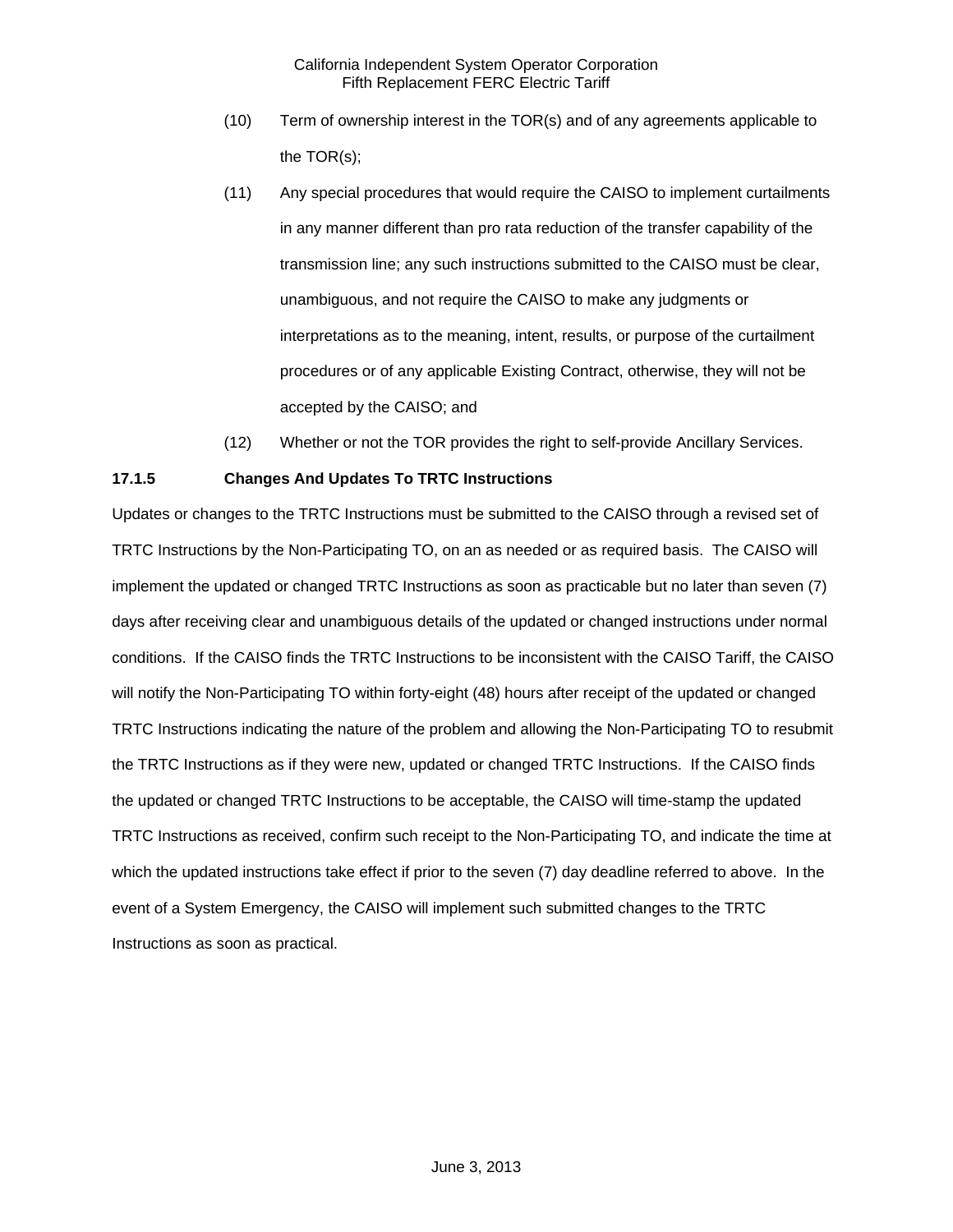(10) Term of ownership interest in the TOR(s) and of any agreements applicable to the TOR(s);

(11) Any special procedures that would require the CAISO to implement curtailments in any manner different than pro rata reduction of the transfer capability of the transmission line; any such instructions submitted to the CAISO must be clear, unambiguous, and not require the CAISO to make any judgments or interpretations as to the meaning, intent, results, or purpose of the curtailment procedures or of any applicable Existing Contract, otherwise, they will not be accepted by the CAISO; and

(12) Whether or not the TOR provides the right to self-provide Ancillary Services.

**17.1.5 Changes And Updates To TRTC Instructions**

Updates or changes to the TRTC Instructions must be submitted to the CAISO through a revised set of TRTC Instructions by the Non-Participating TO, on an as needed or as required basis. The CAISO will implement the updated or changed TRTC Instructions as soon as practicable but no later than seven (7) days after receiving clear and unambiguous details of the updated or changed instructions under normal conditions. If the CAISO finds the TRTC Instructions to be inconsistent with the CAISO Tariff, the CAISO will notify the Non-Participating TO within forty-eight (48) hours after receipt of the updated or changed TRTC Instructions indicating the nature of the problem and allowing the Non-Participating TO to resubmit the TRTC Instructions as if they were new, updated or changed TRTC Instructions. If the CAISO finds the updated or changed TRTC Instructions to be acceptable, the CAISO will time-stamp the updated TRTC Instructions as received, confirm such receipt to the Non-Participating TO, and indicate the time at which the updated instructions take effect if prior to the seven (7) day deadline referred to above. In the event of a System Emergency, the CAISO will implement such submitted changes to the TRTC Instructions as soon as practical.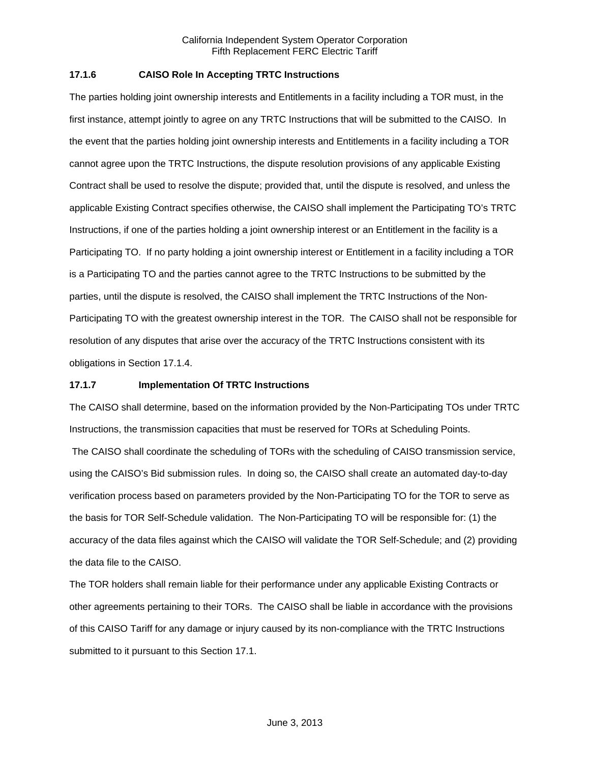### 17.1.6 CAISO Role In Accepting TRTC Instructions

The parties holding joint ownership interests and Entitlements in a facility including a TOR must, in the first instance, attempt jointly to agree on any TRTC Instructions that will be submitted to the CAISO. In the event that the parties holding joint ownership interests and Entitlements in a facility including a TOR cannot agree upon the TRTC Instructions, the dispute resolution provisions of any applicable Existing Contract shall be used to resolve the dispute; provided that, until the dispute is resolved, and unless the applicable Existing Contract specifies otherwise, the CAISO shall implement the Participating TO's TRTC Instructions, if one of the parties holding a joint ownership interest or an Entitlement in the facility is a Participating TO. If no party holding a joint ownership interest or Entitlement in a facility including a TOR is a Participating TO and the parties cannot agree to the TRTC Instructions to be submitted by the parties, until the dispute is resolved, the CAISO shall implement the TRTC Instructions of the Non-Participating TO with the greatest ownership interest in the TOR. The CAISO shall not be responsible for resolution of any disputes that arise over the accuracy of the TRTC Instructions consistent with its obligations in Section 17.1.4.

### 17.1.7 Implementation Of TRTC Instructions

The CAISO shall determine, based on the information provided by the Non-Participating TOs under TRTC Instructions, the transmission capacities that must be reserved for TORs at Scheduling Points.

The CAISO shall coordinate the scheduling of TORs with the scheduling of CAISO transmission service, using the CAISO's Bid submission rules. In doing so, the CAISO shall create an automated day-to-day verification process based on parameters provided by the Non-Participating TO for the TOR to serve as the basis for TOR Self-Schedule validation. The Non-Participating TO will be responsible for: (1) the accuracy of the data files against which the CAISO will validate the TOR Self-Schedule; and (2) providing the data file to the CAISO.

The TOR holders shall remain liable for their performance under any applicable Existing Contracts or other agreements pertaining to their TORs. The CAISO shall be liable in accordance with the provisions of this CAISO Tariff for any damage or injury caused by its non-compliance with the TRTC Instructions submitted to it pursuant to this Section 17.1.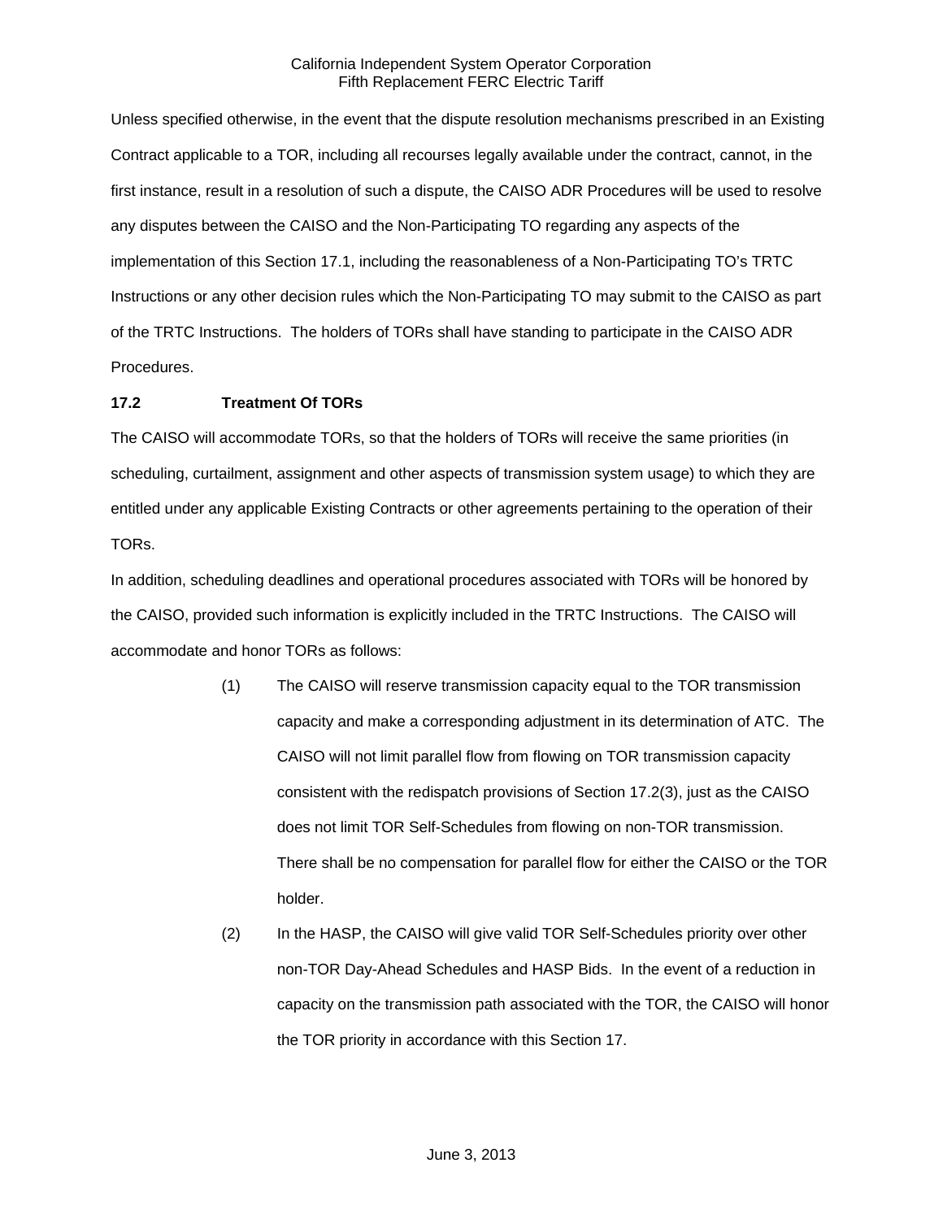Unless specified otherwise, in the event that the dispute resolution mechanisms prescribed in an Existing Contract applicable to a TOR, including all recourses legally available under the contract, cannot, in the first instance, result in a resolution of such a dispute, the CAISO ADR Procedures will be used to resolve any disputes between the CAISO and the Non-Participating TO regarding any aspects of the implementation of this Section 17.1, including the reasonableness of a Non-Participating TO's TRTC Instructions or any other decision rules which the Non-Participating TO may submit to the CAISO as part of the TRTC Instructions. The holders of TORs shall have standing to participate in the CAISO ADR Procedures.

### 17.2 Treatment Of TORs

The CAISO will accommodate TORs, so that the holders of TORs will receive the same priorities (in scheduling, curtailment, assignment and other aspects of transmission system usage) to which they are entitled under any applicable Existing Contracts or other agreements pertaining to the operation of their TORs.

In addition, scheduling deadlines and operational procedures associated with TORs will be honored by the CAISO, provided such information is explicitly included in the TRTC Instructions. The CAISO will accommodate and honor TORs as follows:

(1) The CAISO will reserve transmission capacity equal to the TOR transmission capacity and make a corresponding adjustment in its determination of ATC. The CAISO will not limit parallel flow from flowing on TOR transmission capacity consistent with the redispatch provisions of Section 17.2(3), just as the CAISO does not limit TOR Self-Schedules from flowing on non-TOR transmission. There shall be no compensation for parallel flow for either the CAISO or the TOR holder.

(2) In the HASP, the CAISO will give valid TOR Self-Schedules priority over other non-TOR Day-Ahead Schedules and HASP Bids. In the event of a reduction in capacity on the transmission path associated with the TOR, the CAISO will honor the TOR priority in accordance with this Section 17.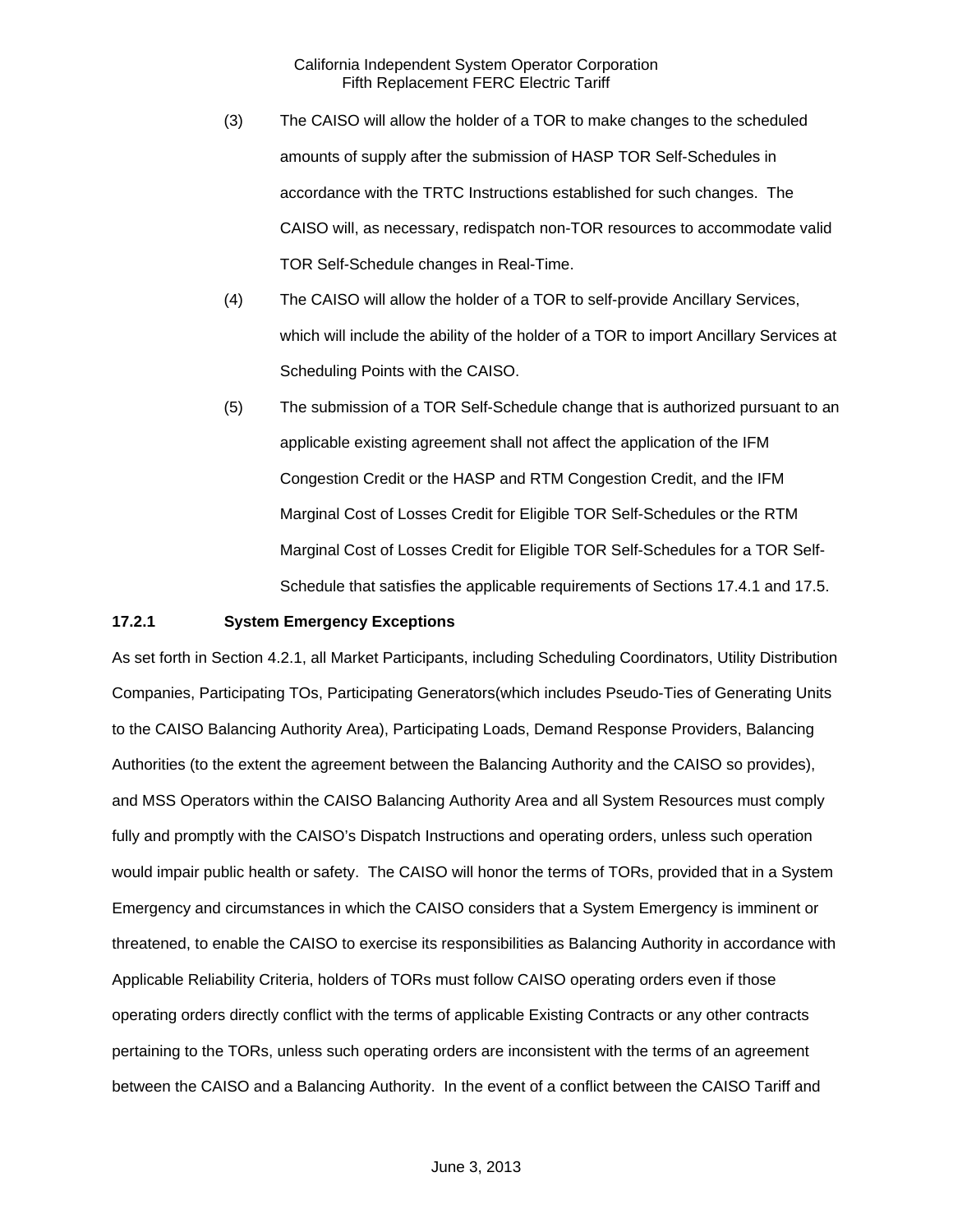(3) The CAISO will allow the holder of a TOR to make changes to the scheduled amounts of supply after the submission of HASP TOR Self-Schedules in accordance with the TRTC Instructions established for such changes. The CAISO will, as necessary, redispatch non-TOR resources to accommodate valid TOR Self-Schedule changes in Real-Time.

(4) The CAISO will allow the holder of a TOR to self-provide Ancillary Services, which will include the ability of the holder of a TOR to import Ancillary Services at Scheduling Points with the CAISO.

(5) The submission of a TOR Self-Schedule change that is authorized pursuant to an applicable existing agreement shall not affect the application of the IFM Congestion Credit or the HASP and RTM Congestion Credit, and the IFM Marginal Cost of Losses Credit for Eligible TOR Self-Schedules or the RTM Marginal Cost of Losses Credit for Eligible TOR Self-Schedules for a TOR Self-Schedule that satisfies the applicable requirements of Sections 17.4.1 and 17.5.

### 17.2.1 System Emergency Exceptions

As set forth in Section 4.2.1, all Market Participants, including Scheduling Coordinators, Utility Distribution Companies, Participating TOs, Participating Generators(which includes Pseudo-Ties of Generating Units to the CAISO Balancing Authority Area), Participating Loads, Demand Response Providers, Balancing Authorities (to the extent the agreement between the Balancing Authority and the CAISO so provides), and MSS Operators within the CAISO Balancing Authority Area and all System Resources must comply fully and promptly with the CAISO's Dispatch Instructions and operating orders, unless such operation would impair public health or safety. The CAISO will honor the terms of TORs, provided that in a System Emergency and circumstances in which the CAISO considers that a System Emergency is imminent or threatened, to enable the CAISO to exercise its responsibilities as Balancing Authority in accordance with Applicable Reliability Criteria, holders of TORs must follow CAISO operating orders even if those operating orders directly conflict with the terms of applicable Existing Contracts or any other contracts pertaining to the TORs, unless such operating orders are inconsistent with the terms of an agreement between the CAISO and a Balancing Authority. In the event of a conflict between the CAISO Tariff and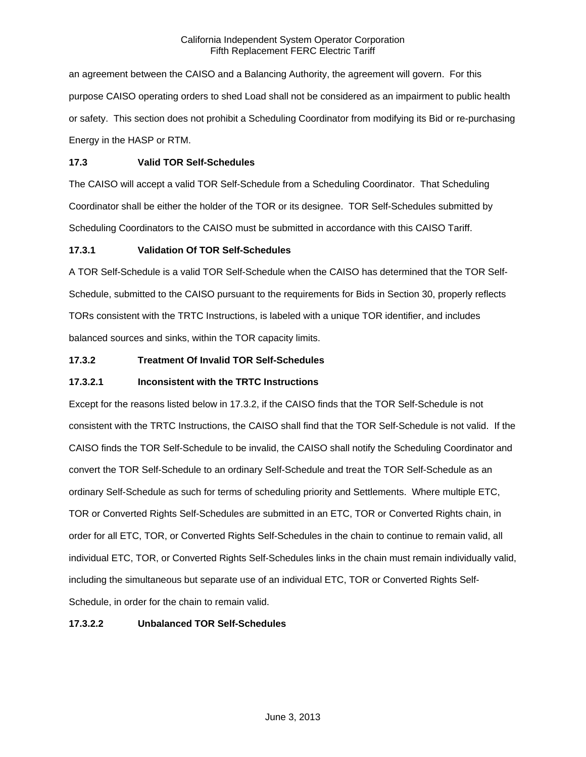an agreement between the CAISO and a Balancing Authority, the agreement will govern. For this purpose CAISO operating orders to shed Load shall not be considered as an impairment to public health or safety. This section does not prohibit a Scheduling Coordinator from modifying its Bid or re-purchasing Energy in the HASP or RTM.

**17.3 Valid TOR Self-Schedules**

The CAISO will accept a valid TOR Self-Schedule from a Scheduling Coordinator. That Scheduling Coordinator shall be either the holder of the TOR or its designee. TOR Self-Schedules submitted by Scheduling Coordinators to the CAISO must be submitted in accordance with this CAISO Tariff.

**17.3.1 Validation Of TOR Self-Schedules**

A TOR Self-Schedule is a valid TOR Self-Schedule when the CAISO has determined that the TOR Self-Schedule, submitted to the CAISO pursuant to the requirements for Bids in Section 30, properly reflects TORs consistent with the TRTC Instructions, is labeled with a unique TOR identifier, and includes balanced sources and sinks, within the TOR capacity limits.

**17.3.2 Treatment Of Invalid TOR Self-Schedules**

**17.3.2.1 Inconsistent with the TRTC Instructions**

Except for the reasons listed below in 17.3.2, if the CAISO finds that the TOR Self-Schedule is not consistent with the TRTC Instructions, the CAISO shall find that the TOR Self-Schedule is not valid. If the CAISO finds the TOR Self-Schedule to be invalid, the CAISO shall notify the Scheduling Coordinator and convert the TOR Self-Schedule to an ordinary Self-Schedule and treat the TOR Self-Schedule as an ordinary Self-Schedule as such for terms of scheduling priority and Settlements. Where multiple ETC, TOR or Converted Rights Self-Schedules are submitted in an ETC, TOR or Converted Rights chain, in order for all ETC, TOR, or Converted Rights Self-Schedules in the chain to continue to remain valid, all individual ETC, TOR, or Converted Rights Self-Schedules links in the chain must remain individually valid, including the simultaneous but separate use of an individual ETC, TOR or Converted Rights Self-Schedule, in order for the chain to remain valid.

**17.3.2.2 Unbalanced TOR Self-Schedules**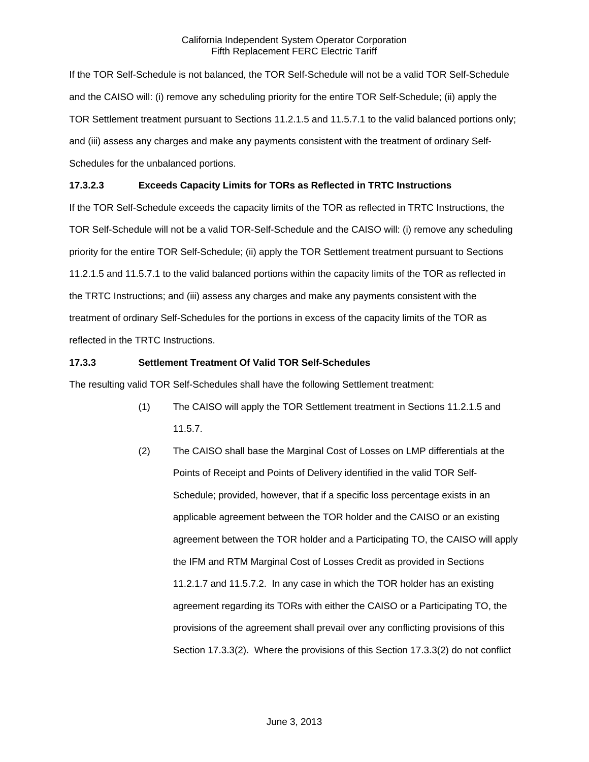If the TOR Self-Schedule is not balanced, the TOR Self-Schedule will not be a valid TOR Self-Schedule and the CAISO will: (i) remove any scheduling priority for the entire TOR Self-Schedule; (ii) apply the TOR Settlement treatment pursuant to Sections 11.2.1.5 and 11.5.7.1 to the valid balanced portions only; and (iii) assess any charges and make any payments consistent with the treatment of ordinary Self-Schedules for the unbalanced portions.

**17.3.2.3 Exceeds Capacity Limits for TORs as Reflected in TRTC Instructions**

If the TOR Self-Schedule exceeds the capacity limits of the TOR as reflected in TRTC Instructions, the TOR Self-Schedule will not be a valid TOR-Self-Schedule and the CAISO will: (i) remove any scheduling priority for the entire TOR Self-Schedule; (ii) apply the TOR Settlement treatment pursuant to Sections 11.2.1.5 and 11.5.7.1 to the valid balanced portions within the capacity limits of the TOR as reflected in the TRTC Instructions; and (iii) assess any charges and make any payments consistent with the treatment of ordinary Self-Schedules for the portions in excess of the capacity limits of the TOR as reflected in the TRTC Instructions.

**17.3.3 Settlement Treatment Of Valid TOR Self-Schedules**

The resulting valid TOR Self-Schedules shall have the following Settlement treatment:

(1) The CAISO will apply the TOR Settlement treatment in Sections 11.2.1.5 and 11.5.7.

(2) The CAISO shall base the Marginal Cost of Losses on LMP differentials at the Points of Receipt and Points of Delivery identified in the valid TOR Self-Schedule; provided, however, that if a specific loss percentage exists in an applicable agreement between the TOR holder and the CAISO or an existing agreement between the TOR holder and a Participating TO, the CAISO will apply the IFM and RTM Marginal Cost of Losses Credit as provided in Sections 11.2.1.7 and 11.5.7.2. In any case in which the TOR holder has an existing agreement regarding its TORs with either the CAISO or a Participating TO, the provisions of the agreement shall prevail over any conflicting provisions of this Section 17.3.3(2). Where the provisions of this Section 17.3.3(2) do not conflict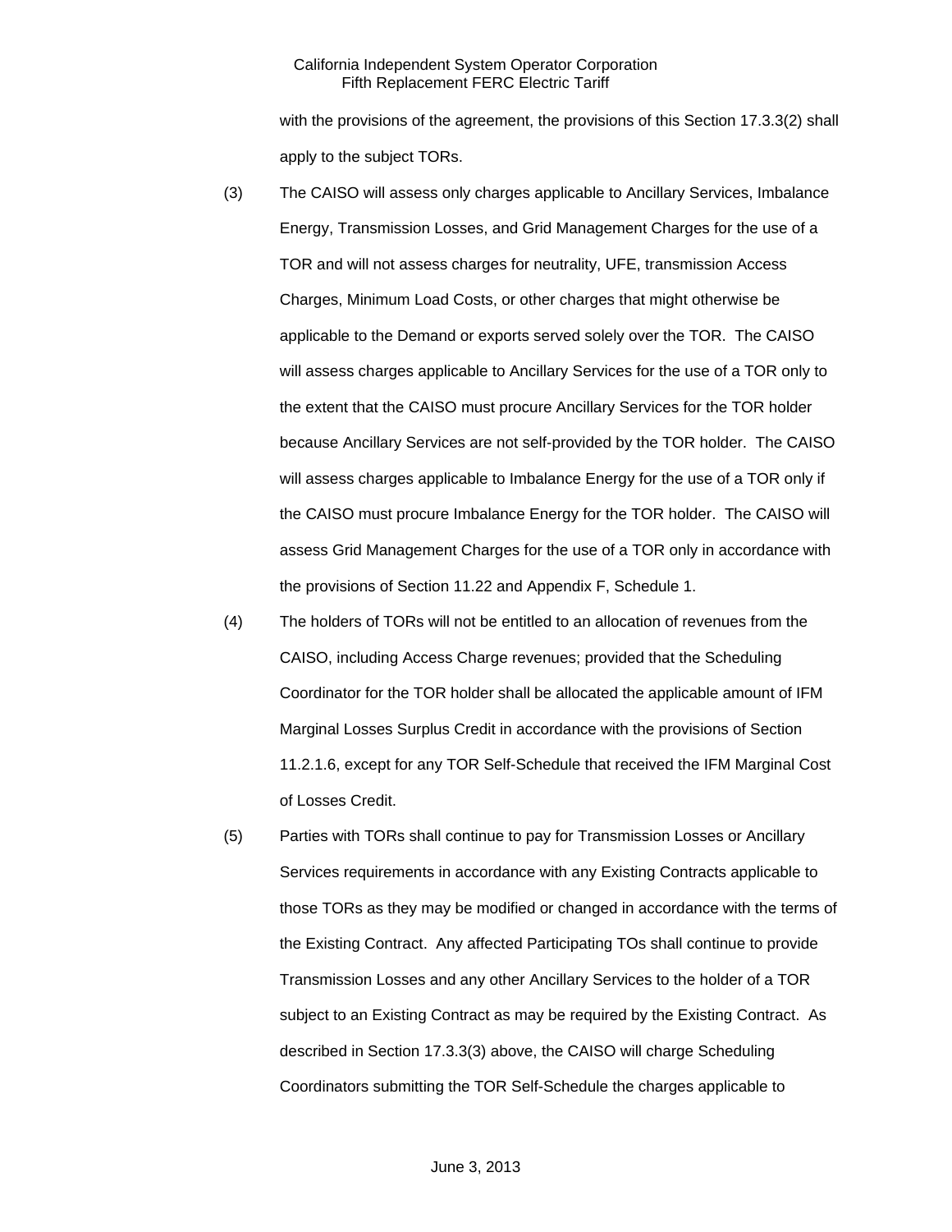with the provisions of the agreement, the provisions of this Section 17.3.3(2) shall apply to the subject TORs.

(3) The CAISO will assess only charges applicable to Ancillary Services, Imbalance Energy, Transmission Losses, and Grid Management Charges for the use of a TOR and will not assess charges for neutrality, UFE, transmission Access Charges, Minimum Load Costs, or other charges that might otherwise be applicable to the Demand or exports served solely over the TOR. The CAISO will assess charges applicable to Ancillary Services for the use of a TOR only to the extent that the CAISO must procure Ancillary Services for the TOR holder because Ancillary Services are not self-provided by the TOR holder. The CAISO will assess charges applicable to Imbalance Energy for the use of a TOR only if the CAISO must procure Imbalance Energy for the TOR holder. The CAISO will assess Grid Management Charges for the use of a TOR only in accordance with the provisions of Section 11.22 and Appendix F, Schedule 1.

(4) The holders of TORs will not be entitled to an allocation of revenues from the CAISO, including Access Charge revenues; provided that the Scheduling Coordinator for the TOR holder shall be allocated the applicable amount of IFM Marginal Losses Surplus Credit in accordance with the provisions of Section 11.2.1.6, except for any TOR Self-Schedule that received the IFM Marginal Cost of Losses Credit.

(5) Parties with TORs shall continue to pay for Transmission Losses or Ancillary Services requirements in accordance with any Existing Contracts applicable to those TORs as they may be modified or changed in accordance with the terms of the Existing Contract. Any affected Participating TOs shall continue to provide Transmission Losses and any other Ancillary Services to the holder of a TOR subject to an Existing Contract as may be required by the Existing Contract. As described in Section 17.3.3(3) above, the CAISO will charge Scheduling Coordinators submitting the TOR Self-Schedule the charges applicable to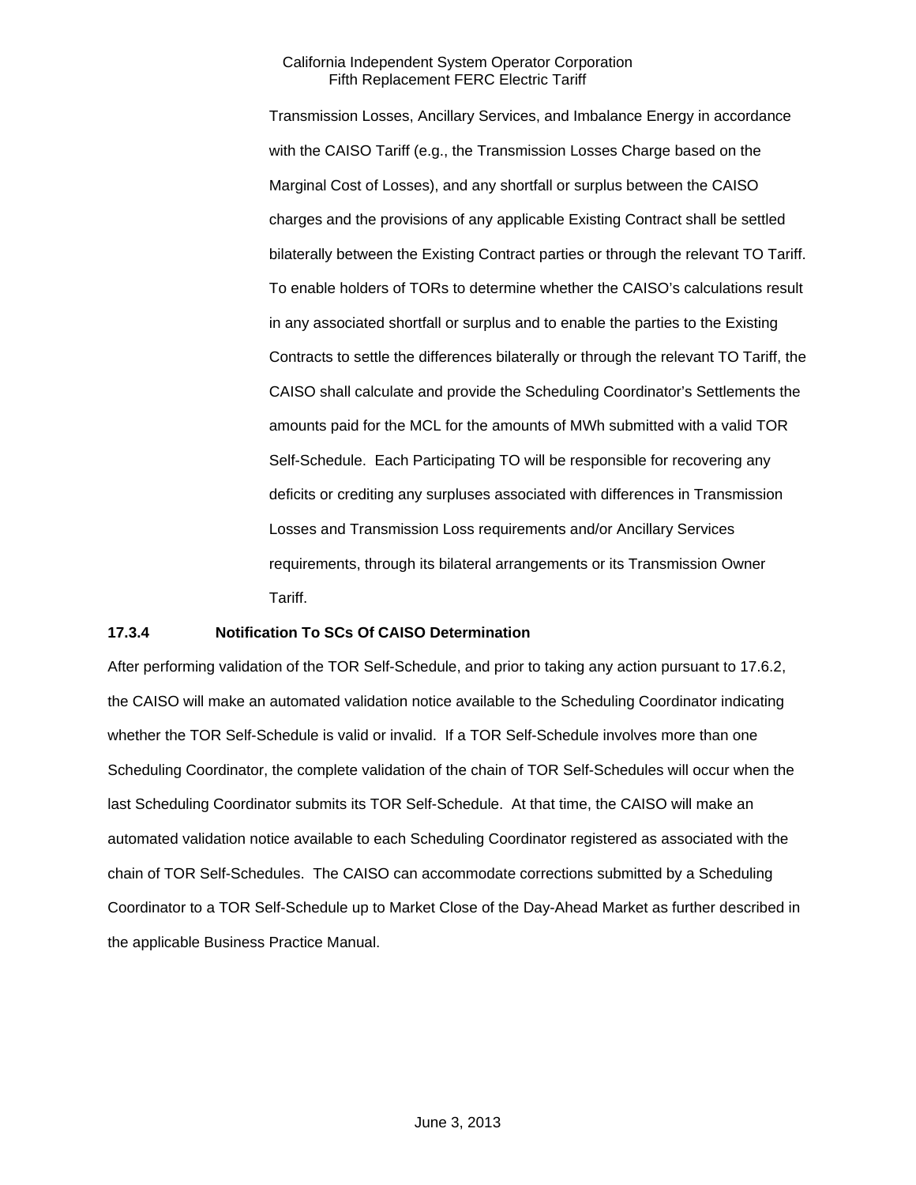Transmission Losses, Ancillary Services, and Imbalance Energy in accordance with the CAISO Tariff (e.g., the Transmission Losses Charge based on the Marginal Cost of Losses), and any shortfall or surplus between the CAISO charges and the provisions of any applicable Existing Contract shall be settled bilaterally between the Existing Contract parties or through the relevant TO Tariff. To enable holders of TORs to determine whether the CAISO's calculations result in any associated shortfall or surplus and to enable the parties to the Existing Contracts to settle the differences bilaterally or through the relevant TO Tariff, the CAISO shall calculate and provide the Scheduling Coordinator's Settlements the amounts paid for the MCL for the amounts of MWh submitted with a valid TOR Self-Schedule. Each Participating TO will be responsible for recovering any deficits or crediting any surpluses associated with differences in Transmission Losses and Transmission Loss requirements and/or Ancillary Services requirements, through its bilateral arrangements or its Transmission Owner Tariff.

**17.3.4 Notification To SCs Of CAISO Determination**

After performing validation of the TOR Self-Schedule, and prior to taking any action pursuant to 17.6.2, the CAISO will make an automated validation notice available to the Scheduling Coordinator indicating whether the TOR Self-Schedule is valid or invalid. If a TOR Self-Schedule involves more than one Scheduling Coordinator, the complete validation of the chain of TOR Self-Schedules will occur when the last Scheduling Coordinator submits its TOR Self-Schedule. At that time, the CAISO will make an automated validation notice available to each Scheduling Coordinator registered as associated with the chain of TOR Self-Schedules. The CAISO can accommodate corrections submitted by a Scheduling Coordinator to a TOR Self-Schedule up to Market Close of the Day-Ahead Market as further described in the applicable Business Practice Manual.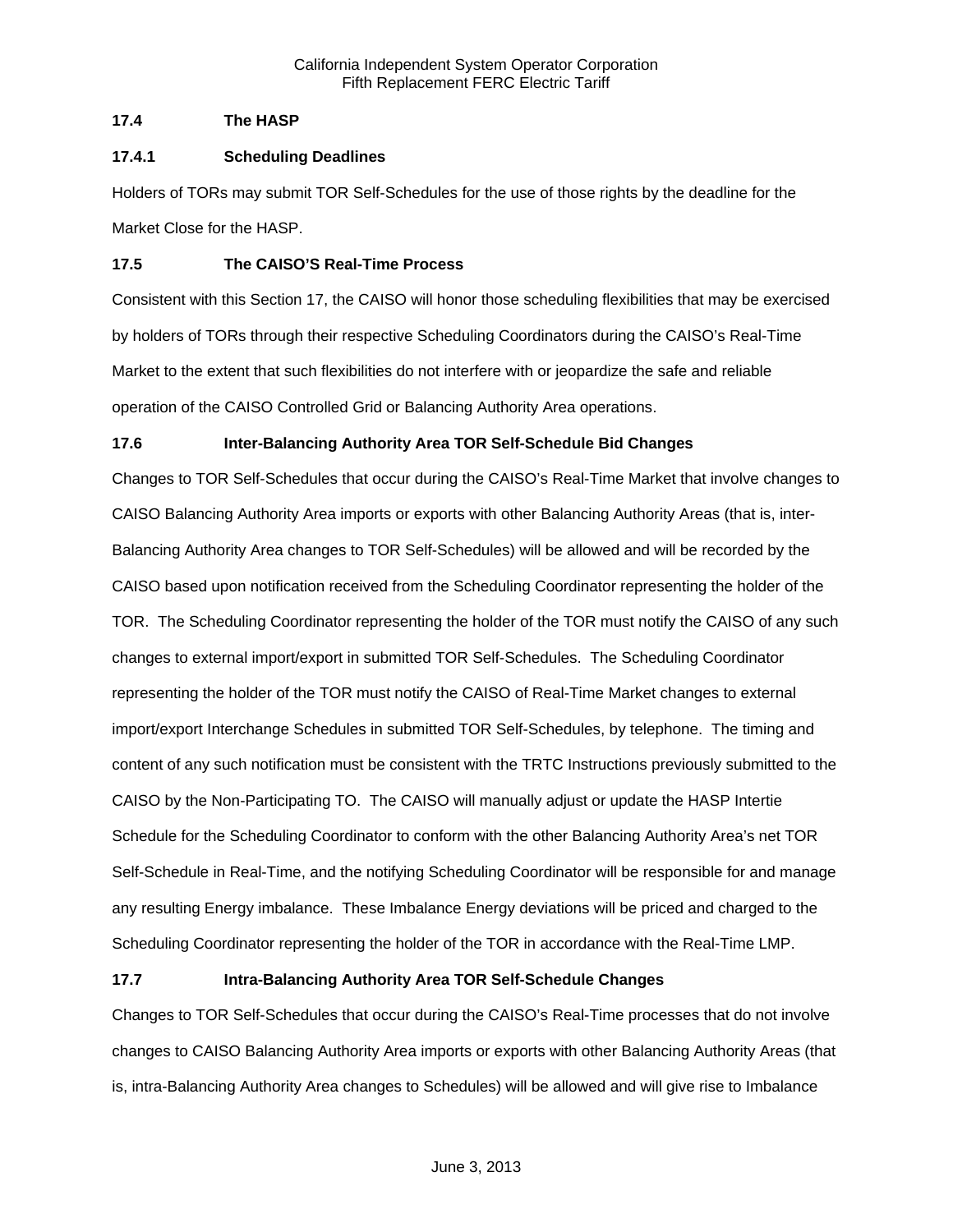### 17.4 The HASP

#### 17.4.1 Scheduling Deadlines

Holders of TORs may submit TOR Self-Schedules for the use of those rights by the deadline for the Market Close for the HASP.

### 17.5 The CAISO'S Real-Time Process

Consistent with this Section 17, the CAISO will honor those scheduling flexibilities that may be exercised by holders of TORs through their respective Scheduling Coordinators during the CAISO's Real-Time Market to the extent that such flexibilities do not interfere with or jeopardize the safe and reliable operation of the CAISO Controlled Grid or Balancing Authority Area operations.

### 17.6 Inter-Balancing Authority Area TOR Self-Schedule Bid Changes

Changes to TOR Self-Schedules that occur during the CAISO's Real-Time Market that involve changes to CAISO Balancing Authority Area imports or exports with other Balancing Authority Areas (that is, inter-Balancing Authority Area changes to TOR Self-Schedules) will be allowed and will be recorded by the CAISO based upon notification received from the Scheduling Coordinator representing the holder of the TOR. The Scheduling Coordinator representing the holder of the TOR must notify the CAISO of any such changes to external import/export in submitted TOR Self-Schedules. The Scheduling Coordinator representing the holder of the TOR must notify the CAISO of Real-Time Market changes to external import/export Interchange Schedules in submitted TOR Self-Schedules, by telephone. The timing and content of any such notification must be consistent with the TRTC Instructions previously submitted to the CAISO by the Non-Participating TO. The CAISO will manually adjust or update the HASP Intertie Schedule for the Scheduling Coordinator to conform with the other Balancing Authority Area's net TOR Self-Schedule in Real-Time, and the notifying Scheduling Coordinator will be responsible for and manage any resulting Energy imbalance. These Imbalance Energy deviations will be priced and charged to the Scheduling Coordinator representing the holder of the TOR in accordance with the Real-Time LMP.

### 17.7 Intra-Balancing Authority Area TOR Self-Schedule Changes

Changes to TOR Self-Schedules that occur during the CAISO's Real-Time processes that do not involve changes to CAISO Balancing Authority Area imports or exports with other Balancing Authority Areas (that is, intra-Balancing Authority Area changes to Schedules) will be allowed and will give rise to Imbalance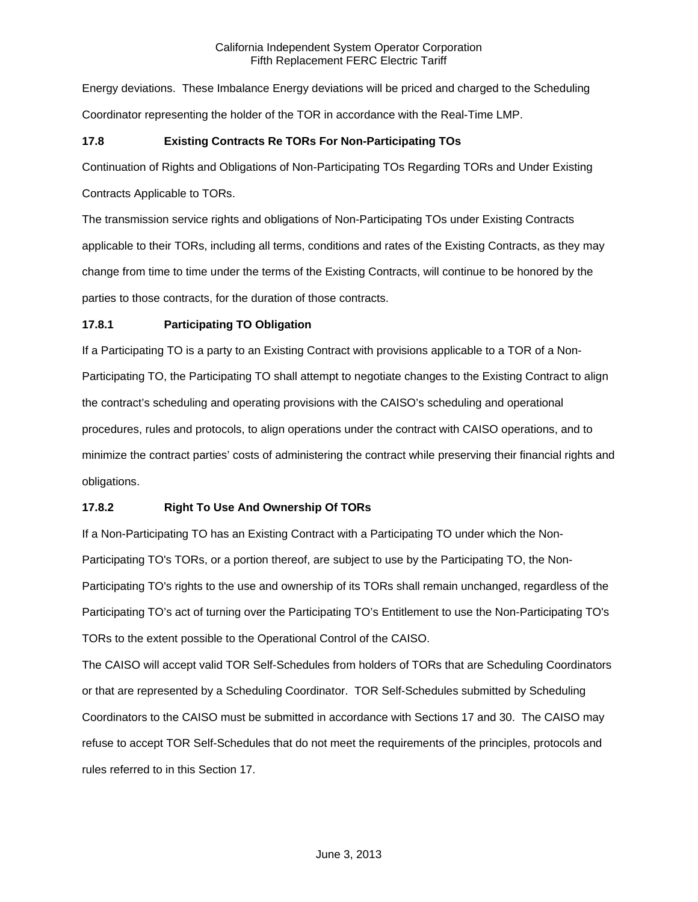Energy deviations. These Imbalance Energy deviations will be priced and charged to the Scheduling Coordinator representing the holder of the TOR in accordance with the Real-Time LMP.

### 17.8 Existing Contracts Re TORs For Non-Participating TOs

Continuation of Rights and Obligations of Non-Participating TOs Regarding TORs and Under Existing Contracts Applicable to TORs.

The transmission service rights and obligations of Non-Participating TOs under Existing Contracts applicable to their TORs, including all terms, conditions and rates of the Existing Contracts, as they may change from time to time under the terms of the Existing Contracts, will continue to be honored by the parties to those contracts, for the duration of those contracts.

### 17.8.1 Participating TO Obligation

If a Participating TO is a party to an Existing Contract with provisions applicable to a TOR of a Non-Participating TO, the Participating TO shall attempt to negotiate changes to the Existing Contract to align the contract's scheduling and operating provisions with the CAISO's scheduling and operational procedures, rules and protocols, to align operations under the contract with CAISO operations, and to minimize the contract parties' costs of administering the contract while preserving their financial rights and obligations.

### 17.8.2 Right To Use And Ownership Of TORs

If a Non-Participating TO has an Existing Contract with a Participating TO under which the Non-Participating TO's TORs, or a portion thereof, are subject to use by the Participating TO, the Non-Participating TO's rights to the use and ownership of its TORs shall remain unchanged, regardless of the Participating TO's act of turning over the Participating TO's Entitlement to use the Non-Participating TO's TORs to the extent possible to the Operational Control of the CAISO.

The CAISO will accept valid TOR Self-Schedules from holders of TORs that are Scheduling Coordinators or that are represented by a Scheduling Coordinator. TOR Self-Schedules submitted by Scheduling Coordinators to the CAISO must be submitted in accordance with Sections 17 and 30. The CAISO may refuse to accept TOR Self-Schedules that do not meet the requirements of the principles, protocols and rules referred to in this Section 17.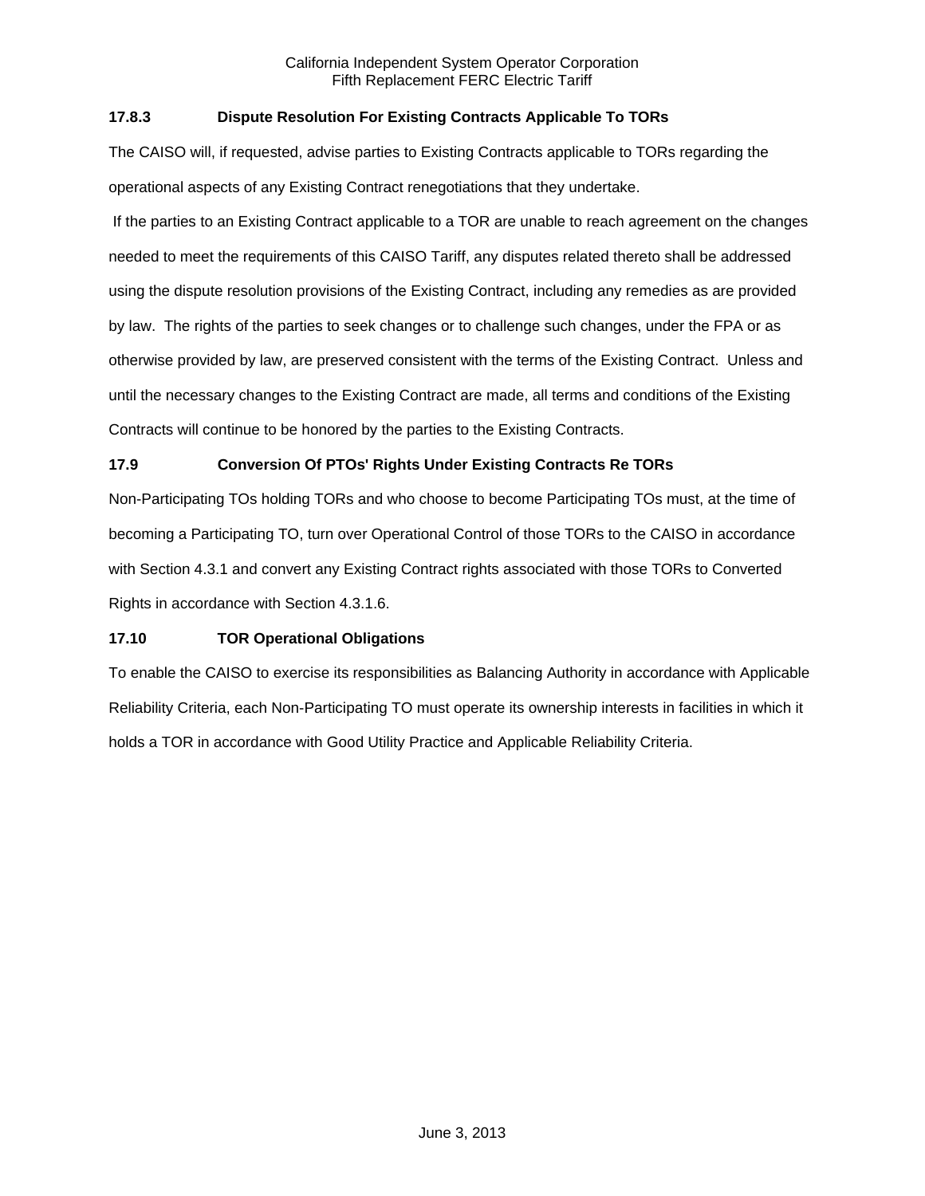### 17.8.3 Dispute Resolution For Existing Contracts Applicable To TORs

The CAISO will, if requested, advise parties to Existing Contracts applicable to TORs regarding the operational aspects of any Existing Contract renegotiations that they undertake.

If the parties to an Existing Contract applicable to a TOR are unable to reach agreement on the changes needed to meet the requirements of this CAISO Tariff, any disputes related thereto shall be addressed using the dispute resolution provisions of the Existing Contract, including any remedies as are provided by law. The rights of the parties to seek changes or to challenge such changes, under the FPA or as otherwise provided by law, are preserved consistent with the terms of the Existing Contract. Unless and until the necessary changes to the Existing Contract are made, all terms and conditions of the Existing Contracts will continue to be honored by the parties to the Existing Contracts.

## 17.9 Conversion Of PTOs' Rights Under Existing Contracts Re TORs

Non-Participating TOs holding TORs and who choose to become Participating TOs must, at the time of becoming a Participating TO, turn over Operational Control of those TORs to the CAISO in accordance with Section 4.3.1 and convert any Existing Contract rights associated with those TORs to Converted Rights in accordance with Section 4.3.1.6.

## 17.10 TOR Operational Obligations

To enable the CAISO to exercise its responsibilities as Balancing Authority in accordance with Applicable Reliability Criteria, each Non-Participating TO must operate its ownership interests in facilities in which it holds a TOR in accordance with Good Utility Practice and Applicable Reliability Criteria.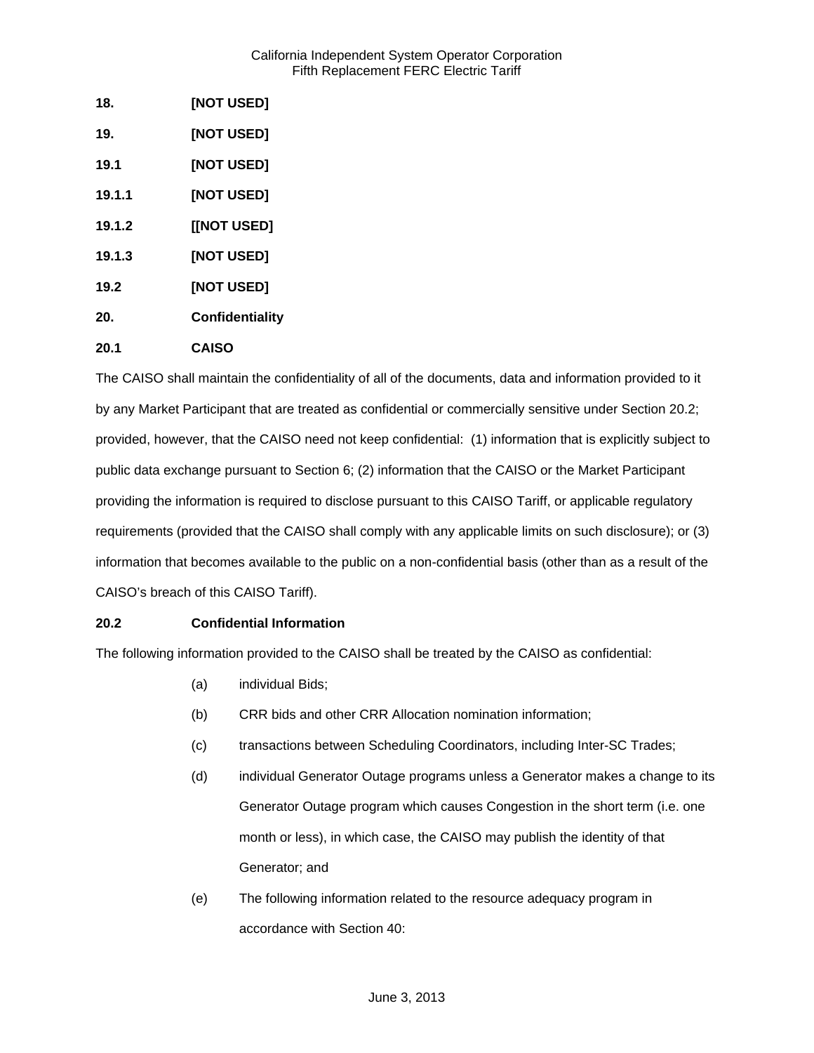**18. [NOT USED]**

**19. [NOT USED]**

**19.1 [NOT USED]**

**19.1.1 [NOT USED]**

**19.1.2 [[NOT USED]**

**19.1.3 [NOT USED]**

**19.2 [NOT USED]**

**20. Confidentiality**

**20.1 CAISO**

The CAISO shall maintain the confidentiality of all of the documents, data and information provided to it by any Market Participant that are treated as confidential or commercially sensitive under Section 20.2; provided, however, that the CAISO need not keep confidential: (1) information that is explicitly subject to public data exchange pursuant to Section 6; (2) information that the CAISO or the Market Participant providing the information is required to disclose pursuant to this CAISO Tariff, or applicable regulatory requirements (provided that the CAISO shall comply with any applicable limits on such disclosure); or (3) information that becomes available to the public on a non-confidential basis (other than as a result of the CAISO's breach of this CAISO Tariff).

**20.2 Confidential Information**

The following information provided to the CAISO shall be treated by the CAISO as confidential:

(a) individual Bids;

(b) CRR bids and other CRR Allocation nomination information;

(c) transactions between Scheduling Coordinators, including Inter-SC Trades;

(d) individual Generator Outage programs unless a Generator makes a change to its Generator Outage program which causes Congestion in the short term (i.e. one month or less), in which case, the CAISO may publish the identity of that Generator; and

(e) The following information related to the resource adequacy program in accordance with Section 40: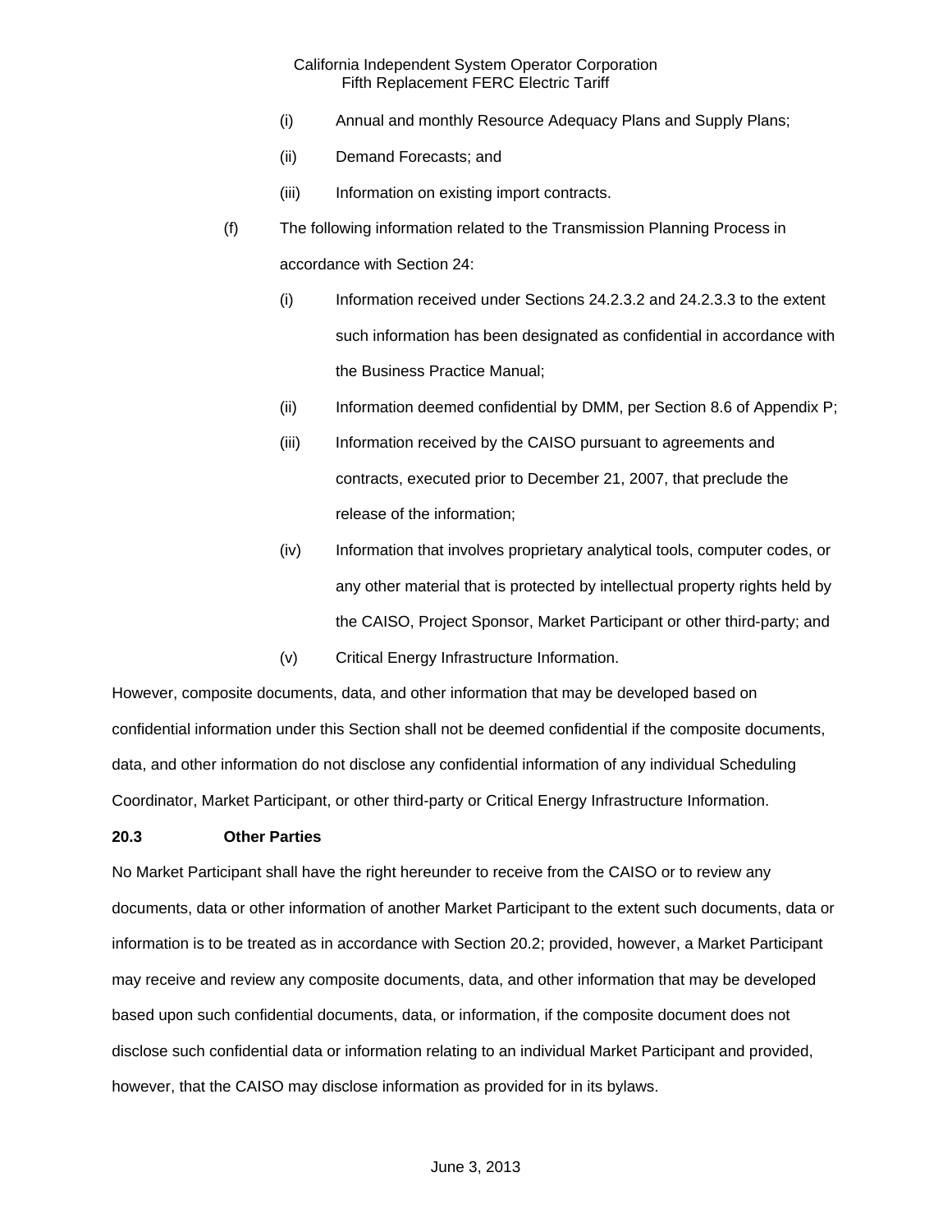(i) Annual and monthly Resource Adequacy Plans and Supply Plans;

(ii) Demand Forecasts; and

(iii) Information on existing import contracts.

(f) The following information related to the Transmission Planning Process in accordance with Section 24:

(i) Information received under Sections 24.2.3.2 and 24.2.3.3 to the extent such information has been designated as confidential in accordance with the Business Practice Manual;

(ii) Information deemed confidential by DMM, per Section 8.6 of Appendix P;

(iii) Information received by the CAISO pursuant to agreements and contracts, executed prior to December 21, 2007, that preclude the release of the information;

(iv) Information that involves proprietary analytical tools, computer codes, or any other material that is protected by intellectual property rights held by the CAISO, Project Sponsor, Market Participant or other third-party; and

(v) Critical Energy Infrastructure Information.

However, composite documents, data, and other information that may be developed based on confidential information under this Section shall not be deemed confidential if the composite documents, data, and other information do not disclose any confidential information of any individual Scheduling Coordinator, Market Participant, or other third-party or Critical Energy Infrastructure Information.

**20.3 Other Parties**

No Market Participant shall have the right hereunder to receive from the CAISO or to review any documents, data or other information of another Market Participant to the extent such documents, data or information is to be treated as in accordance with Section 20.2; provided, however, a Market Participant may receive and review any composite documents, data, and other information that may be developed based upon such confidential documents, data, or information, if the composite document does not disclose such confidential data or information relating to an individual Market Participant and provided, however, that the CAISO may disclose information as provided for in its bylaws.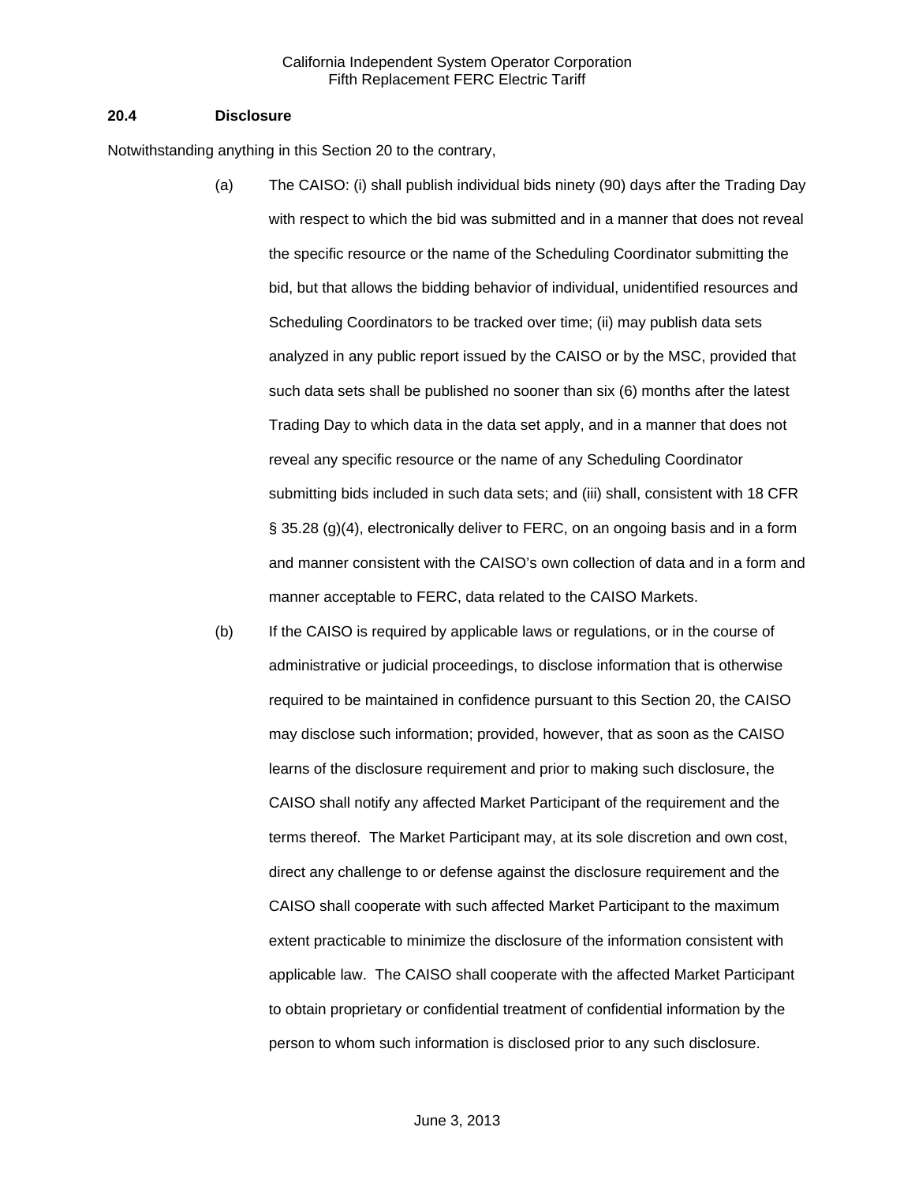### 20.4 Disclosure

Notwithstanding anything in this Section 20 to the contrary,

(a) The CAISO: (i) shall publish individual bids ninety (90) days after the Trading Day with respect to which the bid was submitted and in a manner that does not reveal the specific resource or the name of the Scheduling Coordinator submitting the bid, but that allows the bidding behavior of individual, unidentified resources and Scheduling Coordinators to be tracked over time; (ii) may publish data sets analyzed in any public report issued by the CAISO or by the MSC, provided that such data sets shall be published no sooner than six (6) months after the latest Trading Day to which data in the data set apply, and in a manner that does not reveal any specific resource or the name of any Scheduling Coordinator submitting bids included in such data sets; and (iii) shall, consistent with 18 CFR § 35.28 (g)(4), electronically deliver to FERC, on an ongoing basis and in a form and manner consistent with the CAISO's own collection of data and in a form and manner acceptable to FERC, data related to the CAISO Markets.

(b) If the CAISO is required by applicable laws or regulations, or in the course of administrative or judicial proceedings, to disclose information that is otherwise required to be maintained in confidence pursuant to this Section 20, the CAISO may disclose such information; provided, however, that as soon as the CAISO learns of the disclosure requirement and prior to making such disclosure, the CAISO shall notify any affected Market Participant of the requirement and the terms thereof. The Market Participant may, at its sole discretion and own cost, direct any challenge to or defense against the disclosure requirement and the CAISO shall cooperate with such affected Market Participant to the maximum extent practicable to minimize the disclosure of the information consistent with applicable law. The CAISO shall cooperate with the affected Market Participant to obtain proprietary or confidential treatment of confidential information by the person to whom such information is disclosed prior to any such disclosure.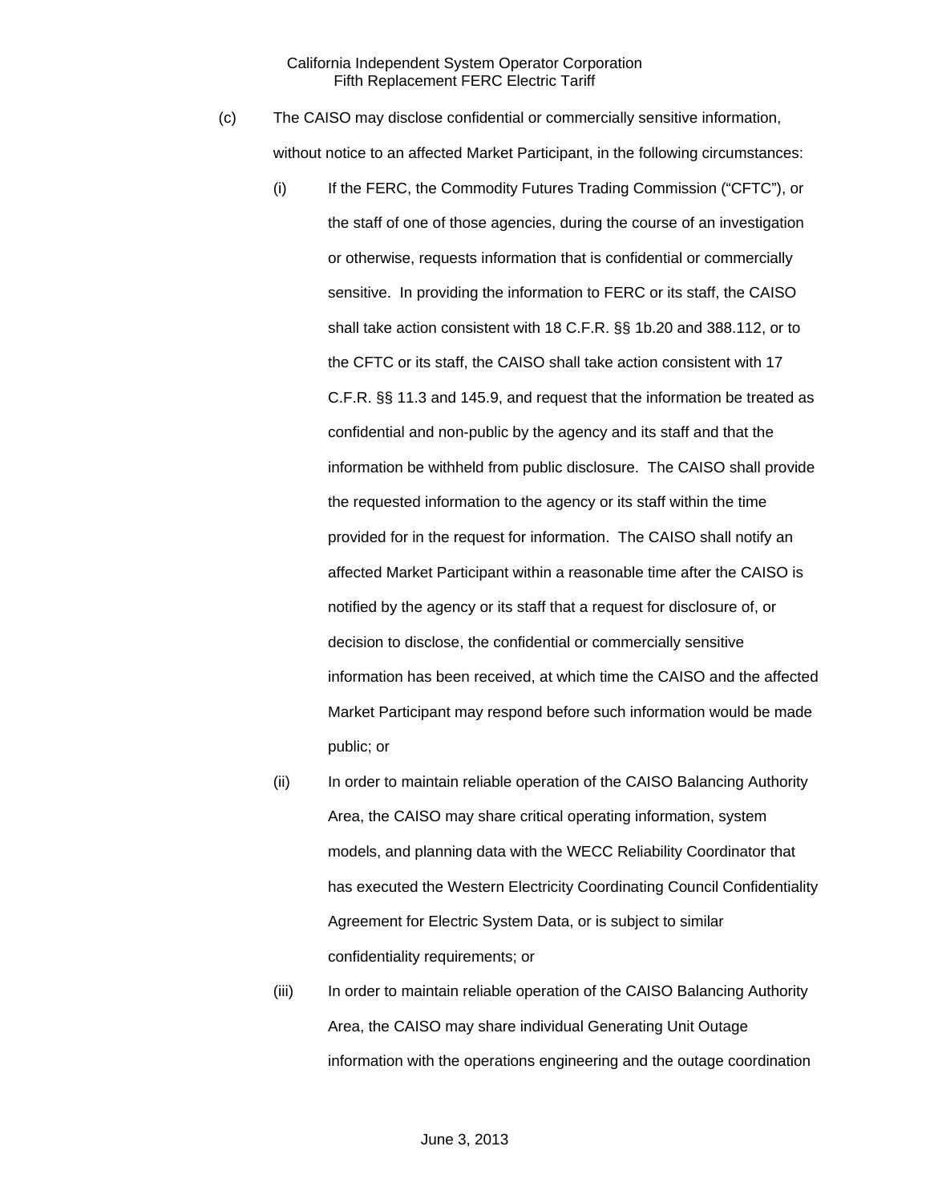(c) The CAISO may disclose confidential or commercially sensitive information, without notice to an affected Market Participant, in the following circumstances:

(i) If the FERC, the Commodity Futures Trading Commission ("CFTC"), or the staff of one of those agencies, during the course of an investigation or otherwise, requests information that is confidential or commercially sensitive. In providing the information to FERC or its staff, the CAISO shall take action consistent with 18 C.F.R. §§ 1b.20 and 388.112, or to the CFTC or its staff, the CAISO shall take action consistent with 17 C.F.R. §§ 11.3 and 145.9, and request that the information be treated as confidential and non-public by the agency and its staff and that the information be withheld from public disclosure. The CAISO shall provide the requested information to the agency or its staff within the time provided for in the request for information. The CAISO shall notify an affected Market Participant within a reasonable time after the CAISO is notified by the agency or its staff that a request for disclosure of, or decision to disclose, the confidential or commercially sensitive information has been received, at which time the CAISO and the affected Market Participant may respond before such information would be made public; or

(ii) In order to maintain reliable operation of the CAISO Balancing Authority Area, the CAISO may share critical operating information, system models, and planning data with the WECC Reliability Coordinator that has executed the Western Electricity Coordinating Council Confidentiality Agreement for Electric System Data, or is subject to similar confidentiality requirements; or

(iii) In order to maintain reliable operation of the CAISO Balancing Authority Area, the CAISO may share individual Generating Unit Outage information with the operations engineering and the outage coordination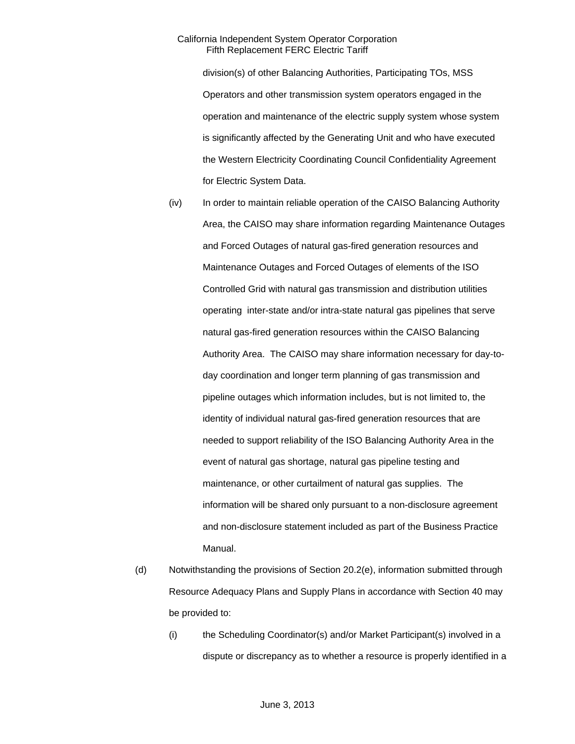division(s) of other Balancing Authorities, Participating TOs, MSS Operators and other transmission system operators engaged in the operation and maintenance of the electric supply system whose system is significantly affected by the Generating Unit and who have executed the Western Electricity Coordinating Council Confidentiality Agreement for Electric System Data.

(iv) In order to maintain reliable operation of the CAISO Balancing Authority Area, the CAISO may share information regarding Maintenance Outages and Forced Outages of natural gas-fired generation resources and Maintenance Outages and Forced Outages of elements of the ISO Controlled Grid with natural gas transmission and distribution utilities operating inter-state and/or intra-state natural gas pipelines that serve natural gas-fired generation resources within the CAISO Balancing Authority Area. The CAISO may share information necessary for day-to-day coordination and longer term planning of gas transmission and pipeline outages which information includes, but is not limited to, the identity of individual natural gas-fired generation resources that are needed to support reliability of the ISO Balancing Authority Area in the event of natural gas shortage, natural gas pipeline testing and maintenance, or other curtailment of natural gas supplies. The information will be shared only pursuant to a non-disclosure agreement and non-disclosure statement included as part of the Business Practice Manual.

(d) Notwithstanding the provisions of Section 20.2(e), information submitted through Resource Adequacy Plans and Supply Plans in accordance with Section 40 may be provided to:

(i) the Scheduling Coordinator(s) and/or Market Participant(s) involved in a dispute or discrepancy as to whether a resource is properly identified in a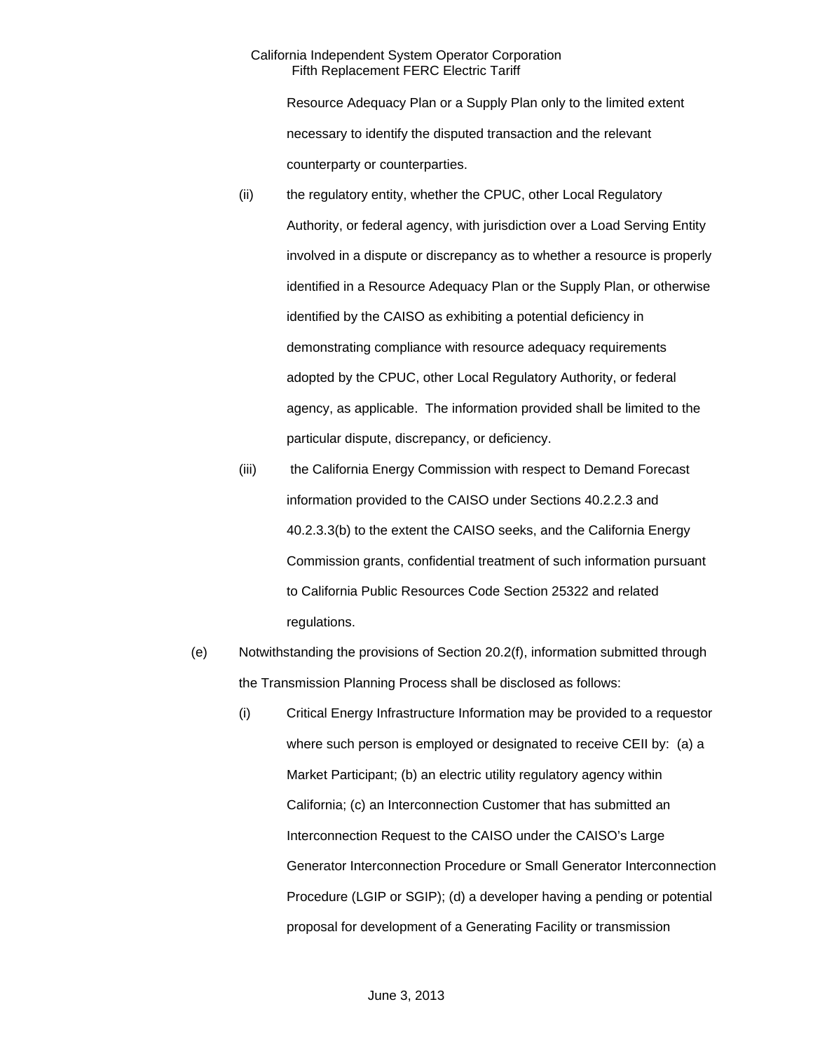Resource Adequacy Plan or a Supply Plan only to the limited extent necessary to identify the disputed transaction and the relevant counterparty or counterparties.

(ii) the regulatory entity, whether the CPUC, other Local Regulatory Authority, or federal agency, with jurisdiction over a Load Serving Entity involved in a dispute or discrepancy as to whether a resource is properly identified in a Resource Adequacy Plan or the Supply Plan, or otherwise identified by the CAISO as exhibiting a potential deficiency in demonstrating compliance with resource adequacy requirements adopted by the CPUC, other Local Regulatory Authority, or federal agency, as applicable. The information provided shall be limited to the particular dispute, discrepancy, or deficiency.

(iii) the California Energy Commission with respect to Demand Forecast information provided to the CAISO under Sections 40.2.2.3 and 40.2.3.3(b) to the extent the CAISO seeks, and the California Energy Commission grants, confidential treatment of such information pursuant to California Public Resources Code Section 25322 and related regulations.

(e) Notwithstanding the provisions of Section 20.2(f), information submitted through the Transmission Planning Process shall be disclosed as follows:

(i) Critical Energy Infrastructure Information may be provided to a requestor where such person is employed or designated to receive CEII by: (a) a Market Participant; (b) an electric utility regulatory agency within California; (c) an Interconnection Customer that has submitted an Interconnection Request to the CAISO under the CAISO's Large Generator Interconnection Procedure or Small Generator Interconnection Procedure (LGIP or SGIP); (d) a developer having a pending or potential proposal for development of a Generating Facility or transmission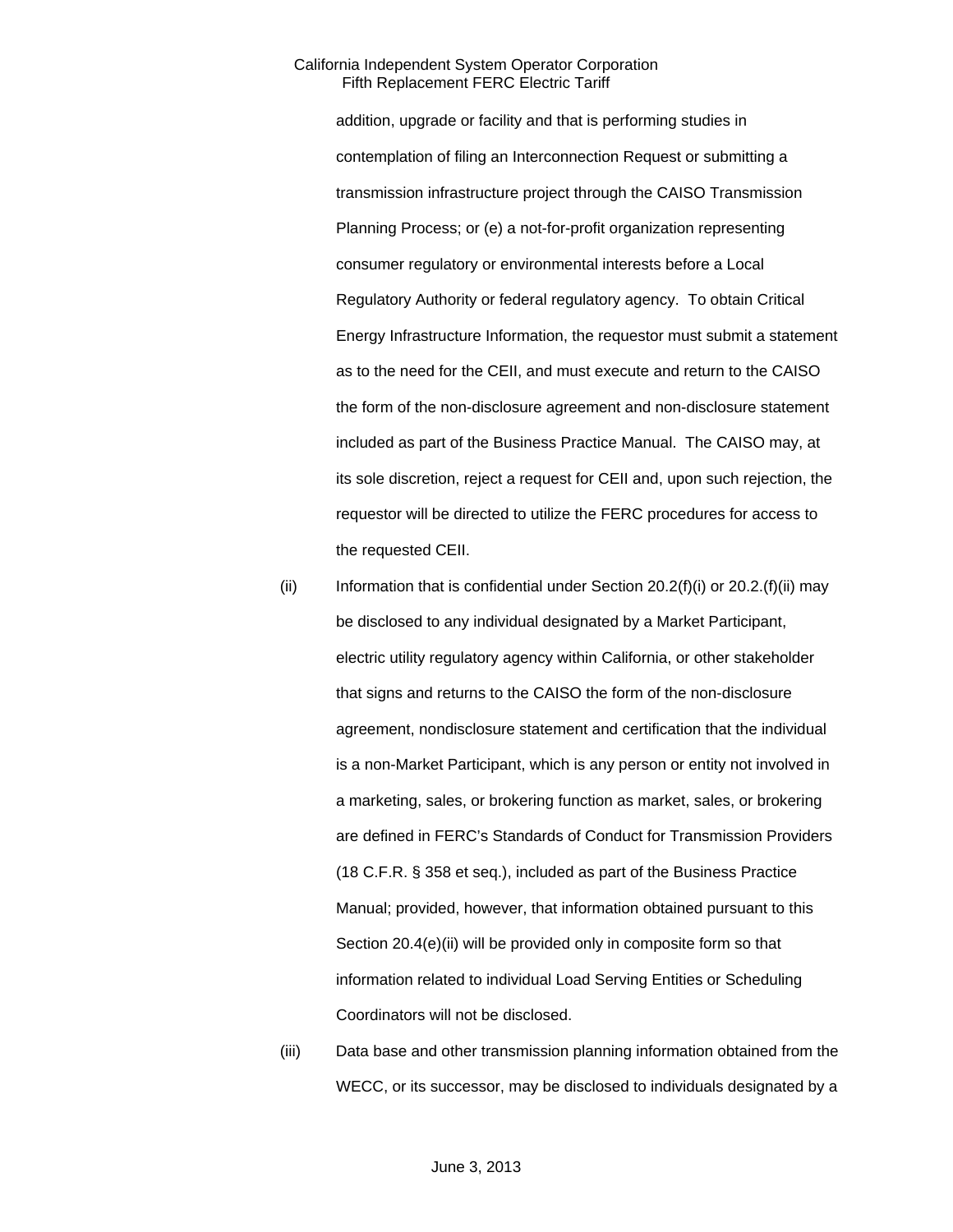addition, upgrade or facility and that is performing studies in contemplation of filing an Interconnection Request or submitting a transmission infrastructure project through the CAISO Transmission Planning Process; or (e) a not-for-profit organization representing consumer regulatory or environmental interests before a Local Regulatory Authority or federal regulatory agency. To obtain Critical Energy Infrastructure Information, the requestor must submit a statement as to the need for the CEII, and must execute and return to the CAISO the form of the non-disclosure agreement and non-disclosure statement included as part of the Business Practice Manual. The CAISO may, at its sole discretion, reject a request for CEII and, upon such rejection, the requestor will be directed to utilize the FERC procedures for access to the requested CEII.

(ii) Information that is confidential under Section 20.2(f)(i) or 20.2.(f)(ii) may be disclosed to any individual designated by a Market Participant, electric utility regulatory agency within California, or other stakeholder that signs and returns to the CAISO the form of the non-disclosure agreement, nondisclosure statement and certification that the individual is a non-Market Participant, which is any person or entity not involved in a marketing, sales, or brokering function as market, sales, or brokering are defined in FERC's Standards of Conduct for Transmission Providers (18 C.F.R. § 358 et seq.), included as part of the Business Practice Manual; provided, however, that information obtained pursuant to this Section 20.4(e)(ii) will be provided only in composite form so that information related to individual Load Serving Entities or Scheduling Coordinators will not be disclosed.

(iii) Data base and other transmission planning information obtained from the WECC, or its successor, may be disclosed to individuals designated by a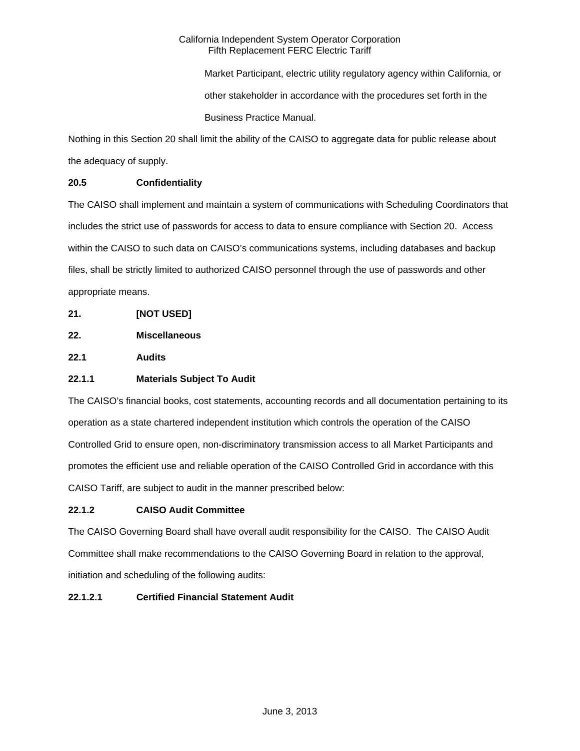Market Participant, electric utility regulatory agency within California, or other stakeholder in accordance with the procedures set forth in the Business Practice Manual.

Nothing in this Section 20 shall limit the ability of the CAISO to aggregate data for public release about the adequacy of supply.

**20.5 Confidentiality**

The CAISO shall implement and maintain a system of communications with Scheduling Coordinators that includes the strict use of passwords for access to data to ensure compliance with Section 20. Access within the CAISO to such data on CAISO's communications systems, including databases and backup files, shall be strictly limited to authorized CAISO personnel through the use of passwords and other appropriate means.

**21. [NOT USED]**

**22. Miscellaneous**

**22.1 Audits**

**22.1.1 Materials Subject To Audit**

The CAISO's financial books, cost statements, accounting records and all documentation pertaining to its operation as a state chartered independent institution which controls the operation of the CAISO Controlled Grid to ensure open, non-discriminatory transmission access to all Market Participants and promotes the efficient use and reliable operation of the CAISO Controlled Grid in accordance with this CAISO Tariff, are subject to audit in the manner prescribed below:

**22.1.2 CAISO Audit Committee**

The CAISO Governing Board shall have overall audit responsibility for the CAISO. The CAISO Audit Committee shall make recommendations to the CAISO Governing Board in relation to the approval, initiation and scheduling of the following audits:

**22.1.2.1 Certified Financial Statement Audit**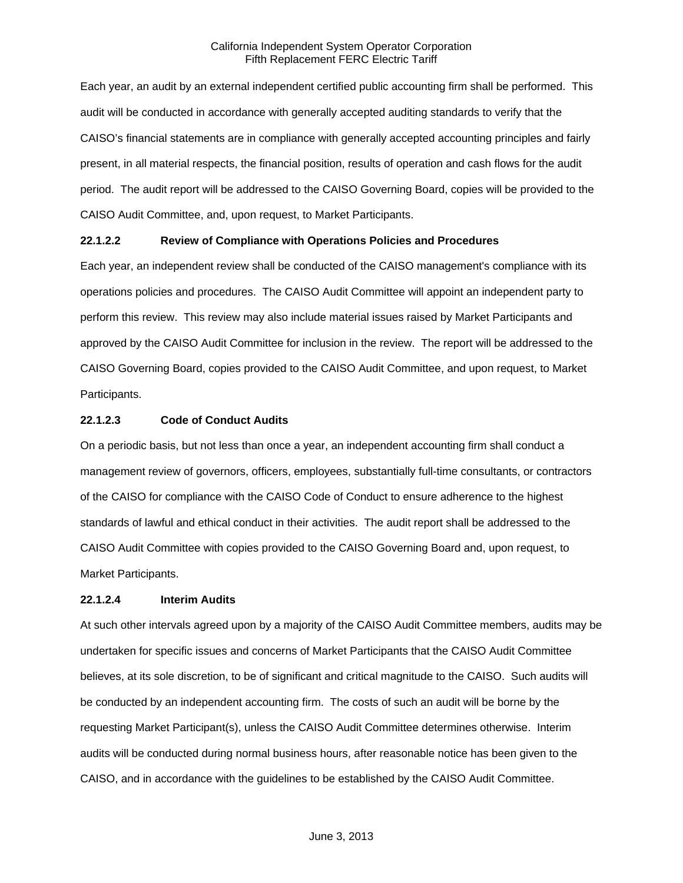Each year, an audit by an external independent certified public accounting firm shall be performed. This audit will be conducted in accordance with generally accepted auditing standards to verify that the CAISO's financial statements are in compliance with generally accepted accounting principles and fairly present, in all material respects, the financial position, results of operation and cash flows for the audit period. The audit report will be addressed to the CAISO Governing Board, copies will be provided to the CAISO Audit Committee, and, upon request, to Market Participants.

**22.1.2.2 Review of Compliance with Operations Policies and Procedures**

Each year, an independent review shall be conducted of the CAISO management's compliance with its operations policies and procedures. The CAISO Audit Committee will appoint an independent party to perform this review. This review may also include material issues raised by Market Participants and approved by the CAISO Audit Committee for inclusion in the review. The report will be addressed to the CAISO Governing Board, copies provided to the CAISO Audit Committee, and upon request, to Market Participants.

**22.1.2.3 Code of Conduct Audits**

On a periodic basis, but not less than once a year, an independent accounting firm shall conduct a management review of governors, officers, employees, substantially full-time consultants, or contractors of the CAISO for compliance with the CAISO Code of Conduct to ensure adherence to the highest standards of lawful and ethical conduct in their activities. The audit report shall be addressed to the CAISO Audit Committee with copies provided to the CAISO Governing Board and, upon request, to Market Participants.

**22.1.2.4 Interim Audits**

At such other intervals agreed upon by a majority of the CAISO Audit Committee members, audits may be undertaken for specific issues and concerns of Market Participants that the CAISO Audit Committee believes, at its sole discretion, to be of significant and critical magnitude to the CAISO. Such audits will be conducted by an independent accounting firm. The costs of such an audit will be borne by the requesting Market Participant(s), unless the CAISO Audit Committee determines otherwise. Interim audits will be conducted during normal business hours, after reasonable notice has been given to the CAISO, and in accordance with the guidelines to be established by the CAISO Audit Committee.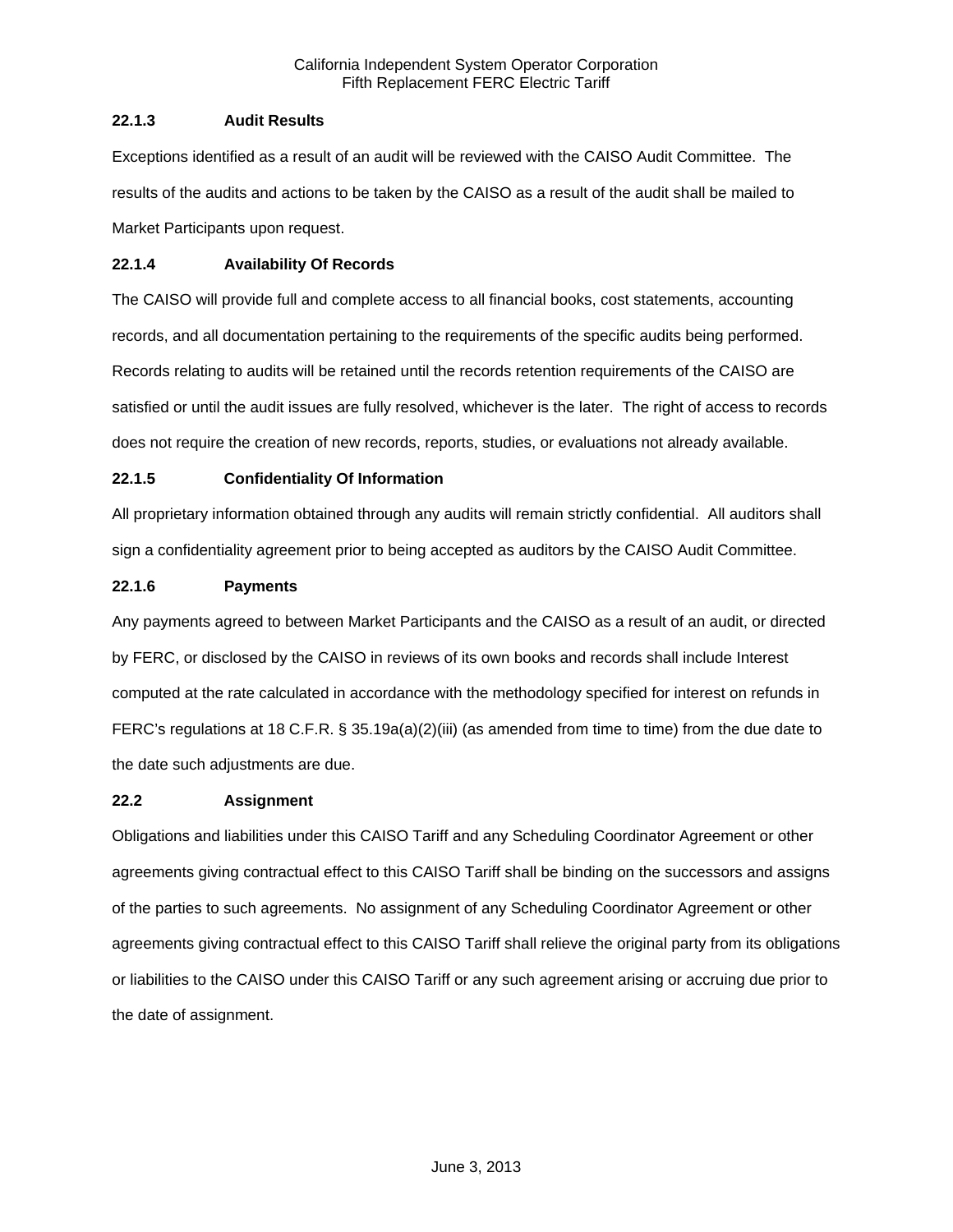### 22.1.3 Audit Results

Exceptions identified as a result of an audit will be reviewed with the CAISO Audit Committee. The results of the audits and actions to be taken by the CAISO as a result of the audit shall be mailed to Market Participants upon request.

### 22.1.4 Availability Of Records

The CAISO will provide full and complete access to all financial books, cost statements, accounting records, and all documentation pertaining to the requirements of the specific audits being performed. Records relating to audits will be retained until the records retention requirements of the CAISO are satisfied or until the audit issues are fully resolved, whichever is the later. The right of access to records does not require the creation of new records, reports, studies, or evaluations not already available.

### 22.1.5 Confidentiality Of Information

All proprietary information obtained through any audits will remain strictly confidential. All auditors shall sign a confidentiality agreement prior to being accepted as auditors by the CAISO Audit Committee.

### 22.1.6 Payments

Any payments agreed to between Market Participants and the CAISO as a result of an audit, or directed by FERC, or disclosed by the CAISO in reviews of its own books and records shall include Interest computed at the rate calculated in accordance with the methodology specified for interest on refunds in FERC's regulations at 18 C.F.R. § 35.19a(a)(2)(iii) (as amended from time to time) from the due date to the date such adjustments are due.

## 22.2 Assignment

Obligations and liabilities under this CAISO Tariff and any Scheduling Coordinator Agreement or other agreements giving contractual effect to this CAISO Tariff shall be binding on the successors and assigns of the parties to such agreements. No assignment of any Scheduling Coordinator Agreement or other agreements giving contractual effect to this CAISO Tariff shall relieve the original party from its obligations or liabilities to the CAISO under this CAISO Tariff or any such agreement arising or accruing due prior to the date of assignment.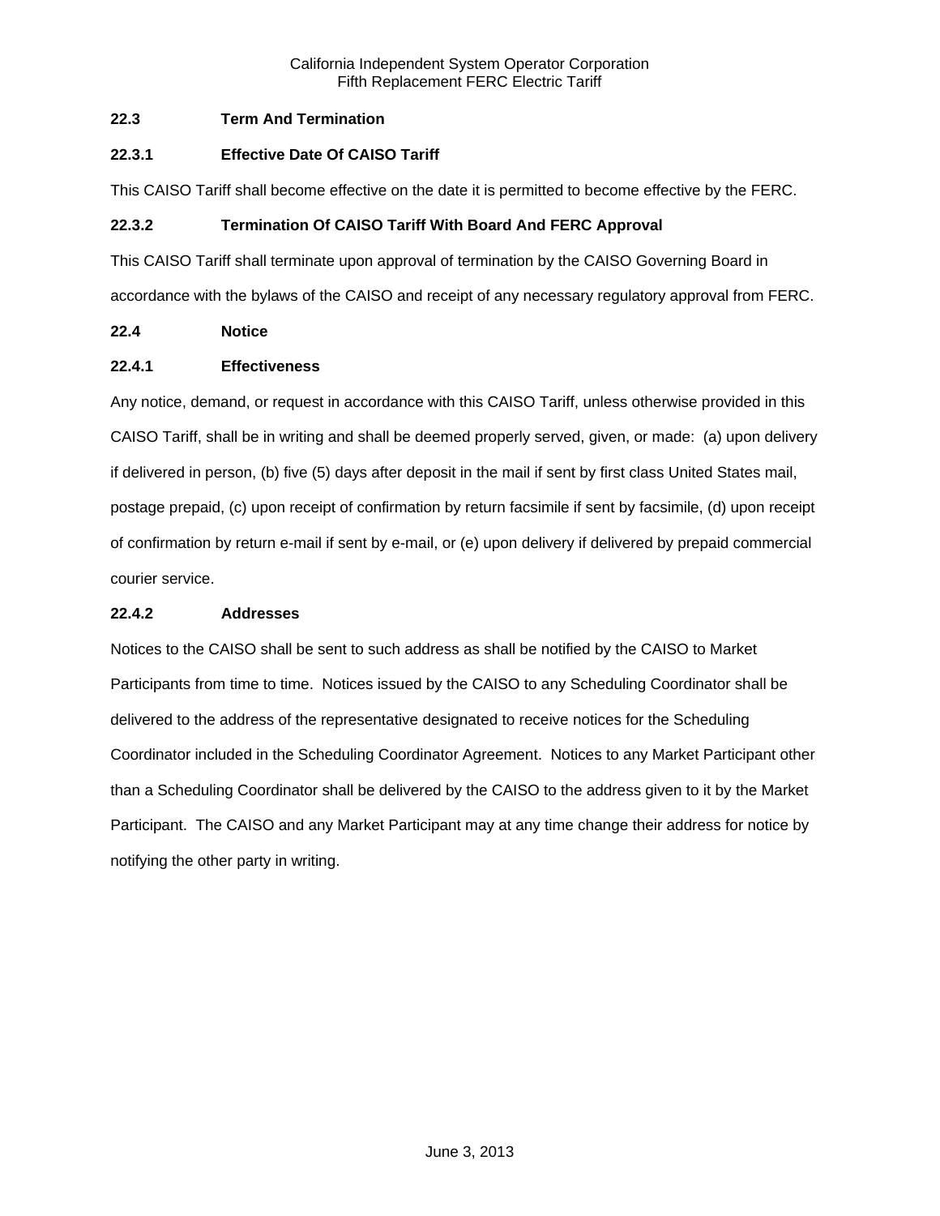### 22.3 Term And Termination

#### 22.3.1 Effective Date Of CAISO Tariff

This CAISO Tariff shall become effective on the date it is permitted to become effective by the FERC.

#### 22.3.2 Termination Of CAISO Tariff With Board And FERC Approval

This CAISO Tariff shall terminate upon approval of termination by the CAISO Governing Board in accordance with the bylaws of the CAISO and receipt of any necessary regulatory approval from FERC.

### 22.4 Notice

#### 22.4.1 Effectiveness

Any notice, demand, or request in accordance with this CAISO Tariff, unless otherwise provided in this CAISO Tariff, shall be in writing and shall be deemed properly served, given, or made: (a) upon delivery if delivered in person, (b) five (5) days after deposit in the mail if sent by first class United States mail, postage prepaid, (c) upon receipt of confirmation by return facsimile if sent by facsimile, (d) upon receipt of confirmation by return e-mail if sent by e-mail, or (e) upon delivery if delivered by prepaid commercial courier service.

#### 22.4.2 Addresses

Notices to the CAISO shall be sent to such address as shall be notified by the CAISO to Market Participants from time to time. Notices issued by the CAISO to any Scheduling Coordinator shall be delivered to the address of the representative designated to receive notices for the Scheduling Coordinator included in the Scheduling Coordinator Agreement. Notices to any Market Participant other than a Scheduling Coordinator shall be delivered by the CAISO to the address given to it by the Market Participant. The CAISO and any Market Participant may at any time change their address for notice by notifying the other party in writing.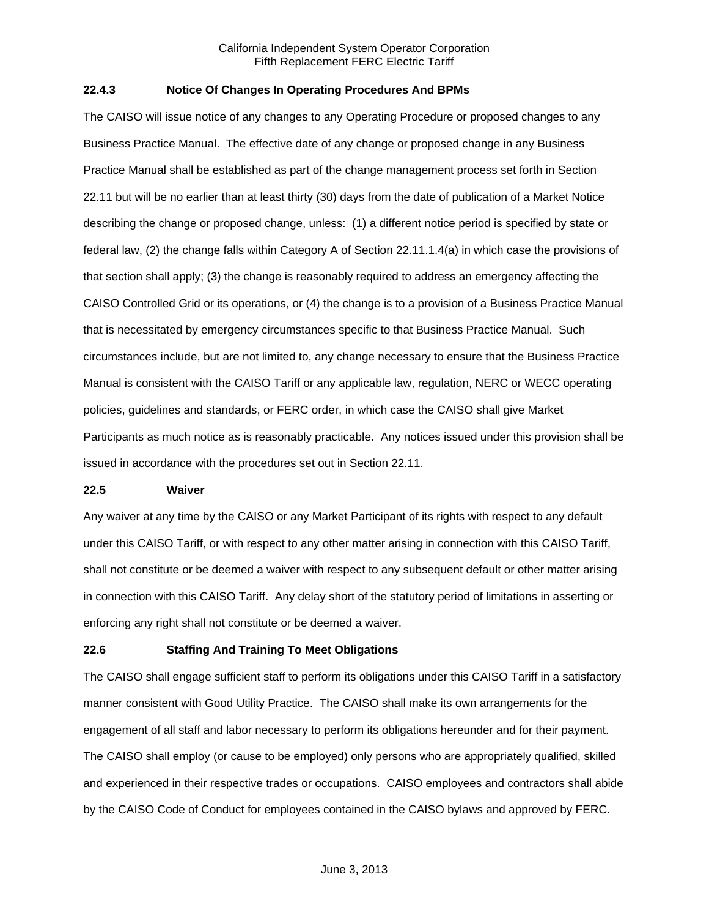### 22.4.3 Notice Of Changes In Operating Procedures And BPMs

The CAISO will issue notice of any changes to any Operating Procedure or proposed changes to any Business Practice Manual. The effective date of any change or proposed change in any Business Practice Manual shall be established as part of the change management process set forth in Section 22.11 but will be no earlier than at least thirty (30) days from the date of publication of a Market Notice describing the change or proposed change, unless: (1) a different notice period is specified by state or federal law, (2) the change falls within Category A of Section 22.11.1.4(a) in which case the provisions of that section shall apply; (3) the change is reasonably required to address an emergency affecting the CAISO Controlled Grid or its operations, or (4) the change is to a provision of a Business Practice Manual that is necessitated by emergency circumstances specific to that Business Practice Manual. Such circumstances include, but are not limited to, any change necessary to ensure that the Business Practice Manual is consistent with the CAISO Tariff or any applicable law, regulation, NERC or WECC operating policies, guidelines and standards, or FERC order, in which case the CAISO shall give Market Participants as much notice as is reasonably practicable. Any notices issued under this provision shall be issued in accordance with the procedures set out in Section 22.11.

## 22.5 Waiver

Any waiver at any time by the CAISO or any Market Participant of its rights with respect to any default under this CAISO Tariff, or with respect to any other matter arising in connection with this CAISO Tariff, shall not constitute or be deemed a waiver with respect to any subsequent default or other matter arising in connection with this CAISO Tariff. Any delay short of the statutory period of limitations in asserting or enforcing any right shall not constitute or be deemed a waiver.

## 22.6 Staffing And Training To Meet Obligations

The CAISO shall engage sufficient staff to perform its obligations under this CAISO Tariff in a satisfactory manner consistent with Good Utility Practice. The CAISO shall make its own arrangements for the engagement of all staff and labor necessary to perform its obligations hereunder and for their payment. The CAISO shall employ (or cause to be employed) only persons who are appropriately qualified, skilled and experienced in their respective trades or occupations. CAISO employees and contractors shall abide by the CAISO Code of Conduct for employees contained in the CAISO bylaws and approved by FERC.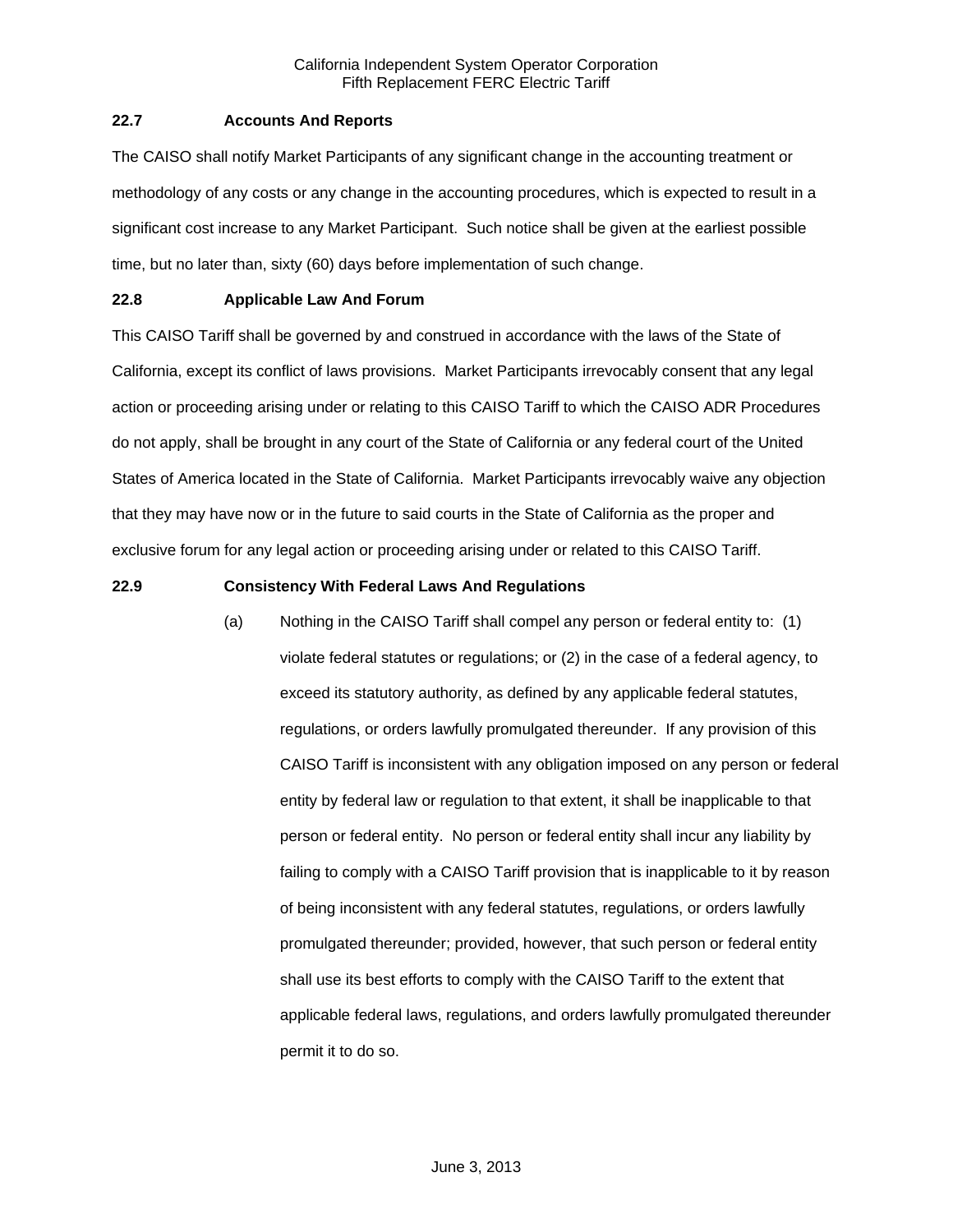### 22.7 Accounts And Reports

The CAISO shall notify Market Participants of any significant change in the accounting treatment or methodology of any costs or any change in the accounting procedures, which is expected to result in a significant cost increase to any Market Participant. Such notice shall be given at the earliest possible time, but no later than, sixty (60) days before implementation of such change.

### 22.8 Applicable Law And Forum

This CAISO Tariff shall be governed by and construed in accordance with the laws of the State of California, except its conflict of laws provisions. Market Participants irrevocably consent that any legal action or proceeding arising under or relating to this CAISO Tariff to which the CAISO ADR Procedures do not apply, shall be brought in any court of the State of California or any federal court of the United States of America located in the State of California. Market Participants irrevocably waive any objection that they may have now or in the future to said courts in the State of California as the proper and exclusive forum for any legal action or proceeding arising under or related to this CAISO Tariff.

### 22.9 Consistency With Federal Laws And Regulations

(a) Nothing in the CAISO Tariff shall compel any person or federal entity to: (1) violate federal statutes or regulations; or (2) in the case of a federal agency, to exceed its statutory authority, as defined by any applicable federal statutes, regulations, or orders lawfully promulgated thereunder. If any provision of this CAISO Tariff is inconsistent with any obligation imposed on any person or federal entity by federal law or regulation to that extent, it shall be inapplicable to that person or federal entity. No person or federal entity shall incur any liability by failing to comply with a CAISO Tariff provision that is inapplicable to it by reason of being inconsistent with any federal statutes, regulations, or orders lawfully promulgated thereunder; provided, however, that such person or federal entity shall use its best efforts to comply with the CAISO Tariff to the extent that applicable federal laws, regulations, and orders lawfully promulgated thereunder permit it to do so.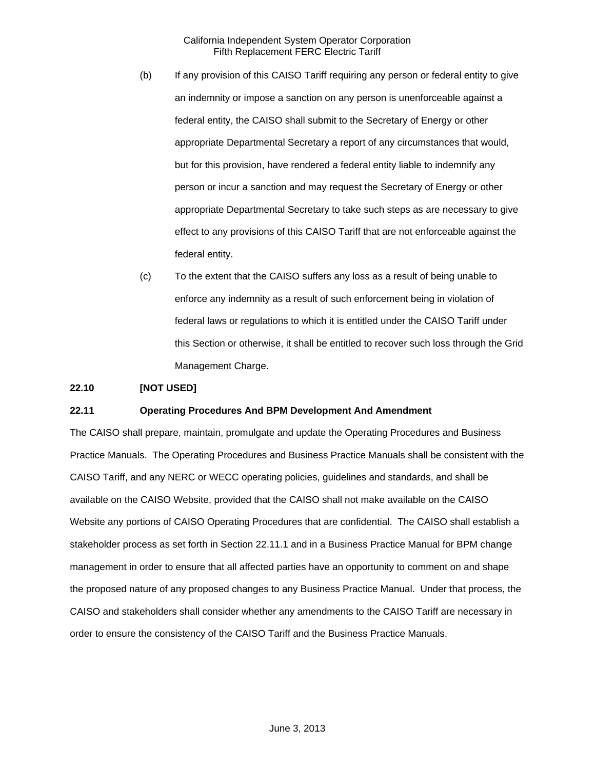(b) If any provision of this CAISO Tariff requiring any person or federal entity to give an indemnity or impose a sanction on any person is unenforceable against a federal entity, the CAISO shall submit to the Secretary of Energy or other appropriate Departmental Secretary a report of any circumstances that would, but for this provision, have rendered a federal entity liable to indemnify any person or incur a sanction and may request the Secretary of Energy or other appropriate Departmental Secretary to take such steps as are necessary to give effect to any provisions of this CAISO Tariff that are not enforceable against the federal entity.

(c) To the extent that the CAISO suffers any loss as a result of being unable to enforce any indemnity as a result of such enforcement being in violation of federal laws or regulations to which it is entitled under the CAISO Tariff under this Section or otherwise, it shall be entitled to recover such loss through the Grid Management Charge.

### 22.10 [NOT USED]

### 22.11 Operating Procedures And BPM Development And Amendment

The CAISO shall prepare, maintain, promulgate and update the Operating Procedures and Business Practice Manuals. The Operating Procedures and Business Practice Manuals shall be consistent with the CAISO Tariff, and any NERC or WECC operating policies, guidelines and standards, and shall be available on the CAISO Website, provided that the CAISO shall not make available on the CAISO Website any portions of CAISO Operating Procedures that are confidential. The CAISO shall establish a stakeholder process as set forth in Section 22.11.1 and in a Business Practice Manual for BPM change management in order to ensure that all affected parties have an opportunity to comment on and shape the proposed nature of any proposed changes to any Business Practice Manual. Under that process, the CAISO and stakeholders shall consider whether any amendments to the CAISO Tariff are necessary in order to ensure the consistency of the CAISO Tariff and the Business Practice Manuals.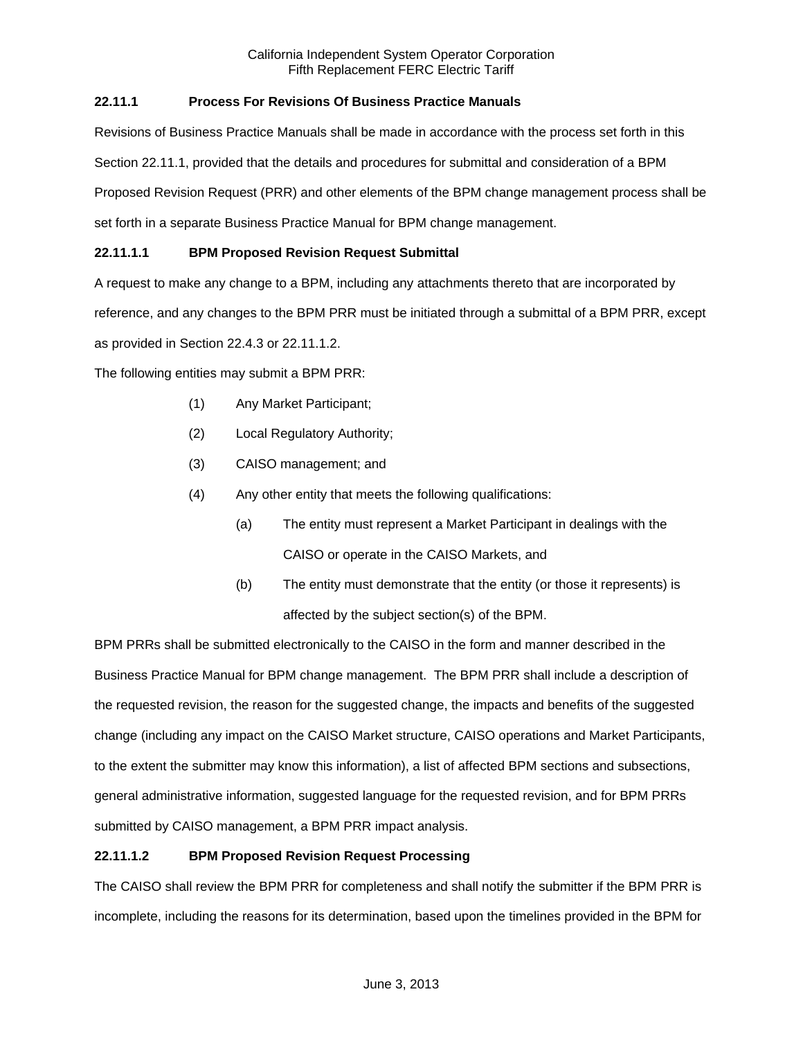### 22.11.1 Process For Revisions Of Business Practice Manuals

Revisions of Business Practice Manuals shall be made in accordance with the process set forth in this Section 22.11.1, provided that the details and procedures for submittal and consideration of a BPM Proposed Revision Request (PRR) and other elements of the BPM change management process shall be set forth in a separate Business Practice Manual for BPM change management.

#### 22.11.1.1 BPM Proposed Revision Request Submittal

A request to make any change to a BPM, including any attachments thereto that are incorporated by reference, and any changes to the BPM PRR must be initiated through a submittal of a BPM PRR, except as provided in Section 22.4.3 or 22.11.1.2.

The following entities may submit a BPM PRR:

(1) Any Market Participant;

(2) Local Regulatory Authority;

(3) CAISO management; and

(4) Any other entity that meets the following qualifications:

  (a) The entity must represent a Market Participant in dealings with the CAISO or operate in the CAISO Markets, and

  (b) The entity must demonstrate that the entity (or those it represents) is affected by the subject section(s) of the BPM.

BPM PRRs shall be submitted electronically to the CAISO in the form and manner described in the Business Practice Manual for BPM change management. The BPM PRR shall include a description of the requested revision, the reason for the suggested change, the impacts and benefits of the suggested change (including any impact on the CAISO Market structure, CAISO operations and Market Participants, to the extent the submitter may know this information), a list of affected BPM sections and subsections, general administrative information, suggested language for the requested revision, and for BPM PRRs submitted by CAISO management, a BPM PRR impact analysis.

#### 22.11.1.2 BPM Proposed Revision Request Processing

The CAISO shall review the BPM PRR for completeness and shall notify the submitter if the BPM PRR is incomplete, including the reasons for its determination, based upon the timelines provided in the BPM for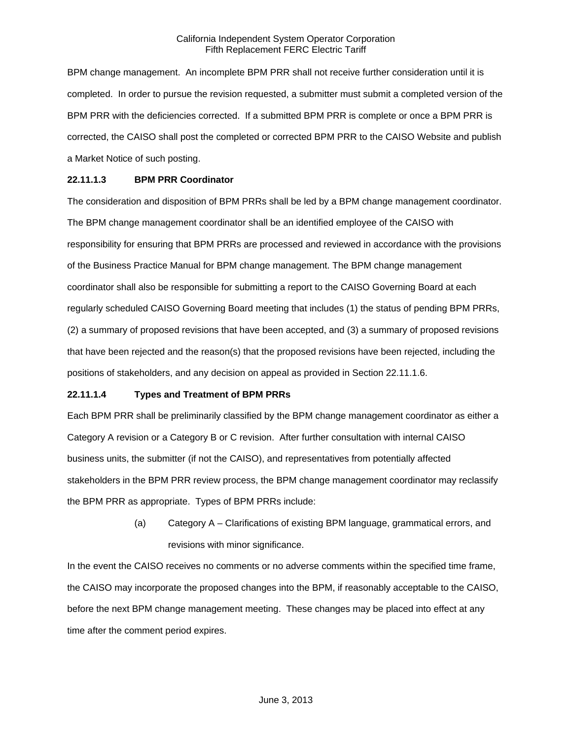BPM change management. An incomplete BPM PRR shall not receive further consideration until it is completed. In order to pursue the revision requested, a submitter must submit a completed version of the BPM PRR with the deficiencies corrected. If a submitted BPM PRR is complete or once a BPM PRR is corrected, the CAISO shall post the completed or corrected BPM PRR to the CAISO Website and publish a Market Notice of such posting.

**22.11.1.3 BPM PRR Coordinator**

The consideration and disposition of BPM PRRs shall be led by a BPM change management coordinator. The BPM change management coordinator shall be an identified employee of the CAISO with responsibility for ensuring that BPM PRRs are processed and reviewed in accordance with the provisions of the Business Practice Manual for BPM change management. The BPM change management coordinator shall also be responsible for submitting a report to the CAISO Governing Board at each regularly scheduled CAISO Governing Board meeting that includes (1) the status of pending BPM PRRs, (2) a summary of proposed revisions that have been accepted, and (3) a summary of proposed revisions that have been rejected and the reason(s) that the proposed revisions have been rejected, including the positions of stakeholders, and any decision on appeal as provided in Section 22.11.1.6.

**22.11.1.4 Types and Treatment of BPM PRRs**

Each BPM PRR shall be preliminarily classified by the BPM change management coordinator as either a Category A revision or a Category B or C revision. After further consultation with internal CAISO business units, the submitter (if not the CAISO), and representatives from potentially affected stakeholders in the BPM PRR review process, the BPM change management coordinator may reclassify the BPM PRR as appropriate. Types of BPM PRRs include:

(a) Category A – Clarifications of existing BPM language, grammatical errors, and revisions with minor significance.

In the event the CAISO receives no comments or no adverse comments within the specified time frame, the CAISO may incorporate the proposed changes into the BPM, if reasonably acceptable to the CAISO, before the next BPM change management meeting. These changes may be placed into effect at any time after the comment period expires.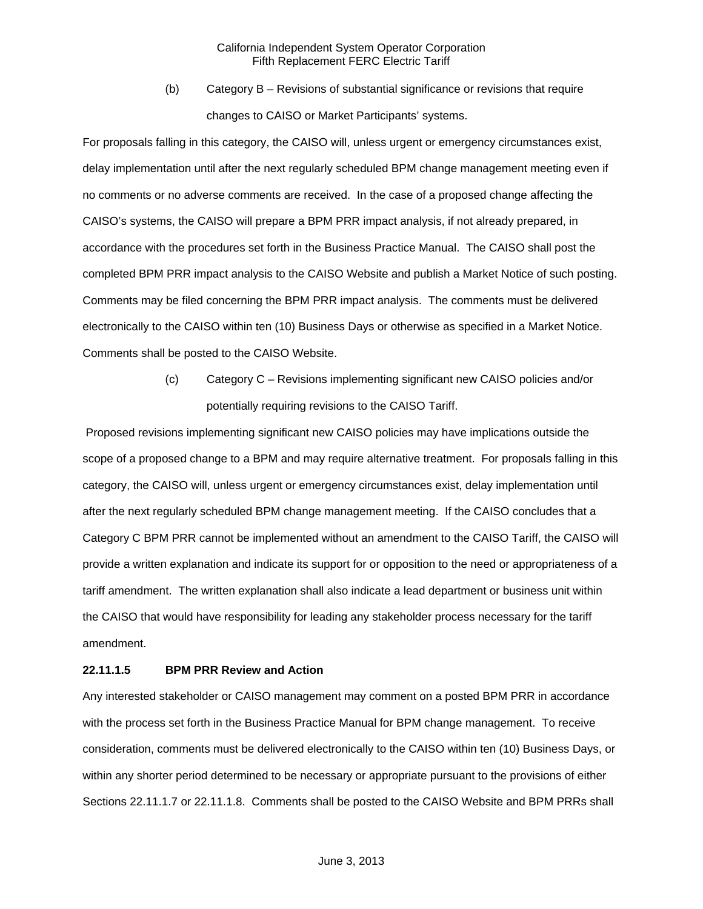(b) Category B – Revisions of substantial significance or revisions that require changes to CAISO or Market Participants' systems.

For proposals falling in this category, the CAISO will, unless urgent or emergency circumstances exist, delay implementation until after the next regularly scheduled BPM change management meeting even if no comments or no adverse comments are received. In the case of a proposed change affecting the CAISO's systems, the CAISO will prepare a BPM PRR impact analysis, if not already prepared, in accordance with the procedures set forth in the Business Practice Manual. The CAISO shall post the completed BPM PRR impact analysis to the CAISO Website and publish a Market Notice of such posting. Comments may be filed concerning the BPM PRR impact analysis. The comments must be delivered electronically to the CAISO within ten (10) Business Days or otherwise as specified in a Market Notice. Comments shall be posted to the CAISO Website.

(c) Category C – Revisions implementing significant new CAISO policies and/or potentially requiring revisions to the CAISO Tariff.

Proposed revisions implementing significant new CAISO policies may have implications outside the scope of a proposed change to a BPM and may require alternative treatment. For proposals falling in this category, the CAISO will, unless urgent or emergency circumstances exist, delay implementation until after the next regularly scheduled BPM change management meeting. If the CAISO concludes that a Category C BPM PRR cannot be implemented without an amendment to the CAISO Tariff, the CAISO will provide a written explanation and indicate its support for or opposition to the need or appropriateness of a tariff amendment. The written explanation shall also indicate a lead department or business unit within the CAISO that would have responsibility for leading any stakeholder process necessary for the tariff amendment.

**22.11.1.5 BPM PRR Review and Action**

Any interested stakeholder or CAISO management may comment on a posted BPM PRR in accordance with the process set forth in the Business Practice Manual for BPM change management. To receive consideration, comments must be delivered electronically to the CAISO within ten (10) Business Days, or within any shorter period determined to be necessary or appropriate pursuant to the provisions of either Sections 22.11.1.7 or 22.11.1.8. Comments shall be posted to the CAISO Website and BPM PRRs shall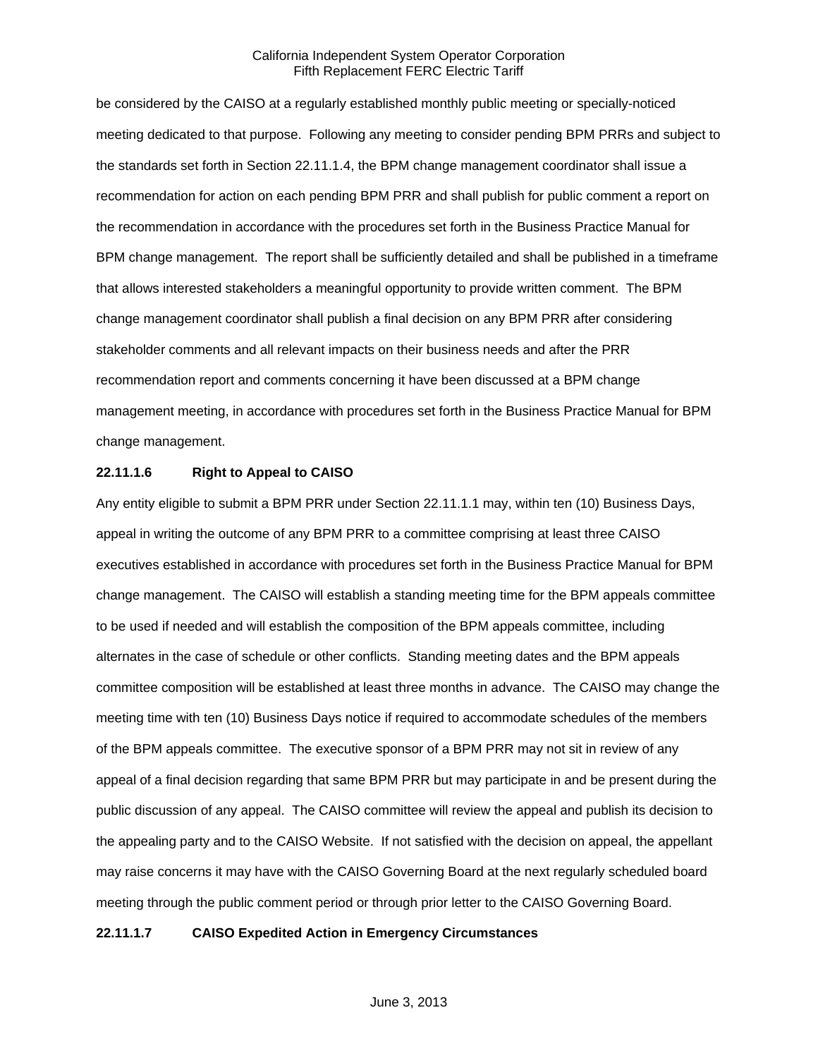be considered by the CAISO at a regularly established monthly public meeting or specially-noticed meeting dedicated to that purpose. Following any meeting to consider pending BPM PRRs and subject to the standards set forth in Section 22.11.1.4, the BPM change management coordinator shall issue a recommendation for action on each pending BPM PRR and shall publish for public comment a report on the recommendation in accordance with the procedures set forth in the Business Practice Manual for BPM change management. The report shall be sufficiently detailed and shall be published in a timeframe that allows interested stakeholders a meaningful opportunity to provide written comment. The BPM change management coordinator shall publish a final decision on any BPM PRR after considering stakeholder comments and all relevant impacts on their business needs and after the PRR recommendation report and comments concerning it have been discussed at a BPM change management meeting, in accordance with procedures set forth in the Business Practice Manual for BPM change management.

**22.11.1.6 Right to Appeal to CAISO**

Any entity eligible to submit a BPM PRR under Section 22.11.1.1 may, within ten (10) Business Days, appeal in writing the outcome of any BPM PRR to a committee comprising at least three CAISO executives established in accordance with procedures set forth in the Business Practice Manual for BPM change management. The CAISO will establish a standing meeting time for the BPM appeals committee to be used if needed and will establish the composition of the BPM appeals committee, including alternates in the case of schedule or other conflicts. Standing meeting dates and the BPM appeals committee composition will be established at least three months in advance. The CAISO may change the meeting time with ten (10) Business Days notice if required to accommodate schedules of the members of the BPM appeals committee. The executive sponsor of a BPM PRR may not sit in review of any appeal of a final decision regarding that same BPM PRR but may participate in and be present during the public discussion of any appeal. The CAISO committee will review the appeal and publish its decision to the appealing party and to the CAISO Website. If not satisfied with the decision on appeal, the appellant may raise concerns it may have with the CAISO Governing Board at the next regularly scheduled board meeting through the public comment period or through prior letter to the CAISO Governing Board.

**22.11.1.7 CAISO Expedited Action in Emergency Circumstances**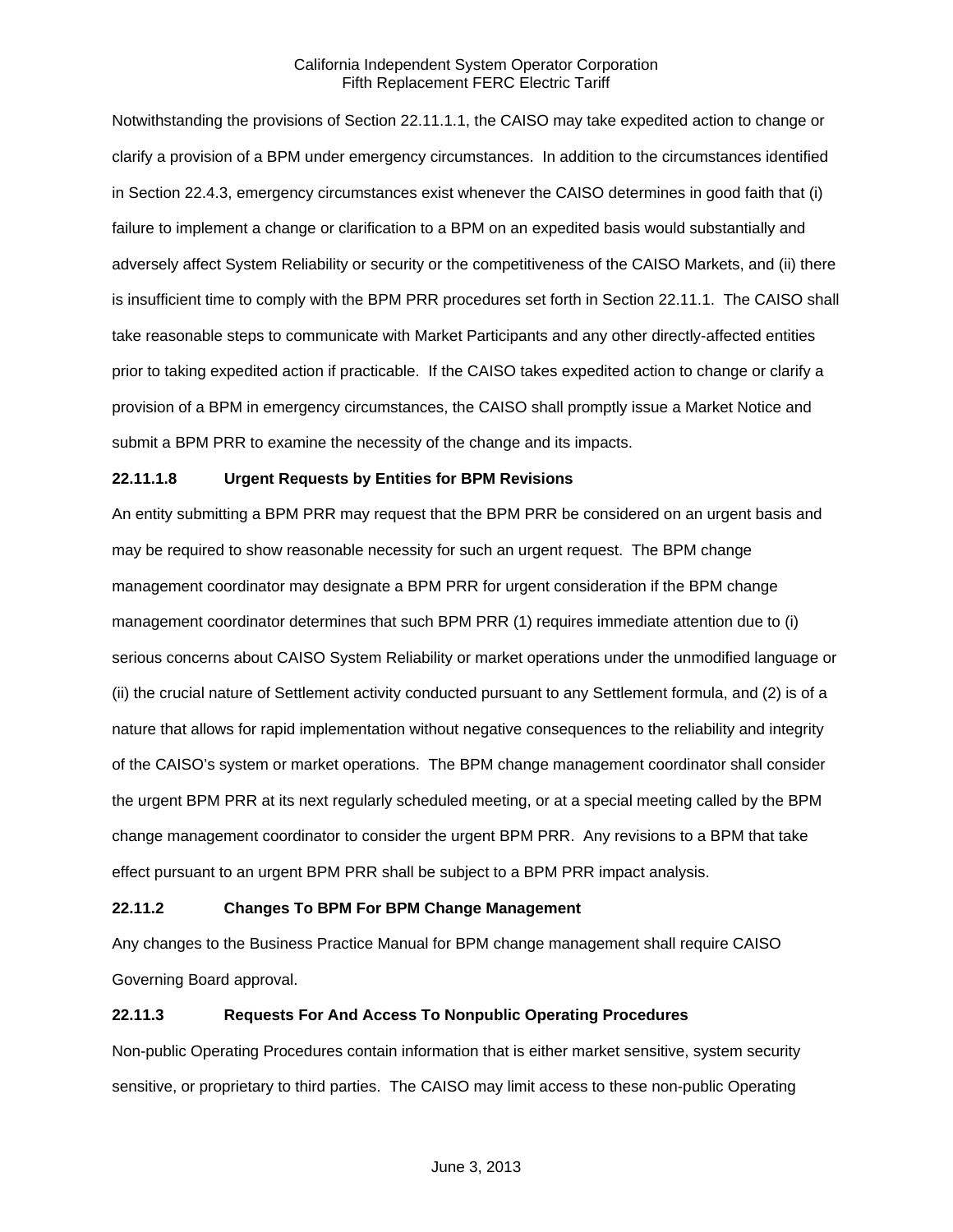Notwithstanding the provisions of Section 22.11.1.1, the CAISO may take expedited action to change or clarify a provision of a BPM under emergency circumstances. In addition to the circumstances identified in Section 22.4.3, emergency circumstances exist whenever the CAISO determines in good faith that (i) failure to implement a change or clarification to a BPM on an expedited basis would substantially and adversely affect System Reliability or security or the competitiveness of the CAISO Markets, and (ii) there is insufficient time to comply with the BPM PRR procedures set forth in Section 22.11.1. The CAISO shall take reasonable steps to communicate with Market Participants and any other directly-affected entities prior to taking expedited action if practicable. If the CAISO takes expedited action to change or clarify a provision of a BPM in emergency circumstances, the CAISO shall promptly issue a Market Notice and submit a BPM PRR to examine the necessity of the change and its impacts.

**22.11.1.8 Urgent Requests by Entities for BPM Revisions**

An entity submitting a BPM PRR may request that the BPM PRR be considered on an urgent basis and may be required to show reasonable necessity for such an urgent request. The BPM change management coordinator may designate a BPM PRR for urgent consideration if the BPM change management coordinator determines that such BPM PRR (1) requires immediate attention due to (i) serious concerns about CAISO System Reliability or market operations under the unmodified language or (ii) the crucial nature of Settlement activity conducted pursuant to any Settlement formula, and (2) is of a nature that allows for rapid implementation without negative consequences to the reliability and integrity of the CAISO's system or market operations. The BPM change management coordinator shall consider the urgent BPM PRR at its next regularly scheduled meeting, or at a special meeting called by the BPM change management coordinator to consider the urgent BPM PRR. Any revisions to a BPM that take effect pursuant to an urgent BPM PRR shall be subject to a BPM PRR impact analysis.

**22.11.2 Changes To BPM For BPM Change Management**

Any changes to the Business Practice Manual for BPM change management shall require CAISO Governing Board approval.

**22.11.3 Requests For And Access To Nonpublic Operating Procedures**

Non-public Operating Procedures contain information that is either market sensitive, system security sensitive, or proprietary to third parties. The CAISO may limit access to these non-public Operating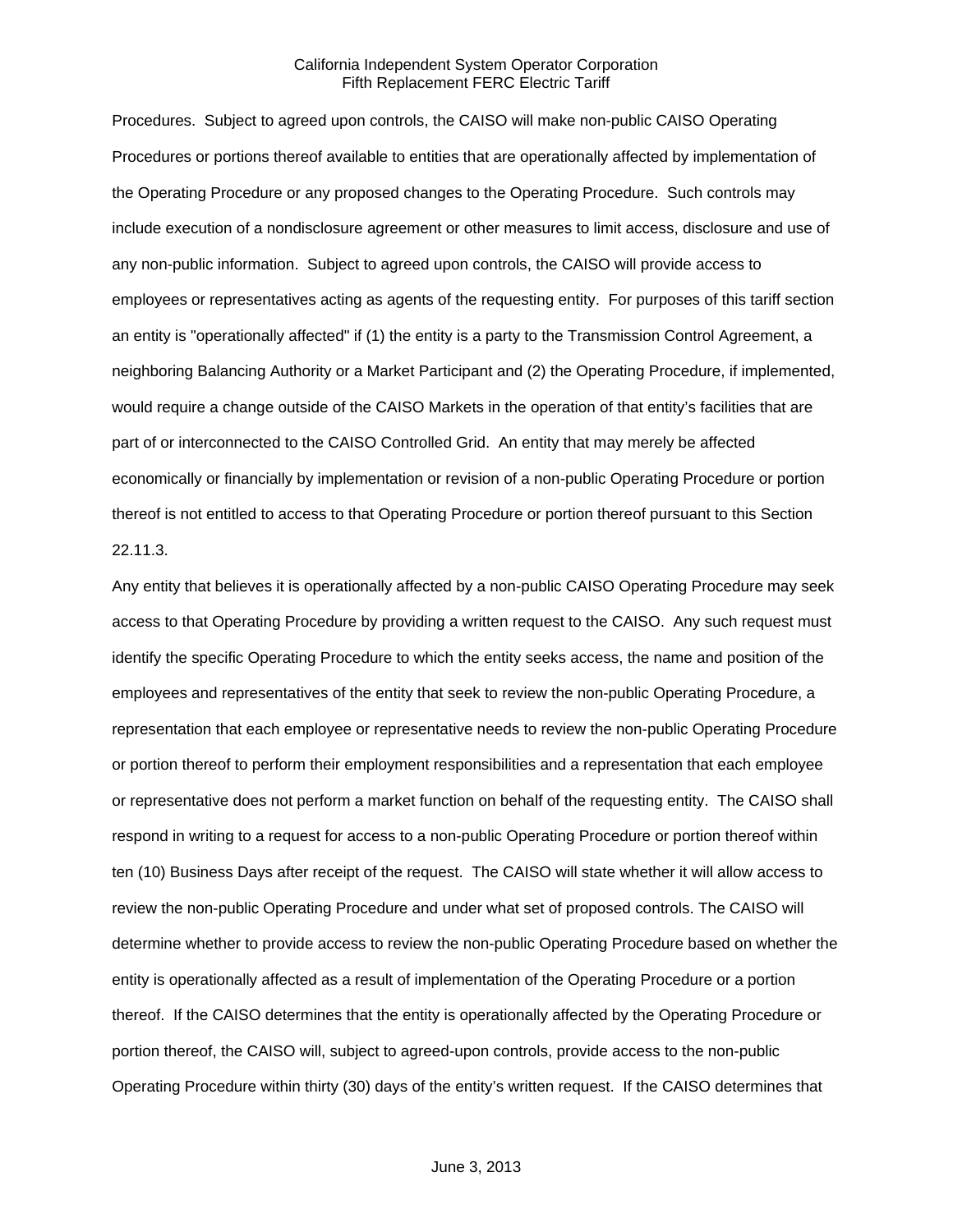Procedures. Subject to agreed upon controls, the CAISO will make non-public CAISO Operating Procedures or portions thereof available to entities that are operationally affected by implementation of the Operating Procedure or any proposed changes to the Operating Procedure. Such controls may include execution of a nondisclosure agreement or other measures to limit access, disclosure and use of any non-public information. Subject to agreed upon controls, the CAISO will provide access to employees or representatives acting as agents of the requesting entity. For purposes of this tariff section an entity is "operationally affected" if (1) the entity is a party to the Transmission Control Agreement, a neighboring Balancing Authority or a Market Participant and (2) the Operating Procedure, if implemented, would require a change outside of the CAISO Markets in the operation of that entity's facilities that are part of or interconnected to the CAISO Controlled Grid. An entity that may merely be affected economically or financially by implementation or revision of a non-public Operating Procedure or portion thereof is not entitled to access to that Operating Procedure or portion thereof pursuant to this Section 22.11.3.

Any entity that believes it is operationally affected by a non-public CAISO Operating Procedure may seek access to that Operating Procedure by providing a written request to the CAISO. Any such request must identify the specific Operating Procedure to which the entity seeks access, the name and position of the employees and representatives of the entity that seek to review the non-public Operating Procedure, a representation that each employee or representative needs to review the non-public Operating Procedure or portion thereof to perform their employment responsibilities and a representation that each employee or representative does not perform a market function on behalf of the requesting entity. The CAISO shall respond in writing to a request for access to a non-public Operating Procedure or portion thereof within ten (10) Business Days after receipt of the request. The CAISO will state whether it will allow access to review the non-public Operating Procedure and under what set of proposed controls. The CAISO will determine whether to provide access to review the non-public Operating Procedure based on whether the entity is operationally affected as a result of implementation of the Operating Procedure or a portion thereof. If the CAISO determines that the entity is operationally affected by the Operating Procedure or portion thereof, the CAISO will, subject to agreed-upon controls, provide access to the non-public Operating Procedure within thirty (30) days of the entity's written request. If the CAISO determines that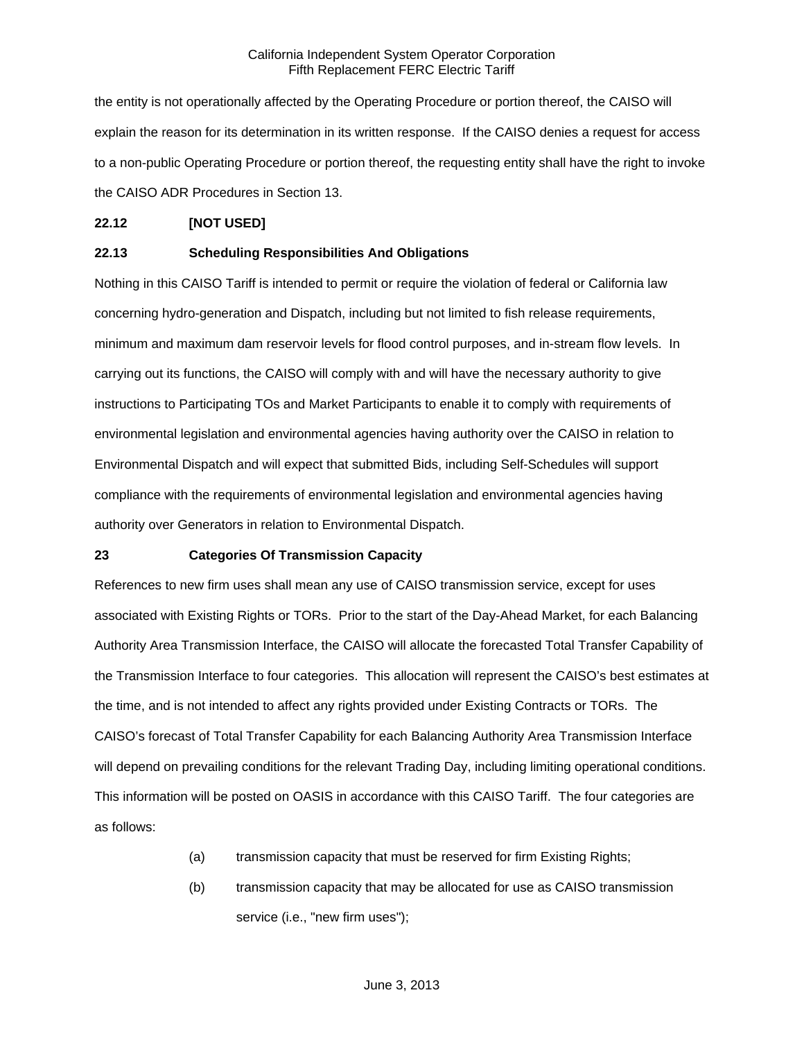the entity is not operationally affected by the Operating Procedure or portion thereof, the CAISO will explain the reason for its determination in its written response. If the CAISO denies a request for access to a non-public Operating Procedure or portion thereof, the requesting entity shall have the right to invoke the CAISO ADR Procedures in Section 13.

**22.12 [NOT USED]**

**22.13 Scheduling Responsibilities And Obligations**

Nothing in this CAISO Tariff is intended to permit or require the violation of federal or California law concerning hydro-generation and Dispatch, including but not limited to fish release requirements, minimum and maximum dam reservoir levels for flood control purposes, and in-stream flow levels. In carrying out its functions, the CAISO will comply with and will have the necessary authority to give instructions to Participating TOs and Market Participants to enable it to comply with requirements of environmental legislation and environmental agencies having authority over the CAISO in relation to Environmental Dispatch and will expect that submitted Bids, including Self-Schedules will support compliance with the requirements of environmental legislation and environmental agencies having authority over Generators in relation to Environmental Dispatch.

**23 Categories Of Transmission Capacity**

References to new firm uses shall mean any use of CAISO transmission service, except for uses associated with Existing Rights or TORs. Prior to the start of the Day-Ahead Market, for each Balancing Authority Area Transmission Interface, the CAISO will allocate the forecasted Total Transfer Capability of the Transmission Interface to four categories. This allocation will represent the CAISO's best estimates at the time, and is not intended to affect any rights provided under Existing Contracts or TORs. The CAISO's forecast of Total Transfer Capability for each Balancing Authority Area Transmission Interface will depend on prevailing conditions for the relevant Trading Day, including limiting operational conditions. This information will be posted on OASIS in accordance with this CAISO Tariff. The four categories are as follows:

(a) transmission capacity that must be reserved for firm Existing Rights;

(b) transmission capacity that may be allocated for use as CAISO transmission service (i.e., "new firm uses");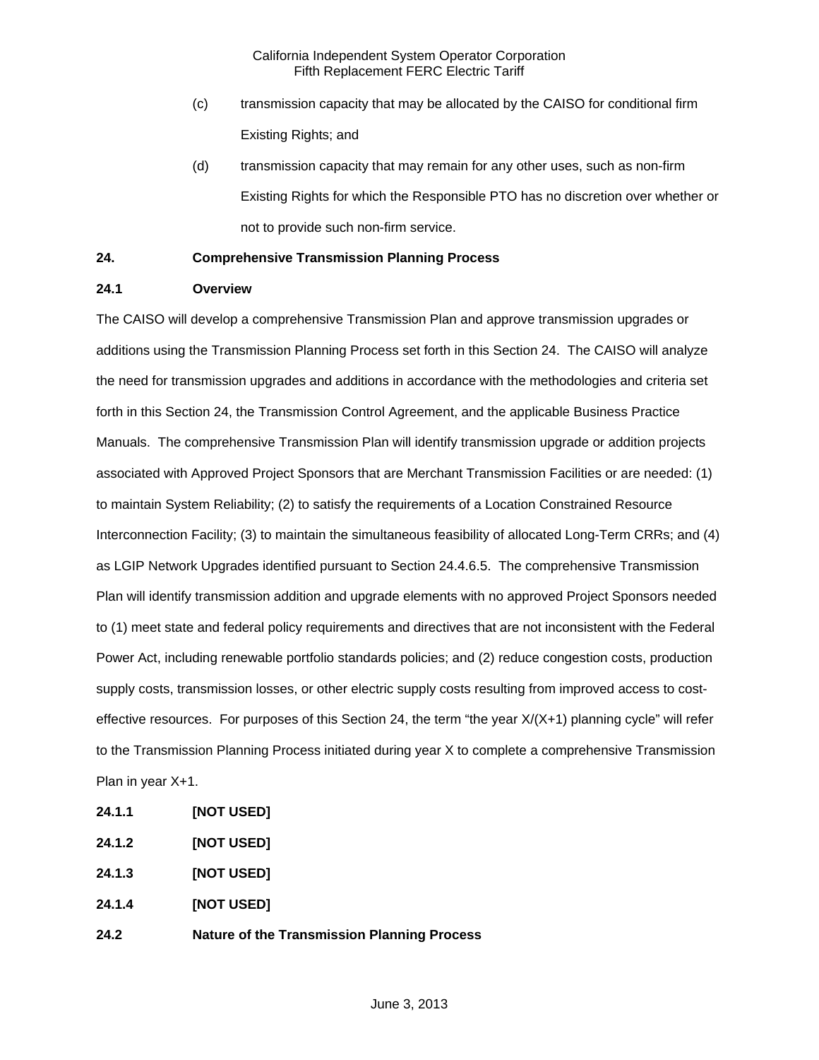(c) transmission capacity that may be allocated by the CAISO for conditional firm Existing Rights; and

(d) transmission capacity that may remain for any other uses, such as non-firm Existing Rights for which the Responsible PTO has no discretion over whether or not to provide such non-firm service.

## 24. Comprehensive Transmission Planning Process

### 24.1 Overview

The CAISO will develop a comprehensive Transmission Plan and approve transmission upgrades or additions using the Transmission Planning Process set forth in this Section 24. The CAISO will analyze the need for transmission upgrades and additions in accordance with the methodologies and criteria set forth in this Section 24, the Transmission Control Agreement, and the applicable Business Practice Manuals. The comprehensive Transmission Plan will identify transmission upgrade or addition projects associated with Approved Project Sponsors that are Merchant Transmission Facilities or are needed: (1) to maintain System Reliability; (2) to satisfy the requirements of a Location Constrained Resource Interconnection Facility; (3) to maintain the simultaneous feasibility of allocated Long-Term CRRs; and (4) as LGIP Network Upgrades identified pursuant to Section 24.4.6.5. The comprehensive Transmission Plan will identify transmission addition and upgrade elements with no approved Project Sponsors needed to (1) meet state and federal policy requirements and directives that are not inconsistent with the Federal Power Act, including renewable portfolio standards policies; and (2) reduce congestion costs, production supply costs, transmission losses, or other electric supply costs resulting from improved access to cost-effective resources. For purposes of this Section 24, the term "the year X/(X+1) planning cycle" will refer to the Transmission Planning Process initiated during year X to complete a comprehensive Transmission Plan in year X+1.

#### 24.1.1 [NOT USED]

#### 24.1.2 [NOT USED]

#### 24.1.3 [NOT USED]

#### 24.1.4 [NOT USED]

### 24.2 Nature of the Transmission Planning Process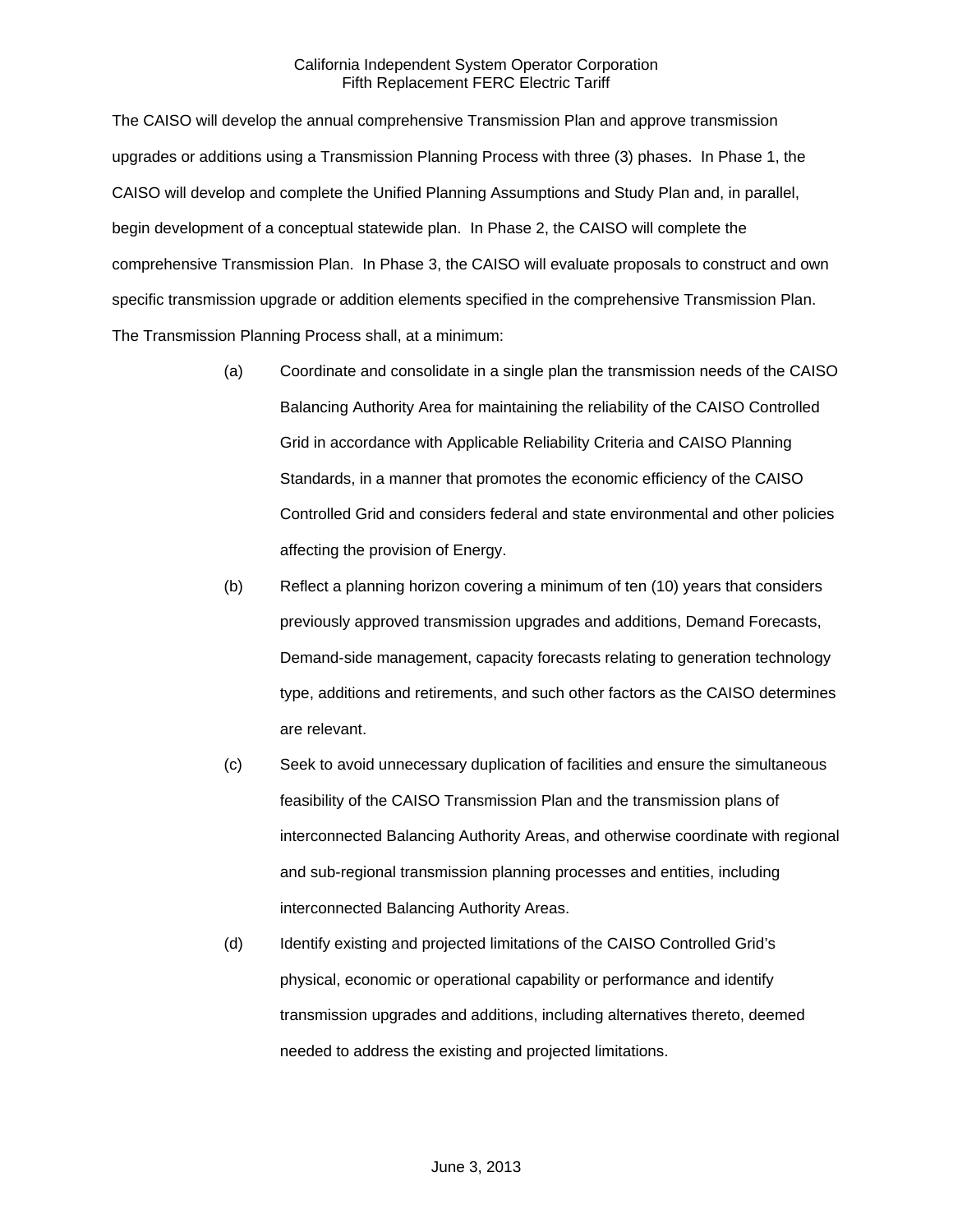The CAISO will develop the annual comprehensive Transmission Plan and approve transmission upgrades or additions using a Transmission Planning Process with three (3) phases. In Phase 1, the CAISO will develop and complete the Unified Planning Assumptions and Study Plan and, in parallel, begin development of a conceptual statewide plan. In Phase 2, the CAISO will complete the comprehensive Transmission Plan. In Phase 3, the CAISO will evaluate proposals to construct and own specific transmission upgrade or addition elements specified in the comprehensive Transmission Plan. The Transmission Planning Process shall, at a minimum:

(a) Coordinate and consolidate in a single plan the transmission needs of the CAISO Balancing Authority Area for maintaining the reliability of the CAISO Controlled Grid in accordance with Applicable Reliability Criteria and CAISO Planning Standards, in a manner that promotes the economic efficiency of the CAISO Controlled Grid and considers federal and state environmental and other policies affecting the provision of Energy.

(b) Reflect a planning horizon covering a minimum of ten (10) years that considers previously approved transmission upgrades and additions, Demand Forecasts, Demand-side management, capacity forecasts relating to generation technology type, additions and retirements, and such other factors as the CAISO determines are relevant.

(c) Seek to avoid unnecessary duplication of facilities and ensure the simultaneous feasibility of the CAISO Transmission Plan and the transmission plans of interconnected Balancing Authority Areas, and otherwise coordinate with regional and sub-regional transmission planning processes and entities, including interconnected Balancing Authority Areas.

(d) Identify existing and projected limitations of the CAISO Controlled Grid's physical, economic or operational capability or performance and identify transmission upgrades and additions, including alternatives thereto, deemed needed to address the existing and projected limitations.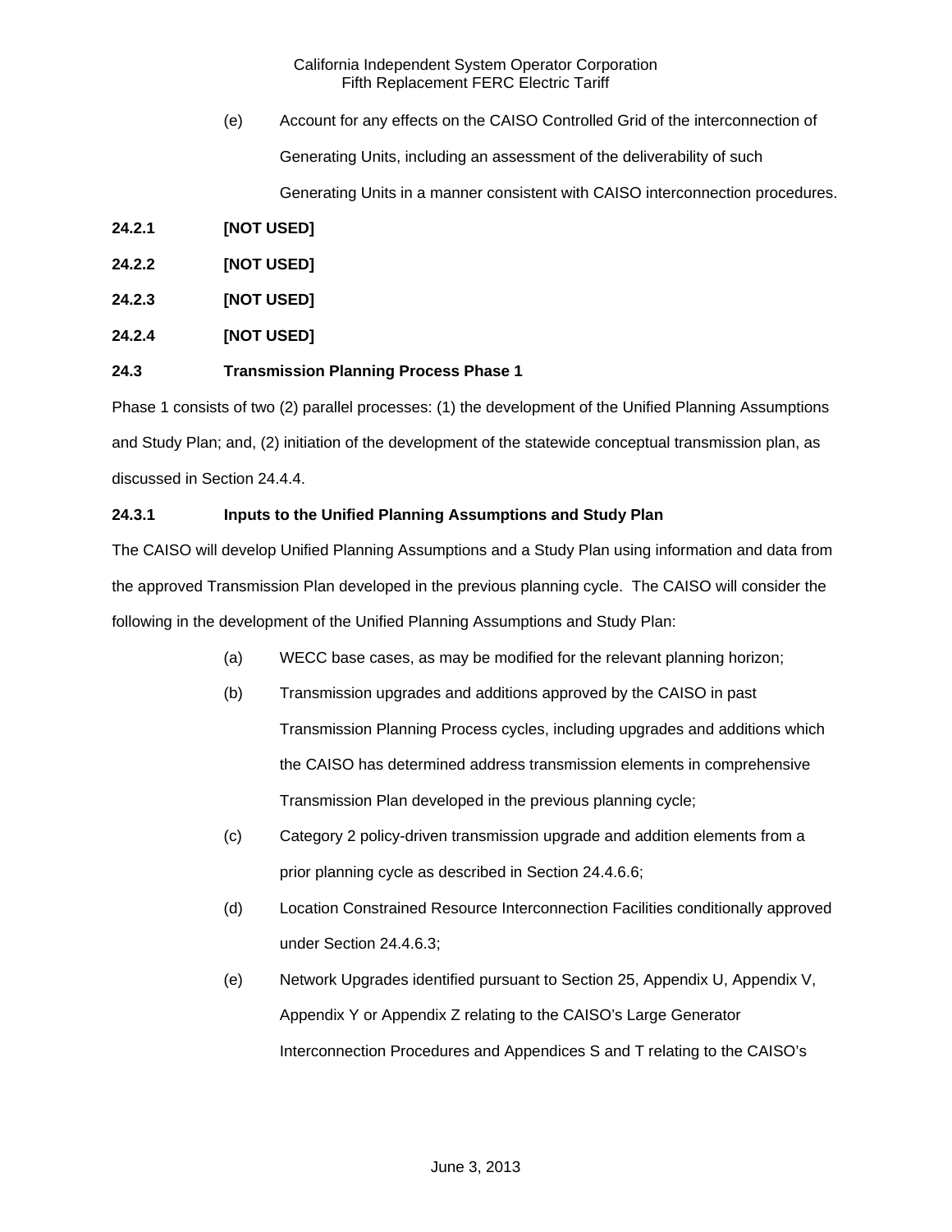(e) Account for any effects on the CAISO Controlled Grid of the interconnection of Generating Units, including an assessment of the deliverability of such Generating Units in a manner consistent with CAISO interconnection procedures.

**24.2.1 [NOT USED]**

**24.2.2 [NOT USED]**

**24.2.3 [NOT USED]**

**24.2.4 [NOT USED]**

**24.3 Transmission Planning Process Phase 1**

Phase 1 consists of two (2) parallel processes: (1) the development of the Unified Planning Assumptions and Study Plan; and, (2) initiation of the development of the statewide conceptual transmission plan, as discussed in Section 24.4.4.

**24.3.1 Inputs to the Unified Planning Assumptions and Study Plan**

The CAISO will develop Unified Planning Assumptions and a Study Plan using information and data from the approved Transmission Plan developed in the previous planning cycle. The CAISO will consider the following in the development of the Unified Planning Assumptions and Study Plan:

(a) WECC base cases, as may be modified for the relevant planning horizon;

(b) Transmission upgrades and additions approved by the CAISO in past Transmission Planning Process cycles, including upgrades and additions which the CAISO has determined address transmission elements in comprehensive Transmission Plan developed in the previous planning cycle;

(c) Category 2 policy-driven transmission upgrade and addition elements from a prior planning cycle as described in Section 24.4.6.6;

(d) Location Constrained Resource Interconnection Facilities conditionally approved under Section 24.4.6.3;

(e) Network Upgrades identified pursuant to Section 25, Appendix U, Appendix V, Appendix Y or Appendix Z relating to the CAISO's Large Generator Interconnection Procedures and Appendices S and T relating to the CAISO's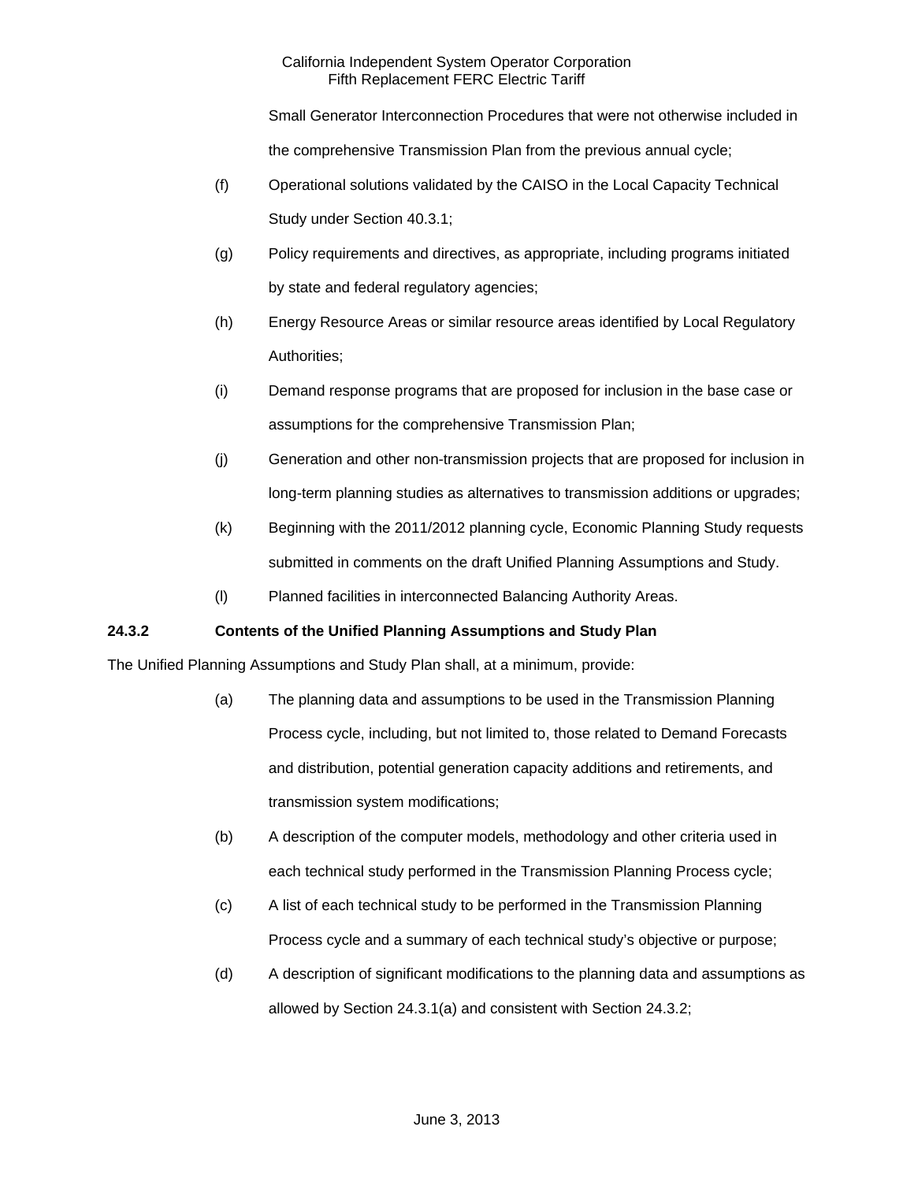Small Generator Interconnection Procedures that were not otherwise included in the comprehensive Transmission Plan from the previous annual cycle;

(f) Operational solutions validated by the CAISO in the Local Capacity Technical Study under Section 40.3.1;

(g) Policy requirements and directives, as appropriate, including programs initiated by state and federal regulatory agencies;

(h) Energy Resource Areas or similar resource areas identified by Local Regulatory Authorities;

(i) Demand response programs that are proposed for inclusion in the base case or assumptions for the comprehensive Transmission Plan;

(j) Generation and other non-transmission projects that are proposed for inclusion in long-term planning studies as alternatives to transmission additions or upgrades;

(k) Beginning with the 2011/2012 planning cycle, Economic Planning Study requests submitted in comments on the draft Unified Planning Assumptions and Study.

(l) Planned facilities in interconnected Balancing Authority Areas.

**24.3.2 Contents of the Unified Planning Assumptions and Study Plan**

The Unified Planning Assumptions and Study Plan shall, at a minimum, provide:

(a) The planning data and assumptions to be used in the Transmission Planning Process cycle, including, but not limited to, those related to Demand Forecasts and distribution, potential generation capacity additions and retirements, and transmission system modifications;

(b) A description of the computer models, methodology and other criteria used in each technical study performed in the Transmission Planning Process cycle;

(c) A list of each technical study to be performed in the Transmission Planning Process cycle and a summary of each technical study's objective or purpose;

(d) A description of significant modifications to the planning data and assumptions as allowed by Section 24.3.1(a) and consistent with Section 24.3.2;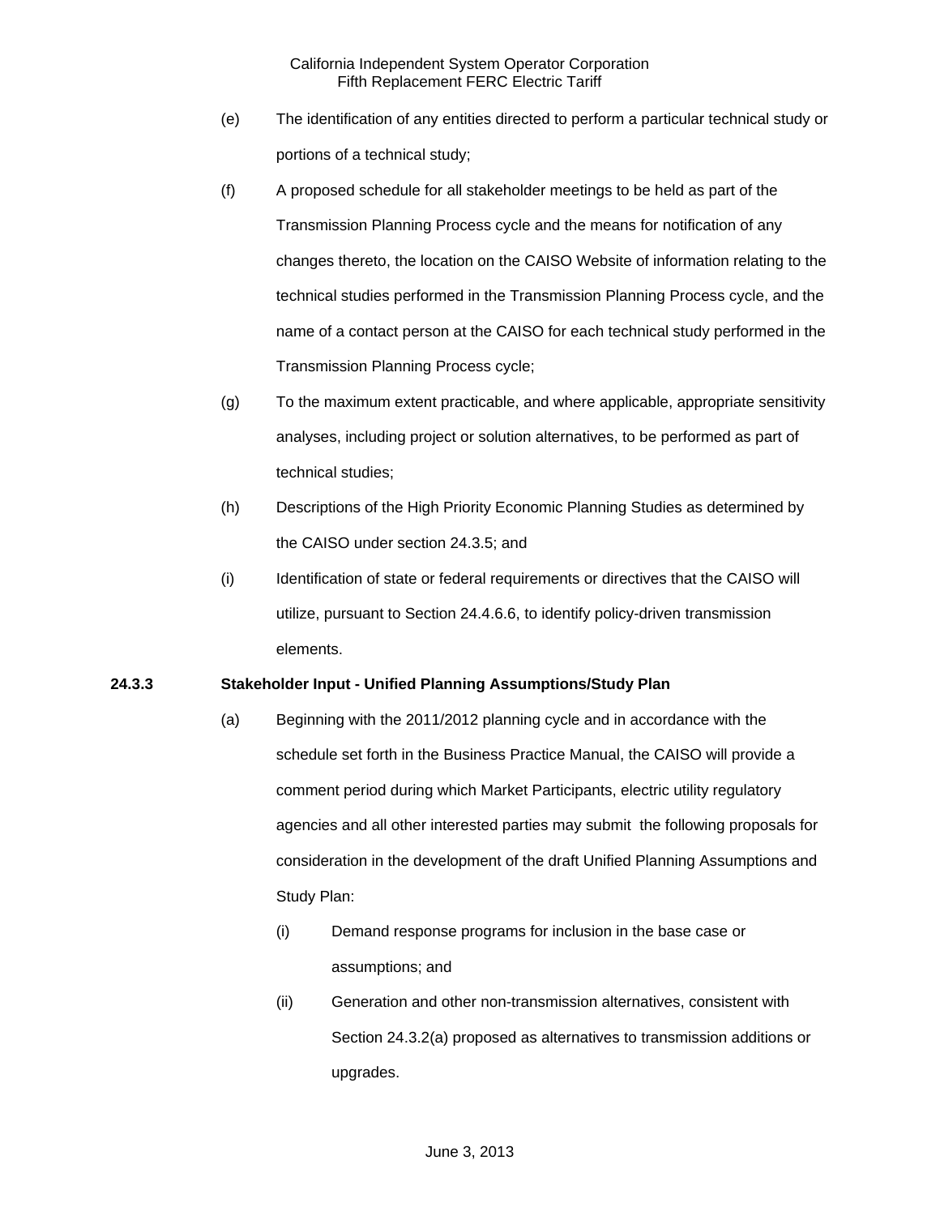(e) The identification of any entities directed to perform a particular technical study or portions of a technical study;

(f) A proposed schedule for all stakeholder meetings to be held as part of the Transmission Planning Process cycle and the means for notification of any changes thereto, the location on the CAISO Website of information relating to the technical studies performed in the Transmission Planning Process cycle, and the name of a contact person at the CAISO for each technical study performed in the Transmission Planning Process cycle;

(g) To the maximum extent practicable, and where applicable, appropriate sensitivity analyses, including project or solution alternatives, to be performed as part of technical studies;

(h) Descriptions of the High Priority Economic Planning Studies as determined by the CAISO under section 24.3.5; and

(i) Identification of state or federal requirements or directives that the CAISO will utilize, pursuant to Section 24.4.6.6, to identify policy-driven transmission elements.

**24.3.3 Stakeholder Input - Unified Planning Assumptions/Study Plan**

(a) Beginning with the 2011/2012 planning cycle and in accordance with the schedule set forth in the Business Practice Manual, the CAISO will provide a comment period during which Market Participants, electric utility regulatory agencies and all other interested parties may submit the following proposals for consideration in the development of the draft Unified Planning Assumptions and Study Plan:

(i) Demand response programs for inclusion in the base case or assumptions; and

(ii) Generation and other non-transmission alternatives, consistent with Section 24.3.2(a) proposed as alternatives to transmission additions or upgrades.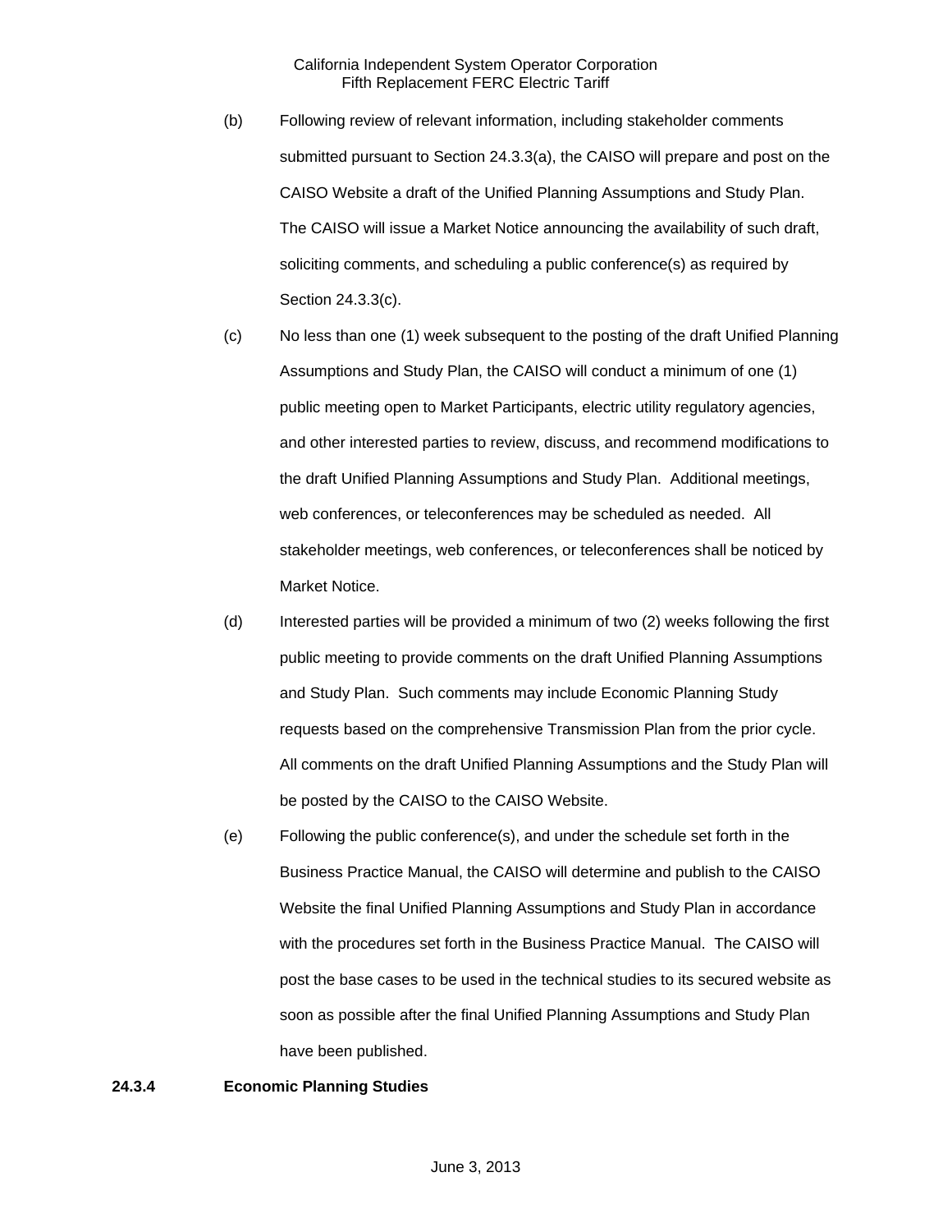(b) Following review of relevant information, including stakeholder comments submitted pursuant to Section 24.3.3(a), the CAISO will prepare and post on the CAISO Website a draft of the Unified Planning Assumptions and Study Plan. The CAISO will issue a Market Notice announcing the availability of such draft, soliciting comments, and scheduling a public conference(s) as required by Section 24.3.3(c).

(c) No less than one (1) week subsequent to the posting of the draft Unified Planning Assumptions and Study Plan, the CAISO will conduct a minimum of one (1) public meeting open to Market Participants, electric utility regulatory agencies, and other interested parties to review, discuss, and recommend modifications to the draft Unified Planning Assumptions and Study Plan. Additional meetings, web conferences, or teleconferences may be scheduled as needed. All stakeholder meetings, web conferences, or teleconferences shall be noticed by Market Notice.

(d) Interested parties will be provided a minimum of two (2) weeks following the first public meeting to provide comments on the draft Unified Planning Assumptions and Study Plan. Such comments may include Economic Planning Study requests based on the comprehensive Transmission Plan from the prior cycle. All comments on the draft Unified Planning Assumptions and the Study Plan will be posted by the CAISO to the CAISO Website.

(e) Following the public conference(s), and under the schedule set forth in the Business Practice Manual, the CAISO will determine and publish to the CAISO Website the final Unified Planning Assumptions and Study Plan in accordance with the procedures set forth in the Business Practice Manual. The CAISO will post the base cases to be used in the technical studies to its secured website as soon as possible after the final Unified Planning Assumptions and Study Plan have been published.

**24.3.4 Economic Planning Studies**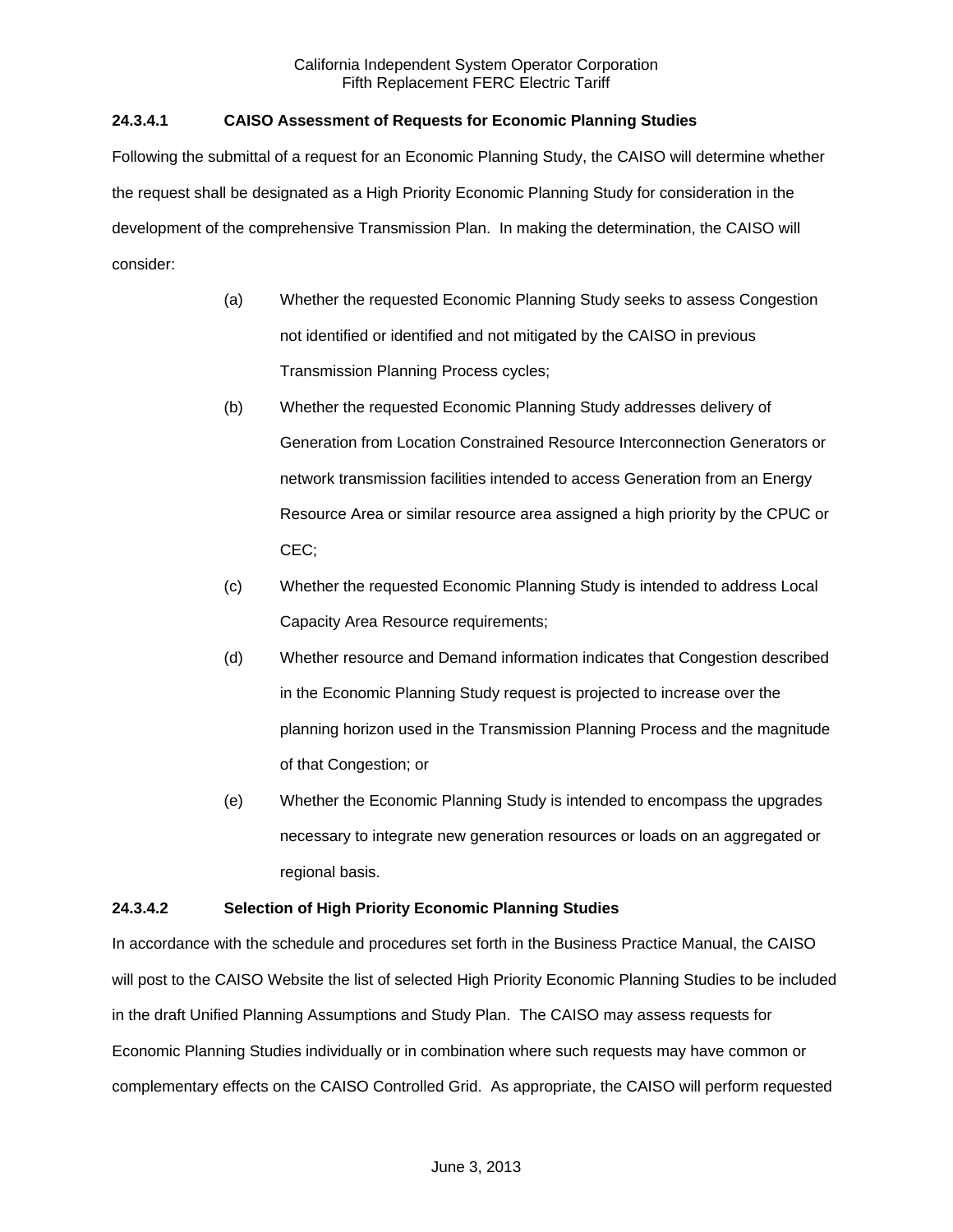### 24.3.4.1 CAISO Assessment of Requests for Economic Planning Studies

Following the submittal of a request for an Economic Planning Study, the CAISO will determine whether the request shall be designated as a High Priority Economic Planning Study for consideration in the development of the comprehensive Transmission Plan. In making the determination, the CAISO will consider:

(a) Whether the requested Economic Planning Study seeks to assess Congestion not identified or identified and not mitigated by the CAISO in previous Transmission Planning Process cycles;

(b) Whether the requested Economic Planning Study addresses delivery of Generation from Location Constrained Resource Interconnection Generators or network transmission facilities intended to access Generation from an Energy Resource Area or similar resource area assigned a high priority by the CPUC or CEC;

(c) Whether the requested Economic Planning Study is intended to address Local Capacity Area Resource requirements;

(d) Whether resource and Demand information indicates that Congestion described in the Economic Planning Study request is projected to increase over the planning horizon used in the Transmission Planning Process and the magnitude of that Congestion; or

(e) Whether the Economic Planning Study is intended to encompass the upgrades necessary to integrate new generation resources or loads on an aggregated or regional basis.

### 24.3.4.2 Selection of High Priority Economic Planning Studies

In accordance with the schedule and procedures set forth in the Business Practice Manual, the CAISO will post to the CAISO Website the list of selected High Priority Economic Planning Studies to be included in the draft Unified Planning Assumptions and Study Plan. The CAISO may assess requests for Economic Planning Studies individually or in combination where such requests may have common or complementary effects on the CAISO Controlled Grid. As appropriate, the CAISO will perform requested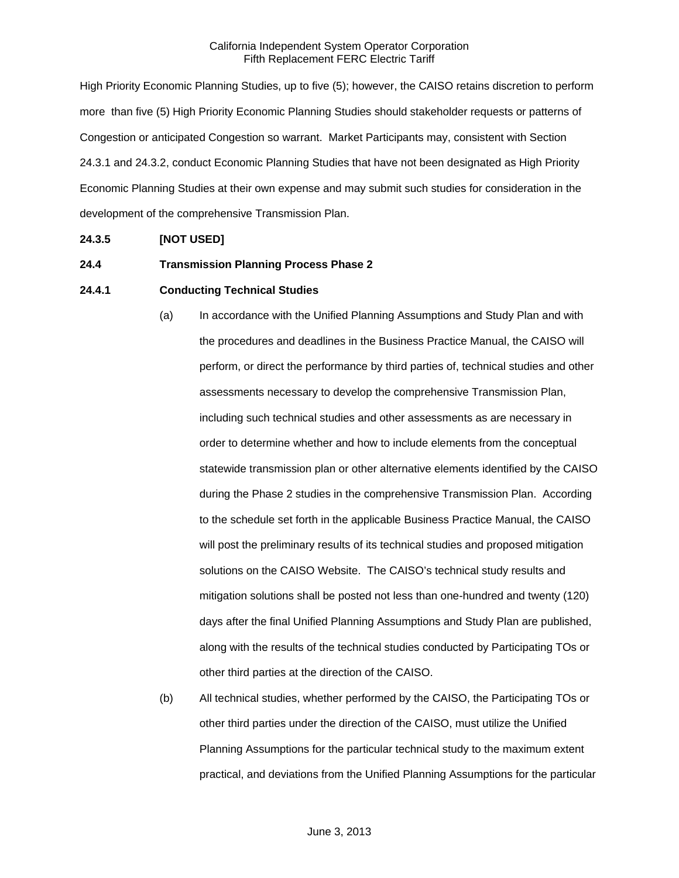High Priority Economic Planning Studies, up to five (5); however, the CAISO retains discretion to perform more than five (5) High Priority Economic Planning Studies should stakeholder requests or patterns of Congestion or anticipated Congestion so warrant. Market Participants may, consistent with Section 24.3.1 and 24.3.2, conduct Economic Planning Studies that have not been designated as High Priority Economic Planning Studies at their own expense and may submit such studies for consideration in the development of the comprehensive Transmission Plan.

**24.3.5 [NOT USED]**

**24.4 Transmission Planning Process Phase 2**

**24.4.1 Conducting Technical Studies**

(a) In accordance with the Unified Planning Assumptions and Study Plan and with the procedures and deadlines in the Business Practice Manual, the CAISO will perform, or direct the performance by third parties of, technical studies and other assessments necessary to develop the comprehensive Transmission Plan, including such technical studies and other assessments as are necessary in order to determine whether and how to include elements from the conceptual statewide transmission plan or other alternative elements identified by the CAISO during the Phase 2 studies in the comprehensive Transmission Plan. According to the schedule set forth in the applicable Business Practice Manual, the CAISO will post the preliminary results of its technical studies and proposed mitigation solutions on the CAISO Website. The CAISO's technical study results and mitigation solutions shall be posted not less than one-hundred and twenty (120) days after the final Unified Planning Assumptions and Study Plan are published, along with the results of the technical studies conducted by Participating TOs or other third parties at the direction of the CAISO.

(b) All technical studies, whether performed by the CAISO, the Participating TOs or other third parties under the direction of the CAISO, must utilize the Unified Planning Assumptions for the particular technical study to the maximum extent practical, and deviations from the Unified Planning Assumptions for the particular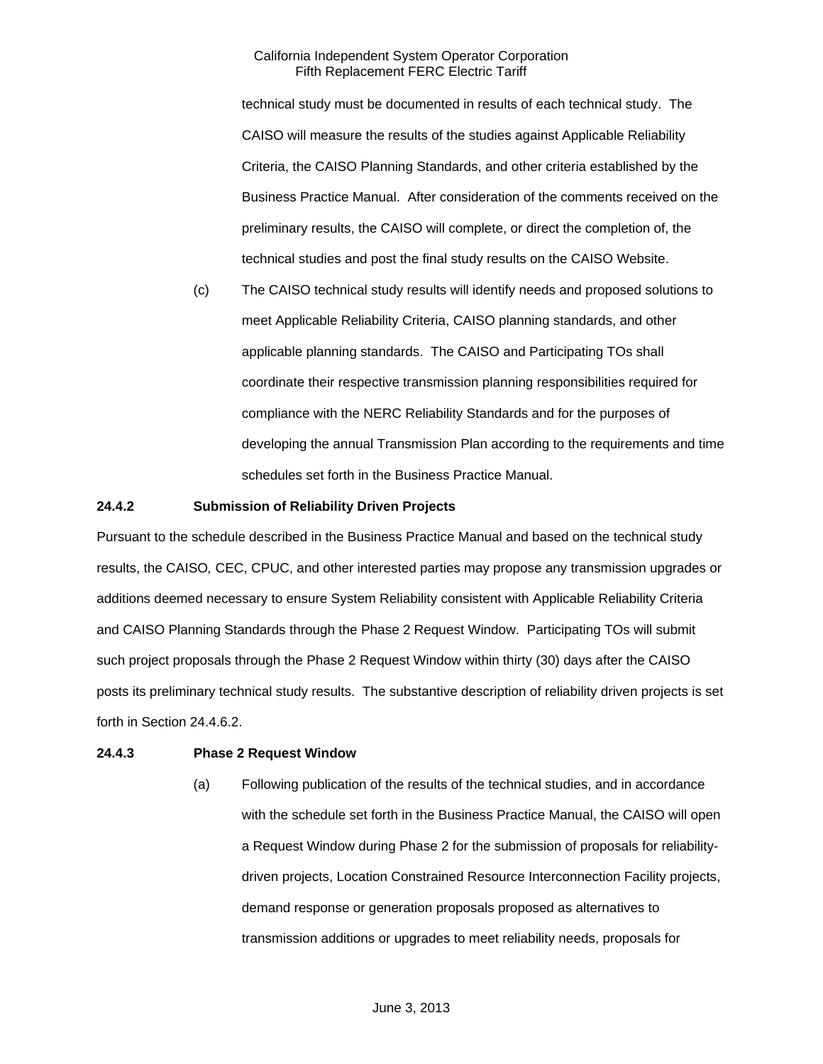technical study must be documented in results of each technical study. The CAISO will measure the results of the studies against Applicable Reliability Criteria, the CAISO Planning Standards, and other criteria established by the Business Practice Manual. After consideration of the comments received on the preliminary results, the CAISO will complete, or direct the completion of, the technical studies and post the final study results on the CAISO Website.

(c) The CAISO technical study results will identify needs and proposed solutions to meet Applicable Reliability Criteria, CAISO planning standards, and other applicable planning standards. The CAISO and Participating TOs shall coordinate their respective transmission planning responsibilities required for compliance with the NERC Reliability Standards and for the purposes of developing the annual Transmission Plan according to the requirements and time schedules set forth in the Business Practice Manual.

**24.4.2 Submission of Reliability Driven Projects**

Pursuant to the schedule described in the Business Practice Manual and based on the technical study results, the CAISO*,* CEC, CPUC, and other interested parties may propose any transmission upgrades or additions deemed necessary to ensure System Reliability consistent with Applicable Reliability Criteria and CAISO Planning Standards through the Phase 2 Request Window. Participating TOs will submit such project proposals through the Phase 2 Request Window within thirty (30) days after the CAISO posts its preliminary technical study results. The substantive description of reliability driven projects is set forth in Section 24.4.6.2.

**24.4.3 Phase 2 Request Window**

(a) Following publication of the results of the technical studies, and in accordance with the schedule set forth in the Business Practice Manual, the CAISO will open a Request Window during Phase 2 for the submission of proposals for reliability-driven projects, Location Constrained Resource Interconnection Facility projects, demand response or generation proposals proposed as alternatives to transmission additions or upgrades to meet reliability needs, proposals for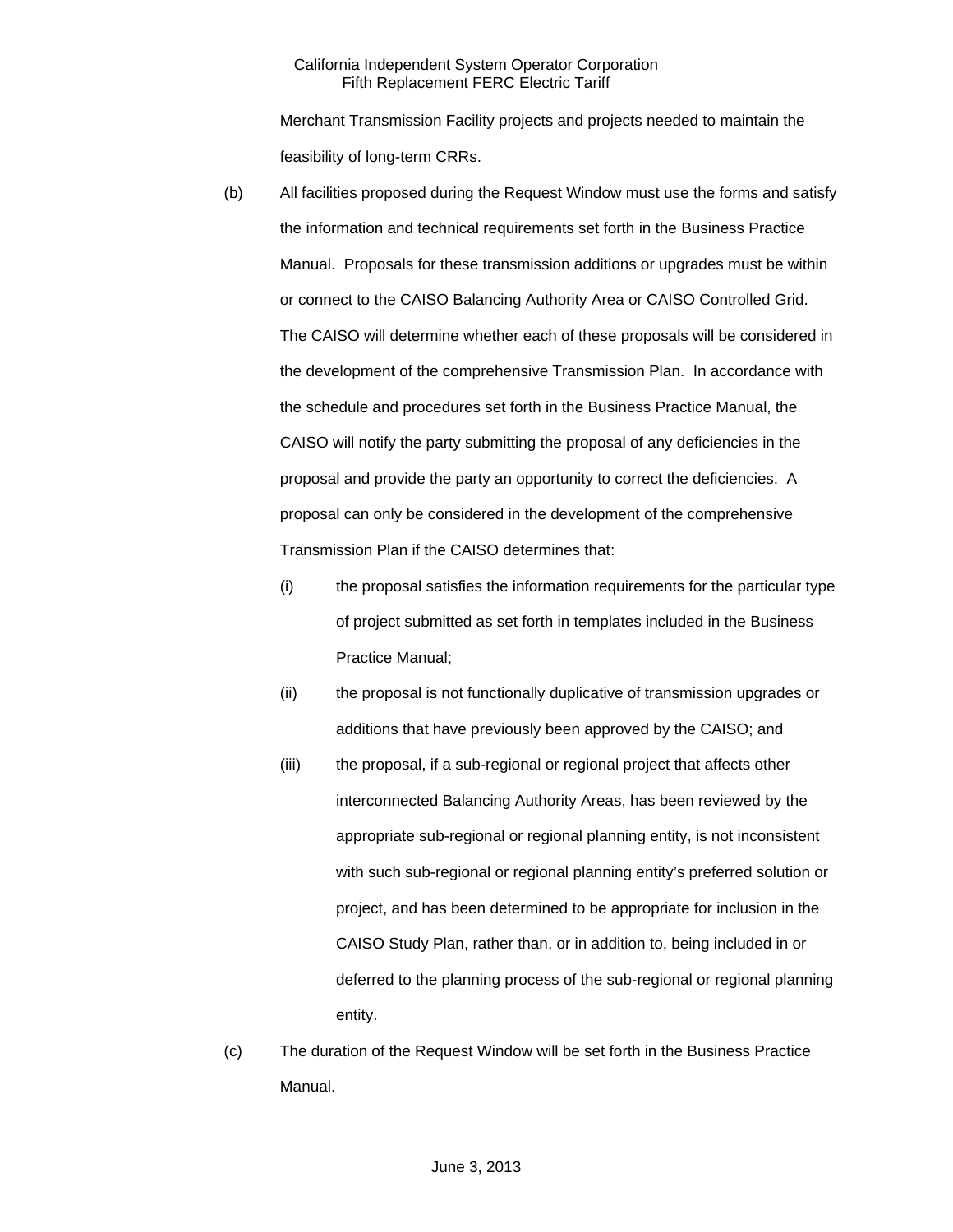Merchant Transmission Facility projects and projects needed to maintain the feasibility of long-term CRRs.

(b) All facilities proposed during the Request Window must use the forms and satisfy the information and technical requirements set forth in the Business Practice Manual. Proposals for these transmission additions or upgrades must be within or connect to the CAISO Balancing Authority Area or CAISO Controlled Grid. The CAISO will determine whether each of these proposals will be considered in the development of the comprehensive Transmission Plan. In accordance with the schedule and procedures set forth in the Business Practice Manual, the CAISO will notify the party submitting the proposal of any deficiencies in the proposal and provide the party an opportunity to correct the deficiencies. A proposal can only be considered in the development of the comprehensive Transmission Plan if the CAISO determines that:

(i) the proposal satisfies the information requirements for the particular type of project submitted as set forth in templates included in the Business Practice Manual;

(ii) the proposal is not functionally duplicative of transmission upgrades or additions that have previously been approved by the CAISO; and

(iii) the proposal, if a sub-regional or regional project that affects other interconnected Balancing Authority Areas, has been reviewed by the appropriate sub-regional or regional planning entity, is not inconsistent with such sub-regional or regional planning entity's preferred solution or project, and has been determined to be appropriate for inclusion in the CAISO Study Plan, rather than, or in addition to, being included in or deferred to the planning process of the sub-regional or regional planning entity.

(c) The duration of the Request Window will be set forth in the Business Practice Manual.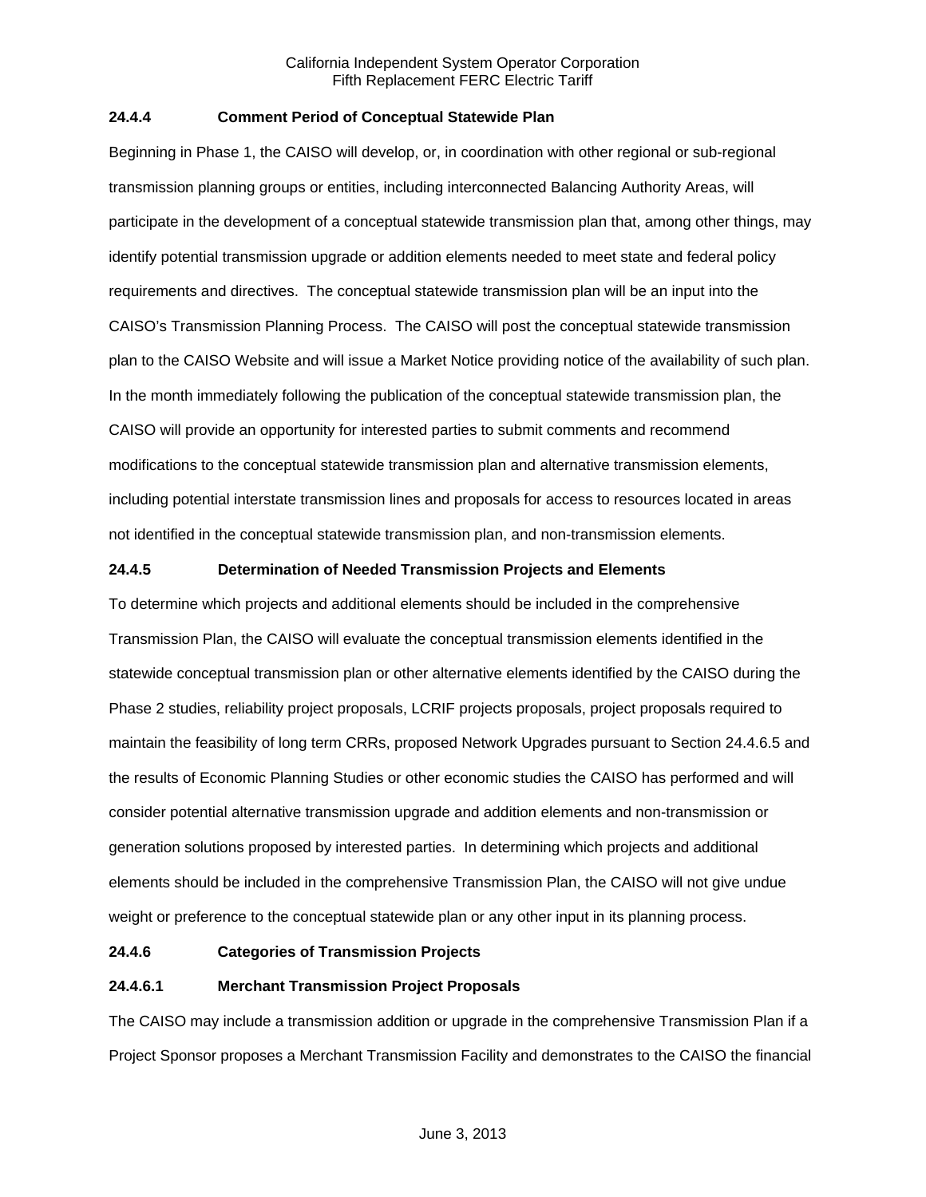### 24.4.4 Comment Period of Conceptual Statewide Plan

Beginning in Phase 1, the CAISO will develop, or, in coordination with other regional or sub-regional transmission planning groups or entities, including interconnected Balancing Authority Areas, will participate in the development of a conceptual statewide transmission plan that, among other things, may identify potential transmission upgrade or addition elements needed to meet state and federal policy requirements and directives. The conceptual statewide transmission plan will be an input into the CAISO's Transmission Planning Process. The CAISO will post the conceptual statewide transmission plan to the CAISO Website and will issue a Market Notice providing notice of the availability of such plan. In the month immediately following the publication of the conceptual statewide transmission plan, the CAISO will provide an opportunity for interested parties to submit comments and recommend modifications to the conceptual statewide transmission plan and alternative transmission elements, including potential interstate transmission lines and proposals for access to resources located in areas not identified in the conceptual statewide transmission plan, and non-transmission elements.

### 24.4.5 Determination of Needed Transmission Projects and Elements

To determine which projects and additional elements should be included in the comprehensive Transmission Plan, the CAISO will evaluate the conceptual transmission elements identified in the statewide conceptual transmission plan or other alternative elements identified by the CAISO during the Phase 2 studies, reliability project proposals, LCRIF projects proposals, project proposals required to maintain the feasibility of long term CRRs, proposed Network Upgrades pursuant to Section 24.4.6.5 and the results of Economic Planning Studies or other economic studies the CAISO has performed and will consider potential alternative transmission upgrade and addition elements and non-transmission or generation solutions proposed by interested parties. In determining which projects and additional elements should be included in the comprehensive Transmission Plan, the CAISO will not give undue weight or preference to the conceptual statewide plan or any other input in its planning process.

### 24.4.6 Categories of Transmission Projects

#### 24.4.6.1 Merchant Transmission Project Proposals

The CAISO may include a transmission addition or upgrade in the comprehensive Transmission Plan if a Project Sponsor proposes a Merchant Transmission Facility and demonstrates to the CAISO the financial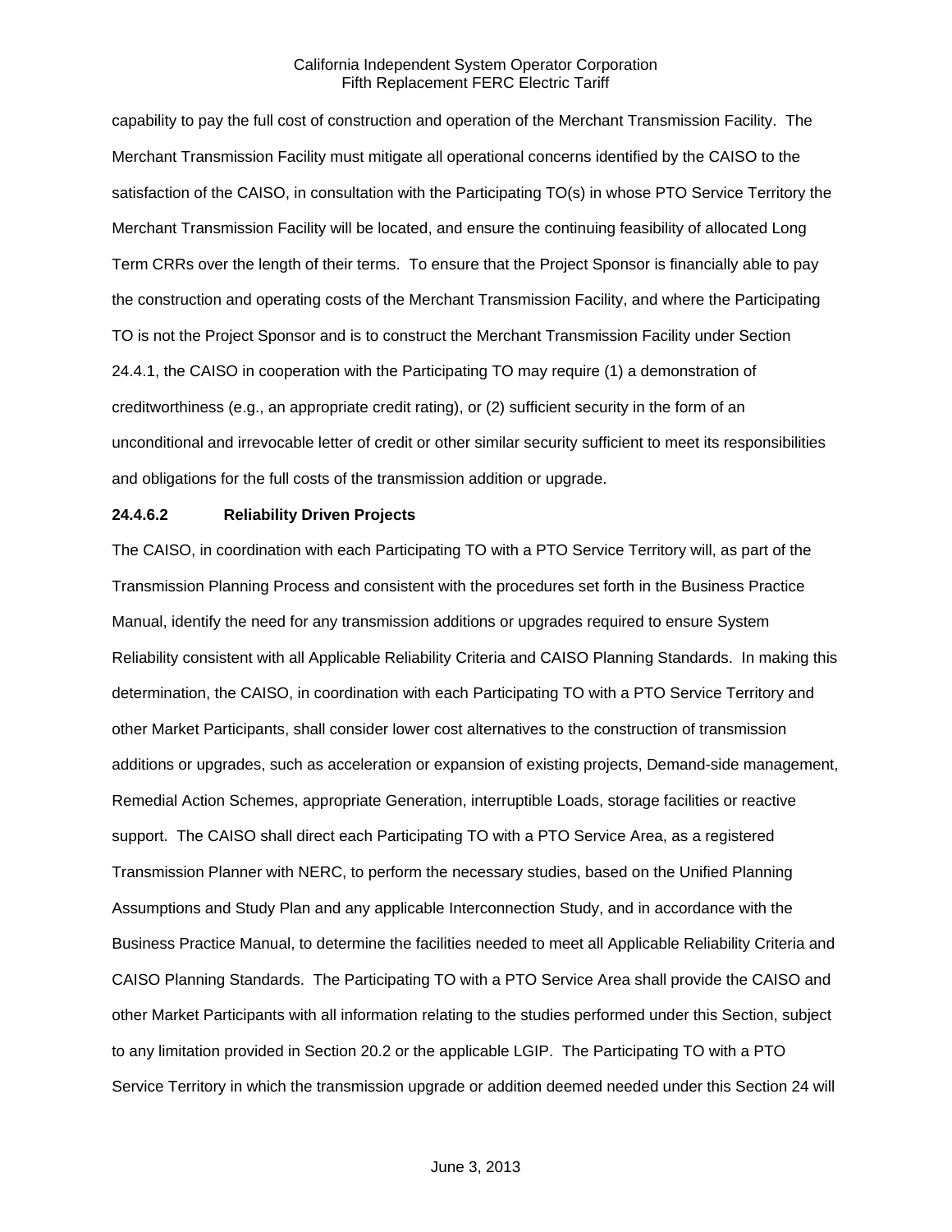capability to pay the full cost of construction and operation of the Merchant Transmission Facility. The Merchant Transmission Facility must mitigate all operational concerns identified by the CAISO to the satisfaction of the CAISO, in consultation with the Participating TO(s) in whose PTO Service Territory the Merchant Transmission Facility will be located, and ensure the continuing feasibility of allocated Long Term CRRs over the length of their terms. To ensure that the Project Sponsor is financially able to pay the construction and operating costs of the Merchant Transmission Facility, and where the Participating TO is not the Project Sponsor and is to construct the Merchant Transmission Facility under Section 24.4.1, the CAISO in cooperation with the Participating TO may require (1) a demonstration of creditworthiness (e.g., an appropriate credit rating), or (2) sufficient security in the form of an unconditional and irrevocable letter of credit or other similar security sufficient to meet its responsibilities and obligations for the full costs of the transmission addition or upgrade.

**24.4.6.2 Reliability Driven Projects**

The CAISO, in coordination with each Participating TO with a PTO Service Territory will, as part of the Transmission Planning Process and consistent with the procedures set forth in the Business Practice Manual, identify the need for any transmission additions or upgrades required to ensure System Reliability consistent with all Applicable Reliability Criteria and CAISO Planning Standards. In making this determination, the CAISO, in coordination with each Participating TO with a PTO Service Territory and other Market Participants, shall consider lower cost alternatives to the construction of transmission additions or upgrades, such as acceleration or expansion of existing projects, Demand-side management, Remedial Action Schemes, appropriate Generation, interruptible Loads, storage facilities or reactive support. The CAISO shall direct each Participating TO with a PTO Service Area, as a registered Transmission Planner with NERC, to perform the necessary studies, based on the Unified Planning Assumptions and Study Plan and any applicable Interconnection Study, and in accordance with the Business Practice Manual, to determine the facilities needed to meet all Applicable Reliability Criteria and CAISO Planning Standards. The Participating TO with a PTO Service Area shall provide the CAISO and other Market Participants with all information relating to the studies performed under this Section, subject to any limitation provided in Section 20.2 or the applicable LGIP. The Participating TO with a PTO Service Territory in which the transmission upgrade or addition deemed needed under this Section 24 will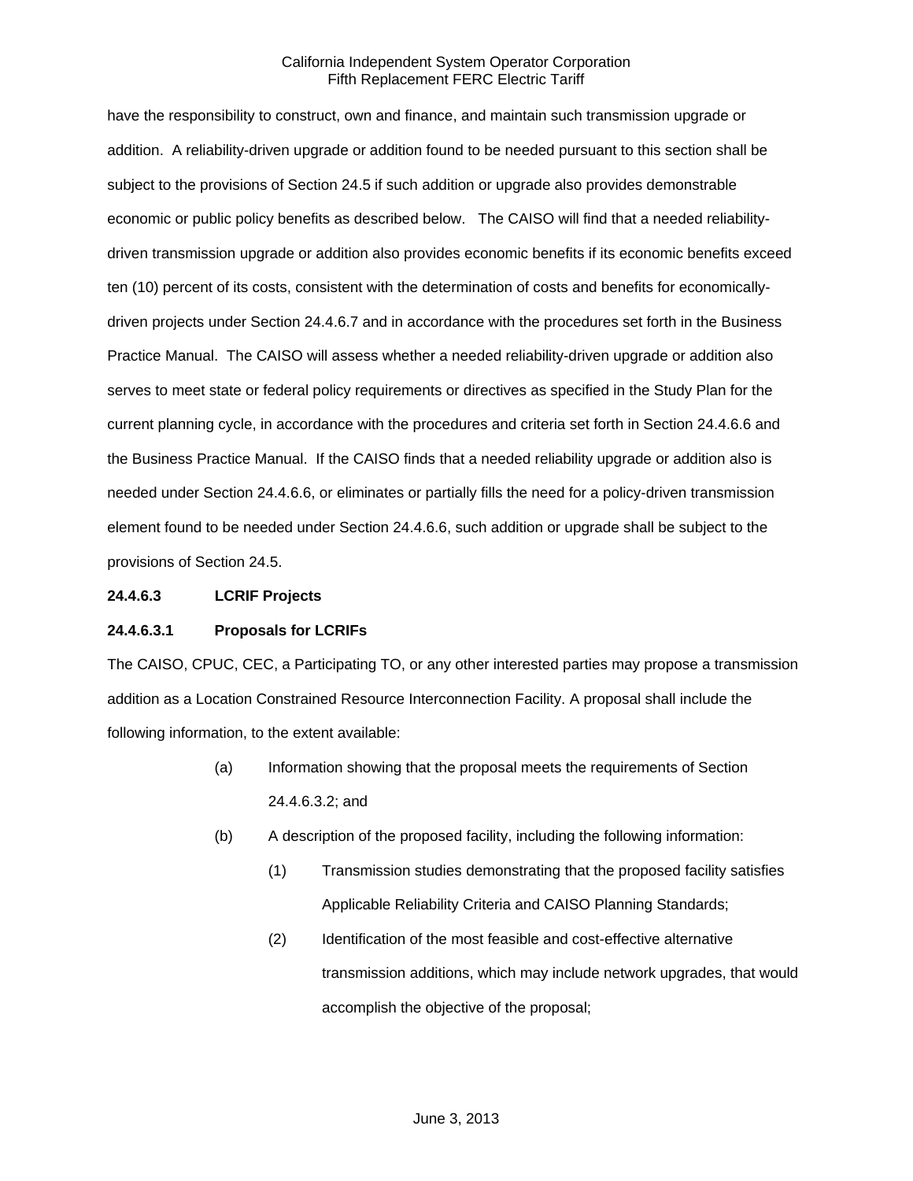have the responsibility to construct, own and finance, and maintain such transmission upgrade or addition. A reliability-driven upgrade or addition found to be needed pursuant to this section shall be subject to the provisions of Section 24.5 if such addition or upgrade also provides demonstrable economic or public policy benefits as described below. The CAISO will find that a needed reliability-driven transmission upgrade or addition also provides economic benefits if its economic benefits exceed ten (10) percent of its costs, consistent with the determination of costs and benefits for economically-driven projects under Section 24.4.6.7 and in accordance with the procedures set forth in the Business Practice Manual. The CAISO will assess whether a needed reliability-driven upgrade or addition also serves to meet state or federal policy requirements or directives as specified in the Study Plan for the current planning cycle, in accordance with the procedures and criteria set forth in Section 24.4.6.6 and the Business Practice Manual. If the CAISO finds that a needed reliability upgrade or addition also is needed under Section 24.4.6.6, or eliminates or partially fills the need for a policy-driven transmission element found to be needed under Section 24.4.6.6, such addition or upgrade shall be subject to the provisions of Section 24.5.

**24.4.6.3 LCRIF Projects**

**24.4.6.3.1 Proposals for LCRIFs**

The CAISO, CPUC, CEC, a Participating TO, or any other interested parties may propose a transmission addition as a Location Constrained Resource Interconnection Facility. A proposal shall include the following information, to the extent available:

(a) Information showing that the proposal meets the requirements of Section 24.4.6.3.2; and

(b) A description of the proposed facility, including the following information:

  (1) Transmission studies demonstrating that the proposed facility satisfies Applicable Reliability Criteria and CAISO Planning Standards;

  (2) Identification of the most feasible and cost-effective alternative transmission additions, which may include network upgrades, that would accomplish the objective of the proposal;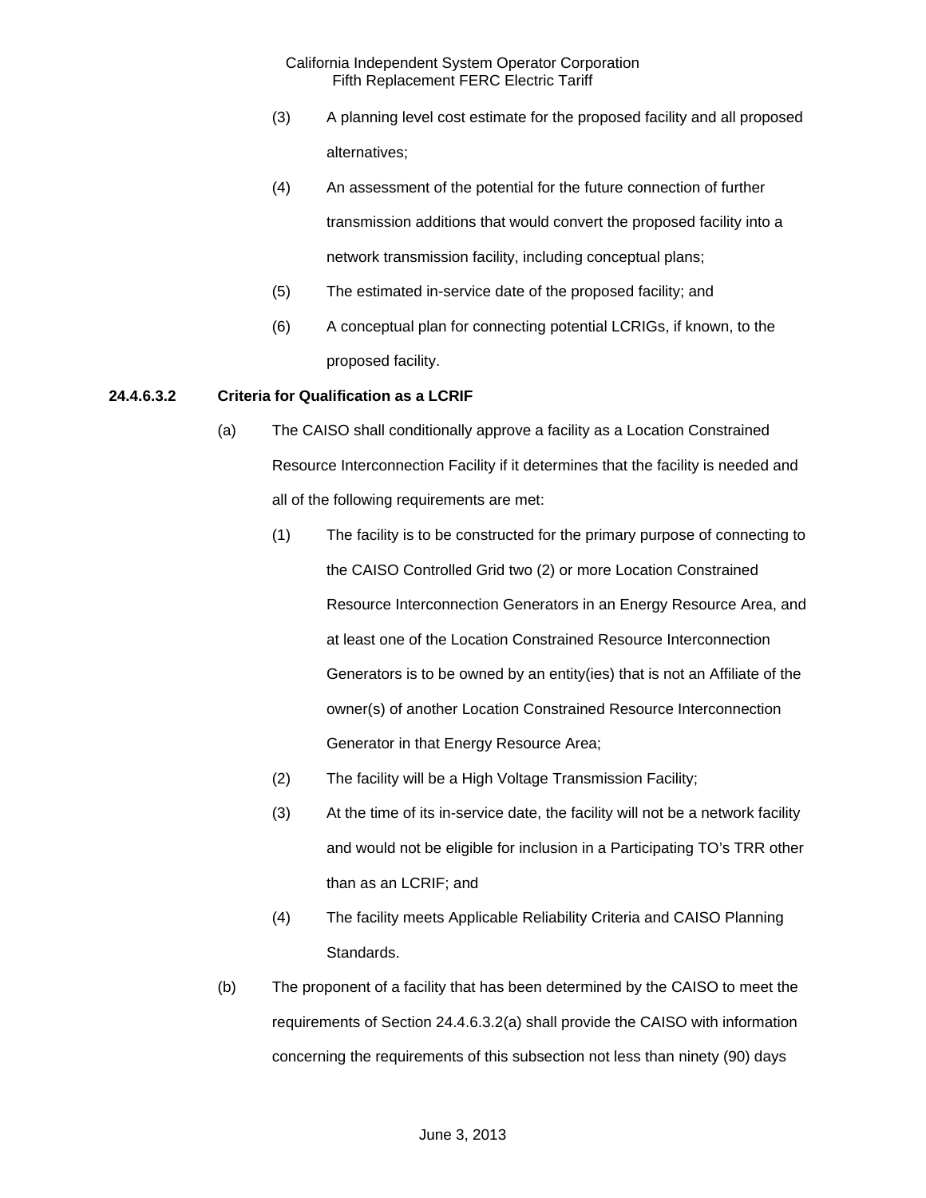(3) A planning level cost estimate for the proposed facility and all proposed alternatives;

(4) An assessment of the potential for the future connection of further transmission additions that would convert the proposed facility into a network transmission facility, including conceptual plans;

(5) The estimated in-service date of the proposed facility; and

(6) A conceptual plan for connecting potential LCRIGs, if known, to the proposed facility.

### 24.4.6.3.2 Criteria for Qualification as a LCRIF

(a) The CAISO shall conditionally approve a facility as a Location Constrained Resource Interconnection Facility if it determines that the facility is needed and all of the following requirements are met:

(1) The facility is to be constructed for the primary purpose of connecting to the CAISO Controlled Grid two (2) or more Location Constrained Resource Interconnection Generators in an Energy Resource Area, and at least one of the Location Constrained Resource Interconnection Generators is to be owned by an entity(ies) that is not an Affiliate of the owner(s) of another Location Constrained Resource Interconnection Generator in that Energy Resource Area;

(2) The facility will be a High Voltage Transmission Facility;

(3) At the time of its in-service date, the facility will not be a network facility and would not be eligible for inclusion in a Participating TO's TRR other than as an LCRIF; and

(4) The facility meets Applicable Reliability Criteria and CAISO Planning Standards.

(b) The proponent of a facility that has been determined by the CAISO to meet the requirements of Section 24.4.6.3.2(a) shall provide the CAISO with information concerning the requirements of this subsection not less than ninety (90) days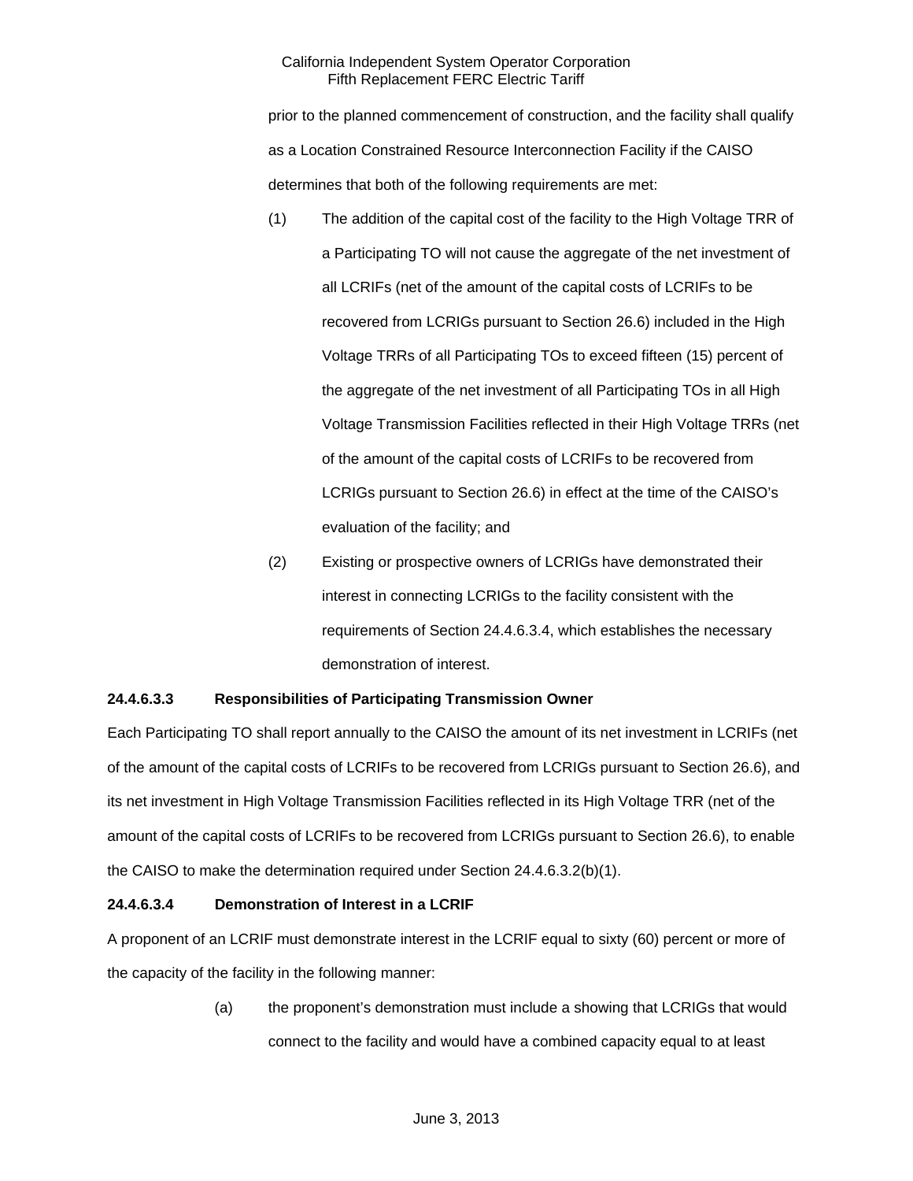prior to the planned commencement of construction, and the facility shall qualify as a Location Constrained Resource Interconnection Facility if the CAISO determines that both of the following requirements are met:

(1) The addition of the capital cost of the facility to the High Voltage TRR of a Participating TO will not cause the aggregate of the net investment of all LCRIFs (net of the amount of the capital costs of LCRIFs to be recovered from LCRIGs pursuant to Section 26.6) included in the High Voltage TRRs of all Participating TOs to exceed fifteen (15) percent of the aggregate of the net investment of all Participating TOs in all High Voltage Transmission Facilities reflected in their High Voltage TRRs (net of the amount of the capital costs of LCRIFs to be recovered from LCRIGs pursuant to Section 26.6) in effect at the time of the CAISO's evaluation of the facility; and

(2) Existing or prospective owners of LCRIGs have demonstrated their interest in connecting LCRIGs to the facility consistent with the requirements of Section 24.4.6.3.4, which establishes the necessary demonstration of interest.

**24.4.6.3.3 Responsibilities of Participating Transmission Owner**

Each Participating TO shall report annually to the CAISO the amount of its net investment in LCRIFs (net of the amount of the capital costs of LCRIFs to be recovered from LCRIGs pursuant to Section 26.6), and its net investment in High Voltage Transmission Facilities reflected in its High Voltage TRR (net of the amount of the capital costs of LCRIFs to be recovered from LCRIGs pursuant to Section 26.6), to enable the CAISO to make the determination required under Section 24.4.6.3.2(b)(1).

**24.4.6.3.4 Demonstration of Interest in a LCRIF**

A proponent of an LCRIF must demonstrate interest in the LCRIF equal to sixty (60) percent or more of the capacity of the facility in the following manner:

(a) the proponent's demonstration must include a showing that LCRIGs that would connect to the facility and would have a combined capacity equal to at least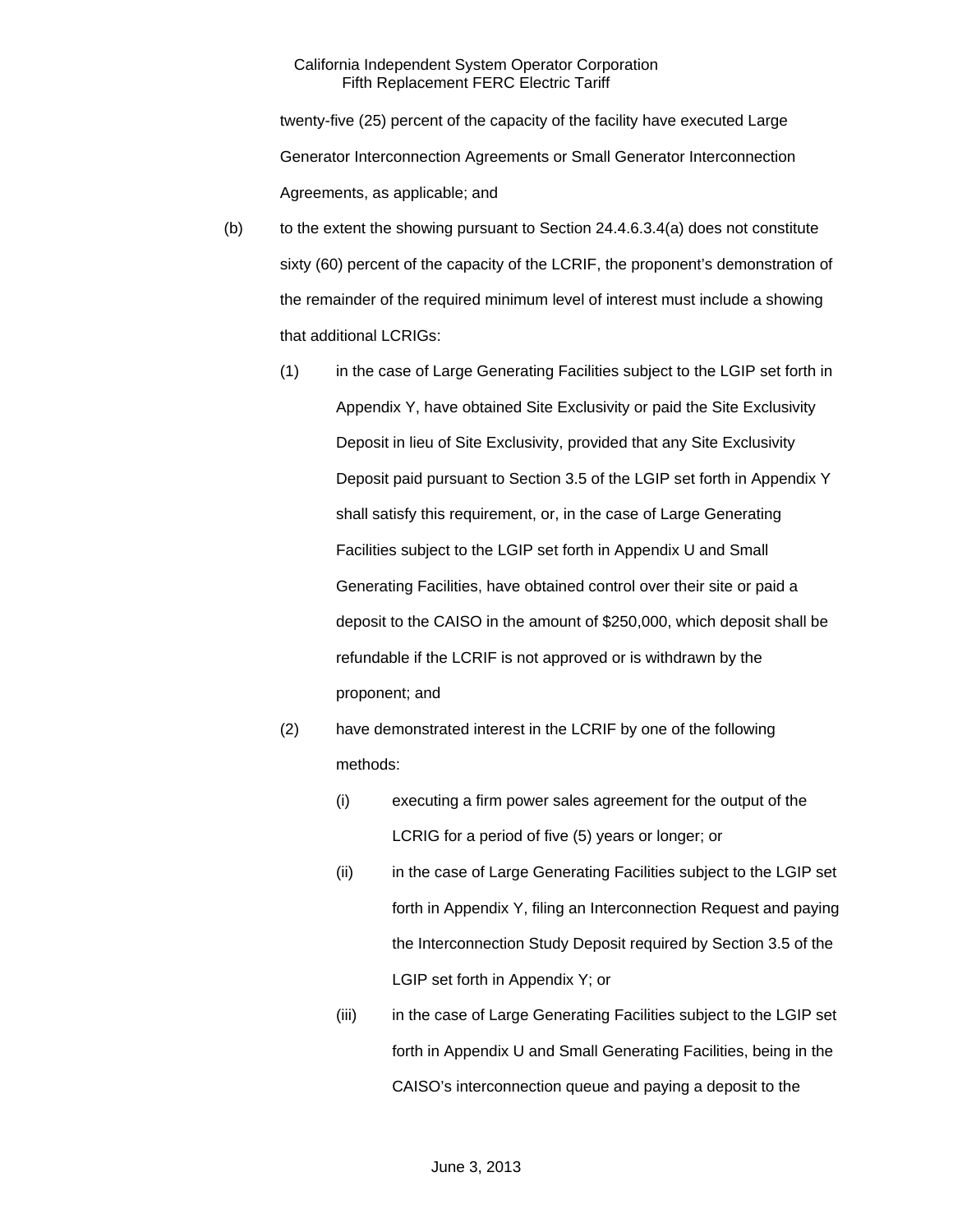twenty-five (25) percent of the capacity of the facility have executed Large Generator Interconnection Agreements or Small Generator Interconnection Agreements, as applicable; and

(b) to the extent the showing pursuant to Section 24.4.6.3.4(a) does not constitute sixty (60) percent of the capacity of the LCRIF, the proponent's demonstration of the remainder of the required minimum level of interest must include a showing that additional LCRIGs:

(1) in the case of Large Generating Facilities subject to the LGIP set forth in Appendix Y, have obtained Site Exclusivity or paid the Site Exclusivity Deposit in lieu of Site Exclusivity, provided that any Site Exclusivity Deposit paid pursuant to Section 3.5 of the LGIP set forth in Appendix Y shall satisfy this requirement, or, in the case of Large Generating Facilities subject to the LGIP set forth in Appendix U and Small Generating Facilities, have obtained control over their site or paid a deposit to the CAISO in the amount of $250,000, which deposit shall be refundable if the LCRIF is not approved or is withdrawn by the proponent; and

(2) have demonstrated interest in the LCRIF by one of the following methods:

(i) executing a firm power sales agreement for the output of the LCRIG for a period of five (5) years or longer; or

(ii) in the case of Large Generating Facilities subject to the LGIP set forth in Appendix Y, filing an Interconnection Request and paying the Interconnection Study Deposit required by Section 3.5 of the LGIP set forth in Appendix Y; or

(iii) in the case of Large Generating Facilities subject to the LGIP set forth in Appendix U and Small Generating Facilities, being in the CAISO's interconnection queue and paying a deposit to the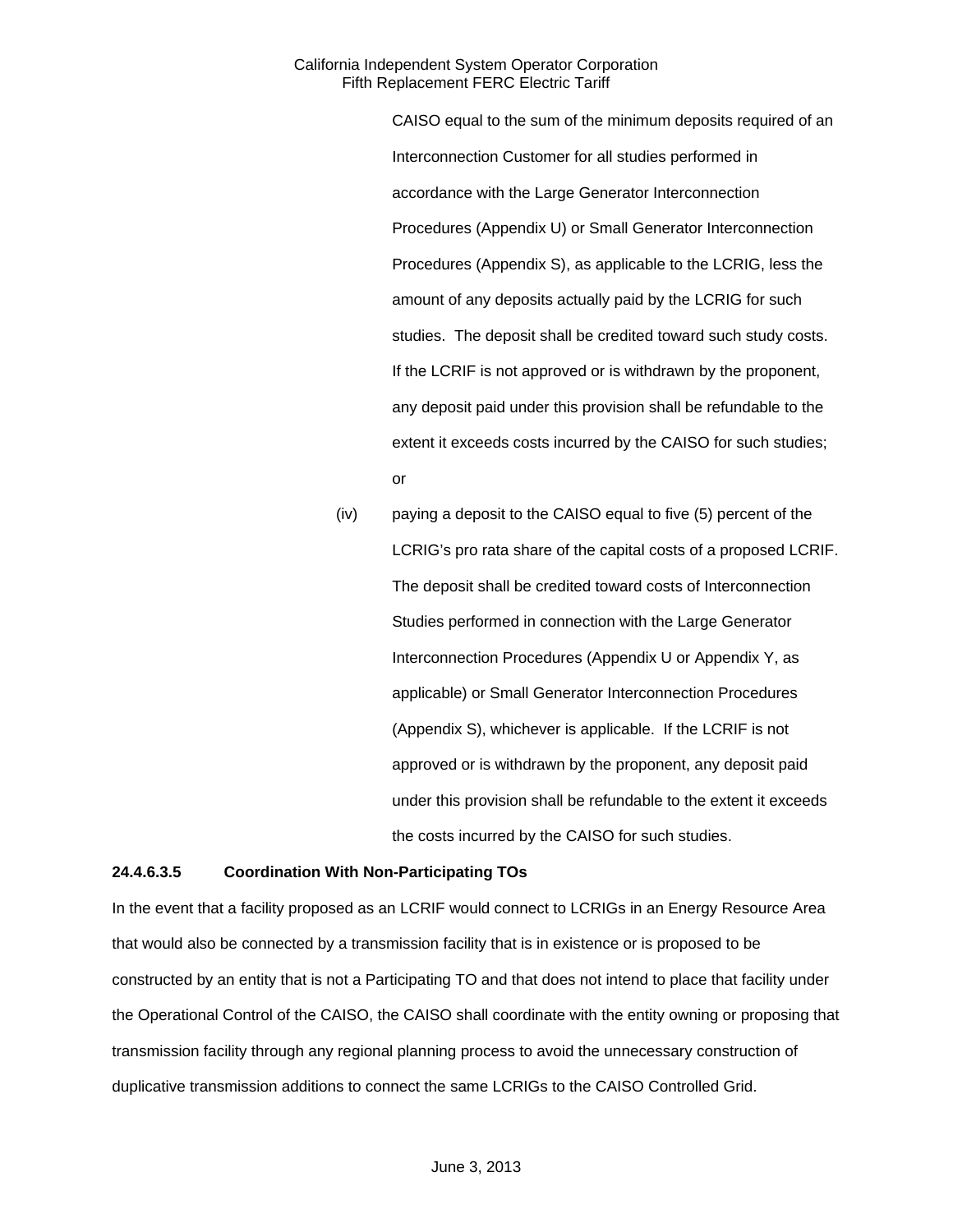CAISO equal to the sum of the minimum deposits required of an Interconnection Customer for all studies performed in accordance with the Large Generator Interconnection Procedures (Appendix U) or Small Generator Interconnection Procedures (Appendix S), as applicable to the LCRIG, less the amount of any deposits actually paid by the LCRIG for such studies. The deposit shall be credited toward such study costs. If the LCRIF is not approved or is withdrawn by the proponent, any deposit paid under this provision shall be refundable to the extent it exceeds costs incurred by the CAISO for such studies; or

(iv) paying a deposit to the CAISO equal to five (5) percent of the LCRIG's pro rata share of the capital costs of a proposed LCRIF. The deposit shall be credited toward costs of Interconnection Studies performed in connection with the Large Generator Interconnection Procedures (Appendix U or Appendix Y, as applicable) or Small Generator Interconnection Procedures (Appendix S), whichever is applicable. If the LCRIF is not approved or is withdrawn by the proponent, any deposit paid under this provision shall be refundable to the extent it exceeds the costs incurred by the CAISO for such studies.

**24.4.6.3.5 Coordination With Non-Participating TOs**

In the event that a facility proposed as an LCRIF would connect to LCRIGs in an Energy Resource Area that would also be connected by a transmission facility that is in existence or is proposed to be constructed by an entity that is not a Participating TO and that does not intend to place that facility under the Operational Control of the CAISO, the CAISO shall coordinate with the entity owning or proposing that transmission facility through any regional planning process to avoid the unnecessary construction of duplicative transmission additions to connect the same LCRIGs to the CAISO Controlled Grid.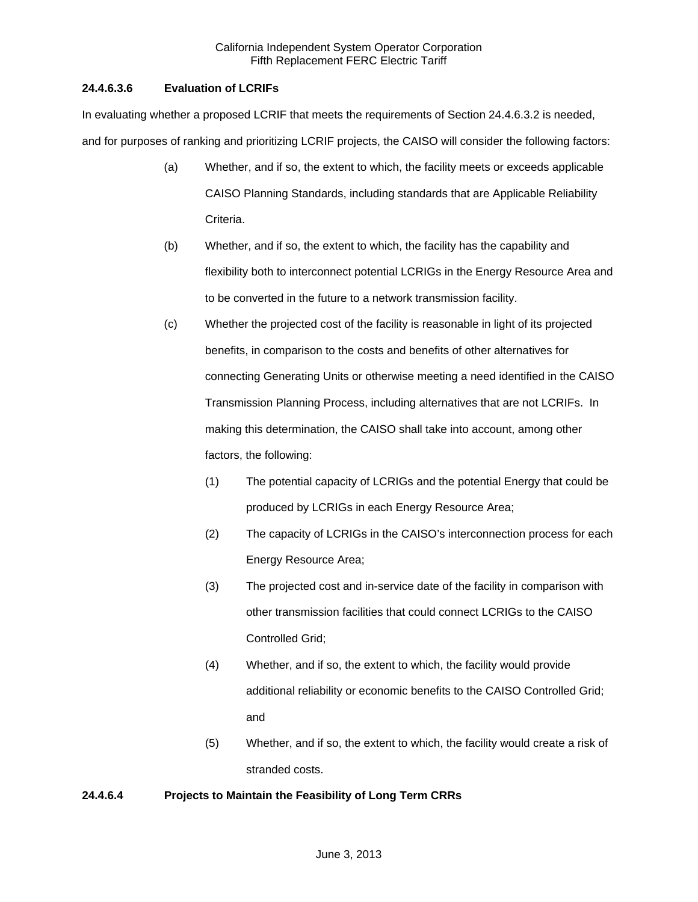### 24.4.6.3.6 Evaluation of LCRIFs

In evaluating whether a proposed LCRIF that meets the requirements of Section 24.4.6.3.2 is needed, and for purposes of ranking and prioritizing LCRIF projects, the CAISO will consider the following factors:

(a) Whether, and if so, the extent to which, the facility meets or exceeds applicable CAISO Planning Standards, including standards that are Applicable Reliability Criteria.

(b) Whether, and if so, the extent to which, the facility has the capability and flexibility both to interconnect potential LCRIGs in the Energy Resource Area and to be converted in the future to a network transmission facility.

(c) Whether the projected cost of the facility is reasonable in light of its projected benefits, in comparison to the costs and benefits of other alternatives for connecting Generating Units or otherwise meeting a need identified in the CAISO Transmission Planning Process, including alternatives that are not LCRIFs. In making this determination, the CAISO shall take into account, among other factors, the following:

   (1) The potential capacity of LCRIGs and the potential Energy that could be produced by LCRIGs in each Energy Resource Area;

   (2) The capacity of LCRIGs in the CAISO's interconnection process for each Energy Resource Area;

   (3) The projected cost and in-service date of the facility in comparison with other transmission facilities that could connect LCRIGs to the CAISO Controlled Grid;

   (4) Whether, and if so, the extent to which, the facility would provide additional reliability or economic benefits to the CAISO Controlled Grid; and

   (5) Whether, and if so, the extent to which, the facility would create a risk of stranded costs.

### 24.4.6.4 Projects to Maintain the Feasibility of Long Term CRRs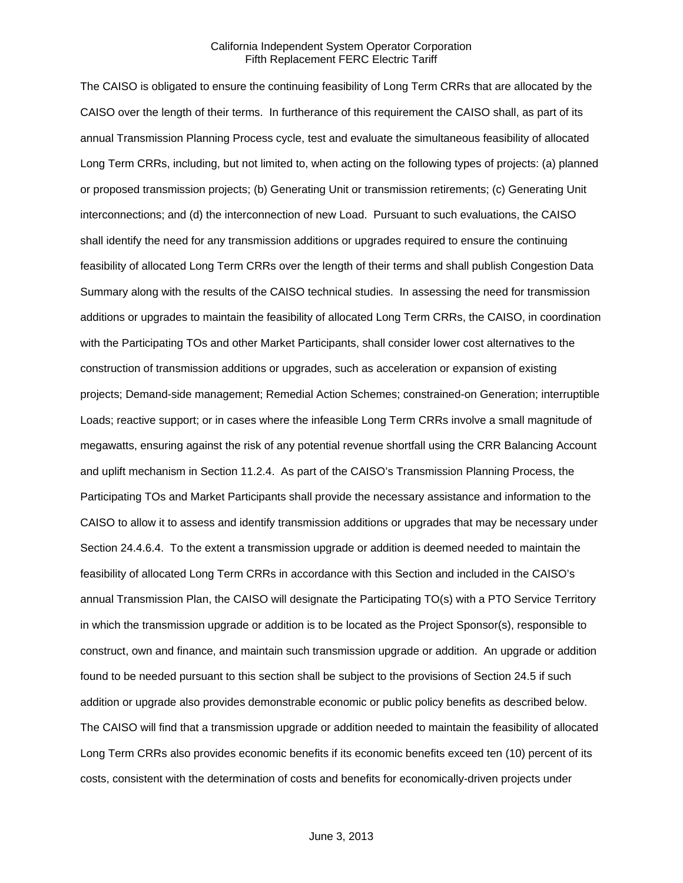The CAISO is obligated to ensure the continuing feasibility of Long Term CRRs that are allocated by the CAISO over the length of their terms. In furtherance of this requirement the CAISO shall, as part of its annual Transmission Planning Process cycle, test and evaluate the simultaneous feasibility of allocated Long Term CRRs, including, but not limited to, when acting on the following types of projects: (a) planned or proposed transmission projects; (b) Generating Unit or transmission retirements; (c) Generating Unit interconnections; and (d) the interconnection of new Load. Pursuant to such evaluations, the CAISO shall identify the need for any transmission additions or upgrades required to ensure the continuing feasibility of allocated Long Term CRRs over the length of their terms and shall publish Congestion Data Summary along with the results of the CAISO technical studies. In assessing the need for transmission additions or upgrades to maintain the feasibility of allocated Long Term CRRs, the CAISO, in coordination with the Participating TOs and other Market Participants, shall consider lower cost alternatives to the construction of transmission additions or upgrades, such as acceleration or expansion of existing projects; Demand-side management; Remedial Action Schemes; constrained-on Generation; interruptible Loads; reactive support; or in cases where the infeasible Long Term CRRs involve a small magnitude of megawatts, ensuring against the risk of any potential revenue shortfall using the CRR Balancing Account and uplift mechanism in Section 11.2.4. As part of the CAISO's Transmission Planning Process, the Participating TOs and Market Participants shall provide the necessary assistance and information to the CAISO to allow it to assess and identify transmission additions or upgrades that may be necessary under Section 24.4.6.4. To the extent a transmission upgrade or addition is deemed needed to maintain the feasibility of allocated Long Term CRRs in accordance with this Section and included in the CAISO's annual Transmission Plan, the CAISO will designate the Participating TO(s) with a PTO Service Territory in which the transmission upgrade or addition is to be located as the Project Sponsor(s), responsible to construct, own and finance, and maintain such transmission upgrade or addition. An upgrade or addition found to be needed pursuant to this section shall be subject to the provisions of Section 24.5 if such addition or upgrade also provides demonstrable economic or public policy benefits as described below. The CAISO will find that a transmission upgrade or addition needed to maintain the feasibility of allocated Long Term CRRs also provides economic benefits if its economic benefits exceed ten (10) percent of its costs, consistent with the determination of costs and benefits for economically-driven projects under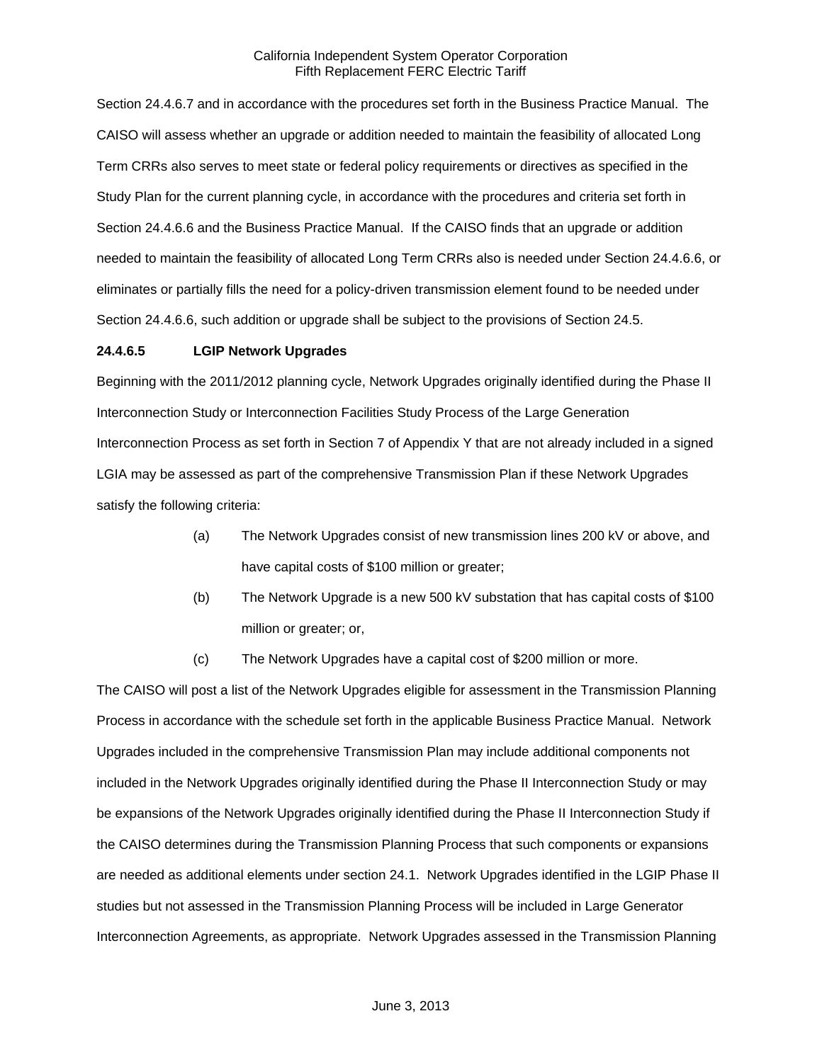Section 24.4.6.7 and in accordance with the procedures set forth in the Business Practice Manual. The CAISO will assess whether an upgrade or addition needed to maintain the feasibility of allocated Long Term CRRs also serves to meet state or federal policy requirements or directives as specified in the Study Plan for the current planning cycle, in accordance with the procedures and criteria set forth in Section 24.4.6.6 and the Business Practice Manual. If the CAISO finds that an upgrade or addition needed to maintain the feasibility of allocated Long Term CRRs also is needed under Section 24.4.6.6, or eliminates or partially fills the need for a policy-driven transmission element found to be needed under Section 24.4.6.6, such addition or upgrade shall be subject to the provisions of Section 24.5.

**24.4.6.5 LGIP Network Upgrades**

Beginning with the 2011/2012 planning cycle, Network Upgrades originally identified during the Phase II Interconnection Study or Interconnection Facilities Study Process of the Large Generation Interconnection Process as set forth in Section 7 of Appendix Y that are not already included in a signed LGIA may be assessed as part of the comprehensive Transmission Plan if these Network Upgrades satisfy the following criteria:

(a) The Network Upgrades consist of new transmission lines 200 kV or above, and have capital costs of $100 million or greater;

(b) The Network Upgrade is a new 500 kV substation that has capital costs of $100 million or greater; or,

(c) The Network Upgrades have a capital cost of $200 million or more.

The CAISO will post a list of the Network Upgrades eligible for assessment in the Transmission Planning Process in accordance with the schedule set forth in the applicable Business Practice Manual. Network Upgrades included in the comprehensive Transmission Plan may include additional components not included in the Network Upgrades originally identified during the Phase II Interconnection Study or may be expansions of the Network Upgrades originally identified during the Phase II Interconnection Study if the CAISO determines during the Transmission Planning Process that such components or expansions are needed as additional elements under section 24.1. Network Upgrades identified in the LGIP Phase II studies but not assessed in the Transmission Planning Process will be included in Large Generator Interconnection Agreements, as appropriate. Network Upgrades assessed in the Transmission Planning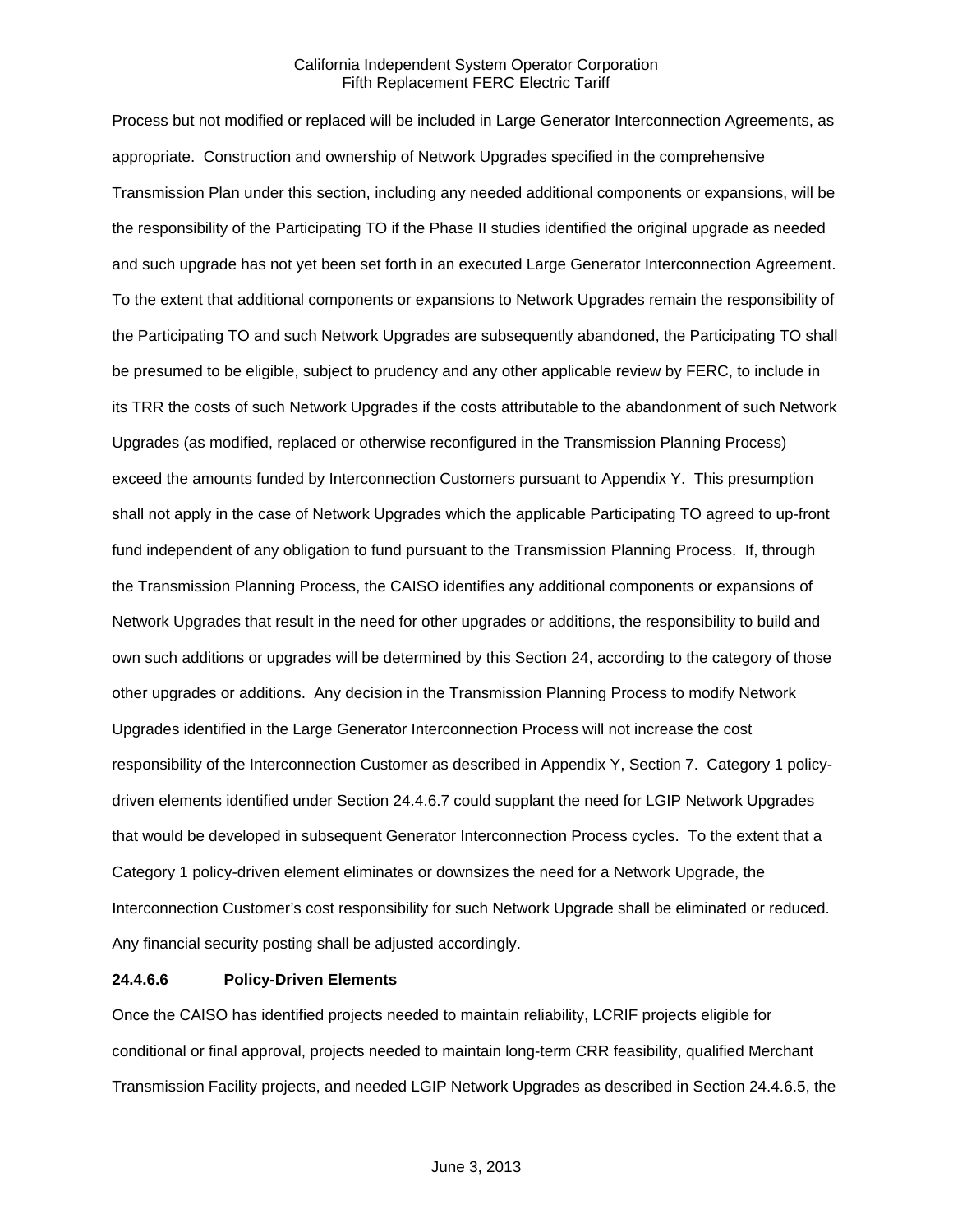Process but not modified or replaced will be included in Large Generator Interconnection Agreements, as appropriate. Construction and ownership of Network Upgrades specified in the comprehensive Transmission Plan under this section, including any needed additional components or expansions, will be the responsibility of the Participating TO if the Phase II studies identified the original upgrade as needed and such upgrade has not yet been set forth in an executed Large Generator Interconnection Agreement. To the extent that additional components or expansions to Network Upgrades remain the responsibility of the Participating TO and such Network Upgrades are subsequently abandoned, the Participating TO shall be presumed to be eligible, subject to prudency and any other applicable review by FERC, to include in its TRR the costs of such Network Upgrades if the costs attributable to the abandonment of such Network Upgrades (as modified, replaced or otherwise reconfigured in the Transmission Planning Process) exceed the amounts funded by Interconnection Customers pursuant to Appendix Y. This presumption shall not apply in the case of Network Upgrades which the applicable Participating TO agreed to up-front fund independent of any obligation to fund pursuant to the Transmission Planning Process. If, through the Transmission Planning Process, the CAISO identifies any additional components or expansions of Network Upgrades that result in the need for other upgrades or additions, the responsibility to build and own such additions or upgrades will be determined by this Section 24, according to the category of those other upgrades or additions. Any decision in the Transmission Planning Process to modify Network Upgrades identified in the Large Generator Interconnection Process will not increase the cost responsibility of the Interconnection Customer as described in Appendix Y, Section 7. Category 1 policy-driven elements identified under Section 24.4.6.7 could supplant the need for LGIP Network Upgrades that would be developed in subsequent Generator Interconnection Process cycles. To the extent that a Category 1 policy-driven element eliminates or downsizes the need for a Network Upgrade, the Interconnection Customer's cost responsibility for such Network Upgrade shall be eliminated or reduced. Any financial security posting shall be adjusted accordingly.

**24.4.6.6 Policy-Driven Elements**

Once the CAISO has identified projects needed to maintain reliability, LCRIF projects eligible for conditional or final approval, projects needed to maintain long-term CRR feasibility, qualified Merchant Transmission Facility projects, and needed LGIP Network Upgrades as described in Section 24.4.6.5, the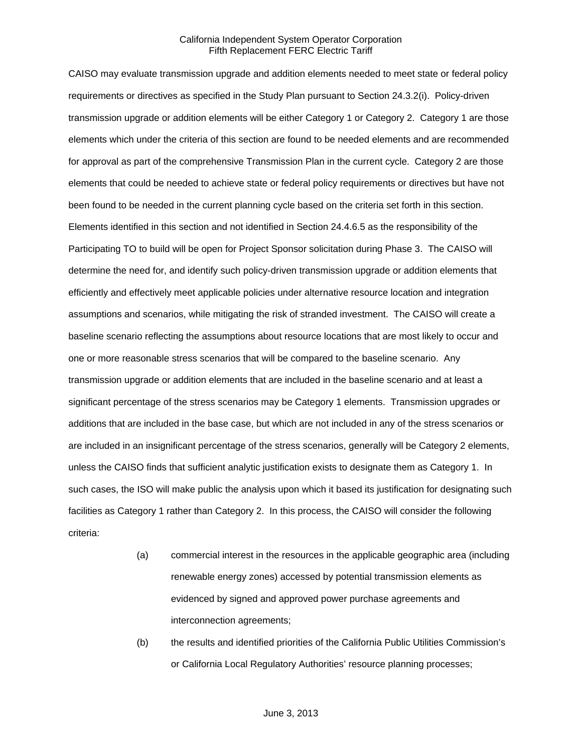CAISO may evaluate transmission upgrade and addition elements needed to meet state or federal policy requirements or directives as specified in the Study Plan pursuant to Section 24.3.2(i). Policy-driven transmission upgrade or addition elements will be either Category 1 or Category 2. Category 1 are those elements which under the criteria of this section are found to be needed elements and are recommended for approval as part of the comprehensive Transmission Plan in the current cycle. Category 2 are those elements that could be needed to achieve state or federal policy requirements or directives but have not been found to be needed in the current planning cycle based on the criteria set forth in this section. Elements identified in this section and not identified in Section 24.4.6.5 as the responsibility of the Participating TO to build will be open for Project Sponsor solicitation during Phase 3. The CAISO will determine the need for, and identify such policy-driven transmission upgrade or addition elements that efficiently and effectively meet applicable policies under alternative resource location and integration assumptions and scenarios, while mitigating the risk of stranded investment. The CAISO will create a baseline scenario reflecting the assumptions about resource locations that are most likely to occur and one or more reasonable stress scenarios that will be compared to the baseline scenario. Any transmission upgrade or addition elements that are included in the baseline scenario and at least a significant percentage of the stress scenarios may be Category 1 elements. Transmission upgrades or additions that are included in the base case, but which are not included in any of the stress scenarios or are included in an insignificant percentage of the stress scenarios, generally will be Category 2 elements, unless the CAISO finds that sufficient analytic justification exists to designate them as Category 1. In such cases, the ISO will make public the analysis upon which it based its justification for designating such facilities as Category 1 rather than Category 2. In this process, the CAISO will consider the following criteria:

(a) commercial interest in the resources in the applicable geographic area (including renewable energy zones) accessed by potential transmission elements as evidenced by signed and approved power purchase agreements and interconnection agreements;

(b) the results and identified priorities of the California Public Utilities Commission's or California Local Regulatory Authorities' resource planning processes;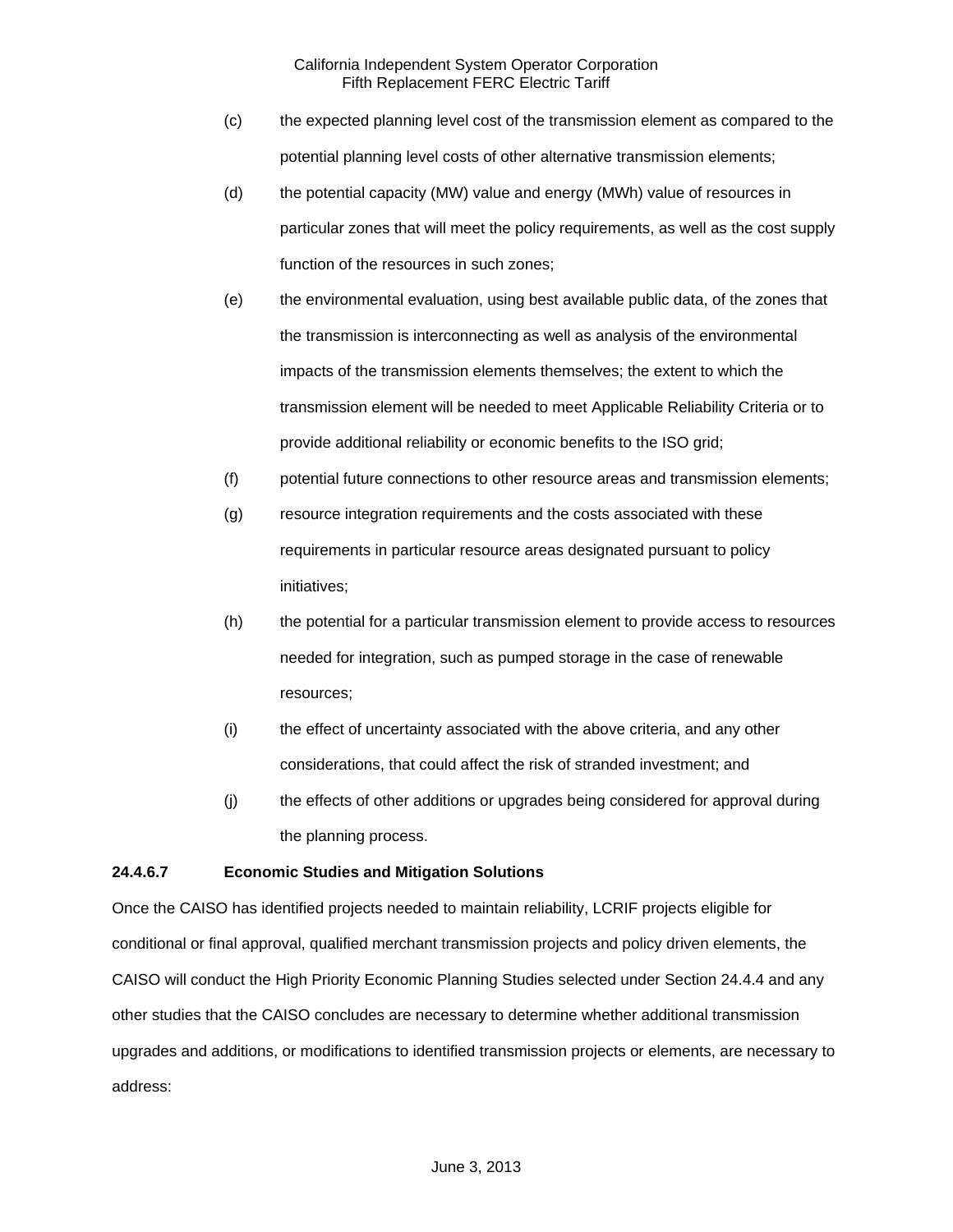(c) the expected planning level cost of the transmission element as compared to the potential planning level costs of other alternative transmission elements;

(d) the potential capacity (MW) value and energy (MWh) value of resources in particular zones that will meet the policy requirements, as well as the cost supply function of the resources in such zones;

(e) the environmental evaluation, using best available public data, of the zones that the transmission is interconnecting as well as analysis of the environmental impacts of the transmission elements themselves; the extent to which the transmission element will be needed to meet Applicable Reliability Criteria or to provide additional reliability or economic benefits to the ISO grid;

(f) potential future connections to other resource areas and transmission elements;

(g) resource integration requirements and the costs associated with these requirements in particular resource areas designated pursuant to policy initiatives;

(h) the potential for a particular transmission element to provide access to resources needed for integration, such as pumped storage in the case of renewable resources;

(i) the effect of uncertainty associated with the above criteria, and any other considerations, that could affect the risk of stranded investment; and

(j) the effects of other additions or upgrades being considered for approval during the planning process.

**24.4.6.7 Economic Studies and Mitigation Solutions**

Once the CAISO has identified projects needed to maintain reliability, LCRIF projects eligible for conditional or final approval, qualified merchant transmission projects and policy driven elements, the CAISO will conduct the High Priority Economic Planning Studies selected under Section 24.4.4 and any other studies that the CAISO concludes are necessary to determine whether additional transmission upgrades and additions, or modifications to identified transmission projects or elements, are necessary to address: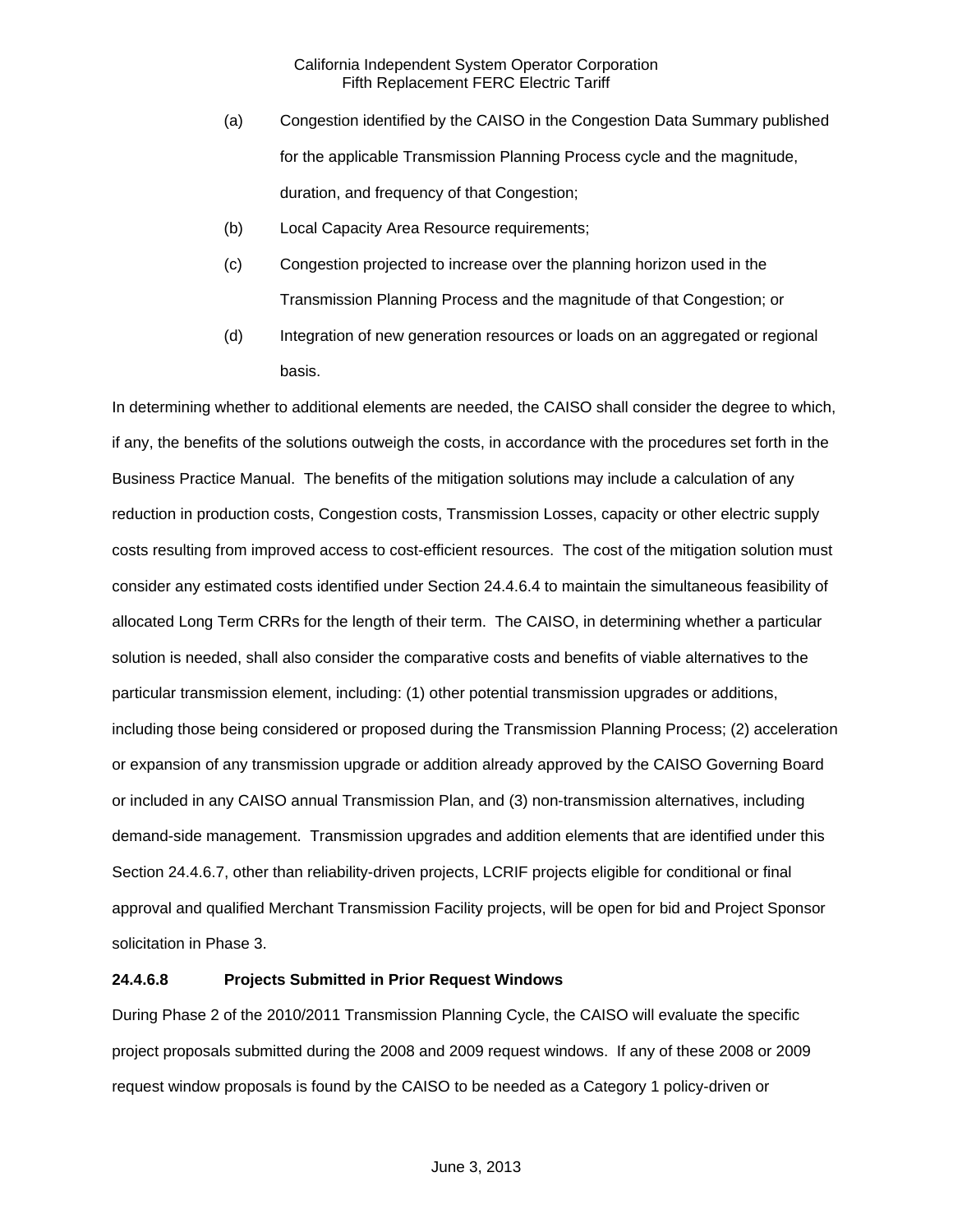(a) Congestion identified by the CAISO in the Congestion Data Summary published for the applicable Transmission Planning Process cycle and the magnitude, duration, and frequency of that Congestion;

(b) Local Capacity Area Resource requirements;

(c) Congestion projected to increase over the planning horizon used in the Transmission Planning Process and the magnitude of that Congestion; or

(d) Integration of new generation resources or loads on an aggregated or regional basis.

In determining whether to additional elements are needed, the CAISO shall consider the degree to which, if any, the benefits of the solutions outweigh the costs, in accordance with the procedures set forth in the Business Practice Manual. The benefits of the mitigation solutions may include a calculation of any reduction in production costs, Congestion costs, Transmission Losses, capacity or other electric supply costs resulting from improved access to cost-efficient resources. The cost of the mitigation solution must consider any estimated costs identified under Section 24.4.6.4 to maintain the simultaneous feasibility of allocated Long Term CRRs for the length of their term. The CAISO, in determining whether a particular solution is needed, shall also consider the comparative costs and benefits of viable alternatives to the particular transmission element, including: (1) other potential transmission upgrades or additions, including those being considered or proposed during the Transmission Planning Process; (2) acceleration or expansion of any transmission upgrade or addition already approved by the CAISO Governing Board or included in any CAISO annual Transmission Plan, and (3) non-transmission alternatives, including demand-side management. Transmission upgrades and addition elements that are identified under this Section 24.4.6.7, other than reliability-driven projects, LCRIF projects eligible for conditional or final approval and qualified Merchant Transmission Facility projects, will be open for bid and Project Sponsor solicitation in Phase 3.

**24.4.6.8 Projects Submitted in Prior Request Windows**

During Phase 2 of the 2010/2011 Transmission Planning Cycle, the CAISO will evaluate the specific project proposals submitted during the 2008 and 2009 request windows. If any of these 2008 or 2009 request window proposals is found by the CAISO to be needed as a Category 1 policy-driven or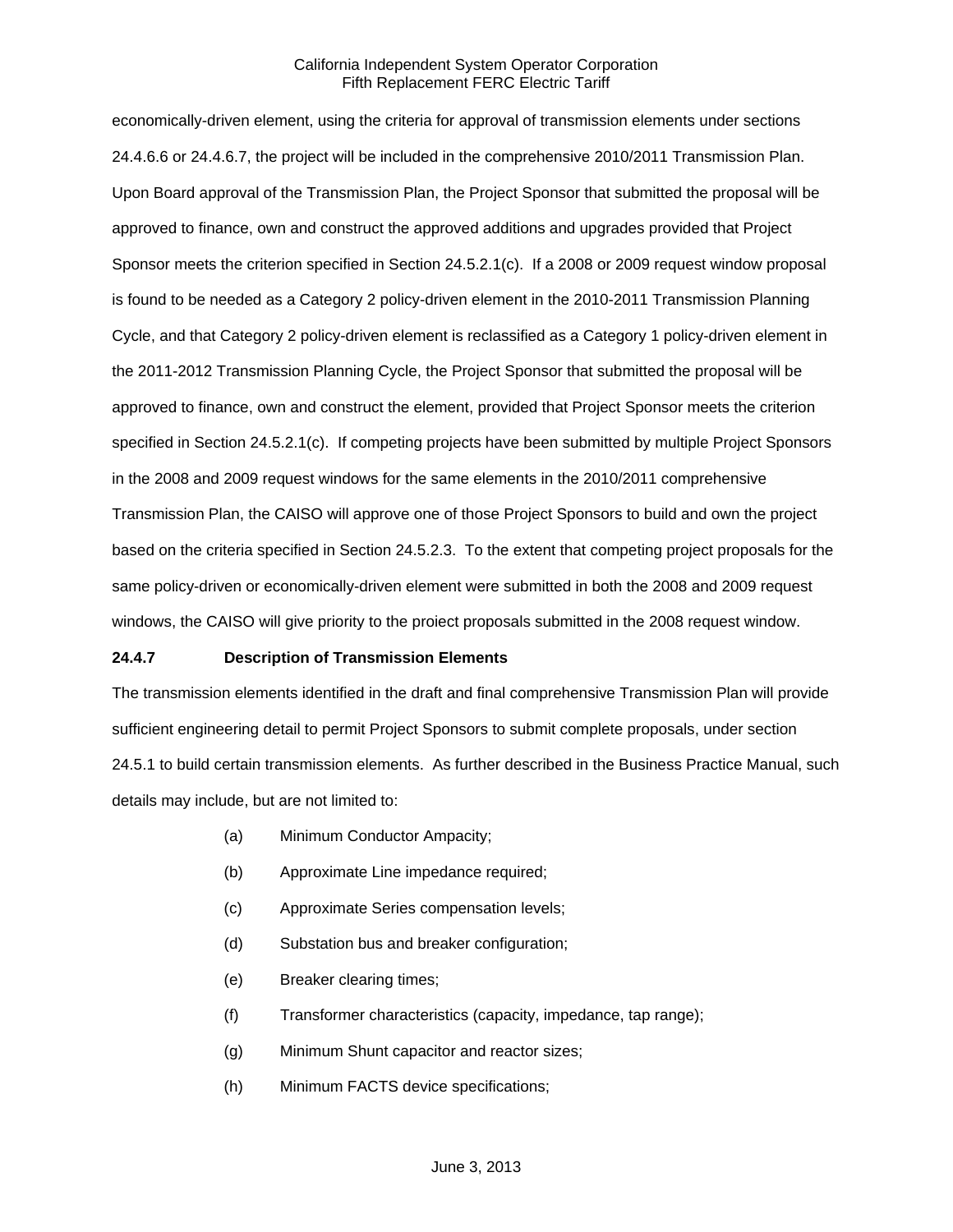economically-driven element, using the criteria for approval of transmission elements under sections 24.4.6.6 or 24.4.6.7, the project will be included in the comprehensive 2010/2011 Transmission Plan. Upon Board approval of the Transmission Plan, the Project Sponsor that submitted the proposal will be approved to finance, own and construct the approved additions and upgrades provided that Project Sponsor meets the criterion specified in Section 24.5.2.1(c). If a 2008 or 2009 request window proposal is found to be needed as a Category 2 policy-driven element in the 2010-2011 Transmission Planning Cycle, and that Category 2 policy-driven element is reclassified as a Category 1 policy-driven element in the 2011-2012 Transmission Planning Cycle, the Project Sponsor that submitted the proposal will be approved to finance, own and construct the element, provided that Project Sponsor meets the criterion specified in Section 24.5.2.1(c). If competing projects have been submitted by multiple Project Sponsors in the 2008 and 2009 request windows for the same elements in the 2010/2011 comprehensive Transmission Plan, the CAISO will approve one of those Project Sponsors to build and own the project based on the criteria specified in Section 24.5.2.3. To the extent that competing project proposals for the same policy-driven or economically-driven element were submitted in both the 2008 and 2009 request windows, the CAISO will give priority to the proiect proposals submitted in the 2008 request window.

**24.4.7 Description of Transmission Elements**

The transmission elements identified in the draft and final comprehensive Transmission Plan will provide sufficient engineering detail to permit Project Sponsors to submit complete proposals, under section 24.5.1 to build certain transmission elements. As further described in the Business Practice Manual, such details may include, but are not limited to:

(a) Minimum Conductor Ampacity;

(b) Approximate Line impedance required;

(c) Approximate Series compensation levels;

(d) Substation bus and breaker configuration;

(e) Breaker clearing times;

(f) Transformer characteristics (capacity, impedance, tap range);

(g) Minimum Shunt capacitor and reactor sizes;

(h) Minimum FACTS device specifications;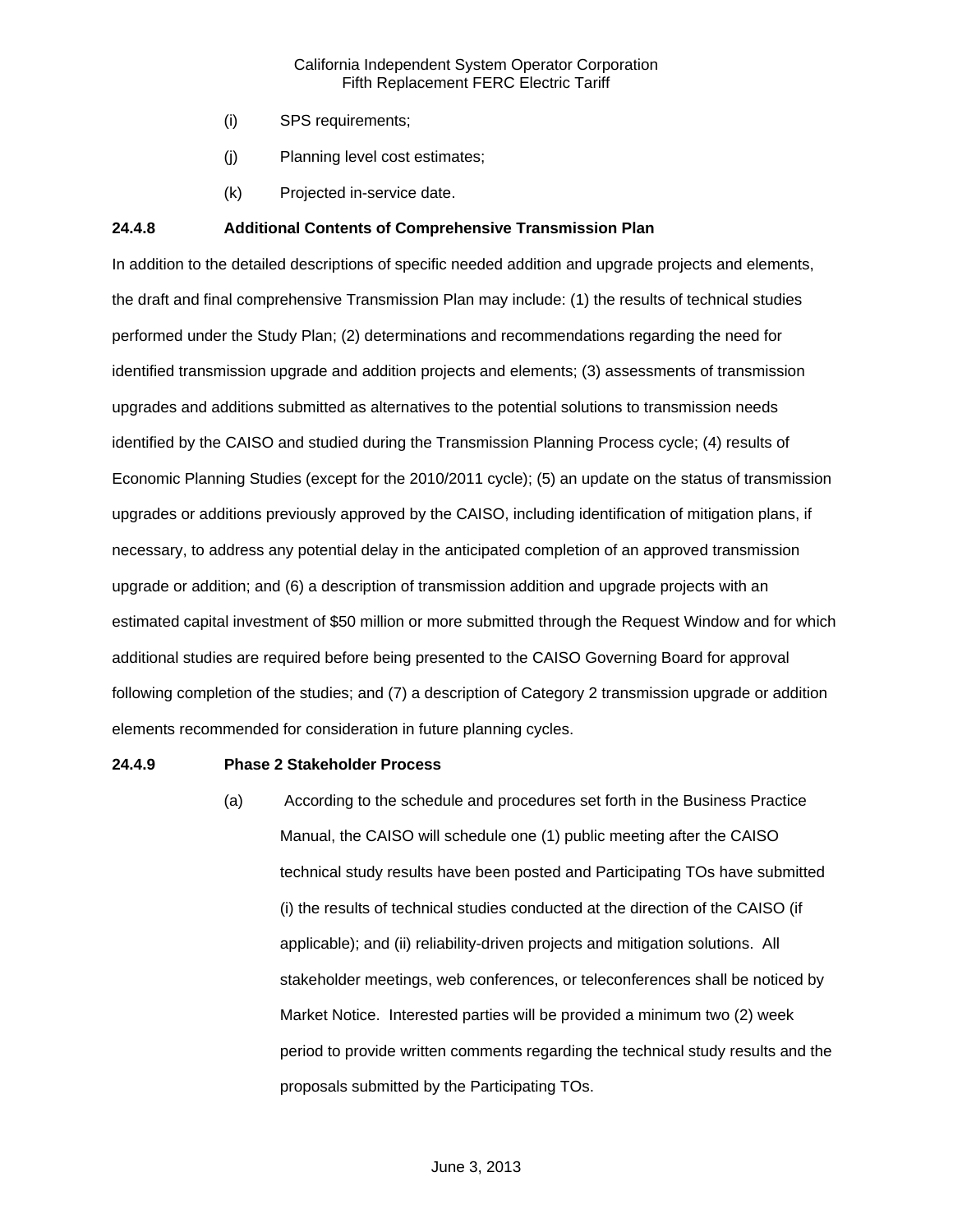(i) SPS requirements;

(j) Planning level cost estimates;

(k) Projected in-service date.

**24.4.8 Additional Contents of Comprehensive Transmission Plan**

In addition to the detailed descriptions of specific needed addition and upgrade projects and elements, the draft and final comprehensive Transmission Plan may include: (1) the results of technical studies performed under the Study Plan; (2) determinations and recommendations regarding the need for identified transmission upgrade and addition projects and elements; (3) assessments of transmission upgrades and additions submitted as alternatives to the potential solutions to transmission needs identified by the CAISO and studied during the Transmission Planning Process cycle; (4) results of Economic Planning Studies (except for the 2010/2011 cycle); (5) an update on the status of transmission upgrades or additions previously approved by the CAISO, including identification of mitigation plans, if necessary, to address any potential delay in the anticipated completion of an approved transmission upgrade or addition; and (6) a description of transmission addition and upgrade projects with an estimated capital investment of $50 million or more submitted through the Request Window and for which additional studies are required before being presented to the CAISO Governing Board for approval following completion of the studies; and (7) a description of Category 2 transmission upgrade or addition elements recommended for consideration in future planning cycles.

**24.4.9 Phase 2 Stakeholder Process**

(a) According to the schedule and procedures set forth in the Business Practice Manual, the CAISO will schedule one (1) public meeting after the CAISO technical study results have been posted and Participating TOs have submitted (i) the results of technical studies conducted at the direction of the CAISO (if applicable); and (ii) reliability-driven projects and mitigation solutions. All stakeholder meetings, web conferences, or teleconferences shall be noticed by Market Notice. Interested parties will be provided a minimum two (2) week period to provide written comments regarding the technical study results and the proposals submitted by the Participating TOs.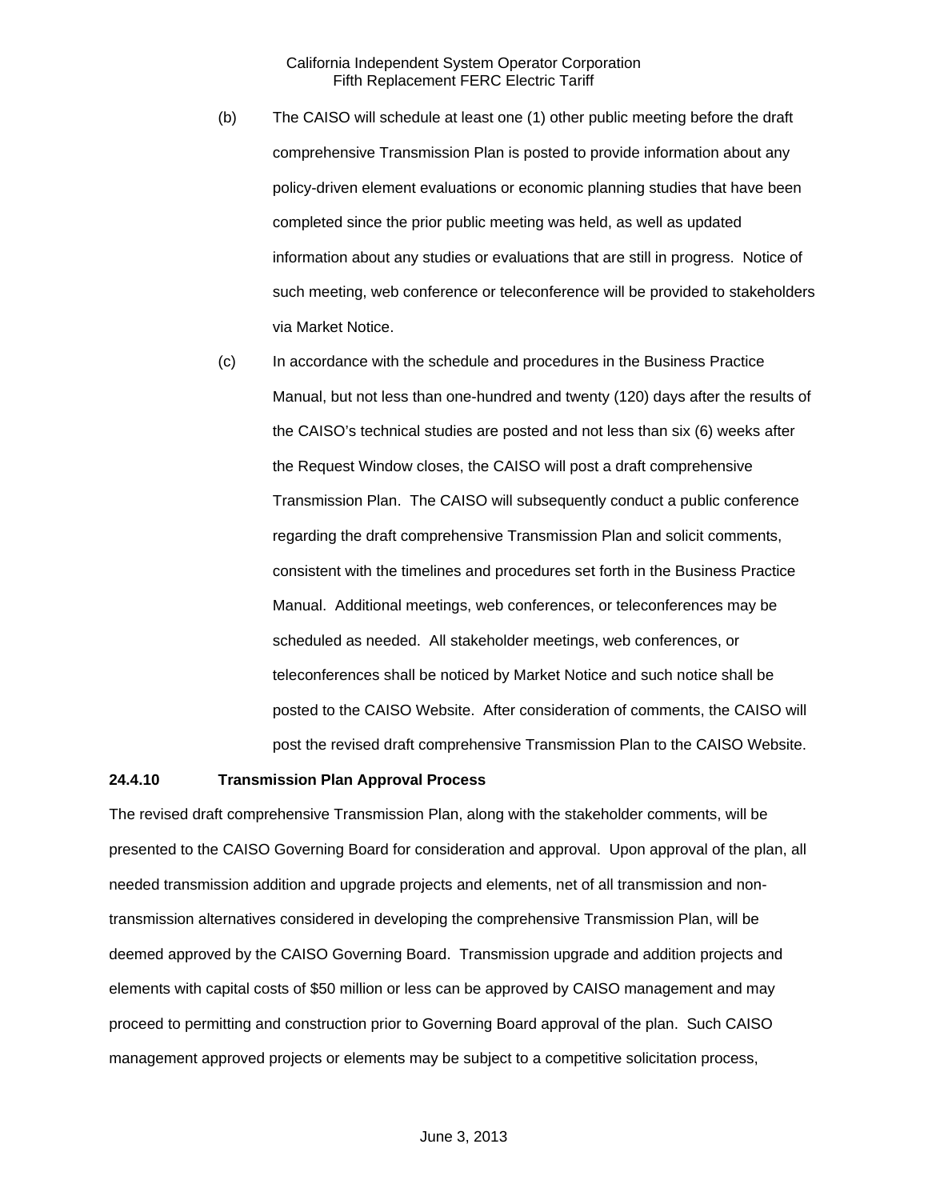(b) The CAISO will schedule at least one (1) other public meeting before the draft comprehensive Transmission Plan is posted to provide information about any policy-driven element evaluations or economic planning studies that have been completed since the prior public meeting was held, as well as updated information about any studies or evaluations that are still in progress. Notice of such meeting, web conference or teleconference will be provided to stakeholders via Market Notice.

(c) In accordance with the schedule and procedures in the Business Practice Manual, but not less than one-hundred and twenty (120) days after the results of the CAISO's technical studies are posted and not less than six (6) weeks after the Request Window closes, the CAISO will post a draft comprehensive Transmission Plan. The CAISO will subsequently conduct a public conference regarding the draft comprehensive Transmission Plan and solicit comments, consistent with the timelines and procedures set forth in the Business Practice Manual. Additional meetings, web conferences, or teleconferences may be scheduled as needed. All stakeholder meetings, web conferences, or teleconferences shall be noticed by Market Notice and such notice shall be posted to the CAISO Website. After consideration of comments, the CAISO will post the revised draft comprehensive Transmission Plan to the CAISO Website.

**24.4.10 Transmission Plan Approval Process**

The revised draft comprehensive Transmission Plan, along with the stakeholder comments, will be presented to the CAISO Governing Board for consideration and approval. Upon approval of the plan, all needed transmission addition and upgrade projects and elements, net of all transmission and non-transmission alternatives considered in developing the comprehensive Transmission Plan, will be deemed approved by the CAISO Governing Board. Transmission upgrade and addition projects and elements with capital costs of $50 million or less can be approved by CAISO management and may proceed to permitting and construction prior to Governing Board approval of the plan. Such CAISO management approved projects or elements may be subject to a competitive solicitation process,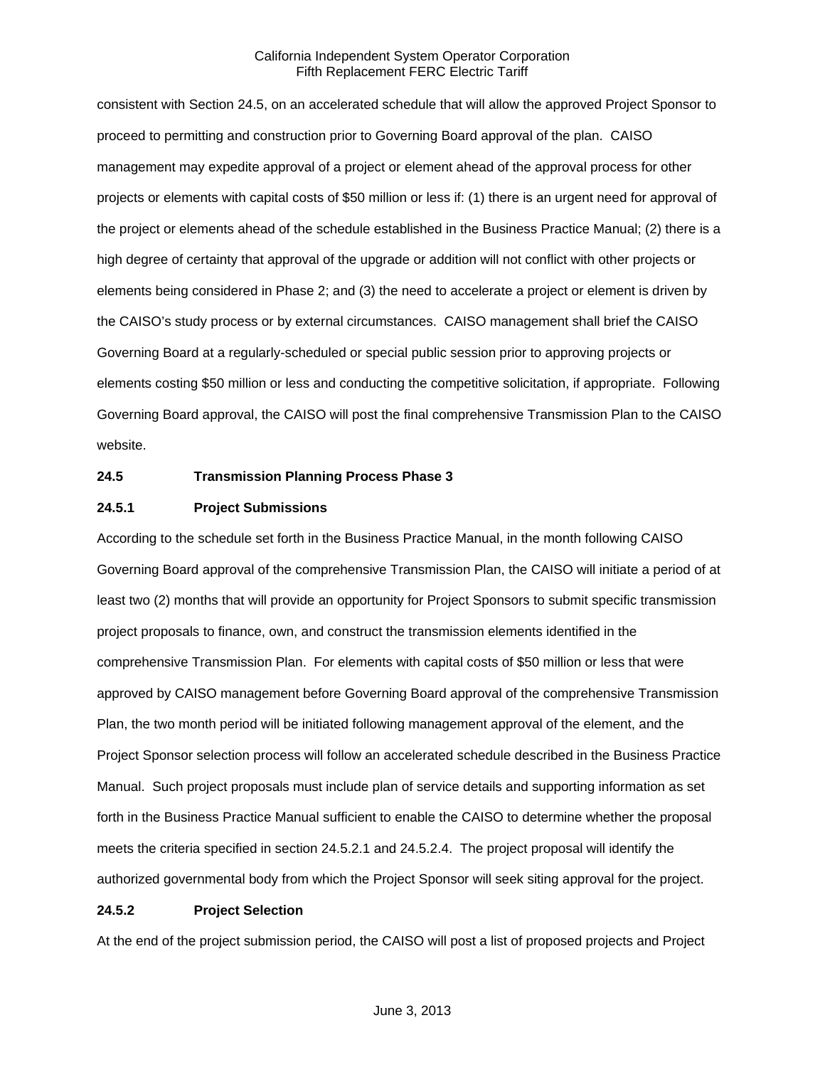consistent with Section 24.5, on an accelerated schedule that will allow the approved Project Sponsor to proceed to permitting and construction prior to Governing Board approval of the plan. CAISO management may expedite approval of a project or element ahead of the approval process for other projects or elements with capital costs of $50 million or less if: (1) there is an urgent need for approval of the project or elements ahead of the schedule established in the Business Practice Manual; (2) there is a high degree of certainty that approval of the upgrade or addition will not conflict with other projects or elements being considered in Phase 2; and (3) the need to accelerate a project or element is driven by the CAISO's study process or by external circumstances. CAISO management shall brief the CAISO Governing Board at a regularly-scheduled or special public session prior to approving projects or elements costing $50 million or less and conducting the competitive solicitation, if appropriate. Following Governing Board approval, the CAISO will post the final comprehensive Transmission Plan to the CAISO website.

### 24.5 Transmission Planning Process Phase 3

#### 24.5.1 Project Submissions

According to the schedule set forth in the Business Practice Manual, in the month following CAISO Governing Board approval of the comprehensive Transmission Plan, the CAISO will initiate a period of at least two (2) months that will provide an opportunity for Project Sponsors to submit specific transmission project proposals to finance, own, and construct the transmission elements identified in the comprehensive Transmission Plan. For elements with capital costs of $50 million or less that were approved by CAISO management before Governing Board approval of the comprehensive Transmission Plan, the two month period will be initiated following management approval of the element, and the Project Sponsor selection process will follow an accelerated schedule described in the Business Practice Manual. Such project proposals must include plan of service details and supporting information as set forth in the Business Practice Manual sufficient to enable the CAISO to determine whether the proposal meets the criteria specified in section 24.5.2.1 and 24.5.2.4. The project proposal will identify the authorized governmental body from which the Project Sponsor will seek siting approval for the project.

#### 24.5.2 Project Selection

At the end of the project submission period, the CAISO will post a list of proposed projects and Project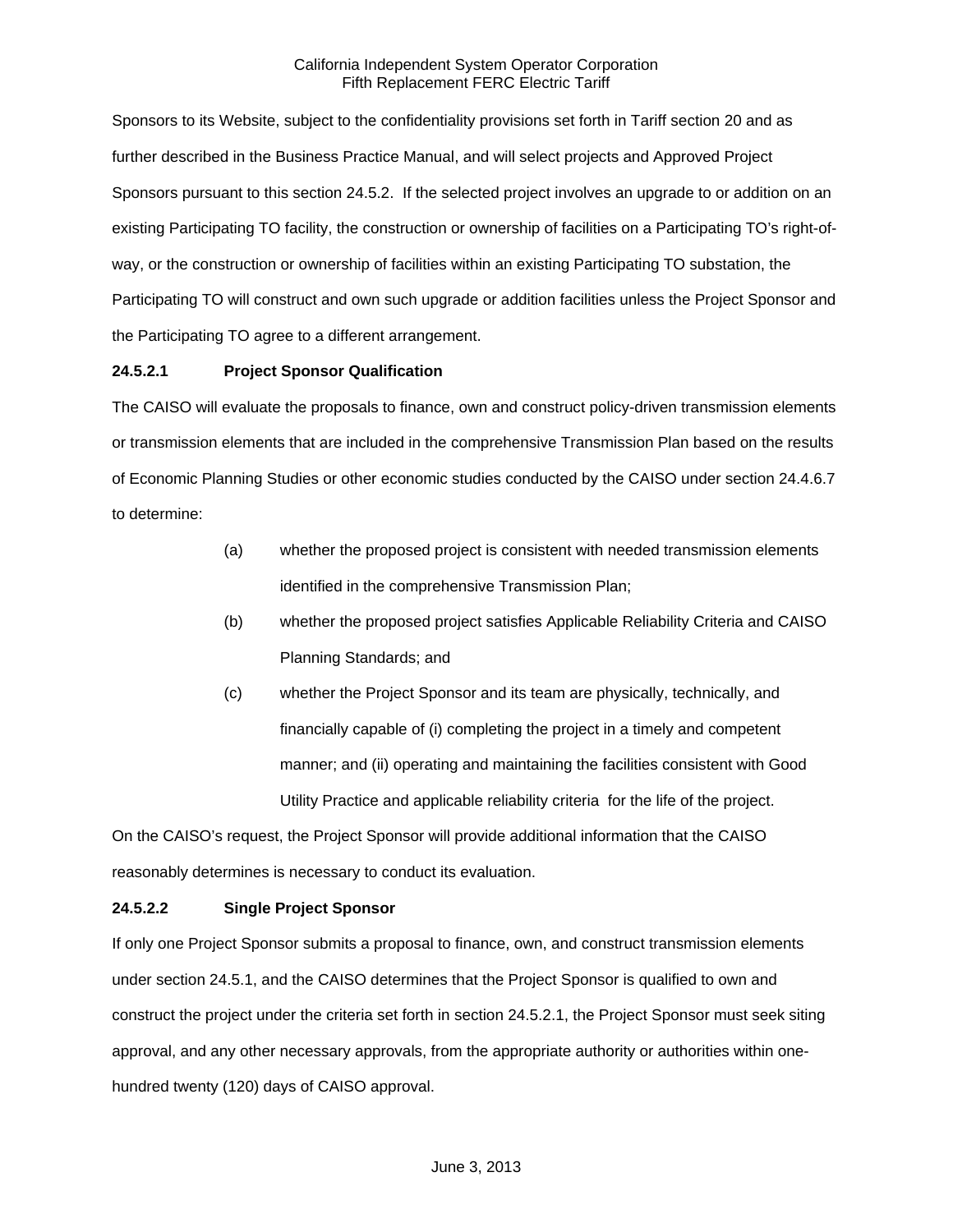Sponsors to its Website, subject to the confidentiality provisions set forth in Tariff section 20 and as further described in the Business Practice Manual, and will select projects and Approved Project Sponsors pursuant to this section 24.5.2. If the selected project involves an upgrade to or addition on an existing Participating TO facility, the construction or ownership of facilities on a Participating TO's right-of-way, or the construction or ownership of facilities within an existing Participating TO substation, the Participating TO will construct and own such upgrade or addition facilities unless the Project Sponsor and the Participating TO agree to a different arrangement.

**24.5.2.1 Project Sponsor Qualification**

The CAISO will evaluate the proposals to finance, own and construct policy-driven transmission elements or transmission elements that are included in the comprehensive Transmission Plan based on the results of Economic Planning Studies or other economic studies conducted by the CAISO under section 24.4.6.7 to determine:

(a) whether the proposed project is consistent with needed transmission elements identified in the comprehensive Transmission Plan;

(b) whether the proposed project satisfies Applicable Reliability Criteria and CAISO Planning Standards; and

(c) whether the Project Sponsor and its team are physically, technically, and financially capable of (i) completing the project in a timely and competent manner; and (ii) operating and maintaining the facilities consistent with Good Utility Practice and applicable reliability criteria for the life of the project.

On the CAISO's request, the Project Sponsor will provide additional information that the CAISO reasonably determines is necessary to conduct its evaluation.

**24.5.2.2 Single Project Sponsor**

If only one Project Sponsor submits a proposal to finance, own, and construct transmission elements under section 24.5.1, and the CAISO determines that the Project Sponsor is qualified to own and construct the project under the criteria set forth in section 24.5.2.1, the Project Sponsor must seek siting approval, and any other necessary approvals, from the appropriate authority or authorities within one-hundred twenty (120) days of CAISO approval.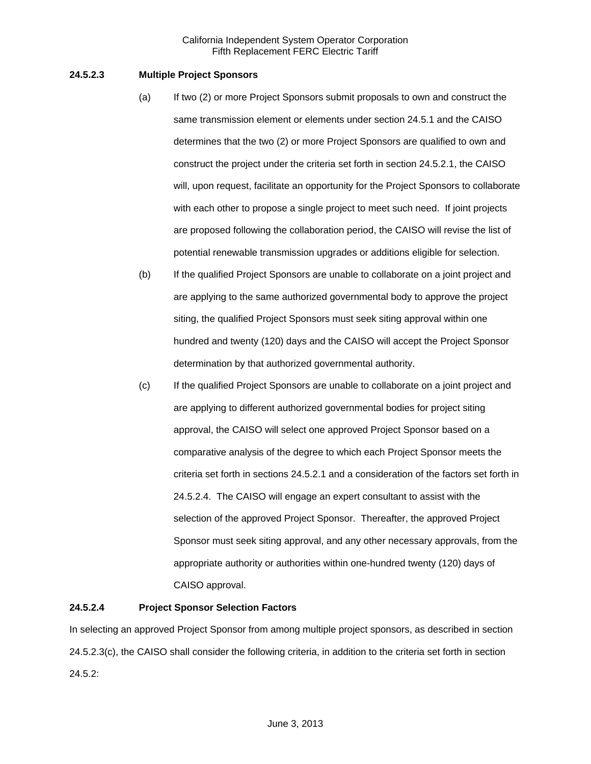**24.5.2.3 Multiple Project Sponsors**

(a) If two (2) or more Project Sponsors submit proposals to own and construct the same transmission element or elements under section 24.5.1 and the CAISO determines that the two (2) or more Project Sponsors are qualified to own and construct the project under the criteria set forth in section 24.5.2.1, the CAISO will, upon request, facilitate an opportunity for the Project Sponsors to collaborate with each other to propose a single project to meet such need. If joint projects are proposed following the collaboration period, the CAISO will revise the list of potential renewable transmission upgrades or additions eligible for selection.

(b) If the qualified Project Sponsors are unable to collaborate on a joint project and are applying to the same authorized governmental body to approve the project siting, the qualified Project Sponsors must seek siting approval within one hundred and twenty (120) days and the CAISO will accept the Project Sponsor determination by that authorized governmental authority.

(c) If the qualified Project Sponsors are unable to collaborate on a joint project and are applying to different authorized governmental bodies for project siting approval, the CAISO will select one approved Project Sponsor based on a comparative analysis of the degree to which each Project Sponsor meets the criteria set forth in sections 24.5.2.1 and a consideration of the factors set forth in 24.5.2.4. The CAISO will engage an expert consultant to assist with the selection of the approved Project Sponsor. Thereafter, the approved Project Sponsor must seek siting approval, and any other necessary approvals, from the appropriate authority or authorities within one-hundred twenty (120) days of CAISO approval.

**24.5.2.4 Project Sponsor Selection Factors**

In selecting an approved Project Sponsor from among multiple project sponsors, as described in section 24.5.2.3(c), the CAISO shall consider the following criteria, in addition to the criteria set forth in section 24.5.2: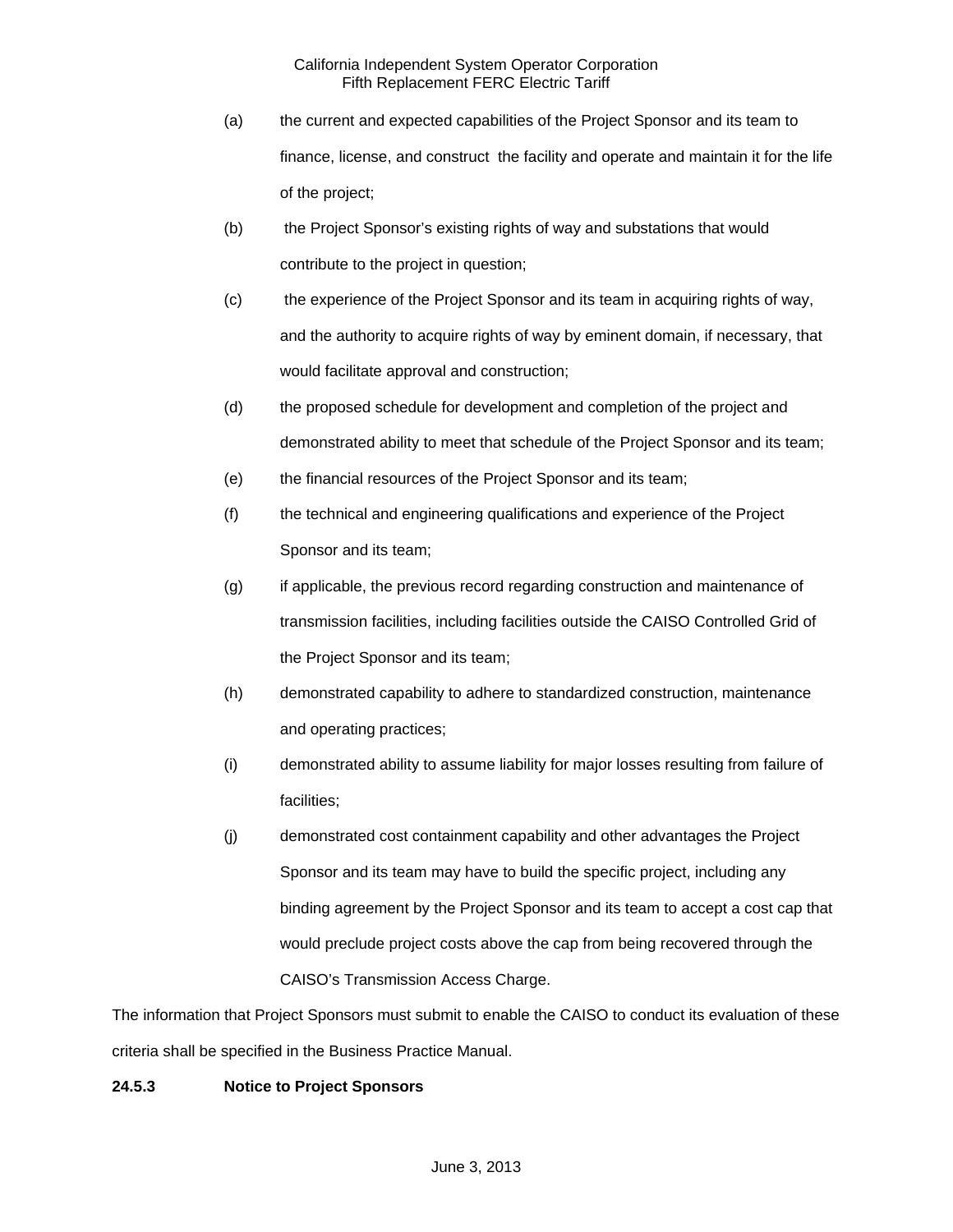(a) the current and expected capabilities of the Project Sponsor and its team to finance, license, and construct the facility and operate and maintain it for the life of the project;

(b) the Project Sponsor's existing rights of way and substations that would contribute to the project in question;

(c) the experience of the Project Sponsor and its team in acquiring rights of way, and the authority to acquire rights of way by eminent domain, if necessary, that would facilitate approval and construction;

(d) the proposed schedule for development and completion of the project and demonstrated ability to meet that schedule of the Project Sponsor and its team;

(e) the financial resources of the Project Sponsor and its team;

(f) the technical and engineering qualifications and experience of the Project Sponsor and its team;

(g) if applicable, the previous record regarding construction and maintenance of transmission facilities, including facilities outside the CAISO Controlled Grid of the Project Sponsor and its team;

(h) demonstrated capability to adhere to standardized construction, maintenance and operating practices;

(i) demonstrated ability to assume liability for major losses resulting from failure of facilities;

(j) demonstrated cost containment capability and other advantages the Project Sponsor and its team may have to build the specific project, including any binding agreement by the Project Sponsor and its team to accept a cost cap that would preclude project costs above the cap from being recovered through the CAISO's Transmission Access Charge.

The information that Project Sponsors must submit to enable the CAISO to conduct its evaluation of these criteria shall be specified in the Business Practice Manual.

**24.5.3 Notice to Project Sponsors**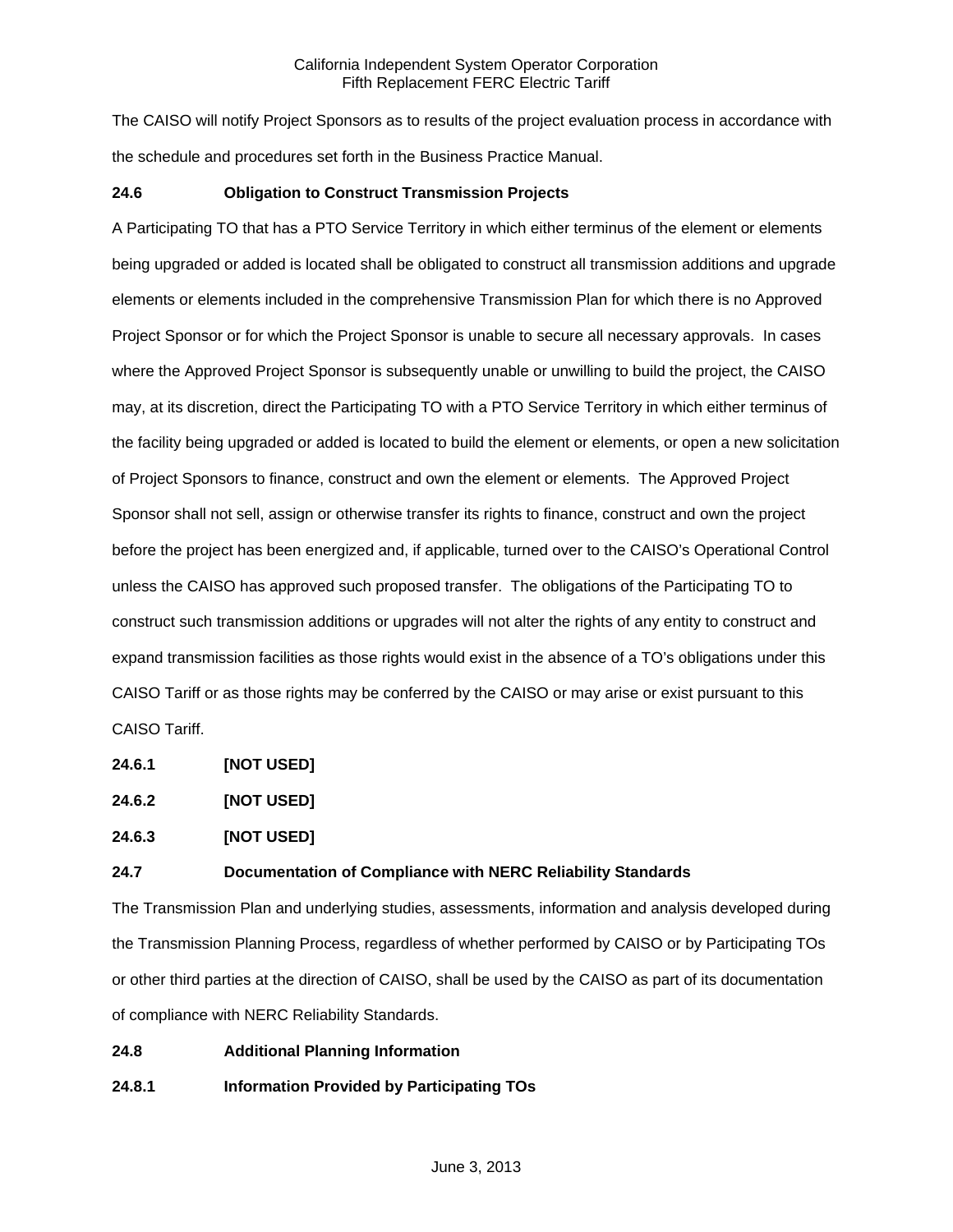The CAISO will notify Project Sponsors as to results of the project evaluation process in accordance with the schedule and procedures set forth in the Business Practice Manual.

**24.6 Obligation to Construct Transmission Projects**

A Participating TO that has a PTO Service Territory in which either terminus of the element or elements being upgraded or added is located shall be obligated to construct all transmission additions and upgrade elements or elements included in the comprehensive Transmission Plan for which there is no Approved Project Sponsor or for which the Project Sponsor is unable to secure all necessary approvals. In cases where the Approved Project Sponsor is subsequently unable or unwilling to build the project, the CAISO may, at its discretion, direct the Participating TO with a PTO Service Territory in which either terminus of the facility being upgraded or added is located to build the element or elements, or open a new solicitation of Project Sponsors to finance, construct and own the element or elements. The Approved Project Sponsor shall not sell, assign or otherwise transfer its rights to finance, construct and own the project before the project has been energized and, if applicable, turned over to the CAISO's Operational Control unless the CAISO has approved such proposed transfer. The obligations of the Participating TO to construct such transmission additions or upgrades will not alter the rights of any entity to construct and expand transmission facilities as those rights would exist in the absence of a TO's obligations under this CAISO Tariff or as those rights may be conferred by the CAISO or may arise or exist pursuant to this CAISO Tariff.

**24.6.1 [NOT USED]**

**24.6.2 [NOT USED]**

**24.6.3 [NOT USED]**

**24.7 Documentation of Compliance with NERC Reliability Standards**

The Transmission Plan and underlying studies, assessments, information and analysis developed during the Transmission Planning Process, regardless of whether performed by CAISO or by Participating TOs or other third parties at the direction of CAISO, shall be used by the CAISO as part of its documentation of compliance with NERC Reliability Standards.

**24.8 Additional Planning Information**

**24.8.1 Information Provided by Participating TOs**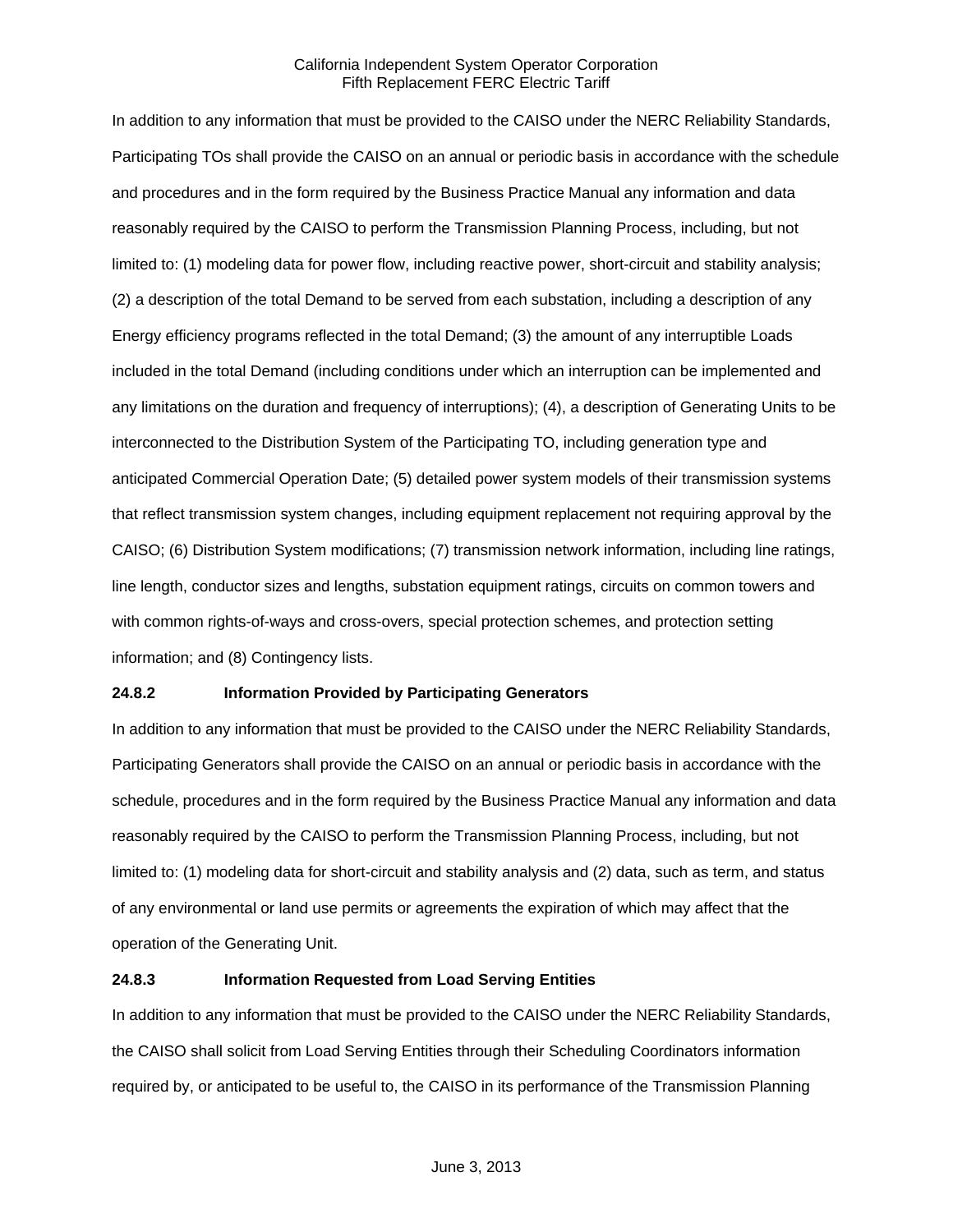In addition to any information that must be provided to the CAISO under the NERC Reliability Standards, Participating TOs shall provide the CAISO on an annual or periodic basis in accordance with the schedule and procedures and in the form required by the Business Practice Manual any information and data reasonably required by the CAISO to perform the Transmission Planning Process, including, but not limited to: (1) modeling data for power flow, including reactive power, short-circuit and stability analysis; (2) a description of the total Demand to be served from each substation, including a description of any Energy efficiency programs reflected in the total Demand; (3) the amount of any interruptible Loads included in the total Demand (including conditions under which an interruption can be implemented and any limitations on the duration and frequency of interruptions); (4), a description of Generating Units to be interconnected to the Distribution System of the Participating TO, including generation type and anticipated Commercial Operation Date; (5) detailed power system models of their transmission systems that reflect transmission system changes, including equipment replacement not requiring approval by the CAISO; (6) Distribution System modifications; (7) transmission network information, including line ratings, line length, conductor sizes and lengths, substation equipment ratings, circuits on common towers and with common rights-of-ways and cross-overs, special protection schemes, and protection setting information; and (8) Contingency lists.

**24.8.2 Information Provided by Participating Generators**

In addition to any information that must be provided to the CAISO under the NERC Reliability Standards, Participating Generators shall provide the CAISO on an annual or periodic basis in accordance with the schedule, procedures and in the form required by the Business Practice Manual any information and data reasonably required by the CAISO to perform the Transmission Planning Process, including, but not limited to: (1) modeling data for short-circuit and stability analysis and (2) data, such as term, and status of any environmental or land use permits or agreements the expiration of which may affect that the operation of the Generating Unit.

**24.8.3 Information Requested from Load Serving Entities**

In addition to any information that must be provided to the CAISO under the NERC Reliability Standards, the CAISO shall solicit from Load Serving Entities through their Scheduling Coordinators information required by, or anticipated to be useful to, the CAISO in its performance of the Transmission Planning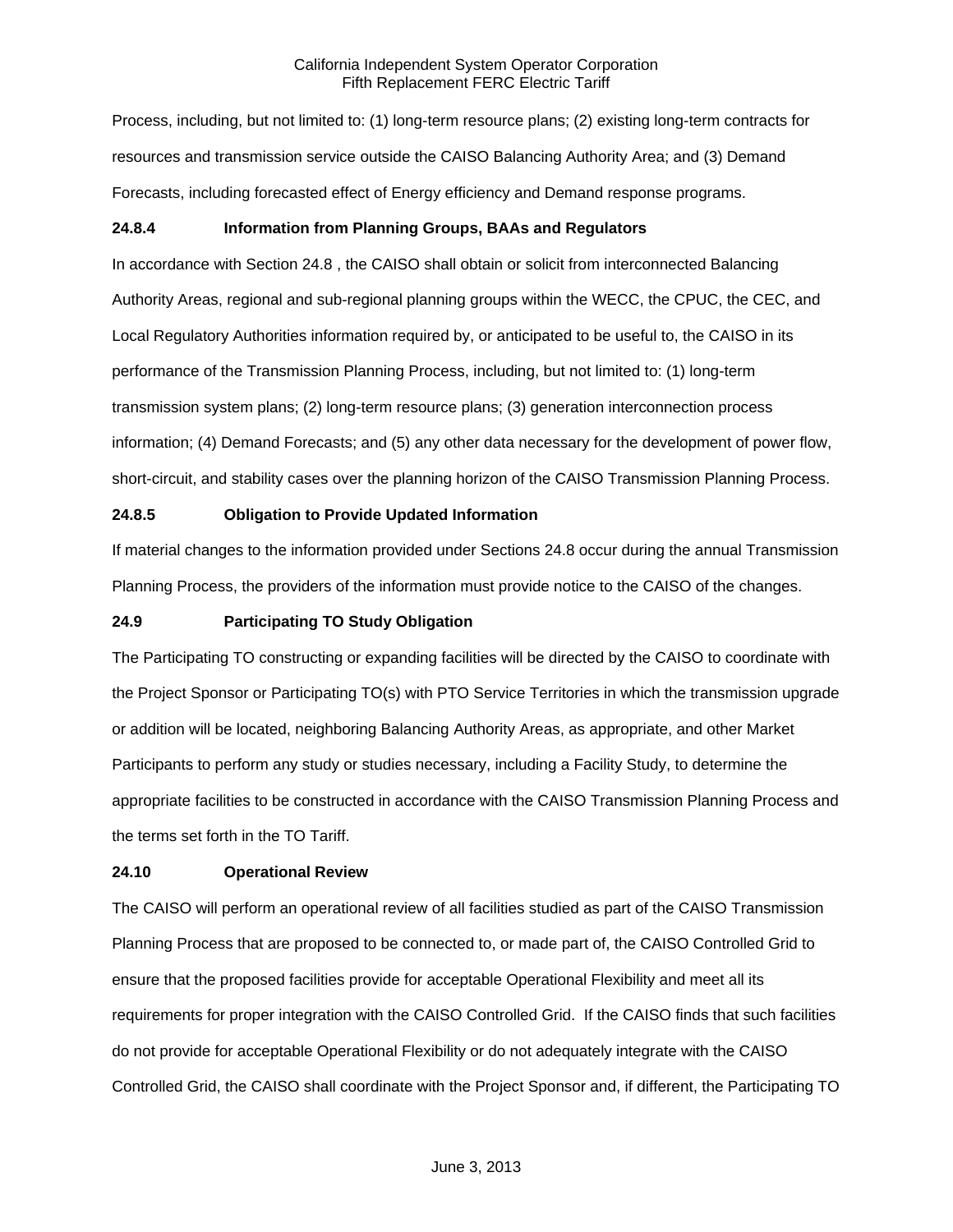Process, including, but not limited to: (1) long-term resource plans; (2) existing long-term contracts for resources and transmission service outside the CAISO Balancing Authority Area; and (3) Demand Forecasts, including forecasted effect of Energy efficiency and Demand response programs.

**24.8.4 Information from Planning Groups, BAAs and Regulators**

In accordance with Section 24.8 , the CAISO shall obtain or solicit from interconnected Balancing Authority Areas, regional and sub-regional planning groups within the WECC, the CPUC, the CEC, and Local Regulatory Authorities information required by, or anticipated to be useful to, the CAISO in its performance of the Transmission Planning Process, including, but not limited to: (1) long-term transmission system plans; (2) long-term resource plans; (3) generation interconnection process information; (4) Demand Forecasts; and (5) any other data necessary for the development of power flow, short-circuit, and stability cases over the planning horizon of the CAISO Transmission Planning Process.

**24.8.5 Obligation to Provide Updated Information**

If material changes to the information provided under Sections 24.8 occur during the annual Transmission Planning Process, the providers of the information must provide notice to the CAISO of the changes.

**24.9 Participating TO Study Obligation**

The Participating TO constructing or expanding facilities will be directed by the CAISO to coordinate with the Project Sponsor or Participating TO(s) with PTO Service Territories in which the transmission upgrade or addition will be located, neighboring Balancing Authority Areas, as appropriate, and other Market Participants to perform any study or studies necessary, including a Facility Study, to determine the appropriate facilities to be constructed in accordance with the CAISO Transmission Planning Process and the terms set forth in the TO Tariff.

**24.10 Operational Review**

The CAISO will perform an operational review of all facilities studied as part of the CAISO Transmission Planning Process that are proposed to be connected to, or made part of, the CAISO Controlled Grid to ensure that the proposed facilities provide for acceptable Operational Flexibility and meet all its requirements for proper integration with the CAISO Controlled Grid. If the CAISO finds that such facilities do not provide for acceptable Operational Flexibility or do not adequately integrate with the CAISO Controlled Grid, the CAISO shall coordinate with the Project Sponsor and, if different, the Participating TO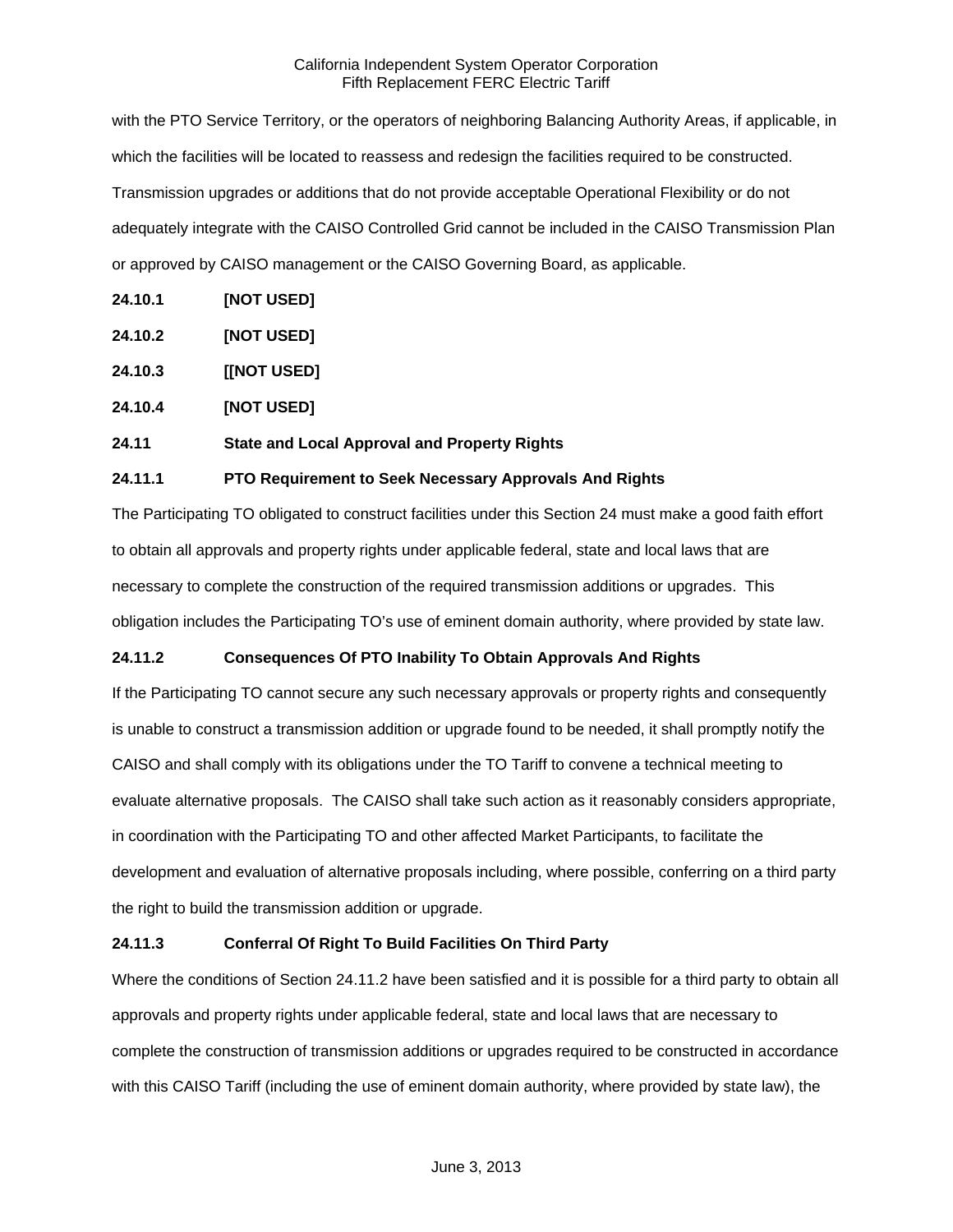with the PTO Service Territory, or the operators of neighboring Balancing Authority Areas, if applicable, in which the facilities will be located to reassess and redesign the facilities required to be constructed. Transmission upgrades or additions that do not provide acceptable Operational Flexibility or do not adequately integrate with the CAISO Controlled Grid cannot be included in the CAISO Transmission Plan or approved by CAISO management or the CAISO Governing Board, as applicable.

**24.10.1 [NOT USED]**

**24.10.2 [NOT USED]**

**24.10.3 [[NOT USED]**

**24.10.4 [NOT USED]**

**24.11 State and Local Approval and Property Rights**

**24.11.1 PTO Requirement to Seek Necessary Approvals And Rights**

The Participating TO obligated to construct facilities under this Section 24 must make a good faith effort to obtain all approvals and property rights under applicable federal, state and local laws that are necessary to complete the construction of the required transmission additions or upgrades. This obligation includes the Participating TO's use of eminent domain authority, where provided by state law.

**24.11.2 Consequences Of PTO Inability To Obtain Approvals And Rights**

If the Participating TO cannot secure any such necessary approvals or property rights and consequently is unable to construct a transmission addition or upgrade found to be needed, it shall promptly notify the CAISO and shall comply with its obligations under the TO Tariff to convene a technical meeting to evaluate alternative proposals. The CAISO shall take such action as it reasonably considers appropriate, in coordination with the Participating TO and other affected Market Participants, to facilitate the development and evaluation of alternative proposals including, where possible, conferring on a third party the right to build the transmission addition or upgrade.

**24.11.3 Conferral Of Right To Build Facilities On Third Party**

Where the conditions of Section 24.11.2 have been satisfied and it is possible for a third party to obtain all approvals and property rights under applicable federal, state and local laws that are necessary to complete the construction of transmission additions or upgrades required to be constructed in accordance with this CAISO Tariff (including the use of eminent domain authority, where provided by state law), the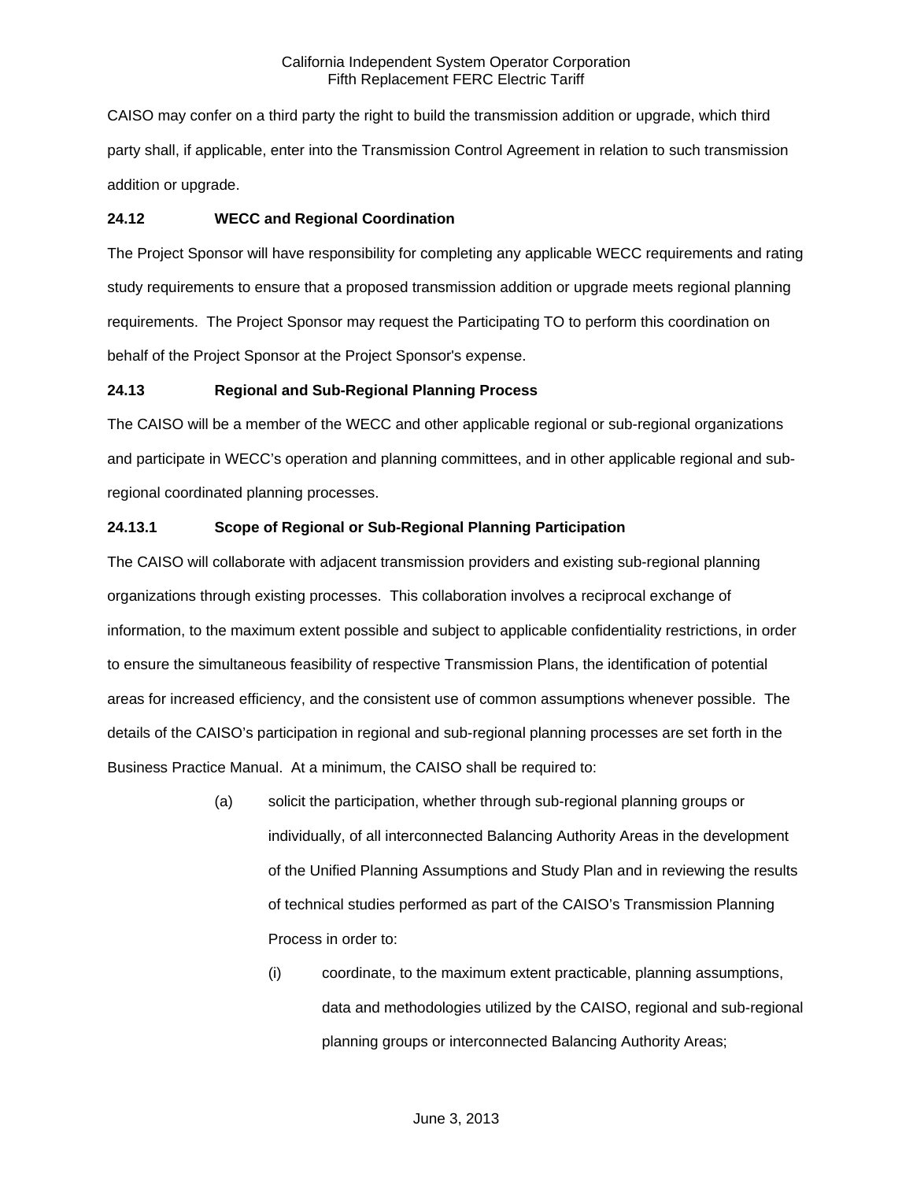CAISO may confer on a third party the right to build the transmission addition or upgrade, which third party shall, if applicable, enter into the Transmission Control Agreement in relation to such transmission addition or upgrade.

**24.12 WECC and Regional Coordination**

The Project Sponsor will have responsibility for completing any applicable WECC requirements and rating study requirements to ensure that a proposed transmission addition or upgrade meets regional planning requirements. The Project Sponsor may request the Participating TO to perform this coordination on behalf of the Project Sponsor at the Project Sponsor's expense.

**24.13 Regional and Sub-Regional Planning Process**

The CAISO will be a member of the WECC and other applicable regional or sub-regional organizations and participate in WECC's operation and planning committees, and in other applicable regional and sub-regional coordinated planning processes.

**24.13.1 Scope of Regional or Sub-Regional Planning Participation**

The CAISO will collaborate with adjacent transmission providers and existing sub-regional planning organizations through existing processes. This collaboration involves a reciprocal exchange of information, to the maximum extent possible and subject to applicable confidentiality restrictions, in order to ensure the simultaneous feasibility of respective Transmission Plans, the identification of potential areas for increased efficiency, and the consistent use of common assumptions whenever possible. The details of the CAISO's participation in regional and sub-regional planning processes are set forth in the Business Practice Manual. At a minimum, the CAISO shall be required to:

(a) solicit the participation, whether through sub-regional planning groups or individually, of all interconnected Balancing Authority Areas in the development of the Unified Planning Assumptions and Study Plan and in reviewing the results of technical studies performed as part of the CAISO's Transmission Planning Process in order to:

(i) coordinate, to the maximum extent practicable, planning assumptions, data and methodologies utilized by the CAISO, regional and sub-regional planning groups or interconnected Balancing Authority Areas;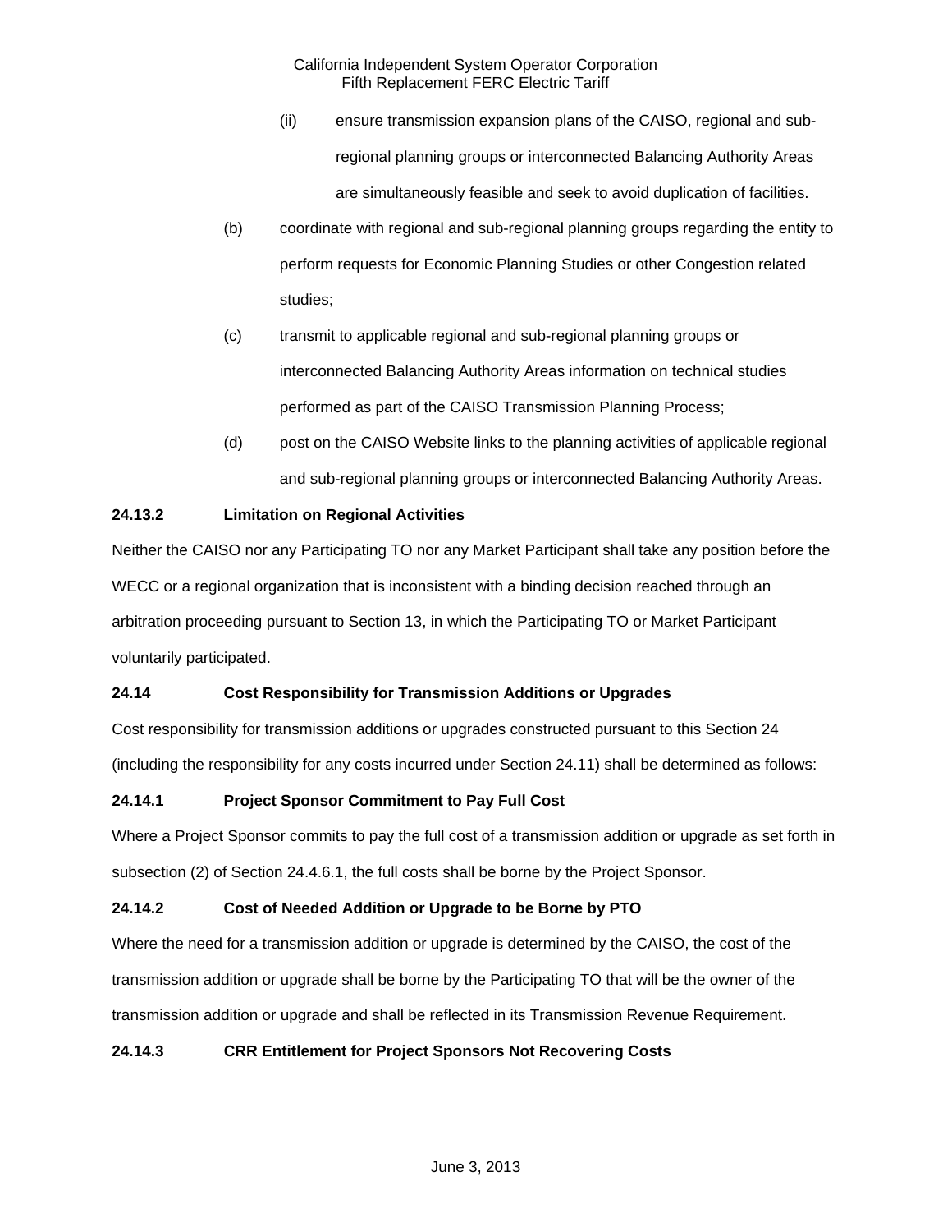(ii) ensure transmission expansion plans of the CAISO, regional and sub-regional planning groups or interconnected Balancing Authority Areas are simultaneously feasible and seek to avoid duplication of facilities.

(b) coordinate with regional and sub-regional planning groups regarding the entity to perform requests for Economic Planning Studies or other Congestion related studies;

(c) transmit to applicable regional and sub-regional planning groups or interconnected Balancing Authority Areas information on technical studies performed as part of the CAISO Transmission Planning Process;

(d) post on the CAISO Website links to the planning activities of applicable regional and sub-regional planning groups or interconnected Balancing Authority Areas.

**24.13.2 Limitation on Regional Activities**

Neither the CAISO nor any Participating TO nor any Market Participant shall take any position before the WECC or a regional organization that is inconsistent with a binding decision reached through an arbitration proceeding pursuant to Section 13, in which the Participating TO or Market Participant voluntarily participated.

**24.14 Cost Responsibility for Transmission Additions or Upgrades**

Cost responsibility for transmission additions or upgrades constructed pursuant to this Section 24 (including the responsibility for any costs incurred under Section 24.11) shall be determined as follows:

**24.14.1 Project Sponsor Commitment to Pay Full Cost**

Where a Project Sponsor commits to pay the full cost of a transmission addition or upgrade as set forth in subsection (2) of Section 24.4.6.1, the full costs shall be borne by the Project Sponsor.

**24.14.2 Cost of Needed Addition or Upgrade to be Borne by PTO**

Where the need for a transmission addition or upgrade is determined by the CAISO, the cost of the transmission addition or upgrade shall be borne by the Participating TO that will be the owner of the transmission addition or upgrade and shall be reflected in its Transmission Revenue Requirement.

**24.14.3 CRR Entitlement for Project Sponsors Not Recovering Costs**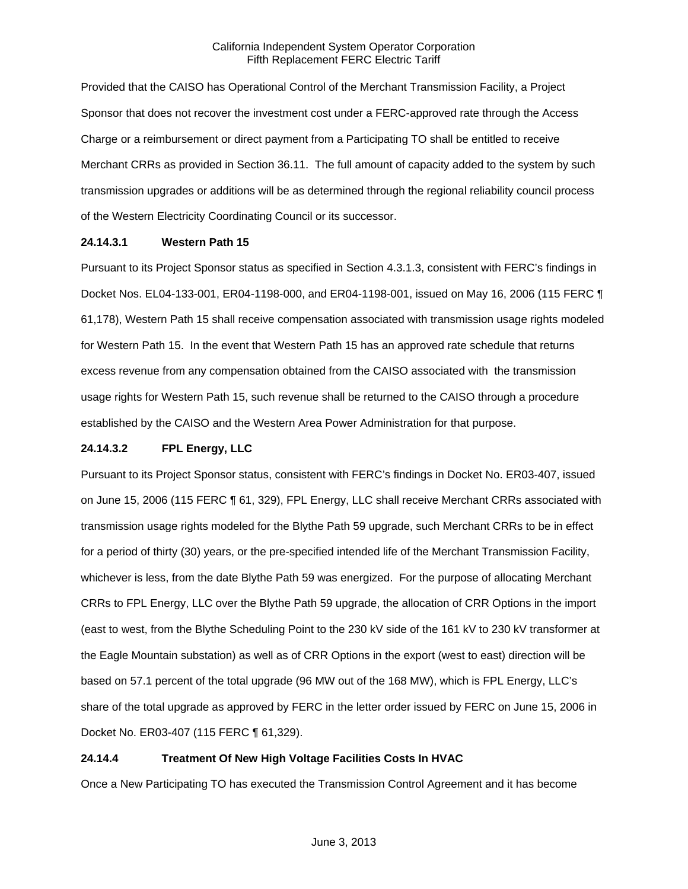Provided that the CAISO has Operational Control of the Merchant Transmission Facility, a Project Sponsor that does not recover the investment cost under a FERC-approved rate through the Access Charge or a reimbursement or direct payment from a Participating TO shall be entitled to receive Merchant CRRs as provided in Section 36.11. The full amount of capacity added to the system by such transmission upgrades or additions will be as determined through the regional reliability council process of the Western Electricity Coordinating Council or its successor.

**24.14.3.1 Western Path 15**

Pursuant to its Project Sponsor status as specified in Section 4.3.1.3, consistent with FERC's findings in Docket Nos. EL04-133-001, ER04-1198-000, and ER04-1198-001, issued on May 16, 2006 (115 FERC ¶ 61,178), Western Path 15 shall receive compensation associated with transmission usage rights modeled for Western Path 15. In the event that Western Path 15 has an approved rate schedule that returns excess revenue from any compensation obtained from the CAISO associated with the transmission usage rights for Western Path 15, such revenue shall be returned to the CAISO through a procedure established by the CAISO and the Western Area Power Administration for that purpose.

**24.14.3.2 FPL Energy, LLC**

Pursuant to its Project Sponsor status, consistent with FERC's findings in Docket No. ER03-407, issued on June 15, 2006 (115 FERC ¶ 61, 329), FPL Energy, LLC shall receive Merchant CRRs associated with transmission usage rights modeled for the Blythe Path 59 upgrade, such Merchant CRRs to be in effect for a period of thirty (30) years, or the pre-specified intended life of the Merchant Transmission Facility, whichever is less, from the date Blythe Path 59 was energized. For the purpose of allocating Merchant CRRs to FPL Energy, LLC over the Blythe Path 59 upgrade, the allocation of CRR Options in the import (east to west, from the Blythe Scheduling Point to the 230 kV side of the 161 kV to 230 kV transformer at the Eagle Mountain substation) as well as of CRR Options in the export (west to east) direction will be based on 57.1 percent of the total upgrade (96 MW out of the 168 MW), which is FPL Energy, LLC's share of the total upgrade as approved by FERC in the letter order issued by FERC on June 15, 2006 in Docket No. ER03-407 (115 FERC ¶ 61,329).

**24.14.4 Treatment Of New High Voltage Facilities Costs In HVAC**

Once a New Participating TO has executed the Transmission Control Agreement and it has become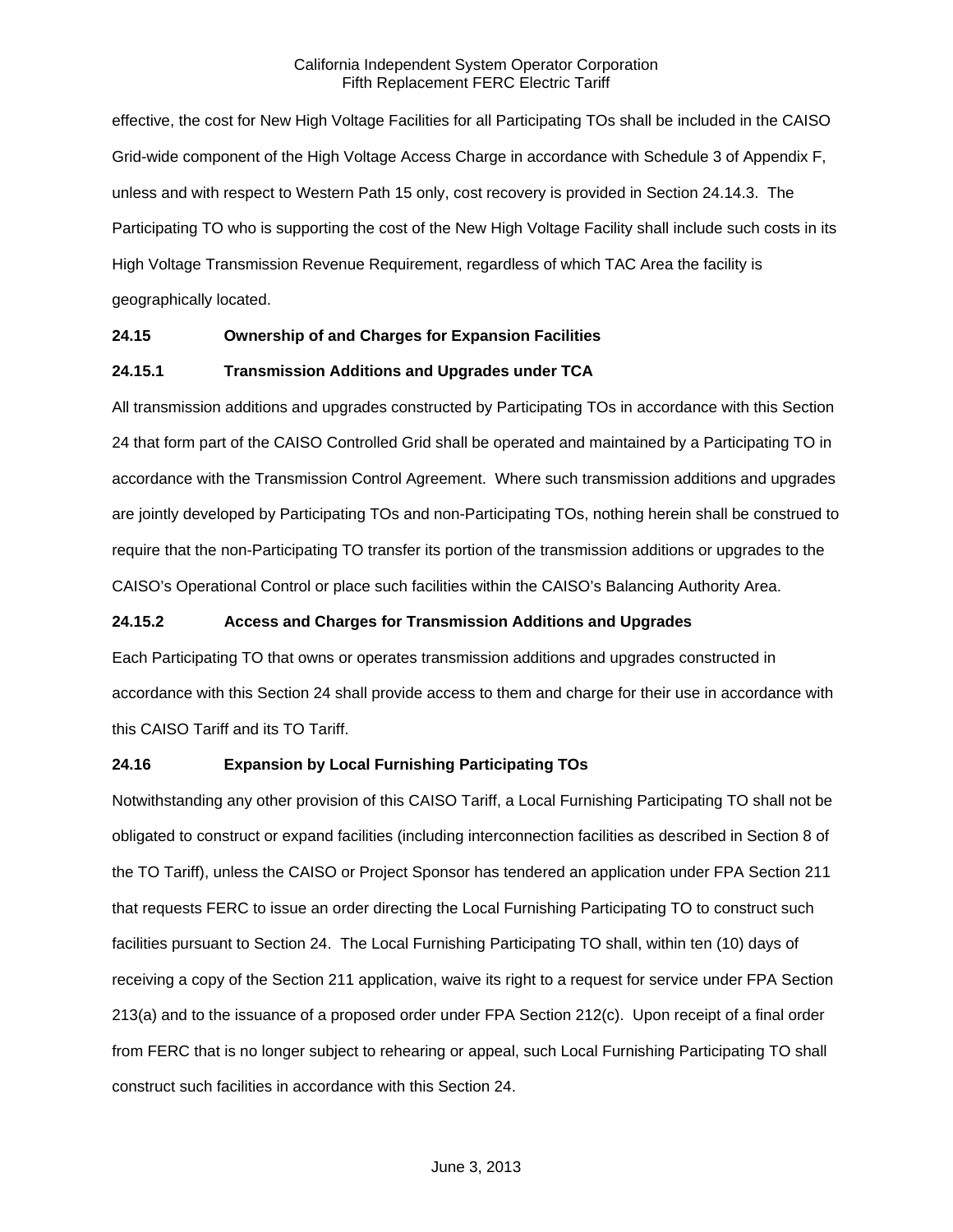effective, the cost for New High Voltage Facilities for all Participating TOs shall be included in the CAISO Grid-wide component of the High Voltage Access Charge in accordance with Schedule 3 of Appendix F, unless and with respect to Western Path 15 only, cost recovery is provided in Section 24.14.3. The Participating TO who is supporting the cost of the New High Voltage Facility shall include such costs in its High Voltage Transmission Revenue Requirement, regardless of which TAC Area the facility is geographically located.

**24.15 Ownership of and Charges for Expansion Facilities**

**24.15.1 Transmission Additions and Upgrades under TCA**

All transmission additions and upgrades constructed by Participating TOs in accordance with this Section 24 that form part of the CAISO Controlled Grid shall be operated and maintained by a Participating TO in accordance with the Transmission Control Agreement. Where such transmission additions and upgrades are jointly developed by Participating TOs and non-Participating TOs, nothing herein shall be construed to require that the non-Participating TO transfer its portion of the transmission additions or upgrades to the CAISO's Operational Control or place such facilities within the CAISO's Balancing Authority Area.

**24.15.2 Access and Charges for Transmission Additions and Upgrades**

Each Participating TO that owns or operates transmission additions and upgrades constructed in accordance with this Section 24 shall provide access to them and charge for their use in accordance with this CAISO Tariff and its TO Tariff.

**24.16 Expansion by Local Furnishing Participating TOs**

Notwithstanding any other provision of this CAISO Tariff, a Local Furnishing Participating TO shall not be obligated to construct or expand facilities (including interconnection facilities as described in Section 8 of the TO Tariff), unless the CAISO or Project Sponsor has tendered an application under FPA Section 211 that requests FERC to issue an order directing the Local Furnishing Participating TO to construct such facilities pursuant to Section 24. The Local Furnishing Participating TO shall, within ten (10) days of receiving a copy of the Section 211 application, waive its right to a request for service under FPA Section 213(a) and to the issuance of a proposed order under FPA Section 212(c). Upon receipt of a final order from FERC that is no longer subject to rehearing or appeal, such Local Furnishing Participating TO shall construct such facilities in accordance with this Section 24.